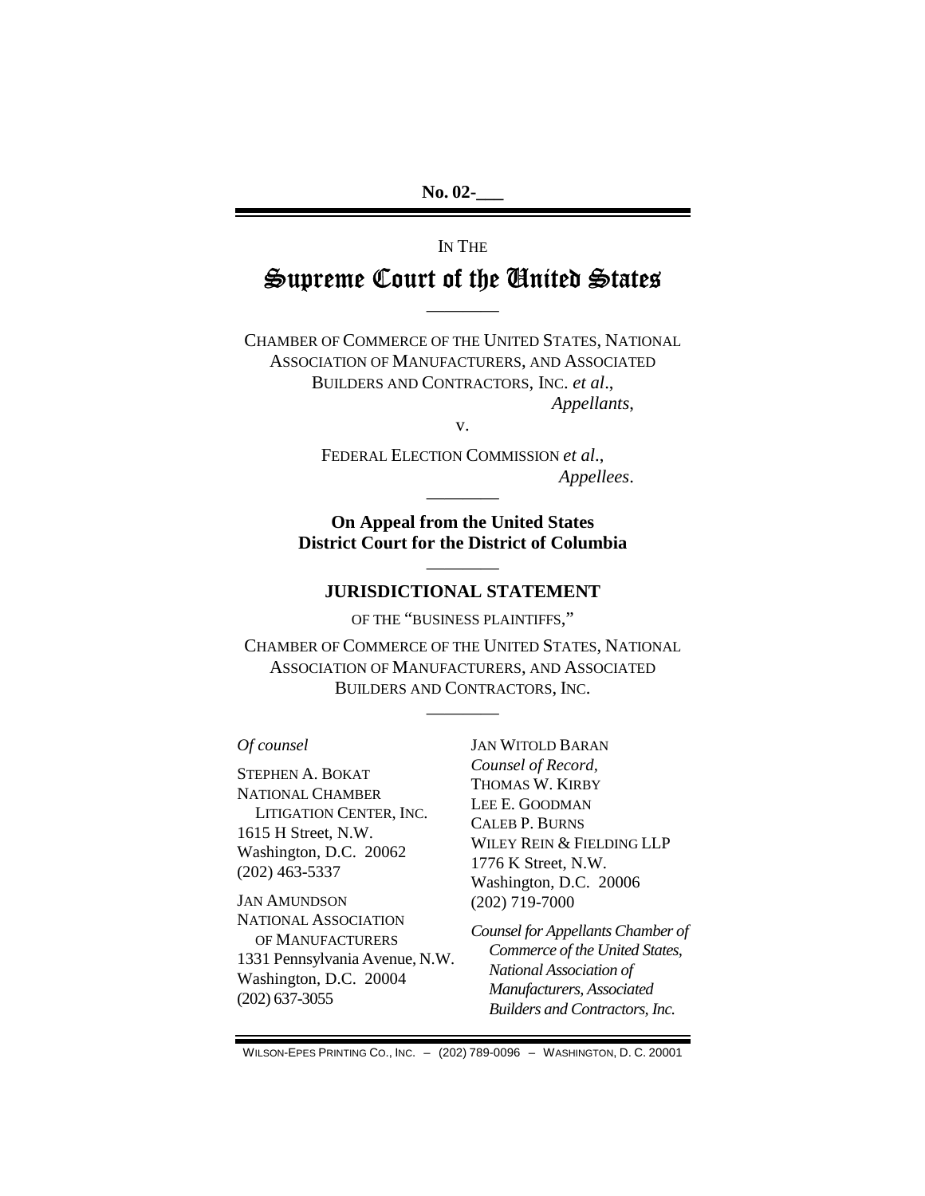**No. 02-\_\_\_**

IN THE

# Supreme Court of the United States

---

CHAMBER OF COMMERCE OF THE UNITED STATES, NATIONAL ASSOCIATION OF MANUFACTURERS, AND ASSOCIATED BUILDERS AND CONTRACTORS, INC. *et al*.,

*Appellants*,

v.

FEDERAL ELECTION COMMISSION *et al*.,

*Appellees*.

---

**On Appeal from the United States District Court for the District of Columbia**

---

## JURISDICTIONAL STATEMENT

OF THE "BUSINESS PLAINTIFFS,"

CHAMBER OF COMMERCE OF THE UNITED STATES, NATIONAL ASSOCIATION OF MANUFACTURERS, AND ASSOCIATED BUILDERS AND CONTRACTORS, INC.

---

*Of counsel*

STEPHEN A. BOKAT
NATIONAL CHAMBER LITIGATION CENTER, INC.
1615 H Street, N.W.
Washington, D.C. 20062
(202) 463-5337

JAN AMUNDSON
NATIONAL ASSOCIATION OF MANUFACTURERS
1331 Pennsylvania Avenue, N.W.
Washington, D.C. 20004
(202) 637-3055

JAN WITOLD BARAN
*Counsel of Record*,
THOMAS W. KIRBY
LEE E. GOODMAN
CALEB P. BURNS
WILEY REIN & FIELDING LLP
1776 K Street, N.W.
Washington, D.C. 20006
(202) 719-7000

*Counsel for Appellants Chamber of Commerce of the United States, National Association of Manufacturers, Associated Builders and Contractors, Inc.*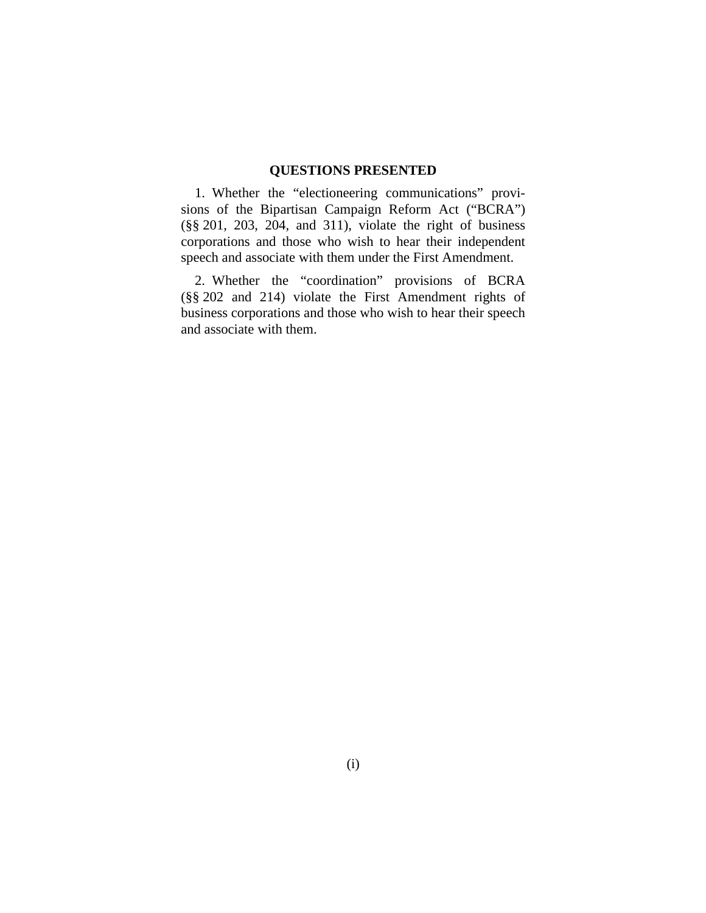## QUESTIONS PRESENTED

1. Whether the "electioneering communications" provisions of the Bipartisan Campaign Reform Act ("BCRA") (§§ 201, 203, 204, and 311), violate the right of business corporations and those who wish to hear their independent speech and associate with them under the First Amendment.

2. Whether the "coordination" provisions of BCRA (§§ 202 and 214) violate the First Amendment rights of business corporations and those who wish to hear their speech and associate with them.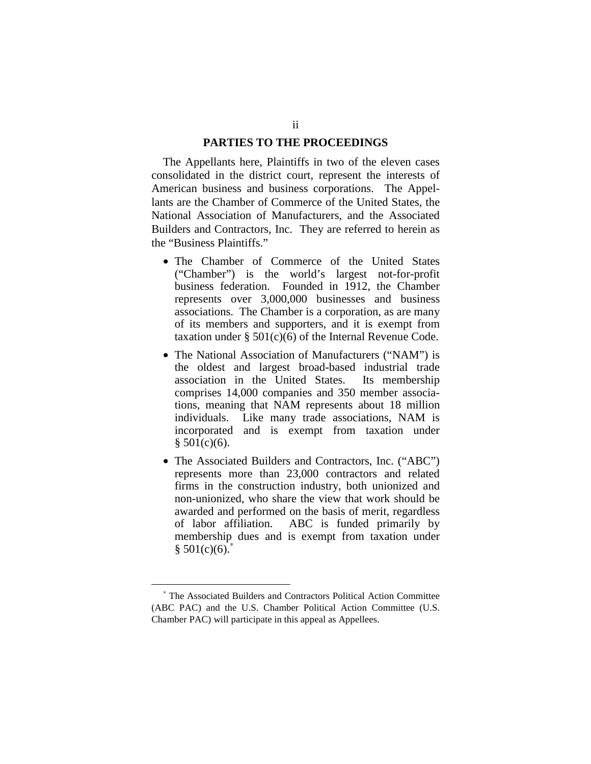## PARTIES TO THE PROCEEDINGS

The Appellants here, Plaintiffs in two of the eleven cases consolidated in the district court, represent the interests of American business and business corporations. The Appellants are the Chamber of Commerce of the United States, the National Association of Manufacturers, and the Associated Builders and Contractors, Inc. They are referred to herein as the "Business Plaintiffs."

- The Chamber of Commerce of the United States ("Chamber") is the world's largest not-for-profit business federation. Founded in 1912, the Chamber represents over 3,000,000 businesses and business associations. The Chamber is a corporation, as are many of its members and supporters, and it is exempt from taxation under § 501(c)(6) of the Internal Revenue Code.
- The National Association of Manufacturers ("NAM") is the oldest and largest broad-based industrial trade association in the United States. Its membership comprises 14,000 companies and 350 member associations, meaning that NAM represents about 18 million individuals. Like many trade associations, NAM is incorporated and is exempt from taxation under § 501(c)(6).
- The Associated Builders and Contractors, Inc. ("ABC") represents more than 23,000 contractors and related firms in the construction industry, both unionized and non-unionized, who share the view that work should be awarded and performed on the basis of merit, regardless of labor affiliation. ABC is funded primarily by membership dues and is exempt from taxation under § 501(c)(6).[*]

[*] The Associated Builders and Contractors Political Action Committee (ABC PAC) and the U.S. Chamber Political Action Committee (U.S. Chamber PAC) will participate in this appeal as Appellees.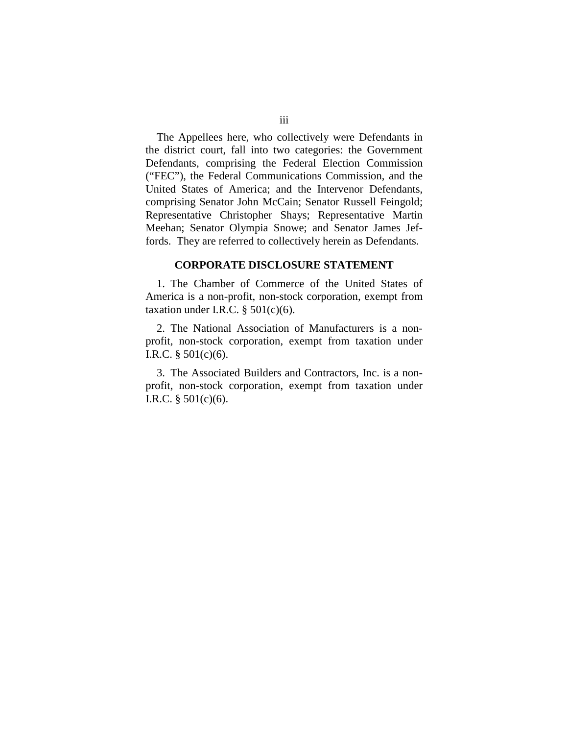The Appellees here, who collectively were Defendants in the district court, fall into two categories: the Government Defendants, comprising the Federal Election Commission ("FEC"), the Federal Communications Commission, and the United States of America; and the Intervenor Defendants, comprising Senator John McCain; Senator Russell Feingold; Representative Christopher Shays; Representative Martin Meehan; Senator Olympia Snowe; and Senator James Jeffords. They are referred to collectively herein as Defendants.

## CORPORATE DISCLOSURE STATEMENT

1. The Chamber of Commerce of the United States of America is a non-profit, non-stock corporation, exempt from taxation under I.R.C. § 501(c)(6).

2. The National Association of Manufacturers is a non-profit, non-stock corporation, exempt from taxation under I.R.C. § 501(c)(6).

3. The Associated Builders and Contractors, Inc. is a non-profit, non-stock corporation, exempt from taxation under I.R.C. § 501(c)(6).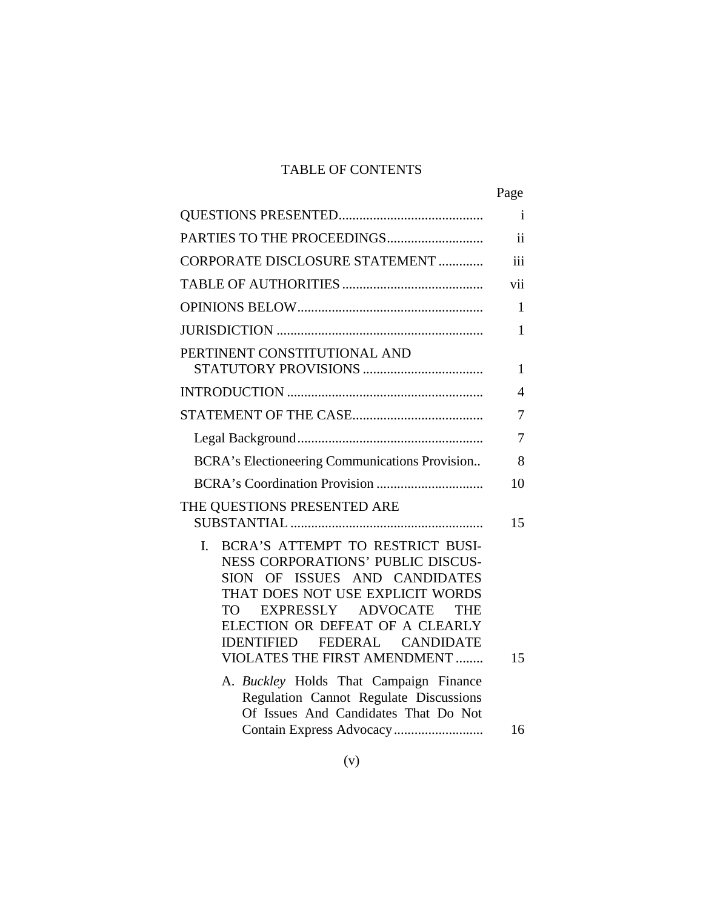# TABLE OF CONTENTS

| | Page |
|---|---|
| QUESTIONS PRESENTED | i |
| PARTIES TO THE PROCEEDINGS | ii |
| CORPORATE DISCLOSURE STATEMENT | iii |
| TABLE OF AUTHORITIES | vii |
| OPINIONS BELOW | 1 |
| JURISDICTION | 1 |
| PERTINENT CONSTITUTIONAL AND STATUTORY PROVISIONS | 1 |
| INTRODUCTION | 4 |
| STATEMENT OF THE CASE | 7 |
| Legal Background | 7 |
| BCRA's Electioneering Communications Provision | 8 |
| BCRA's Coordination Provision | 10 |
| THE QUESTIONS PRESENTED ARE SUBSTANTIAL | 15 |
| I. BCRA'S ATTEMPT TO RESTRICT BUSINESS CORPORATIONS' PUBLIC DISCUSSION OF ISSUES AND CANDIDATES THAT DOES NOT USE EXPLICIT WORDS TO EXPRESSLY ADVOCATE THE ELECTION OR DEFEAT OF A CLEARLY IDENTIFIED FEDERAL CANDIDATE VIOLATES THE FIRST AMENDMENT | 15 |
| A. *Buckley* Holds That Campaign Finance Regulation Cannot Regulate Discussions Of Issues And Candidates That Do Not Contain Express Advocacy | 16 |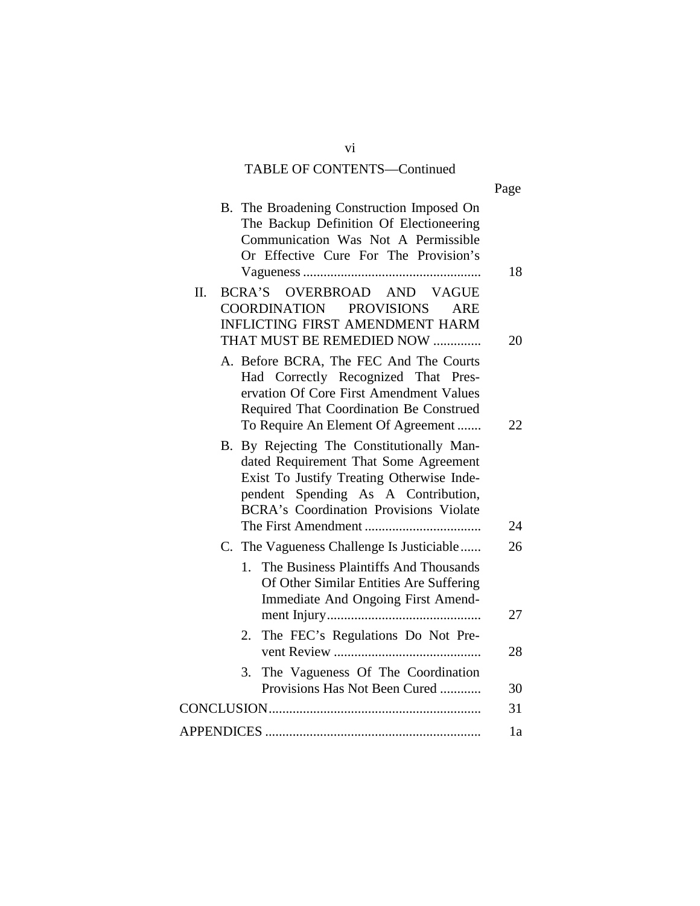TABLE OF CONTENTS—Continued

| | Page |
|---|---|
| B. The Broadening Construction Imposed On The Backup Definition Of Electioneering Communication Was Not A Permissible Or Effective Cure For The Provision's Vagueness | 18 |
| II. BCRA'S OVERBROAD AND VAGUE COORDINATION PROVISIONS ARE INFLICTING FIRST AMENDMENT HARM THAT MUST BE REMEDIED NOW | 20 |
| A. Before BCRA, The FEC And The Courts Had Correctly Recognized That Preservation Of Core First Amendment Values Required That Coordination Be Construed To Require An Element Of Agreement | 22 |
| B. By Rejecting The Constitutionally Mandated Requirement That Some Agreement Exist To Justify Treating Otherwise Independent Spending As A Contribution, BCRA's Coordination Provisions Violate The First Amendment | 24 |
| C. The Vagueness Challenge Is Justiciable | 26 |
| 1. The Business Plaintiffs And Thousands Of Other Similar Entities Are Suffering Immediate And Ongoing First Amendment Injury | 27 |
| 2. The FEC's Regulations Do Not Prevent Review | 28 |
| 3. The Vagueness Of The Coordination Provisions Has Not Been Cured | 30 |
| CONCLUSION | 31 |
| APPENDICES | 1a |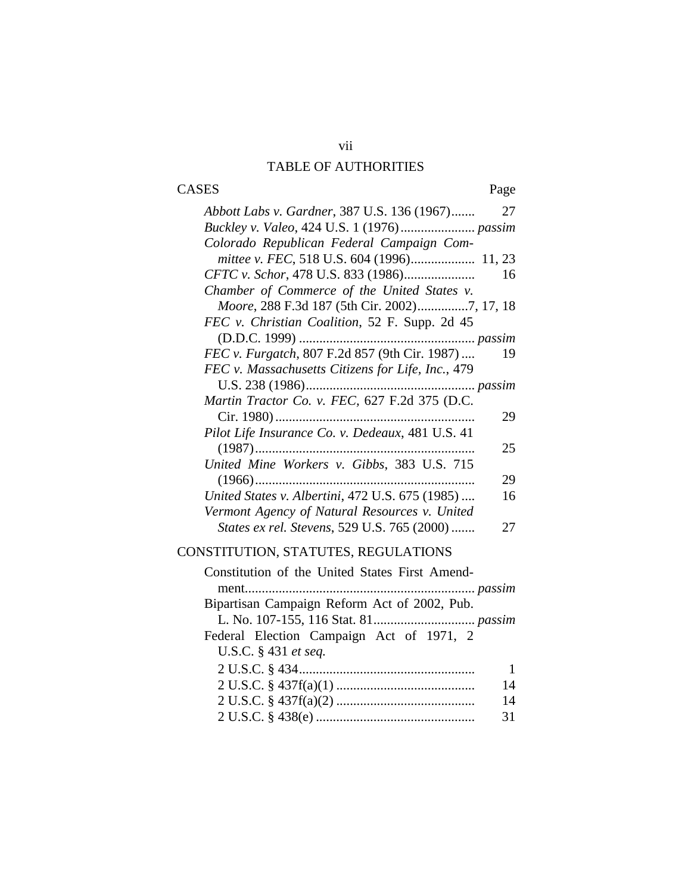# TABLE OF AUTHORITIES

## CASES

| | Page |
|---|---|
| *Abbott Labs v. Gardner*, 387 U.S. 136 (1967) | 27 |
| *Buckley v. Valeo*, 424 U.S. 1 (1976) | *passim* |
| *Colorado Republican Federal Campaign Committee v. FEC*, 518 U.S. 604 (1996) | 11, 23 |
| *CFTC v. Schor*, 478 U.S. 833 (1986) | 16 |
| *Chamber of Commerce of the United States v. Moore*, 288 F.3d 187 (5th Cir. 2002) | 7, 17, 18 |
| *FEC v. Christian Coalition*, 52 F. Supp. 2d 45 (D.D.C. 1999) | *passim* |
| *FEC v. Furgatch*, 807 F.2d 857 (9th Cir. 1987) | 19 |
| *FEC v. Massachusetts Citizens for Life, Inc.*, 479 U.S. 238 (1986) | *passim* |
| *Martin Tractor Co. v. FEC*, 627 F.2d 375 (D.C. Cir. 1980) | 29 |
| *Pilot Life Insurance Co. v. Dedeaux*, 481 U.S. 41 (1987) | 25 |
| *United Mine Workers v. Gibbs*, 383 U.S. 715 (1966) | 29 |
| *United States v. Albertini*, 472 U.S. 675 (1985) | 16 |
| *Vermont Agency of Natural Resources v. United States ex rel. Stevens*, 529 U.S. 765 (2000) | 27 |

## CONSTITUTION, STATUTES, REGULATIONS

| | |
|---|---|
| Constitution of the United States First Amendment | *passim* |
| Bipartisan Campaign Reform Act of 2002, Pub. L. No. 107-155, 116 Stat. 81 | *passim* |
| Federal Election Campaign Act of 1971, 2 U.S.C. § 431 *et seq.* | |
| 2 U.S.C. § 434 | 1 |
| 2 U.S.C. § 437f(a)(1) | 14 |
| 2 U.S.C. § 437f(a)(2) | 14 |
| 2 U.S.C. § 438(e) | 31 |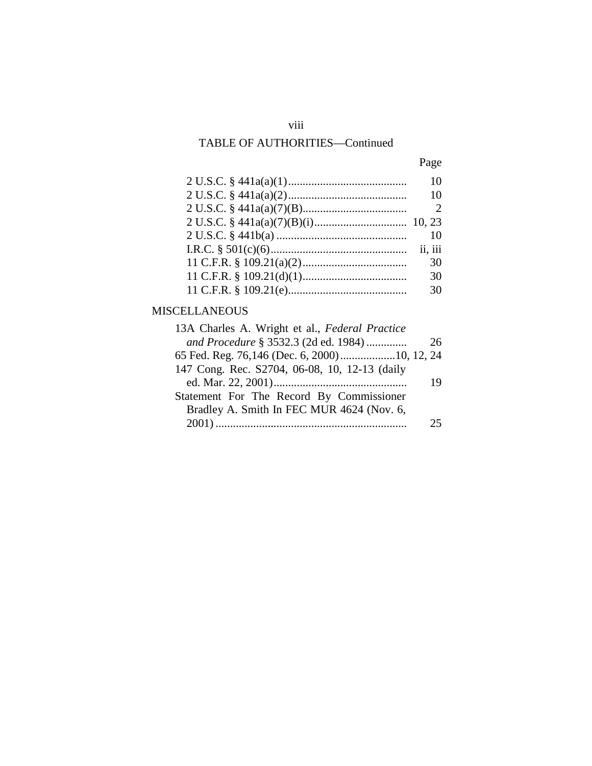## TABLE OF AUTHORITIES—Continued

| | Page |
|---|---|
| 2 U.S.C. § 441a(a)(1) | 10 |
| 2 U.S.C. § 441a(a)(2) | 10 |
| 2 U.S.C. § 441a(a)(7)(B) | 2 |
| 2 U.S.C. § 441a(a)(7)(B)(i) | 10, 23 |
| 2 U.S.C. § 441b(a) | 10 |
| I.R.C. § 501(c)(6) | ii, iii |
| 11 C.F.R. § 109.21(a)(2) | 30 |
| 11 C.F.R. § 109.21(d)(1) | 30 |
| 11 C.F.R. § 109.21(e) | 30 |

### MISCELLANEOUS

| | |
|---|---|
| 13A Charles A. Wright et al., *Federal Practice and Procedure* § 3532.3 (2d ed. 1984) | 26 |
| 65 Fed. Reg. 76,146 (Dec. 6, 2000) | 10, 12, 24 |
| 147 Cong. Rec. S2704, 06-08, 10, 12-13 (daily ed. Mar. 22, 2001) | 19 |
| Statement For The Record By Commissioner Bradley A. Smith In FEC MUR 4624 (Nov. 6, 2001) | 25 |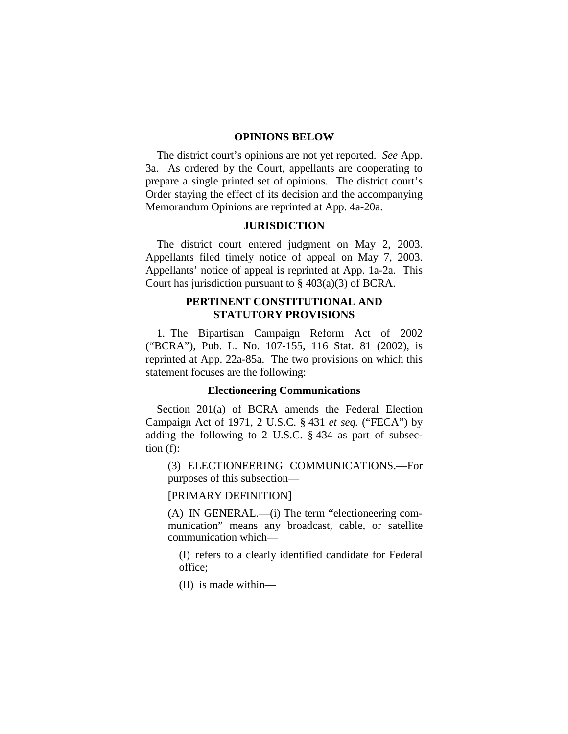## OPINIONS BELOW

The district court's opinions are not yet reported. *See* App. 3a. As ordered by the Court, appellants are cooperating to prepare a single printed set of opinions. The district court's Order staying the effect of its decision and the accompanying Memorandum Opinions are reprinted at App. 4a-20a.

## JURISDICTION

The district court entered judgment on May 2, 2003. Appellants filed timely notice of appeal on May 7, 2003. Appellants' notice of appeal is reprinted at App. 1a-2a. This Court has jurisdiction pursuant to § 403(a)(3) of BCRA.

## PERTINENT CONSTITUTIONAL AND STATUTORY PROVISIONS

1. The Bipartisan Campaign Reform Act of 2002 ("BCRA"), Pub. L. No. 107-155, 116 Stat. 81 (2002), is reprinted at App. 22a-85a. The two provisions on which this statement focuses are the following:

### Electioneering Communications

Section 201(a) of BCRA amends the Federal Election Campaign Act of 1971, 2 U.S.C. § 431 *et seq.* ("FECA") by adding the following to 2 U.S.C. § 434 as part of subsection (f):

> (3) ELECTIONEERING COMMUNICATIONS.—For purposes of this subsection—
>
> [PRIMARY DEFINITION]
>
> (A) IN GENERAL.—(i) The term "electioneering communication" means any broadcast, cable, or satellite communication which—
>
> > (I) refers to a clearly identified candidate for Federal office;
> >
> > (II) is made within—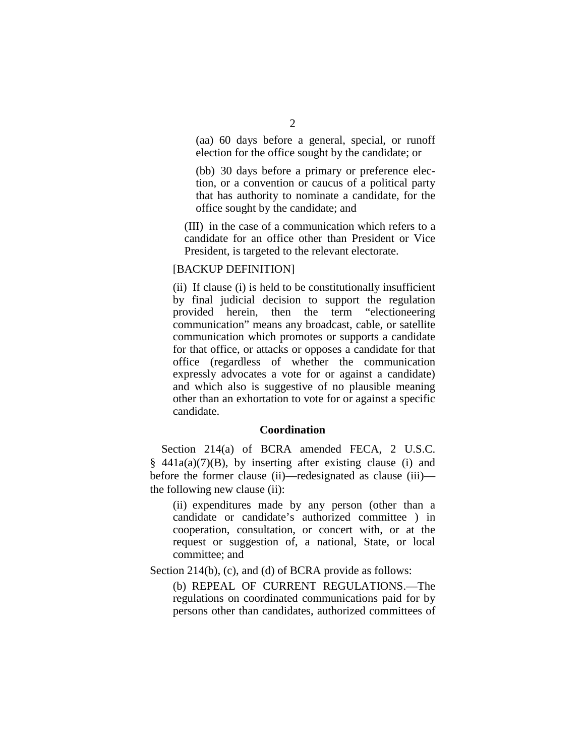(aa) 60 days before a general, special, or runoff election for the office sought by the candidate; or

(bb) 30 days before a primary or preference election, or a convention or caucus of a political party that has authority to nominate a candidate, for the office sought by the candidate; and

(III) in the case of a communication which refers to a candidate for an office other than President or Vice President, is targeted to the relevant electorate.

[BACKUP DEFINITION]

(ii) If clause (i) is held to be constitutionally insufficient by final judicial decision to support the regulation provided herein, then the term "electioneering communication" means any broadcast, cable, or satellite communication which promotes or supports a candidate for that office, or attacks or opposes a candidate for that office (regardless of whether the communication expressly advocates a vote for or against a candidate) and which also is suggestive of no plausible meaning other than an exhortation to vote for or against a specific candidate.

**Coordination**

Section 214(a) of BCRA amended FECA, 2 U.S.C. § 441a(a)(7)(B), by inserting after existing clause (i) and before the former clause (ii)—redesignated as clause (iii)—the following new clause (ii):

(ii) expenditures made by any person (other than a candidate or candidate's authorized committee ) in cooperation, consultation, or concert with, or at the request or suggestion of, a national, State, or local committee; and

Section 214(b), (c), and (d) of BCRA provide as follows:

(b) REPEAL OF CURRENT REGULATIONS.—The regulations on coordinated communications paid for by persons other than candidates, authorized committees of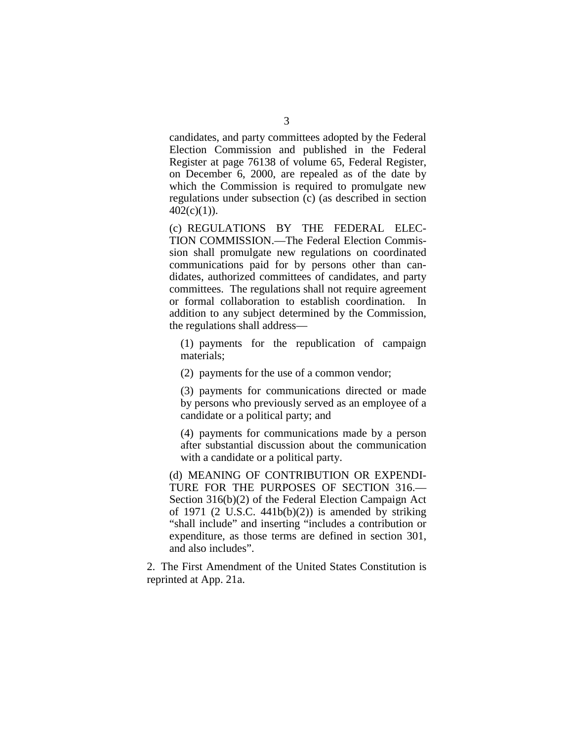candidates, and party committees adopted by the Federal Election Commission and published in the Federal Register at page 76138 of volume 65, Federal Register, on December 6, 2000, are repealed as of the date by which the Commission is required to promulgate new regulations under subsection (c) (as described in section 402(c)(1)).

(c) REGULATIONS BY THE FEDERAL ELECTION COMMISSION.—The Federal Election Commission shall promulgate new regulations on coordinated communications paid for by persons other than candidates, authorized committees of candidates, and party committees. The regulations shall not require agreement or formal collaboration to establish coordination. In addition to any subject determined by the Commission, the regulations shall address—

(1) payments for the republication of campaign materials;

(2) payments for the use of a common vendor;

(3) payments for communications directed or made by persons who previously served as an employee of a candidate or a political party; and

(4) payments for communications made by a person after substantial discussion about the communication with a candidate or a political party.

(d) MEANING OF CONTRIBUTION OR EXPENDITURE FOR THE PURPOSES OF SECTION 316.—Section 316(b)(2) of the Federal Election Campaign Act of 1971 (2 U.S.C. 441b(b)(2)) is amended by striking "shall include" and inserting "includes a contribution or expenditure, as those terms are defined in section 301, and also includes".

2. The First Amendment of the United States Constitution is reprinted at App. 21a.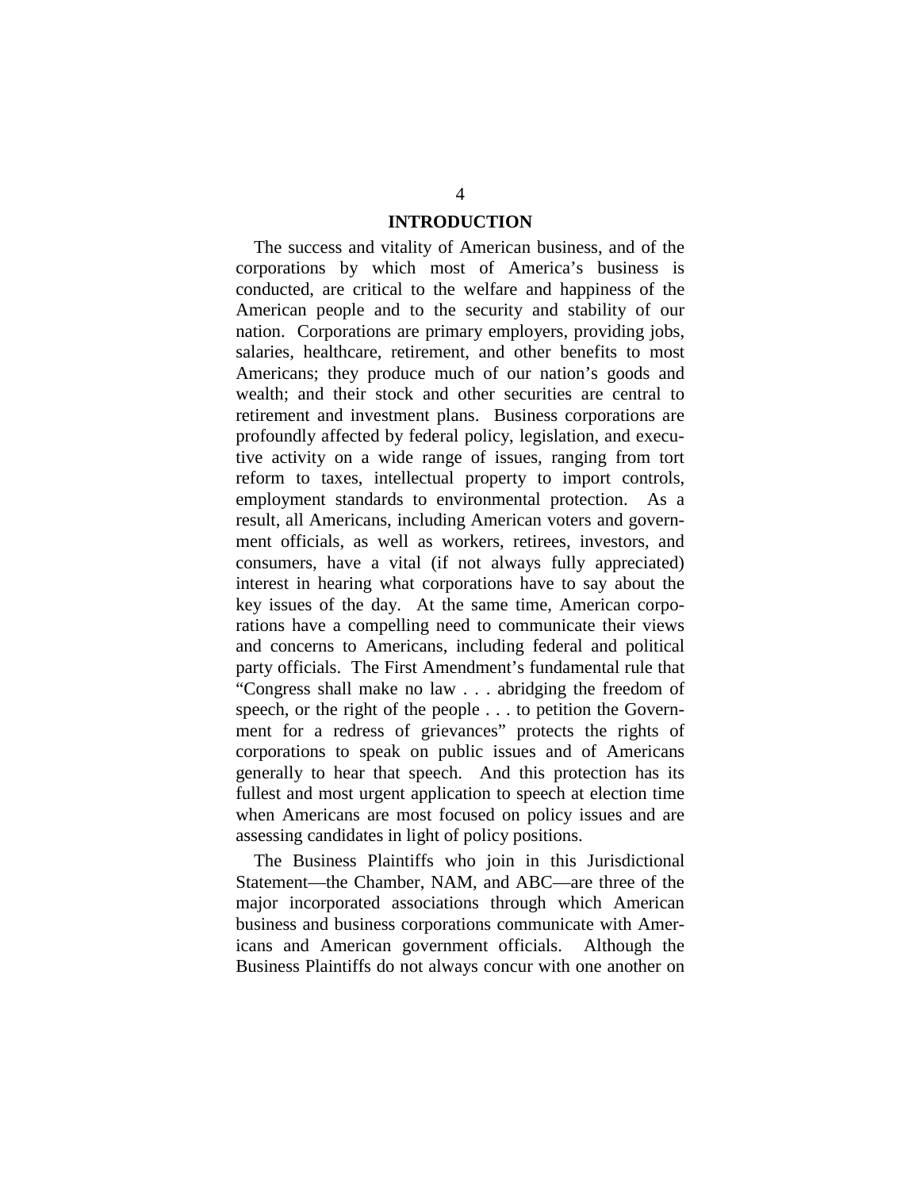## INTRODUCTION

The success and vitality of American business, and of the corporations by which most of America's business is conducted, are critical to the welfare and happiness of the American people and to the security and stability of our nation. Corporations are primary employers, providing jobs, salaries, healthcare, retirement, and other benefits to most Americans; they produce much of our nation's goods and wealth; and their stock and other securities are central to retirement and investment plans. Business corporations are profoundly affected by federal policy, legislation, and executive activity on a wide range of issues, ranging from tort reform to taxes, intellectual property to import controls, employment standards to environmental protection. As a result, all Americans, including American voters and government officials, as well as workers, retirees, investors, and consumers, have a vital (if not always fully appreciated) interest in hearing what corporations have to say about the key issues of the day. At the same time, American corporations have a compelling need to communicate their views and concerns to Americans, including federal and political party officials. The First Amendment's fundamental rule that "Congress shall make no law . . . abridging the freedom of speech, or the right of the people . . . to petition the Government for a redress of grievances" protects the rights of corporations to speak on public issues and of Americans generally to hear that speech. And this protection has its fullest and most urgent application to speech at election time when Americans are most focused on policy issues and are assessing candidates in light of policy positions.

The Business Plaintiffs who join in this Jurisdictional Statement—the Chamber, NAM, and ABC—are three of the major incorporated associations through which American business and business corporations communicate with Americans and American government officials. Although the Business Plaintiffs do not always concur with one another on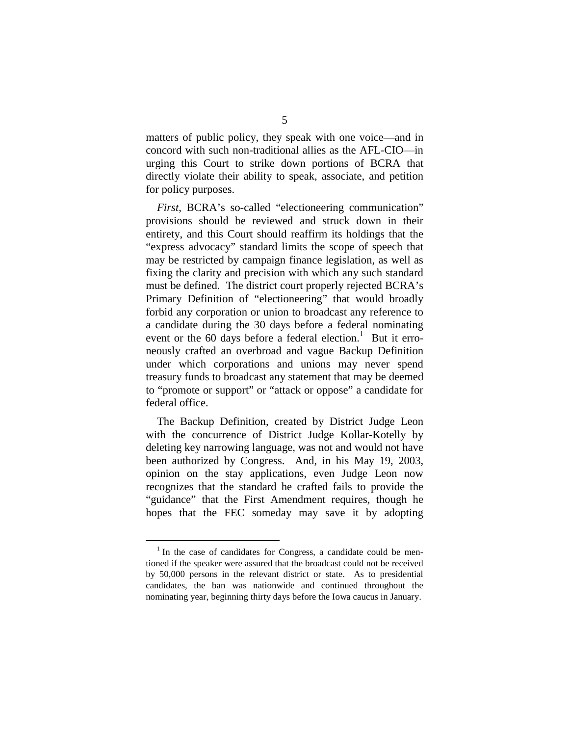matters of public policy, they speak with one voice—and in concord with such non-traditional allies as the AFL-CIO—in urging this Court to strike down portions of BCRA that directly violate their ability to speak, associate, and petition for policy purposes.

*First*, BCRA's so-called "electioneering communication" provisions should be reviewed and struck down in their entirety, and this Court should reaffirm its holdings that the "express advocacy" standard limits the scope of speech that may be restricted by campaign finance legislation, as well as fixing the clarity and precision with which any such standard must be defined. The district court properly rejected BCRA's Primary Definition of "electioneering" that would broadly forbid any corporation or union to broadcast any reference to a candidate during the 30 days before a federal nominating event or the 60 days before a federal election.[1] But it erroneously crafted an overbroad and vague Backup Definition under which corporations and unions may never spend treasury funds to broadcast any statement that may be deemed to "promote or support" or "attack or oppose" a candidate for federal office.

The Backup Definition, created by District Judge Leon with the concurrence of District Judge Kollar-Kotelly by deleting key narrowing language, was not and would not have been authorized by Congress. And, in his May 19, 2003, opinion on the stay applications, even Judge Leon now recognizes that the standard he crafted fails to provide the "guidance" that the First Amendment requires, though he hopes that the FEC someday may save it by adopting

[1] In the case of candidates for Congress, a candidate could be mentioned if the speaker were assured that the broadcast could not be received by 50,000 persons in the relevant district or state. As to presidential candidates, the ban was nationwide and continued throughout the nominating year, beginning thirty days before the Iowa caucus in January.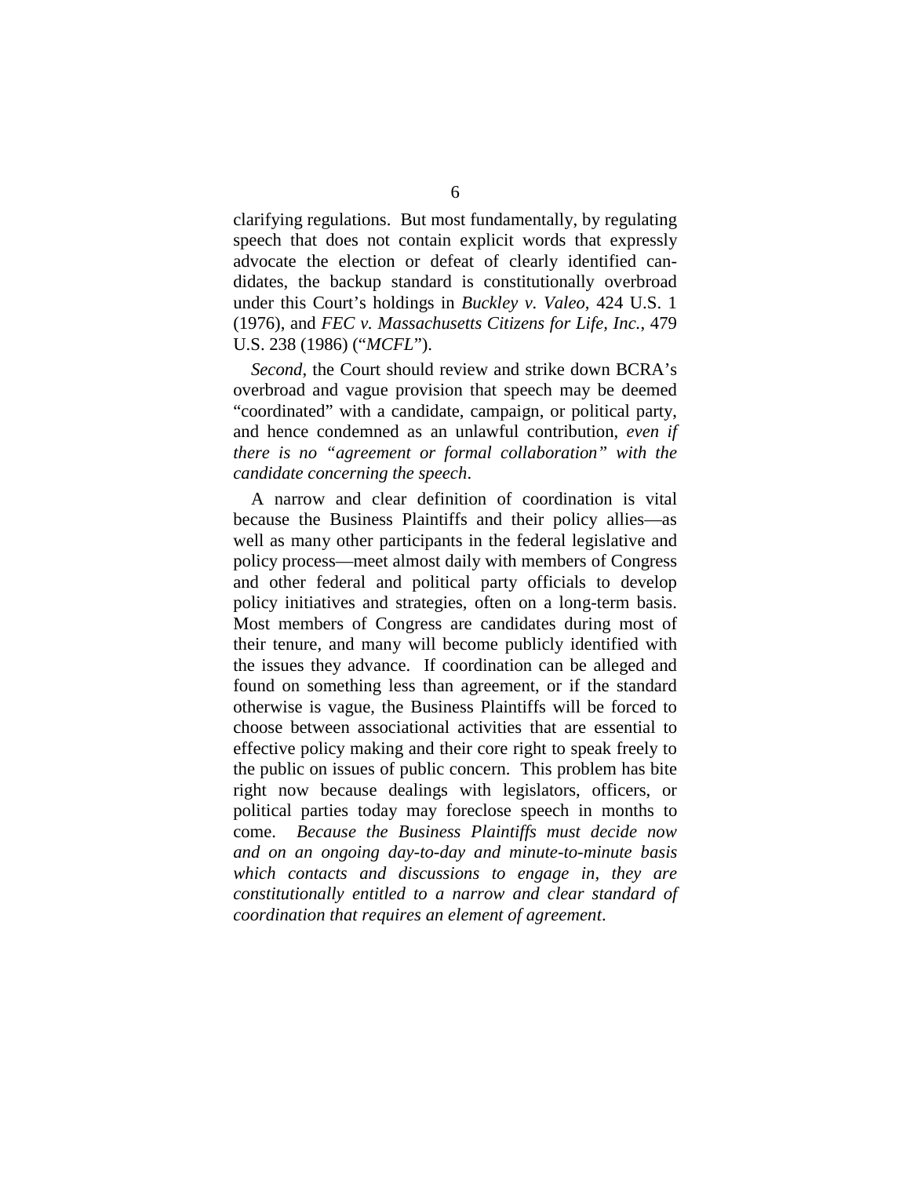clarifying regulations. But most fundamentally, by regulating speech that does not contain explicit words that expressly advocate the election or defeat of clearly identified candidates, the backup standard is constitutionally overbroad under this Court's holdings in *Buckley v. Valeo*, 424 U.S. 1 (1976), and *FEC v. Massachusetts Citizens for Life, Inc.*, 479 U.S. 238 (1986) ("*MCFL*").

*Second*, the Court should review and strike down BCRA's overbroad and vague provision that speech may be deemed "coordinated" with a candidate, campaign, or political party, and hence condemned as an unlawful contribution, *even if there is no "agreement or formal collaboration" with the candidate concerning the speech*.

A narrow and clear definition of coordination is vital because the Business Plaintiffs and their policy allies—as well as many other participants in the federal legislative and policy process—meet almost daily with members of Congress and other federal and political party officials to develop policy initiatives and strategies, often on a long-term basis. Most members of Congress are candidates during most of their tenure, and many will become publicly identified with the issues they advance. If coordination can be alleged and found on something less than agreement, or if the standard otherwise is vague, the Business Plaintiffs will be forced to choose between associational activities that are essential to effective policy making and their core right to speak freely to the public on issues of public concern. This problem has bite right now because dealings with legislators, officers, or political parties today may foreclose speech in months to come. *Because the Business Plaintiffs must decide now and on an ongoing day-to-day and minute-to-minute basis which contacts and discussions to engage in, they are constitutionally entitled to a narrow and clear standard of coordination that requires an element of agreement*.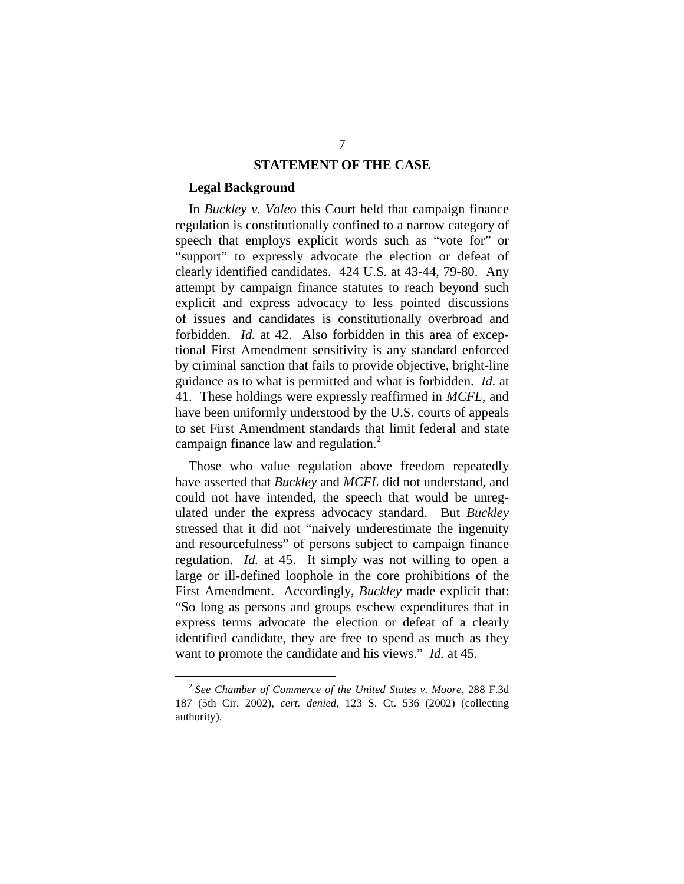# STATEMENT OF THE CASE

**Legal Background**

In *Buckley v. Valeo* this Court held that campaign finance regulation is constitutionally confined to a narrow category of speech that employs explicit words such as "vote for" or "support" to expressly advocate the election or defeat of clearly identified candidates. 424 U.S. at 43-44, 79-80. Any attempt by campaign finance statutes to reach beyond such explicit and express advocacy to less pointed discussions of issues and candidates is constitutionally overbroad and forbidden. *Id.* at 42. Also forbidden in this area of exceptional First Amendment sensitivity is any standard enforced by criminal sanction that fails to provide objective, bright-line guidance as to what is permitted and what is forbidden. *Id.* at 41. These holdings were expressly reaffirmed in *MCFL*, and have been uniformly understood by the U.S. courts of appeals to set First Amendment standards that limit federal and state campaign finance law and regulation.[2]

Those who value regulation above freedom repeatedly have asserted that *Buckley* and *MCFL* did not understand, and could not have intended, the speech that would be unregulated under the express advocacy standard. But *Buckley* stressed that it did not "naively underestimate the ingenuity and resourcefulness" of persons subject to campaign finance regulation. *Id.* at 45. It simply was not willing to open a large or ill-defined loophole in the core prohibitions of the First Amendment. Accordingly, *Buckley* made explicit that: "So long as persons and groups eschew expenditures that in express terms advocate the election or defeat of a clearly identified candidate, they are free to spend as much as they want to promote the candidate and his views." *Id.* at 45.

---

[2] *See Chamber of Commerce of the United States v. Moore*, 288 F.3d 187 (5th Cir. 2002), *cert. denied*, 123 S. Ct. 536 (2002) (collecting authority).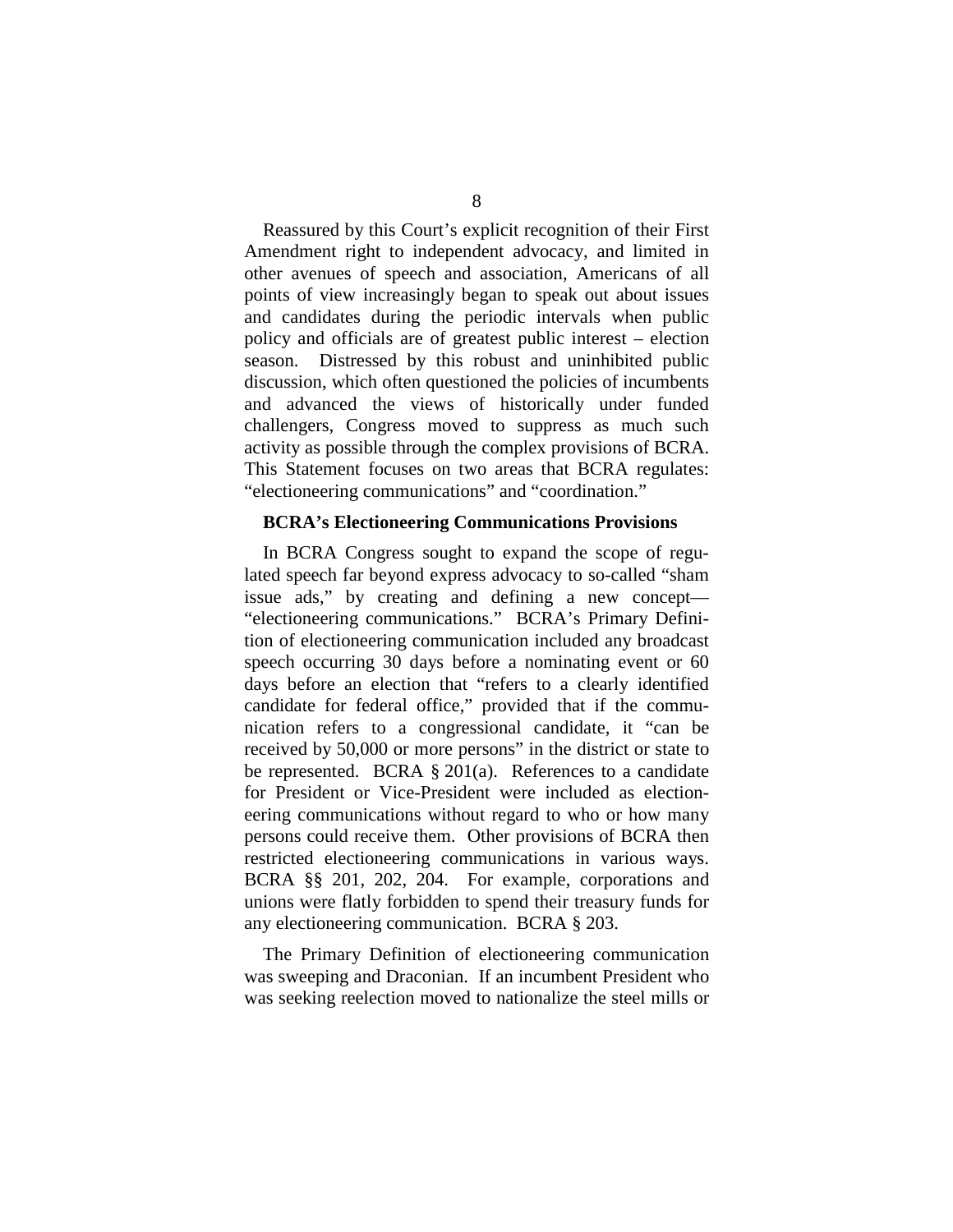Reassured by this Court's explicit recognition of their First Amendment right to independent advocacy, and limited in other avenues of speech and association, Americans of all points of view increasingly began to speak out about issues and candidates during the periodic intervals when public policy and officials are of greatest public interest – election season. Distressed by this robust and uninhibited public discussion, which often questioned the policies of incumbents and advanced the views of historically under funded challengers, Congress moved to suppress as much such activity as possible through the complex provisions of BCRA. This Statement focuses on two areas that BCRA regulates: "electioneering communications" and "coordination."

**BCRA's Electioneering Communications Provisions**

In BCRA Congress sought to expand the scope of regulated speech far beyond express advocacy to so-called "sham issue ads," by creating and defining a new concept—"electioneering communications." BCRA's Primary Definition of electioneering communication included any broadcast speech occurring 30 days before a nominating event or 60 days before an election that "refers to a clearly identified candidate for federal office," provided that if the communication refers to a congressional candidate, it "can be received by 50,000 or more persons" in the district or state to be represented. BCRA § 201(a). References to a candidate for President or Vice-President were included as electioneering communications without regard to who or how many persons could receive them. Other provisions of BCRA then restricted electioneering communications in various ways. BCRA §§ 201, 202, 204. For example, corporations and unions were flatly forbidden to spend their treasury funds for any electioneering communication. BCRA § 203.

The Primary Definition of electioneering communication was sweeping and Draconian. If an incumbent President who was seeking reelection moved to nationalize the steel mills or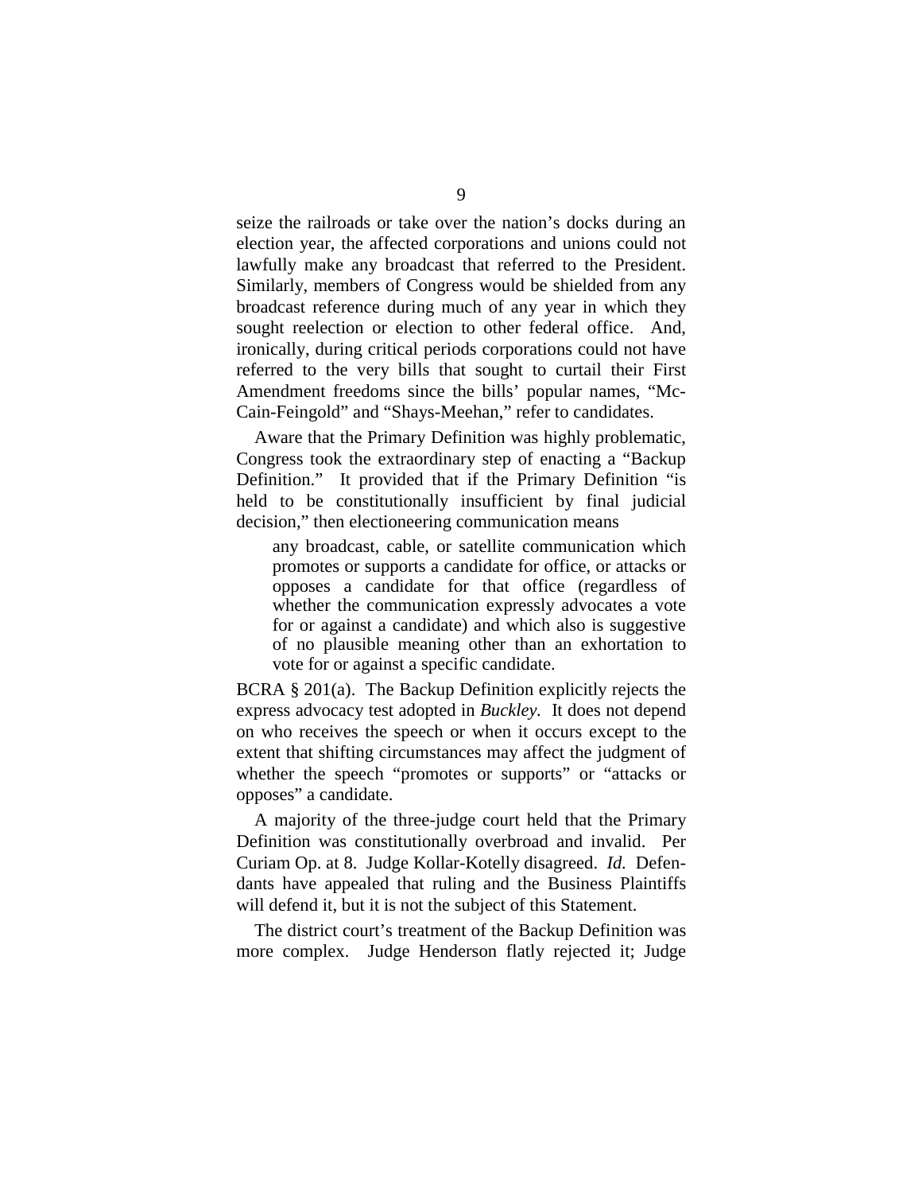seize the railroads or take over the nation's docks during an election year, the affected corporations and unions could not lawfully make any broadcast that referred to the President. Similarly, members of Congress would be shielded from any broadcast reference during much of any year in which they sought reelection or election to other federal office. And, ironically, during critical periods corporations could not have referred to the very bills that sought to curtail their First Amendment freedoms since the bills' popular names, "McCain-Feingold" and "Shays-Meehan," refer to candidates.

Aware that the Primary Definition was highly problematic, Congress took the extraordinary step of enacting a "Backup Definition." It provided that if the Primary Definition "is held to be constitutionally insufficient by final judicial decision," then electioneering communication means

> any broadcast, cable, or satellite communication which promotes or supports a candidate for office, or attacks or opposes a candidate for that office (regardless of whether the communication expressly advocates a vote for or against a candidate) and which also is suggestive of no plausible meaning other than an exhortation to vote for or against a specific candidate.

BCRA § 201(a). The Backup Definition explicitly rejects the express advocacy test adopted in *Buckley.* It does not depend on who receives the speech or when it occurs except to the extent that shifting circumstances may affect the judgment of whether the speech "promotes or supports" or "attacks or opposes" a candidate.

A majority of the three-judge court held that the Primary Definition was constitutionally overbroad and invalid. Per Curiam Op. at 8. Judge Kollar-Kotelly disagreed. *Id.* Defendants have appealed that ruling and the Business Plaintiffs will defend it, but it is not the subject of this Statement.

The district court's treatment of the Backup Definition was more complex. Judge Henderson flatly rejected it; Judge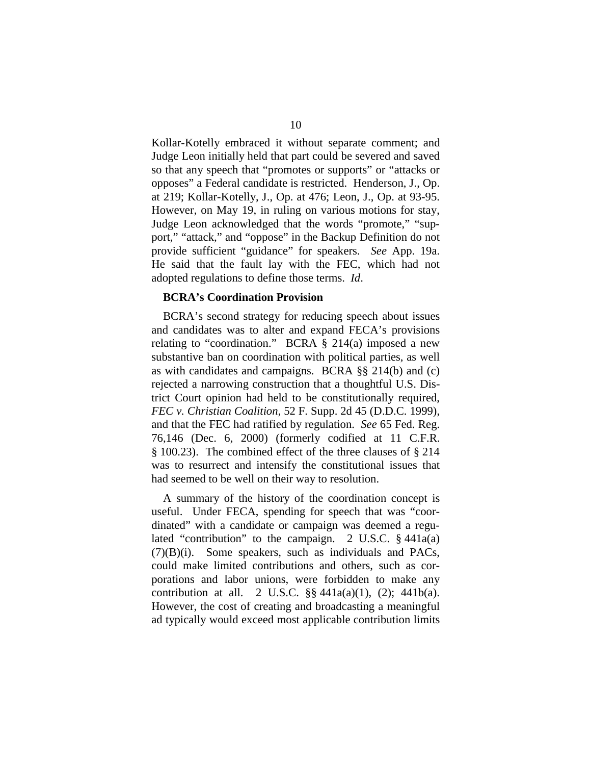Kollar-Kotelly embraced it without separate comment; and Judge Leon initially held that part could be severed and saved so that any speech that "promotes or supports" or "attacks or opposes" a Federal candidate is restricted. Henderson, J., Op. at 219; Kollar-Kotelly, J., Op. at 476; Leon, J., Op. at 93-95. However, on May 19, in ruling on various motions for stay, Judge Leon acknowledged that the words "promote," "support," "attack," and "oppose" in the Backup Definition do not provide sufficient "guidance" for speakers. *See* App. 19a. He said that the fault lay with the FEC, which had not adopted regulations to define those terms. *Id*.

**BCRA's Coordination Provision**

BCRA's second strategy for reducing speech about issues and candidates was to alter and expand FECA's provisions relating to "coordination." BCRA § 214(a) imposed a new substantive ban on coordination with political parties, as well as with candidates and campaigns. BCRA §§ 214(b) and (c) rejected a narrowing construction that a thoughtful U.S. District Court opinion had held to be constitutionally required, *FEC v. Christian Coalition*, 52 F. Supp. 2d 45 (D.D.C. 1999), and that the FEC had ratified by regulation. *See* 65 Fed. Reg. 76,146 (Dec. 6, 2000) (formerly codified at 11 C.F.R. § 100.23). The combined effect of the three clauses of § 214 was to resurrect and intensify the constitutional issues that had seemed to be well on their way to resolution.

A summary of the history of the coordination concept is useful. Under FECA, spending for speech that was "coordinated" with a candidate or campaign was deemed a regulated "contribution" to the campaign. 2 U.S.C. § 441a(a)(7)(B)(i). Some speakers, such as individuals and PACs, could make limited contributions and others, such as corporations and labor unions, were forbidden to make any contribution at all. 2 U.S.C. §§ 441a(a)(1), (2); 441b(a). However, the cost of creating and broadcasting a meaningful ad typically would exceed most applicable contribution limits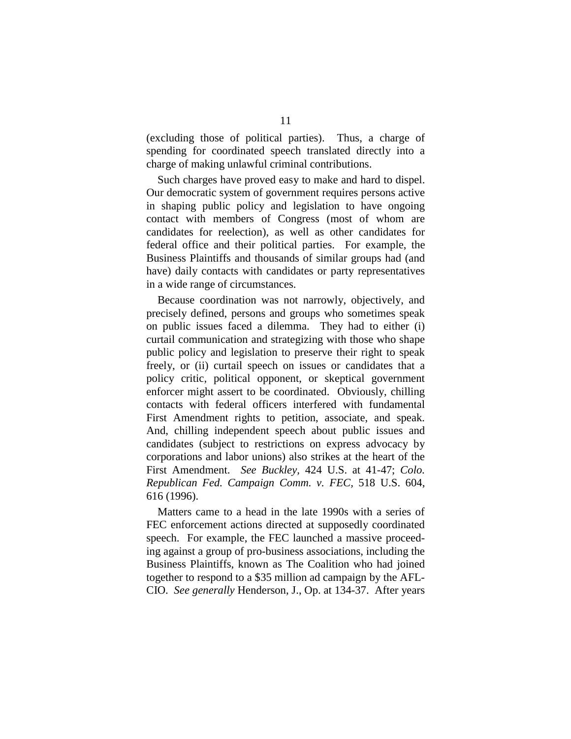(excluding those of political parties). Thus, a charge of spending for coordinated speech translated directly into a charge of making unlawful criminal contributions.

Such charges have proved easy to make and hard to dispel. Our democratic system of government requires persons active in shaping public policy and legislation to have ongoing contact with members of Congress (most of whom are candidates for reelection), as well as other candidates for federal office and their political parties. For example, the Business Plaintiffs and thousands of similar groups had (and have) daily contacts with candidates or party representatives in a wide range of circumstances.

Because coordination was not narrowly, objectively, and precisely defined, persons and groups who sometimes speak on public issues faced a dilemma. They had to either (i) curtail communication and strategizing with those who shape public policy and legislation to preserve their right to speak freely, or (ii) curtail speech on issues or candidates that a policy critic, political opponent, or skeptical government enforcer might assert to be coordinated. Obviously, chilling contacts with federal officers interfered with fundamental First Amendment rights to petition, associate, and speak. And, chilling independent speech about public issues and candidates (subject to restrictions on express advocacy by corporations and labor unions) also strikes at the heart of the First Amendment. *See Buckley*, 424 U.S. at 41-47; *Colo. Republican Fed. Campaign Comm. v. FEC*, 518 U.S. 604, 616 (1996).

Matters came to a head in the late 1990s with a series of FEC enforcement actions directed at supposedly coordinated speech. For example, the FEC launched a massive proceeding against a group of pro-business associations, including the Business Plaintiffs, known as The Coalition who had joined together to respond to a $35 million ad campaign by the AFL-CIO. *See generally* Henderson, J., Op. at 134-37. After years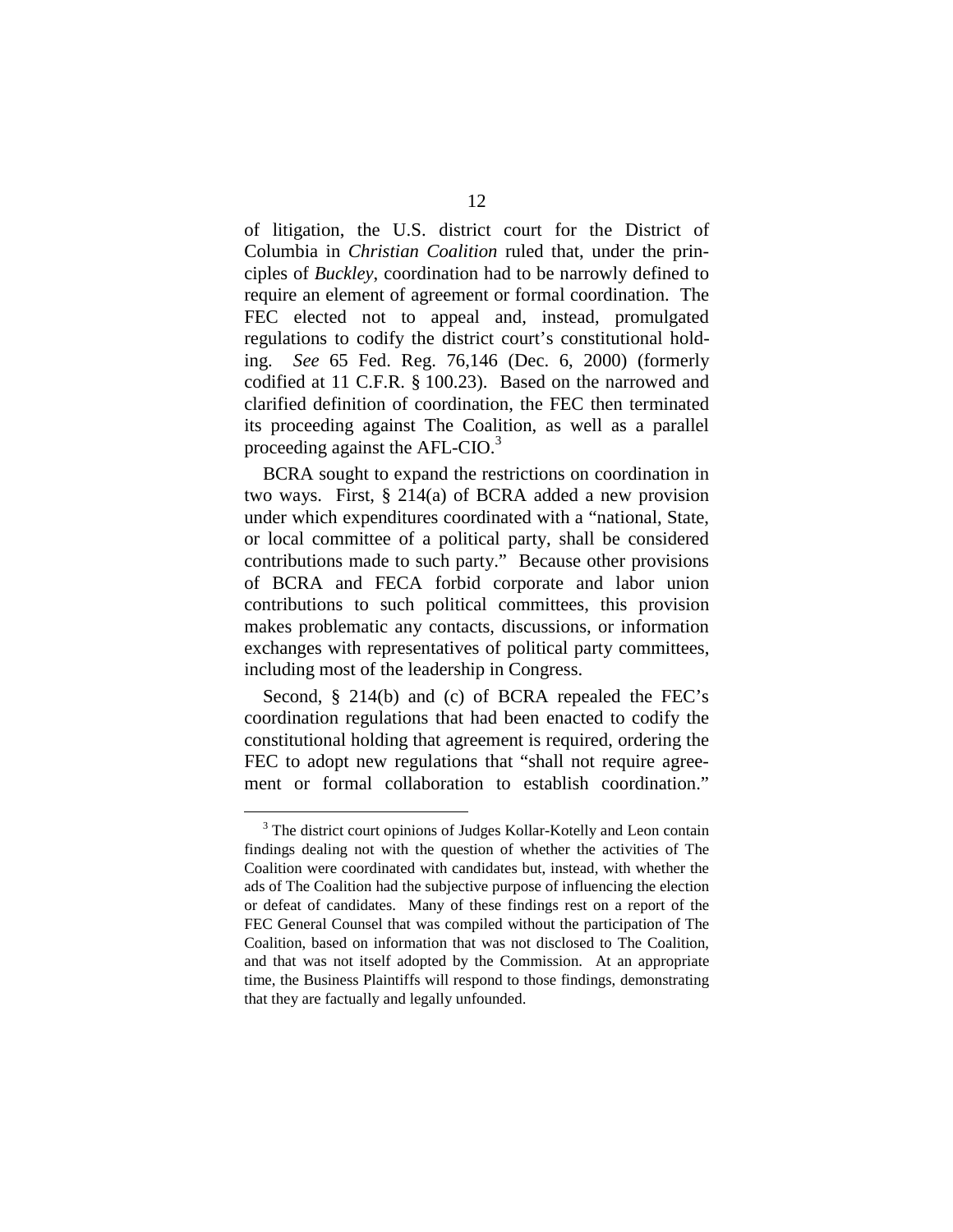of litigation, the U.S. district court for the District of Columbia in *Christian Coalition* ruled that, under the principles of *Buckley*, coordination had to be narrowly defined to require an element of agreement or formal coordination. The FEC elected not to appeal and, instead, promulgated regulations to codify the district court's constitutional holding. *See* 65 Fed. Reg. 76,146 (Dec. 6, 2000) (formerly codified at 11 C.F.R. § 100.23). Based on the narrowed and clarified definition of coordination, the FEC then terminated its proceeding against The Coalition, as well as a parallel proceeding against the AFL-CIO.[3]

BCRA sought to expand the restrictions on coordination in two ways. First, § 214(a) of BCRA added a new provision under which expenditures coordinated with a "national, State, or local committee of a political party, shall be considered contributions made to such party." Because other provisions of BCRA and FECA forbid corporate and labor union contributions to such political committees, this provision makes problematic any contacts, discussions, or information exchanges with representatives of political party committees, including most of the leadership in Congress.

Second, § 214(b) and (c) of BCRA repealed the FEC's coordination regulations that had been enacted to codify the constitutional holding that agreement is required, ordering the FEC to adopt new regulations that "shall not require agreement or formal collaboration to establish coordination."

[3] The district court opinions of Judges Kollar-Kotelly and Leon contain findings dealing not with the question of whether the activities of The Coalition were coordinated with candidates but, instead, with whether the ads of The Coalition had the subjective purpose of influencing the election or defeat of candidates. Many of these findings rest on a report of the FEC General Counsel that was compiled without the participation of The Coalition, based on information that was not disclosed to The Coalition, and that was not itself adopted by the Commission. At an appropriate time, the Business Plaintiffs will respond to those findings, demonstrating that they are factually and legally unfounded.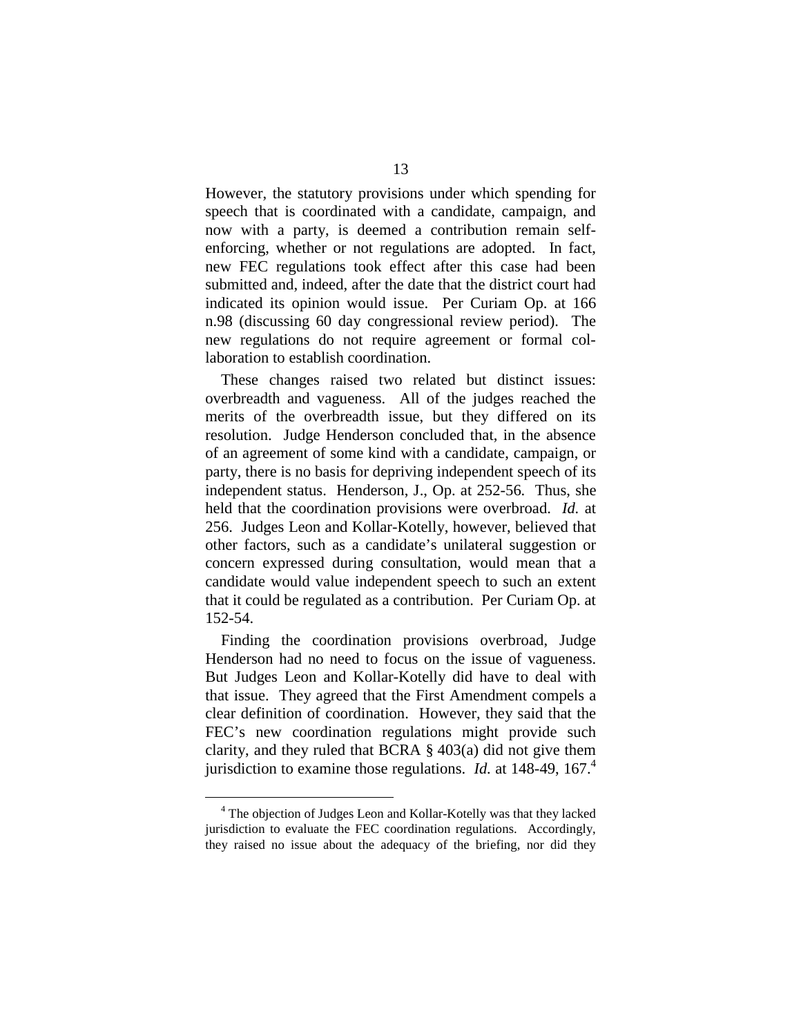However, the statutory provisions under which spending for speech that is coordinated with a candidate, campaign, and now with a party, is deemed a contribution remain self-enforcing, whether or not regulations are adopted. In fact, new FEC regulations took effect after this case had been submitted and, indeed, after the date that the district court had indicated its opinion would issue. Per Curiam Op. at 166 n.98 (discussing 60 day congressional review period). The new regulations do not require agreement or formal collaboration to establish coordination.

These changes raised two related but distinct issues: overbreadth and vagueness. All of the judges reached the merits of the overbreadth issue, but they differed on its resolution. Judge Henderson concluded that, in the absence of an agreement of some kind with a candidate, campaign, or party, there is no basis for depriving independent speech of its independent status. Henderson, J., Op. at 252-56. Thus, she held that the coordination provisions were overbroad. *Id.* at 256. Judges Leon and Kollar-Kotelly, however, believed that other factors, such as a candidate's unilateral suggestion or concern expressed during consultation, would mean that a candidate would value independent speech to such an extent that it could be regulated as a contribution. Per Curiam Op. at 152-54.

Finding the coordination provisions overbroad, Judge Henderson had no need to focus on the issue of vagueness. But Judges Leon and Kollar-Kotelly did have to deal with that issue. They agreed that the First Amendment compels a clear definition of coordination. However, they said that the FEC's new coordination regulations might provide such clarity, and they ruled that BCRA § 403(a) did not give them jurisdiction to examine those regulations. *Id.* at 148-49, 167.[4]

[4] The objection of Judges Leon and Kollar-Kotelly was that they lacked jurisdiction to evaluate the FEC coordination regulations. Accordingly, they raised no issue about the adequacy of the briefing, nor did they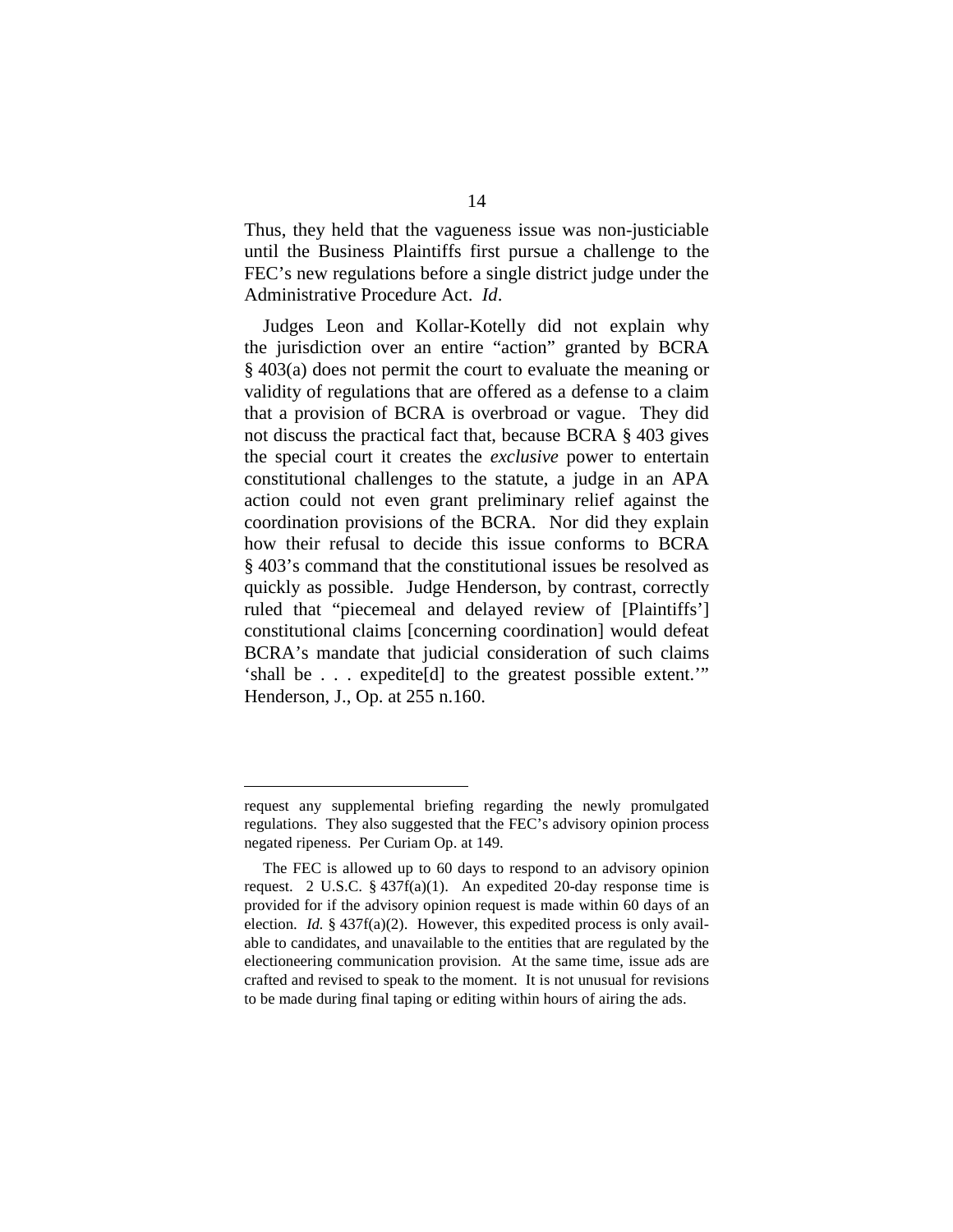Thus, they held that the vagueness issue was non-justiciable until the Business Plaintiffs first pursue a challenge to the FEC's new regulations before a single district judge under the Administrative Procedure Act. *Id*.

Judges Leon and Kollar-Kotelly did not explain why the jurisdiction over an entire "action" granted by BCRA § 403(a) does not permit the court to evaluate the meaning or validity of regulations that are offered as a defense to a claim that a provision of BCRA is overbroad or vague. They did not discuss the practical fact that, because BCRA § 403 gives the special court it creates the *exclusive* power to entertain constitutional challenges to the statute, a judge in an APA action could not even grant preliminary relief against the coordination provisions of the BCRA. Nor did they explain how their refusal to decide this issue conforms to BCRA § 403's command that the constitutional issues be resolved as quickly as possible. Judge Henderson, by contrast, correctly ruled that "piecemeal and delayed review of [Plaintiffs'] constitutional claims [concerning coordination] would defeat BCRA's mandate that judicial consideration of such claims 'shall be . . . expedite[d] to the greatest possible extent.'" Henderson, J., Op. at 255 n.160.

---

request any supplemental briefing regarding the newly promulgated regulations. They also suggested that the FEC's advisory opinion process negated ripeness. Per Curiam Op. at 149.

The FEC is allowed up to 60 days to respond to an advisory opinion request. 2 U.S.C. § 437f(a)(1). An expedited 20-day response time is provided for if the advisory opinion request is made within 60 days of an election. *Id.* § 437f(a)(2). However, this expedited process is only available to candidates, and unavailable to the entities that are regulated by the electioneering communication provision. At the same time, issue ads are crafted and revised to speak to the moment. It is not unusual for revisions to be made during final taping or editing within hours of airing the ads.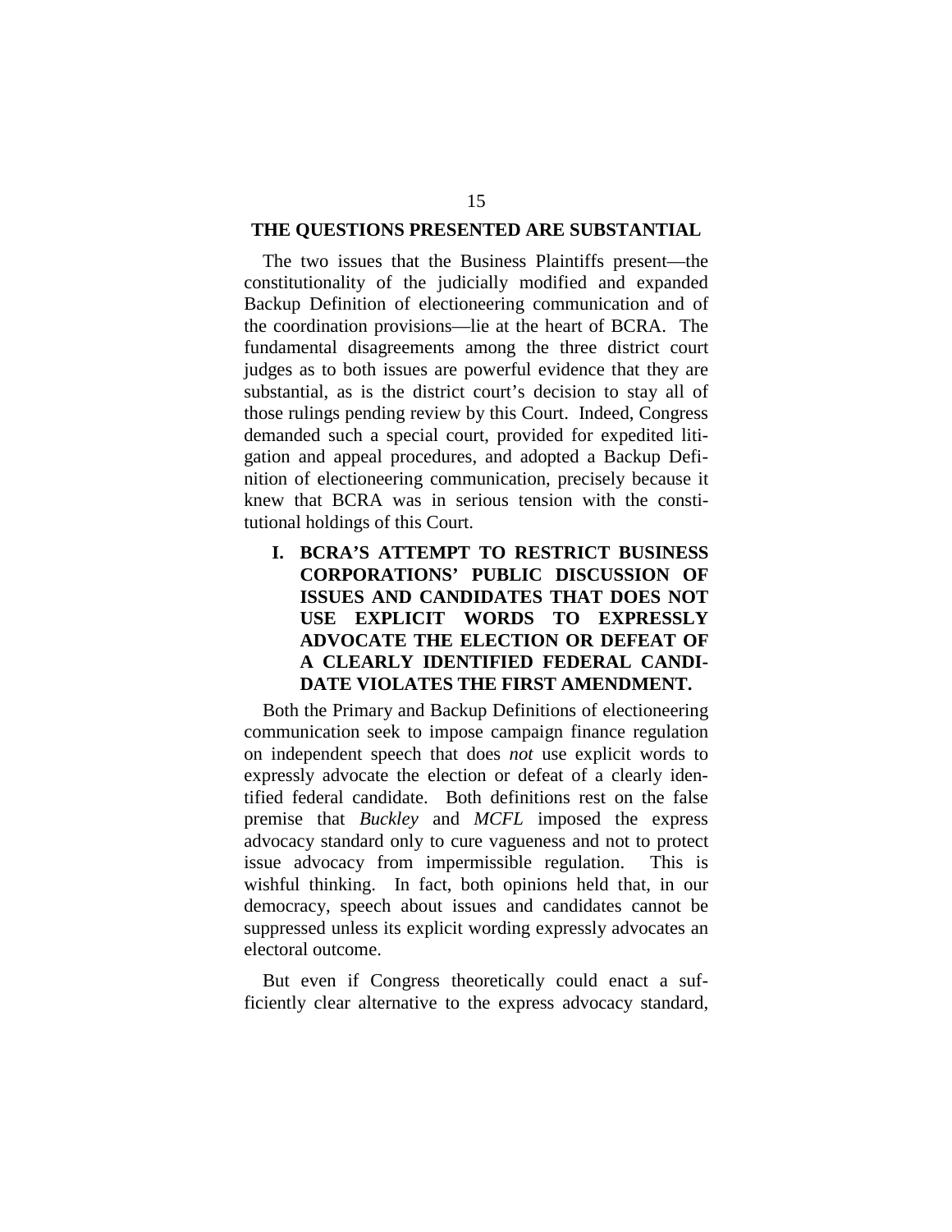## THE QUESTIONS PRESENTED ARE SUBSTANTIAL

The two issues that the Business Plaintiffs present—the constitutionality of the judicially modified and expanded Backup Definition of electioneering communication and of the coordination provisions—lie at the heart of BCRA. The fundamental disagreements among the three district court judges as to both issues are powerful evidence that they are substantial, as is the district court's decision to stay all of those rulings pending review by this Court. Indeed, Congress demanded such a special court, provided for expedited litigation and appeal procedures, and adopted a Backup Definition of electioneering communication, precisely because it knew that BCRA was in serious tension with the constitutional holdings of this Court.

### I. BCRA'S ATTEMPT TO RESTRICT BUSINESS CORPORATIONS' PUBLIC DISCUSSION OF ISSUES AND CANDIDATES THAT DOES NOT USE EXPLICIT WORDS TO EXPRESSLY ADVOCATE THE ELECTION OR DEFEAT OF A CLEARLY IDENTIFIED FEDERAL CANDIDATE VIOLATES THE FIRST AMENDMENT.

Both the Primary and Backup Definitions of electioneering communication seek to impose campaign finance regulation on independent speech that does *not* use explicit words to expressly advocate the election or defeat of a clearly identified federal candidate. Both definitions rest on the false premise that *Buckley* and *MCFL* imposed the express advocacy standard only to cure vagueness and not to protect issue advocacy from impermissible regulation. This is wishful thinking. In fact, both opinions held that, in our democracy, speech about issues and candidates cannot be suppressed unless its explicit wording expressly advocates an electoral outcome.

But even if Congress theoretically could enact a sufficiently clear alternative to the express advocacy standard,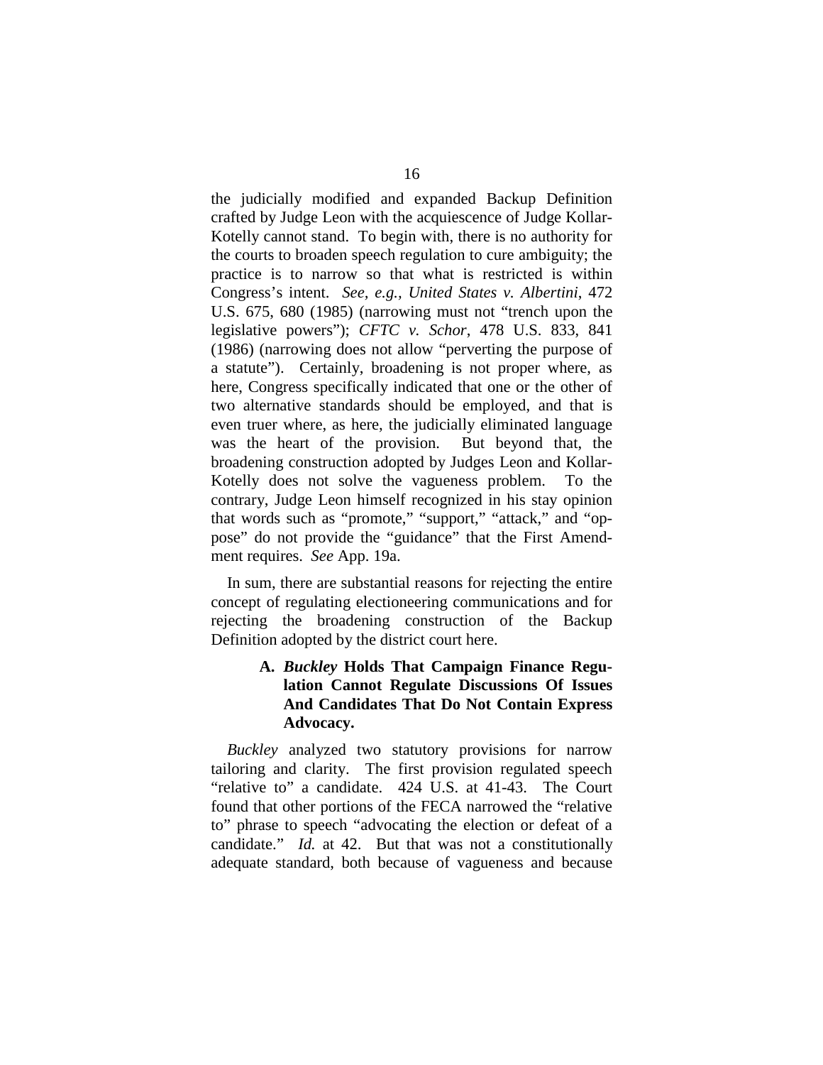the judicially modified and expanded Backup Definition crafted by Judge Leon with the acquiescence of Judge Kollar-Kotelly cannot stand. To begin with, there is no authority for the courts to broaden speech regulation to cure ambiguity; the practice is to narrow so that what is restricted is within Congress's intent. *See, e.g.*, *United States v. Albertini*, 472 U.S. 675, 680 (1985) (narrowing must not "trench upon the legislative powers"); *CFTC v. Schor*, 478 U.S. 833, 841 (1986) (narrowing does not allow "perverting the purpose of a statute"). Certainly, broadening is not proper where, as here, Congress specifically indicated that one or the other of two alternative standards should be employed, and that is even truer where, as here, the judicially eliminated language was the heart of the provision. But beyond that, the broadening construction adopted by Judges Leon and Kollar-Kotelly does not solve the vagueness problem. To the contrary, Judge Leon himself recognized in his stay opinion that words such as "promote," "support," "attack," and "oppose" do not provide the "guidance" that the First Amendment requires. *See* App. 19a.

In sum, there are substantial reasons for rejecting the entire concept of regulating electioneering communications and for rejecting the broadening construction of the Backup Definition adopted by the district court here.

### A. *Buckley* Holds That Campaign Finance Regulation Cannot Regulate Discussions Of Issues And Candidates That Do Not Contain Express Advocacy.

*Buckley* analyzed two statutory provisions for narrow tailoring and clarity. The first provision regulated speech "relative to" a candidate. 424 U.S. at 41-43. The Court found that other portions of the FECA narrowed the "relative to" phrase to speech "advocating the election or defeat of a candidate." *Id.* at 42. But that was not a constitutionally adequate standard, both because of vagueness and because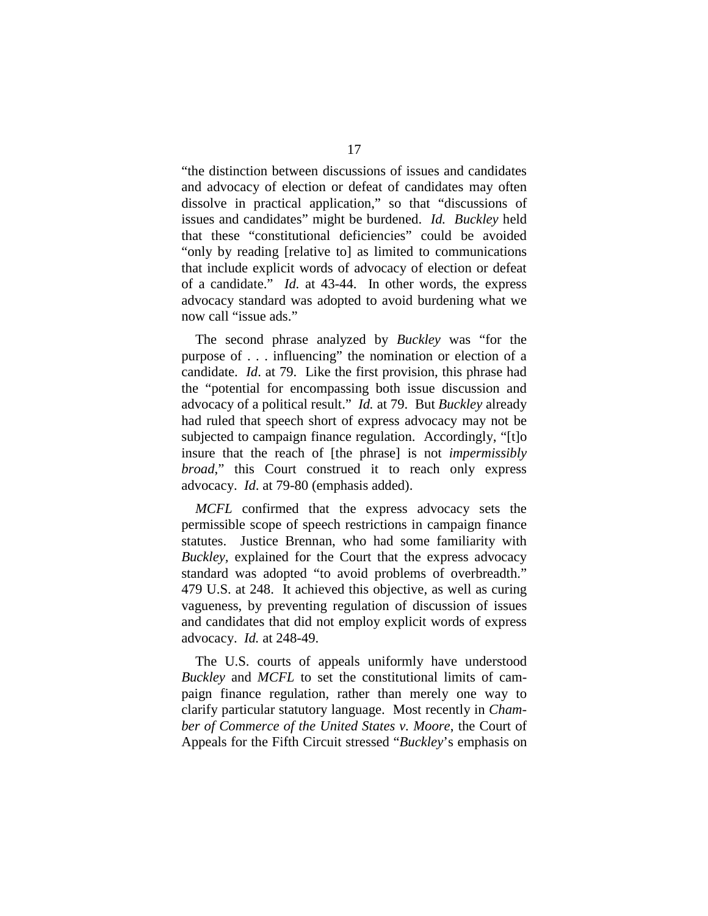"the distinction between discussions of issues and candidates and advocacy of election or defeat of candidates may often dissolve in practical application," so that "discussions of issues and candidates" might be burdened. *Id. Buckley* held that these "constitutional deficiencies" could be avoided "only by reading [relative to] as limited to communications that include explicit words of advocacy of election or defeat of a candidate." *Id.* at 43-44. In other words, the express advocacy standard was adopted to avoid burdening what we now call "issue ads."

The second phrase analyzed by *Buckley* was "for the purpose of . . . influencing" the nomination or election of a candidate. *Id*. at 79. Like the first provision, this phrase had the "potential for encompassing both issue discussion and advocacy of a political result." *Id.* at 79. But *Buckley* already had ruled that speech short of express advocacy may not be subjected to campaign finance regulation. Accordingly, "[t]o insure that the reach of [the phrase] is not *impermissibly broad*," this Court construed it to reach only express advocacy. *Id*. at 79-80 (emphasis added).

*MCFL* confirmed that the express advocacy sets the permissible scope of speech restrictions in campaign finance statutes. Justice Brennan, who had some familiarity with *Buckley*, explained for the Court that the express advocacy standard was adopted "to avoid problems of overbreadth." 479 U.S. at 248. It achieved this objective, as well as curing vagueness, by preventing regulation of discussion of issues and candidates that did not employ explicit words of express advocacy. *Id.* at 248-49.

The U.S. courts of appeals uniformly have understood *Buckley* and *MCFL* to set the constitutional limits of campaign finance regulation, rather than merely one way to clarify particular statutory language. Most recently in *Chamber of Commerce of the United States v. Moore*, the Court of Appeals for the Fifth Circuit stressed "*Buckley*'s emphasis on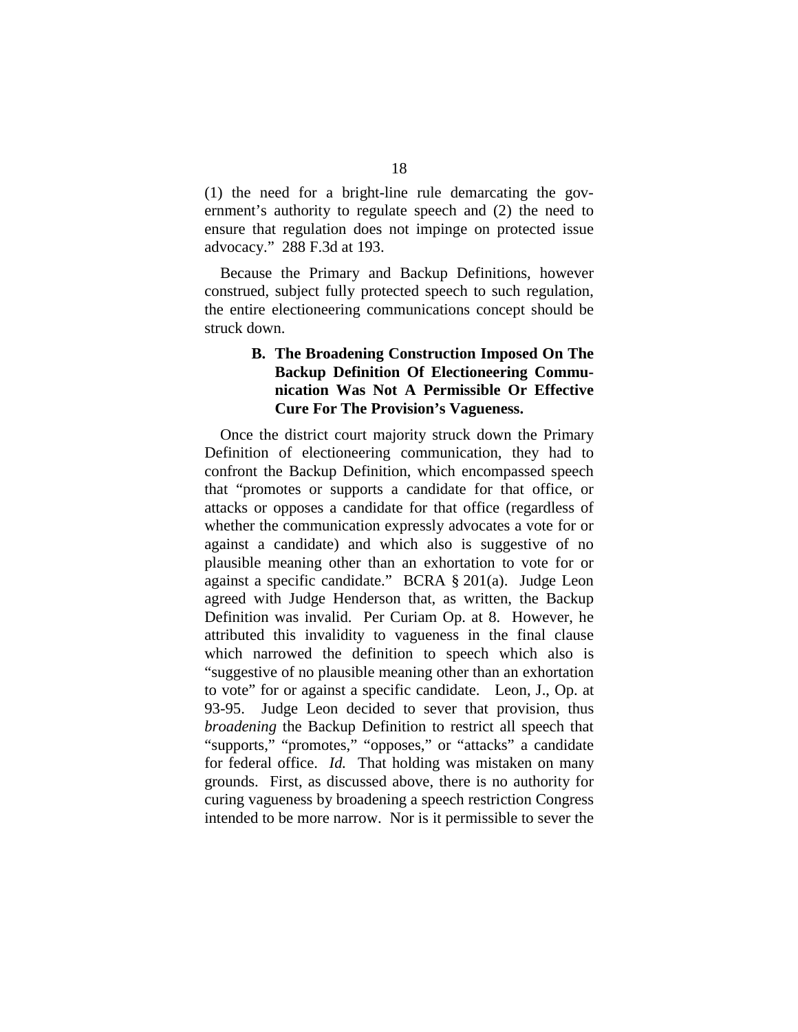(1) the need for a bright-line rule demarcating the government's authority to regulate speech and (2) the need to ensure that regulation does not impinge on protected issue advocacy." 288 F.3d at 193.

Because the Primary and Backup Definitions, however construed, subject fully protected speech to such regulation, the entire electioneering communications concept should be struck down.

### B. The Broadening Construction Imposed On The Backup Definition Of Electioneering Communication Was Not A Permissible Or Effective Cure For The Provision's Vagueness.

Once the district court majority struck down the Primary Definition of electioneering communication, they had to confront the Backup Definition, which encompassed speech that "promotes or supports a candidate for that office, or attacks or opposes a candidate for that office (regardless of whether the communication expressly advocates a vote for or against a candidate) and which also is suggestive of no plausible meaning other than an exhortation to vote for or against a specific candidate." BCRA § 201(a). Judge Leon agreed with Judge Henderson that, as written, the Backup Definition was invalid. Per Curiam Op. at 8. However, he attributed this invalidity to vagueness in the final clause which narrowed the definition to speech which also is "suggestive of no plausible meaning other than an exhortation to vote" for or against a specific candidate. Leon, J., Op. at 93-95. Judge Leon decided to sever that provision, thus *broadening* the Backup Definition to restrict all speech that "supports," "promotes," "opposes," or "attacks" a candidate for federal office. *Id.* That holding was mistaken on many grounds. First, as discussed above, there is no authority for curing vagueness by broadening a speech restriction Congress intended to be more narrow. Nor is it permissible to sever the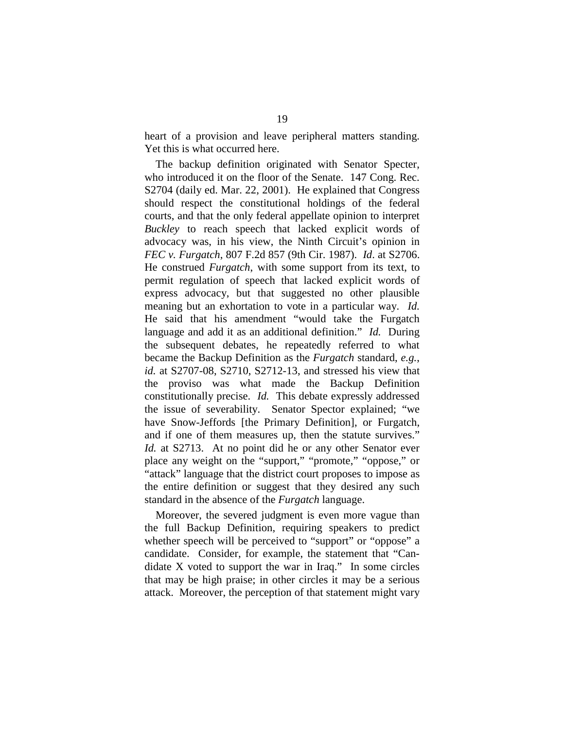heart of a provision and leave peripheral matters standing. Yet this is what occurred here.

The backup definition originated with Senator Specter, who introduced it on the floor of the Senate. 147 Cong. Rec. S2704 (daily ed. Mar. 22, 2001). He explained that Congress should respect the constitutional holdings of the federal courts, and that the only federal appellate opinion to interpret *Buckley* to reach speech that lacked explicit words of advocacy was, in his view, the Ninth Circuit's opinion in *FEC v. Furgatch*, 807 F.2d 857 (9th Cir. 1987). *Id*. at S2706. He construed *Furgatch*, with some support from its text, to permit regulation of speech that lacked explicit words of express advocacy, but that suggested no other plausible meaning but an exhortation to vote in a particular way. *Id.* He said that his amendment "would take the Furgatch language and add it as an additional definition." *Id.* During the subsequent debates, he repeatedly referred to what became the Backup Definition as the *Furgatch* standard, *e.g.*, *id.* at S2707-08, S2710, S2712-13, and stressed his view that the proviso was what made the Backup Definition constitutionally precise. *Id.* This debate expressly addressed the issue of severability. Senator Spector explained; "we have Snow-Jeffords [the Primary Definition], or Furgatch, and if one of them measures up, then the statute survives." *Id.* at S2713. At no point did he or any other Senator ever place any weight on the "support," "promote," "oppose," or "attack" language that the district court proposes to impose as the entire definition or suggest that they desired any such standard in the absence of the *Furgatch* language.

Moreover, the severed judgment is even more vague than the full Backup Definition, requiring speakers to predict whether speech will be perceived to "support" or "oppose" a candidate. Consider, for example, the statement that "Candidate X voted to support the war in Iraq." In some circles that may be high praise; in other circles it may be a serious attack. Moreover, the perception of that statement might vary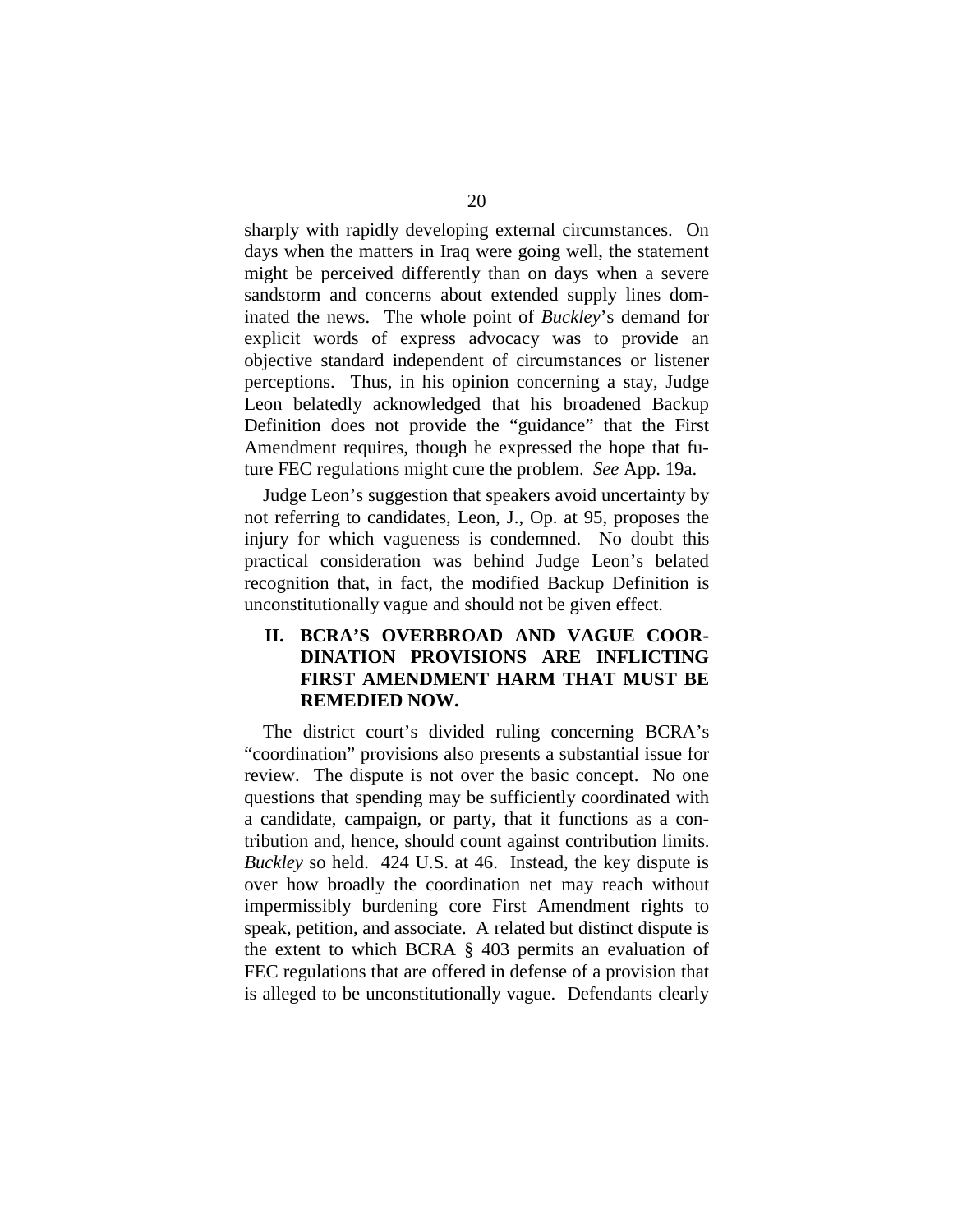sharply with rapidly developing external circumstances. On days when the matters in Iraq were going well, the statement might be perceived differently than on days when a severe sandstorm and concerns about extended supply lines dominated the news. The whole point of *Buckley*'s demand for explicit words of express advocacy was to provide an objective standard independent of circumstances or listener perceptions. Thus, in his opinion concerning a stay, Judge Leon belatedly acknowledged that his broadened Backup Definition does not provide the "guidance" that the First Amendment requires, though he expressed the hope that future FEC regulations might cure the problem. *See* App. 19a.

Judge Leon's suggestion that speakers avoid uncertainty by not referring to candidates, Leon, J., Op. at 95, proposes the injury for which vagueness is condemned. No doubt this practical consideration was behind Judge Leon's belated recognition that, in fact, the modified Backup Definition is unconstitutionally vague and should not be given effect.

## II. BCRA'S OVERBROAD AND VAGUE COORDINATION PROVISIONS ARE INFLICTING FIRST AMENDMENT HARM THAT MUST BE REMEDIED NOW.

The district court's divided ruling concerning BCRA's "coordination" provisions also presents a substantial issue for review. The dispute is not over the basic concept. No one questions that spending may be sufficiently coordinated with a candidate, campaign, or party, that it functions as a contribution and, hence, should count against contribution limits. *Buckley* so held. 424 U.S. at 46. Instead, the key dispute is over how broadly the coordination net may reach without impermissibly burdening core First Amendment rights to speak, petition, and associate. A related but distinct dispute is the extent to which BCRA § 403 permits an evaluation of FEC regulations that are offered in defense of a provision that is alleged to be unconstitutionally vague. Defendants clearly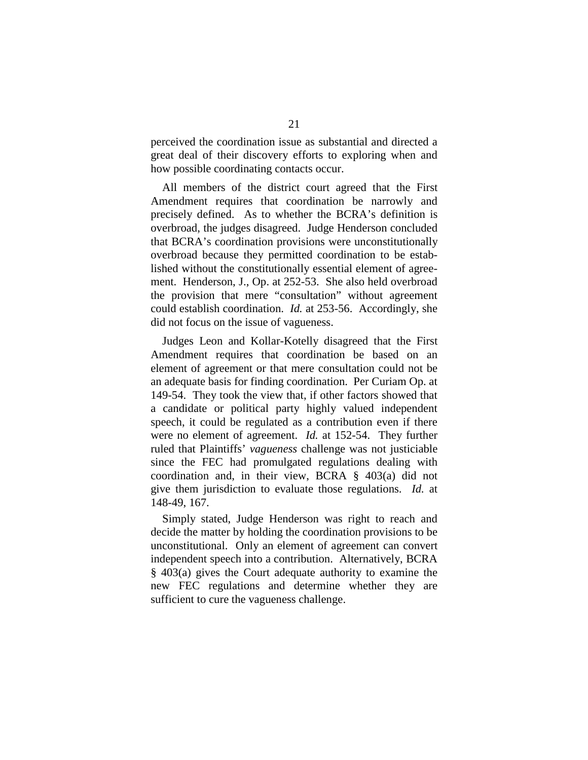perceived the coordination issue as substantial and directed a great deal of their discovery efforts to exploring when and how possible coordinating contacts occur.

All members of the district court agreed that the First Amendment requires that coordination be narrowly and precisely defined. As to whether the BCRA's definition is overbroad, the judges disagreed. Judge Henderson concluded that BCRA's coordination provisions were unconstitutionally overbroad because they permitted coordination to be established without the constitutionally essential element of agreement. Henderson, J., Op. at 252-53. She also held overbroad the provision that mere "consultation" without agreement could establish coordination. *Id.* at 253-56. Accordingly, she did not focus on the issue of vagueness.

Judges Leon and Kollar-Kotelly disagreed that the First Amendment requires that coordination be based on an element of agreement or that mere consultation could not be an adequate basis for finding coordination. Per Curiam Op. at 149-54. They took the view that, if other factors showed that a candidate or political party highly valued independent speech, it could be regulated as a contribution even if there were no element of agreement. *Id.* at 152-54. They further ruled that Plaintiffs' *vagueness* challenge was not justiciable since the FEC had promulgated regulations dealing with coordination and, in their view, BCRA § 403(a) did not give them jurisdiction to evaluate those regulations. *Id.* at 148-49, 167.

Simply stated, Judge Henderson was right to reach and decide the matter by holding the coordination provisions to be unconstitutional. Only an element of agreement can convert independent speech into a contribution. Alternatively, BCRA § 403(a) gives the Court adequate authority to examine the new FEC regulations and determine whether they are sufficient to cure the vagueness challenge.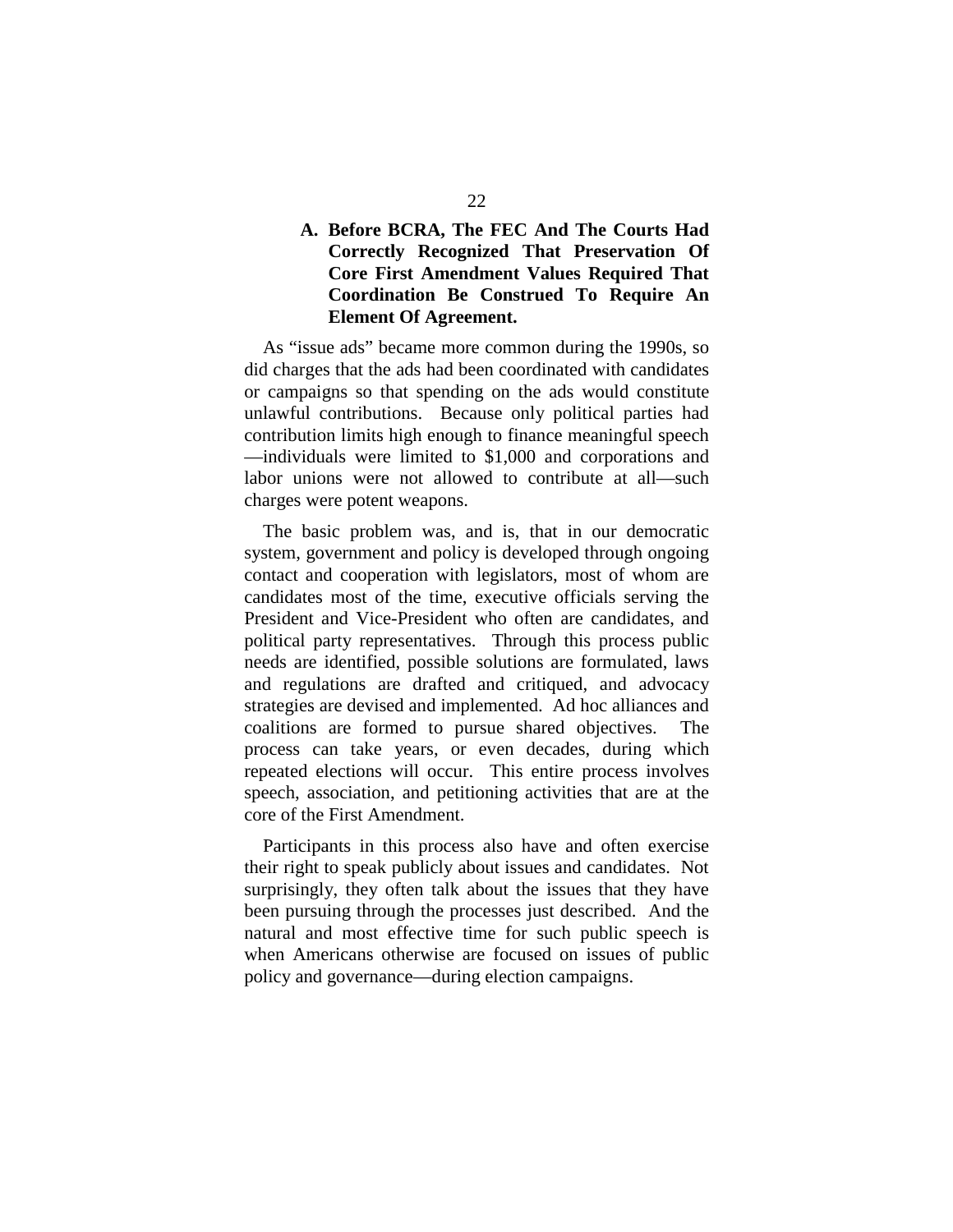### A. Before BCRA, The FEC And The Courts Had Correctly Recognized That Preservation Of Core First Amendment Values Required That Coordination Be Construed To Require An Element Of Agreement.

As "issue ads" became more common during the 1990s, so did charges that the ads had been coordinated with candidates or campaigns so that spending on the ads would constitute unlawful contributions. Because only political parties had contribution limits high enough to finance meaningful speech —individuals were limited to $1,000 and corporations and labor unions were not allowed to contribute at all—such charges were potent weapons.

The basic problem was, and is, that in our democratic system, government and policy is developed through ongoing contact and cooperation with legislators, most of whom are candidates most of the time, executive officials serving the President and Vice-President who often are candidates, and political party representatives. Through this process public needs are identified, possible solutions are formulated, laws and regulations are drafted and critiqued, and advocacy strategies are devised and implemented. Ad hoc alliances and coalitions are formed to pursue shared objectives. The process can take years, or even decades, during which repeated elections will occur. This entire process involves speech, association, and petitioning activities that are at the core of the First Amendment.

Participants in this process also have and often exercise their right to speak publicly about issues and candidates. Not surprisingly, they often talk about the issues that they have been pursuing through the processes just described. And the natural and most effective time for such public speech is when Americans otherwise are focused on issues of public policy and governance—during election campaigns.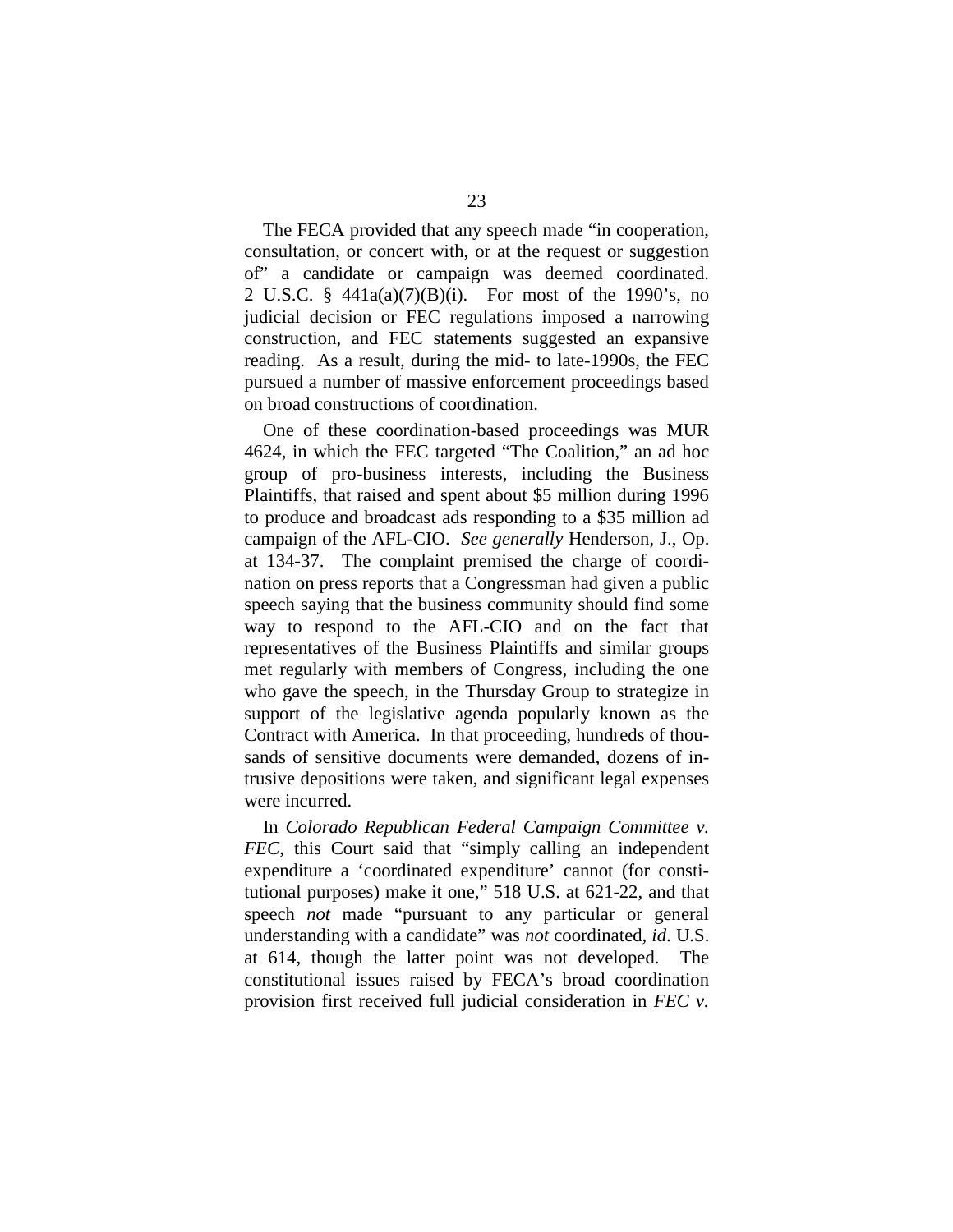The FECA provided that any speech made "in cooperation, consultation, or concert with, or at the request or suggestion of" a candidate or campaign was deemed coordinated. 2 U.S.C. § 441a(a)(7)(B)(i). For most of the 1990's, no judicial decision or FEC regulations imposed a narrowing construction, and FEC statements suggested an expansive reading. As a result, during the mid- to late-1990s, the FEC pursued a number of massive enforcement proceedings based on broad constructions of coordination.

One of these coordination-based proceedings was MUR 4624, in which the FEC targeted "The Coalition," an ad hoc group of pro-business interests, including the Business Plaintiffs, that raised and spent about $5 million during 1996 to produce and broadcast ads responding to a $35 million ad campaign of the AFL-CIO. *See generally* Henderson, J., Op. at 134-37. The complaint premised the charge of coordination on press reports that a Congressman had given a public speech saying that the business community should find some way to respond to the AFL-CIO and on the fact that representatives of the Business Plaintiffs and similar groups met regularly with members of Congress, including the one who gave the speech, in the Thursday Group to strategize in support of the legislative agenda popularly known as the Contract with America. In that proceeding, hundreds of thousands of sensitive documents were demanded, dozens of intrusive depositions were taken, and significant legal expenses were incurred.

In *Colorado Republican Federal Campaign Committee v. FEC*, this Court said that "simply calling an independent expenditure a 'coordinated expenditure' cannot (for constitutional purposes) make it one," 518 U.S. at 621-22, and that speech *not* made "pursuant to any particular or general understanding with a candidate" was *not* coordinated, *id*. U.S. at 614, though the latter point was not developed. The constitutional issues raised by FECA's broad coordination provision first received full judicial consideration in *FEC v.*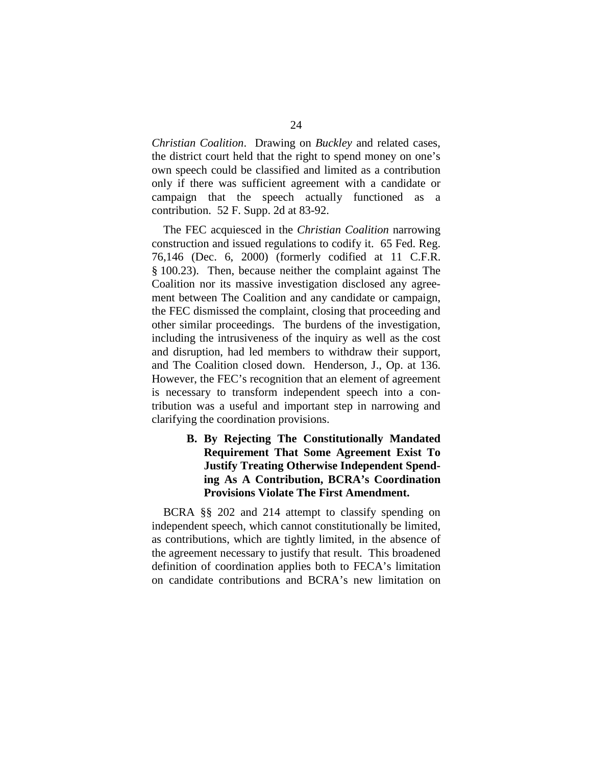*Christian Coalition*. Drawing on *Buckley* and related cases, the district court held that the right to spend money on one's own speech could be classified and limited as a contribution only if there was sufficient agreement with a candidate or campaign that the speech actually functioned as a contribution. 52 F. Supp. 2d at 83-92.

The FEC acquiesced in the *Christian Coalition* narrowing construction and issued regulations to codify it. 65 Fed. Reg. 76,146 (Dec. 6, 2000) (formerly codified at 11 C.F.R. § 100.23). Then, because neither the complaint against The Coalition nor its massive investigation disclosed any agreement between The Coalition and any candidate or campaign, the FEC dismissed the complaint, closing that proceeding and other similar proceedings. The burdens of the investigation, including the intrusiveness of the inquiry as well as the cost and disruption, had led members to withdraw their support, and The Coalition closed down. Henderson, J., Op. at 136. However, the FEC's recognition that an element of agreement is necessary to transform independent speech into a contribution was a useful and important step in narrowing and clarifying the coordination provisions.

### B. By Rejecting The Constitutionally Mandated Requirement That Some Agreement Exist To Justify Treating Otherwise Independent Spending As A Contribution, BCRA's Coordination Provisions Violate The First Amendment.

BCRA §§ 202 and 214 attempt to classify spending on independent speech, which cannot constitutionally be limited, as contributions, which are tightly limited, in the absence of the agreement necessary to justify that result. This broadened definition of coordination applies both to FECA's limitation on candidate contributions and BCRA's new limitation on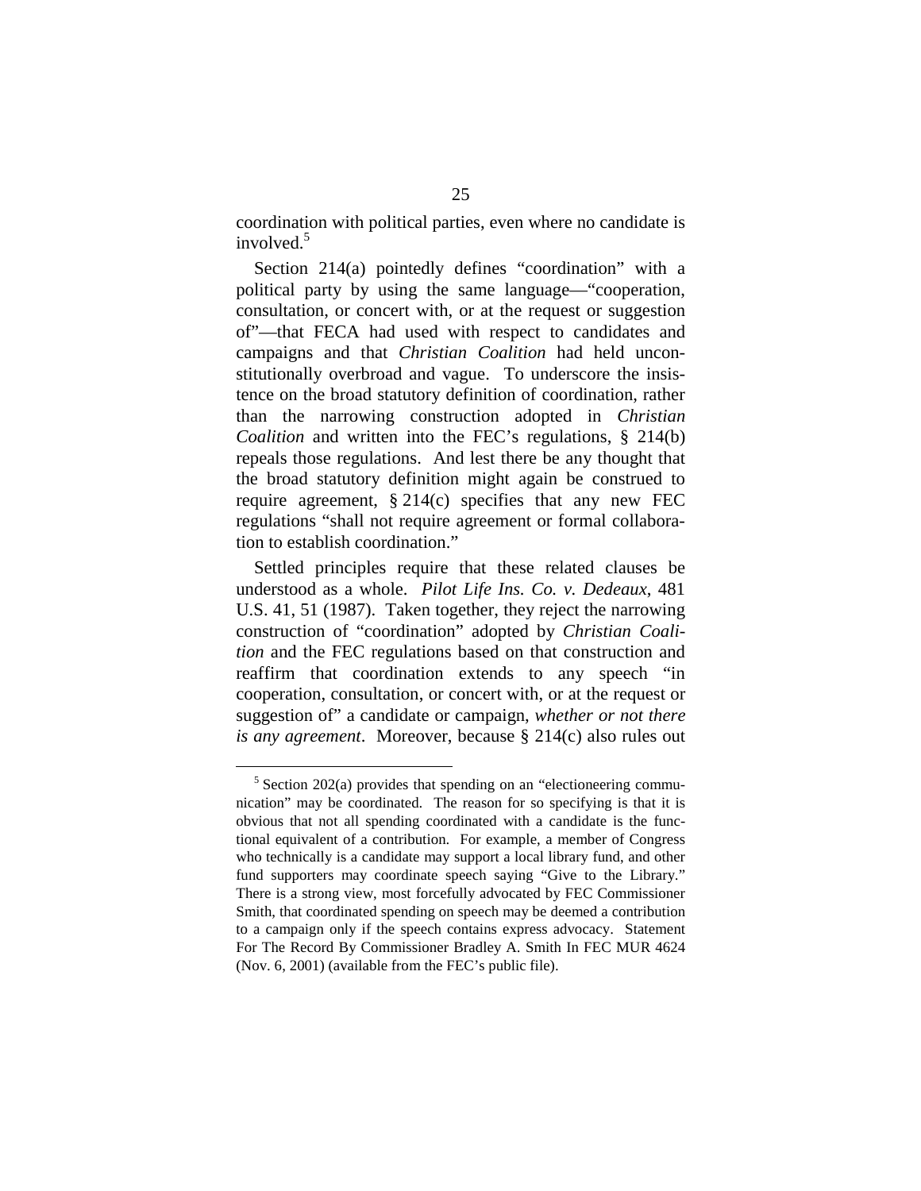coordination with political parties, even where no candidate is involved.[5]

Section 214(a) pointedly defines "coordination" with a political party by using the same language—"cooperation, consultation, or concert with, or at the request or suggestion of"—that FECA had used with respect to candidates and campaigns and that *Christian Coalition* had held unconstitutionally overbroad and vague. To underscore the insistence on the broad statutory definition of coordination, rather than the narrowing construction adopted in *Christian Coalition* and written into the FEC's regulations, § 214(b) repeals those regulations. And lest there be any thought that the broad statutory definition might again be construed to require agreement, § 214(c) specifies that any new FEC regulations "shall not require agreement or formal collaboration to establish coordination."

Settled principles require that these related clauses be understood as a whole. *Pilot Life Ins. Co. v. Dedeaux*, 481 U.S. 41, 51 (1987). Taken together, they reject the narrowing construction of "coordination" adopted by *Christian Coalition* and the FEC regulations based on that construction and reaffirm that coordination extends to any speech "in cooperation, consultation, or concert with, or at the request or suggestion of" a candidate or campaign, *whether or not there is any agreement*. Moreover, because § 214(c) also rules out

[5] Section 202(a) provides that spending on an "electioneering communication" may be coordinated. The reason for so specifying is that it is obvious that not all spending coordinated with a candidate is the functional equivalent of a contribution. For example, a member of Congress who technically is a candidate may support a local library fund, and other fund supporters may coordinate speech saying "Give to the Library." There is a strong view, most forcefully advocated by FEC Commissioner Smith, that coordinated spending on speech may be deemed a contribution to a campaign only if the speech contains express advocacy. Statement For The Record By Commissioner Bradley A. Smith In FEC MUR 4624 (Nov. 6, 2001) (available from the FEC's public file).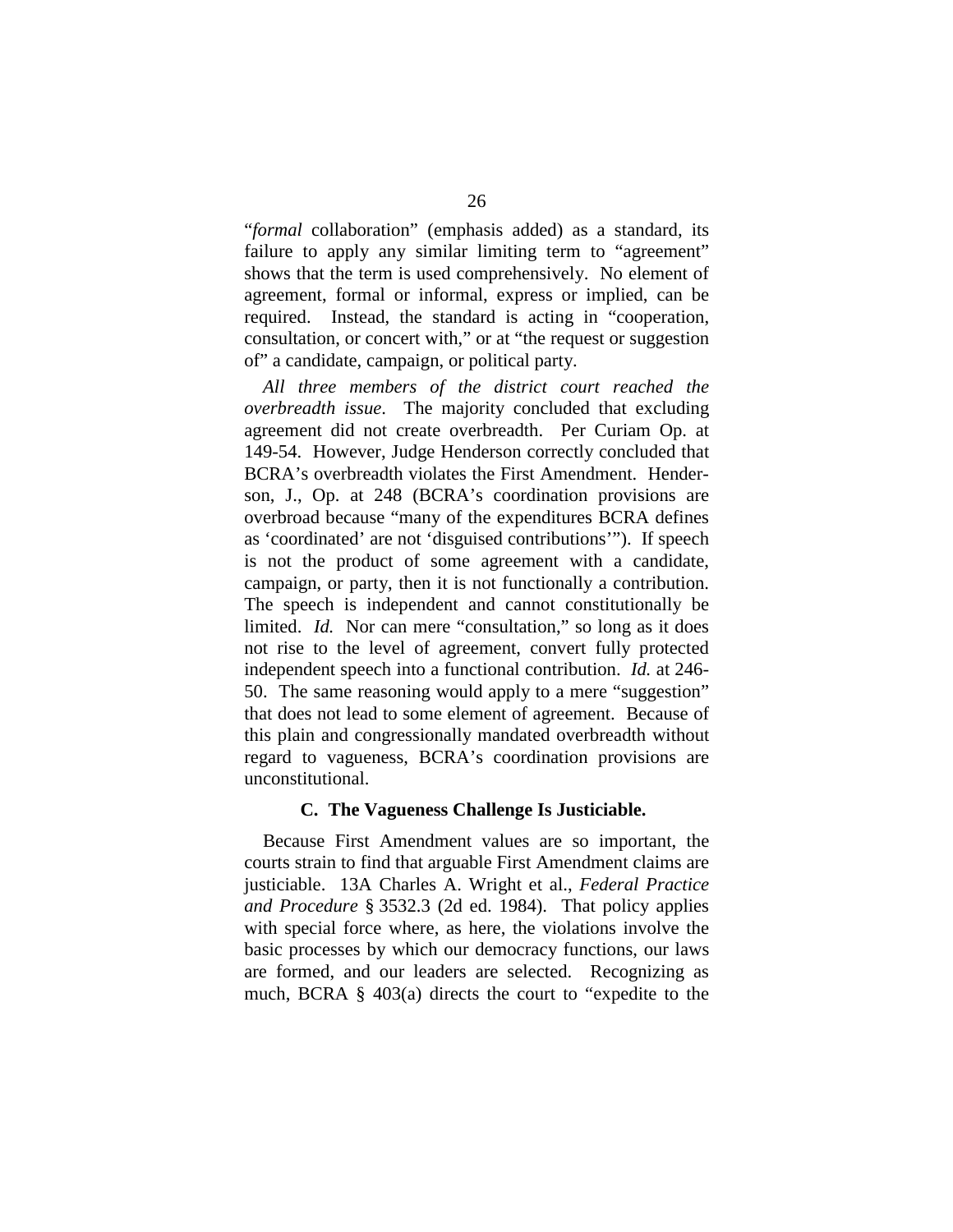"*formal* collaboration" (emphasis added) as a standard, its failure to apply any similar limiting term to "agreement" shows that the term is used comprehensively. No element of agreement, formal or informal, express or implied, can be required. Instead, the standard is acting in "cooperation, consultation, or concert with," or at "the request or suggestion of" a candidate, campaign, or political party.

*All three members of the district court reached the overbreadth issue*. The majority concluded that excluding agreement did not create overbreadth. Per Curiam Op. at 149-54. However, Judge Henderson correctly concluded that BCRA's overbreadth violates the First Amendment. Henderson, J., Op. at 248 (BCRA's coordination provisions are overbroad because "many of the expenditures BCRA defines as 'coordinated' are not 'disguised contributions'"). If speech is not the product of some agreement with a candidate, campaign, or party, then it is not functionally a contribution. The speech is independent and cannot constitutionally be limited. *Id.* Nor can mere "consultation," so long as it does not rise to the level of agreement, convert fully protected independent speech into a functional contribution. *Id.* at 246-50. The same reasoning would apply to a mere "suggestion" that does not lead to some element of agreement. Because of this plain and congressionally mandated overbreadth without regard to vagueness, BCRA's coordination provisions are unconstitutional.

### C. The Vagueness Challenge Is Justiciable.

Because First Amendment values are so important, the courts strain to find that arguable First Amendment claims are justiciable. 13A Charles A. Wright et al., *Federal Practice and Procedure* § 3532.3 (2d ed. 1984). That policy applies with special force where, as here, the violations involve the basic processes by which our democracy functions, our laws are formed, and our leaders are selected. Recognizing as much, BCRA § 403(a) directs the court to "expedite to the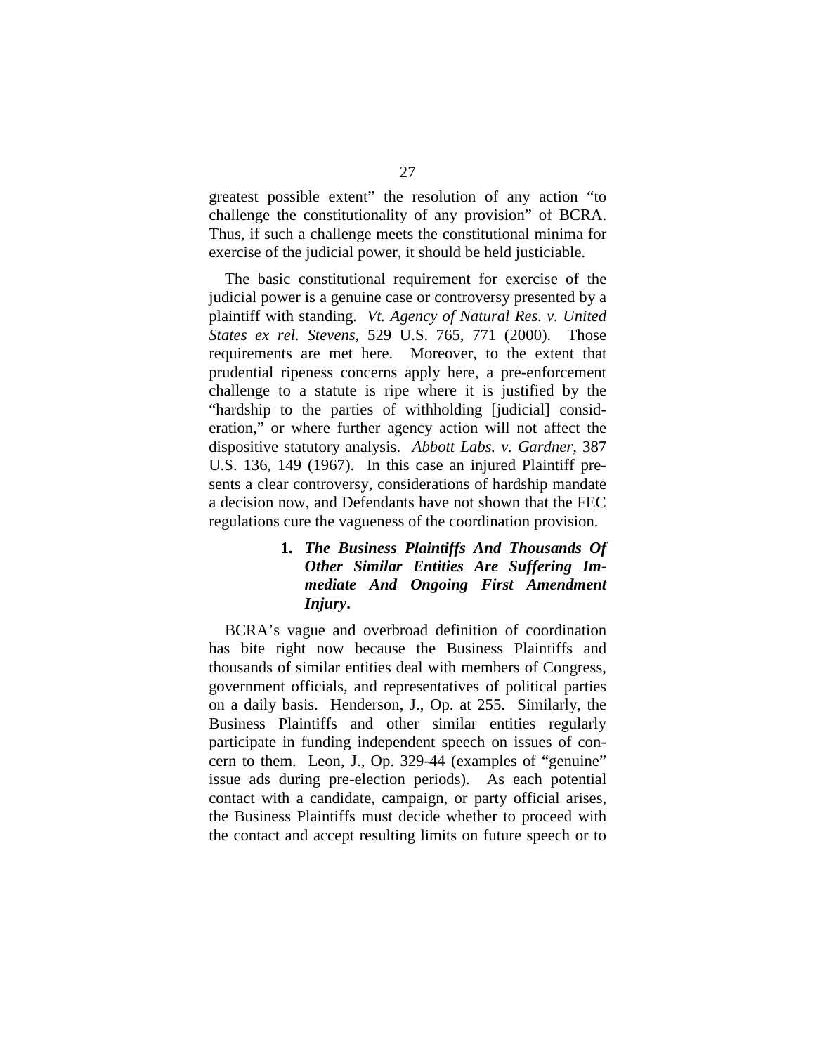greatest possible extent" the resolution of any action "to challenge the constitutionality of any provision" of BCRA. Thus, if such a challenge meets the constitutional minima for exercise of the judicial power, it should be held justiciable.

The basic constitutional requirement for exercise of the judicial power is a genuine case or controversy presented by a plaintiff with standing. *Vt. Agency of Natural Res. v. United States ex rel. Stevens*, 529 U.S. 765, 771 (2000). Those requirements are met here. Moreover, to the extent that prudential ripeness concerns apply here, a pre-enforcement challenge to a statute is ripe where it is justified by the "hardship to the parties of withholding [judicial] consideration," or where further agency action will not affect the dispositive statutory analysis. *Abbott Labs. v. Gardner*, 387 U.S. 136, 149 (1967). In this case an injured Plaintiff presents a clear controversy, considerations of hardship mandate a decision now, and Defendants have not shown that the FEC regulations cure the vagueness of the coordination provision.

#### 1. *The Business Plaintiffs And Thousands Of Other Similar Entities Are Suffering Immediate And Ongoing First Amendment Injury.*

BCRA's vague and overbroad definition of coordination has bite right now because the Business Plaintiffs and thousands of similar entities deal with members of Congress, government officials, and representatives of political parties on a daily basis. Henderson, J., Op. at 255. Similarly, the Business Plaintiffs and other similar entities regularly participate in funding independent speech on issues of concern to them. Leon, J., Op. 329-44 (examples of "genuine" issue ads during pre-election periods). As each potential contact with a candidate, campaign, or party official arises, the Business Plaintiffs must decide whether to proceed with the contact and accept resulting limits on future speech or to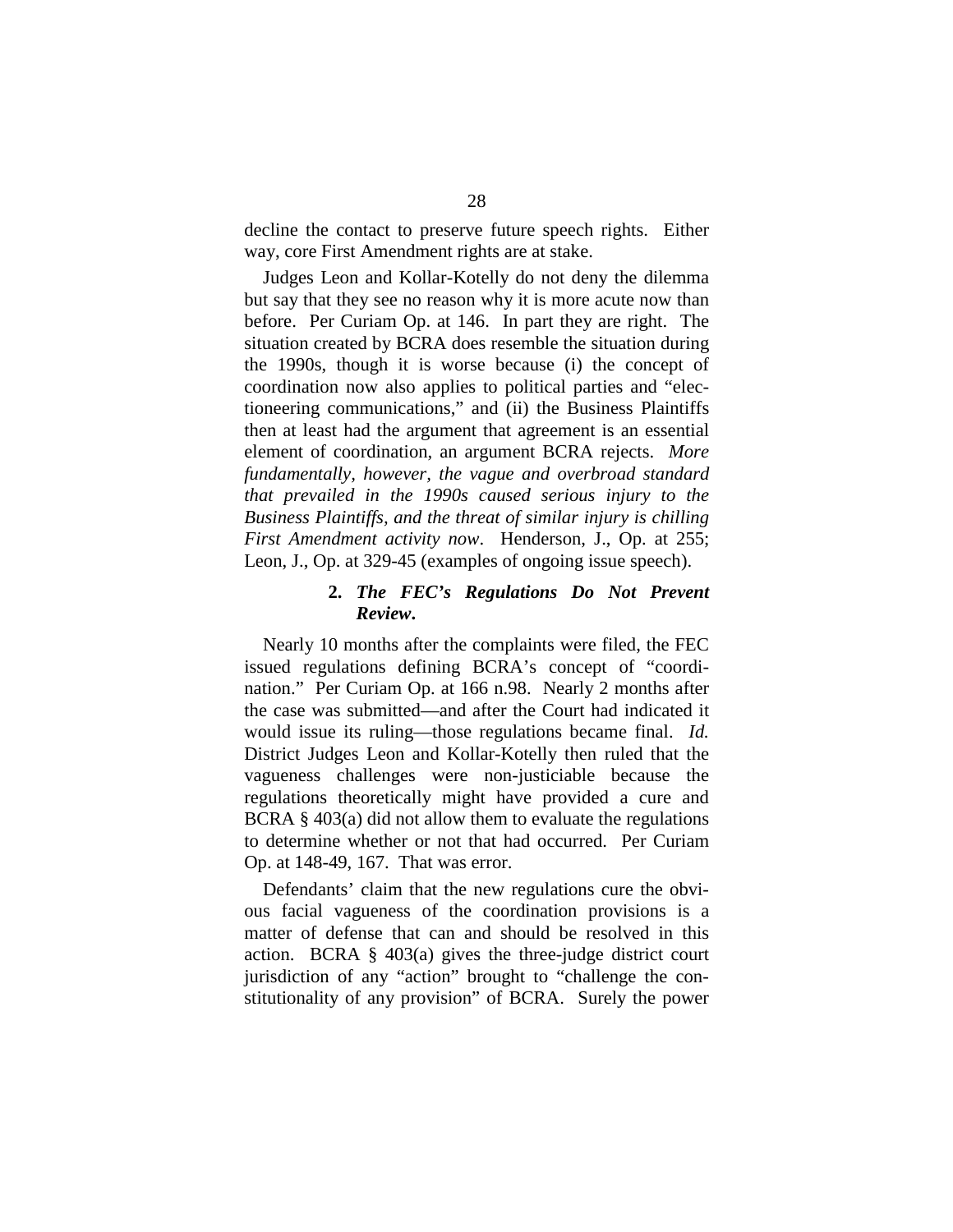decline the contact to preserve future speech rights. Either way, core First Amendment rights are at stake.

Judges Leon and Kollar-Kotelly do not deny the dilemma but say that they see no reason why it is more acute now than before. Per Curiam Op. at 146. In part they are right. The situation created by BCRA does resemble the situation during the 1990s, though it is worse because (i) the concept of coordination now also applies to political parties and "electioneering communications," and (ii) the Business Plaintiffs then at least had the argument that agreement is an essential element of coordination, an argument BCRA rejects. *More fundamentally, however, the vague and overbroad standard that prevailed in the 1990s caused serious injury to the Business Plaintiffs, and the threat of similar injury is chilling First Amendment activity now*. Henderson, J., Op. at 255; Leon, J., Op. at 329-45 (examples of ongoing issue speech).

### 2. *The FEC's Regulations Do Not Prevent Review.*

Nearly 10 months after the complaints were filed, the FEC issued regulations defining BCRA's concept of "coordination." Per Curiam Op. at 166 n.98. Nearly 2 months after the case was submitted—and after the Court had indicated it would issue its ruling—those regulations became final. *Id.* District Judges Leon and Kollar-Kotelly then ruled that the vagueness challenges were non-justiciable because the regulations theoretically might have provided a cure and BCRA § 403(a) did not allow them to evaluate the regulations to determine whether or not that had occurred. Per Curiam Op. at 148-49, 167. That was error.

Defendants' claim that the new regulations cure the obvious facial vagueness of the coordination provisions is a matter of defense that can and should be resolved in this action. BCRA § 403(a) gives the three-judge district court jurisdiction of any "action" brought to "challenge the constitutionality of any provision" of BCRA. Surely the power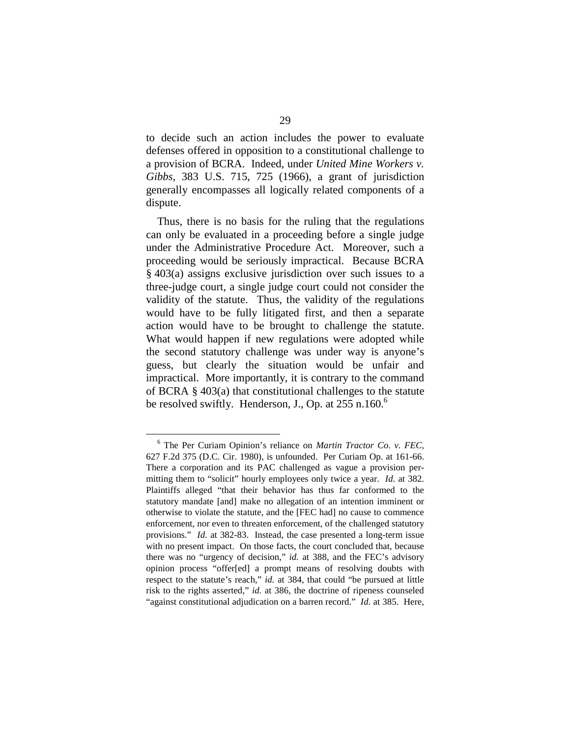to decide such an action includes the power to evaluate defenses offered in opposition to a constitutional challenge to a provision of BCRA. Indeed, under *United Mine Workers v. Gibbs*, 383 U.S. 715, 725 (1966), a grant of jurisdiction generally encompasses all logically related components of a dispute.

Thus, there is no basis for the ruling that the regulations can only be evaluated in a proceeding before a single judge under the Administrative Procedure Act. Moreover, such a proceeding would be seriously impractical. Because BCRA § 403(a) assigns exclusive jurisdiction over such issues to a three-judge court, a single judge court could not consider the validity of the statute. Thus, the validity of the regulations would have to be fully litigated first, and then a separate action would have to be brought to challenge the statute. What would happen if new regulations were adopted while the second statutory challenge was under way is anyone's guess, but clearly the situation would be unfair and impractical. More importantly, it is contrary to the command of BCRA § 403(a) that constitutional challenges to the statute be resolved swiftly. Henderson, J., Op. at 255 n.160.[6]

[6] The Per Curiam Opinion's reliance on *Martin Tractor Co. v. FEC*, 627 F.2d 375 (D.C. Cir. 1980), is unfounded. Per Curiam Op. at 161-66. There a corporation and its PAC challenged as vague a provision permitting them to "solicit" hourly employees only twice a year. *Id.* at 382. Plaintiffs alleged "that their behavior has thus far conformed to the statutory mandate [and] make no allegation of an intention imminent or otherwise to violate the statute, and the [FEC had] no cause to commence enforcement, nor even to threaten enforcement, of the challenged statutory provisions." *Id.* at 382-83. Instead, the case presented a long-term issue with no present impact. On those facts, the court concluded that, because there was no "urgency of decision," *id.* at 388, and the FEC's advisory opinion process "offer[ed] a prompt means of resolving doubts with respect to the statute's reach," *id.* at 384, that could "be pursued at little risk to the rights asserted," *id.* at 386, the doctrine of ripeness counseled "against constitutional adjudication on a barren record." *Id.* at 385. Here,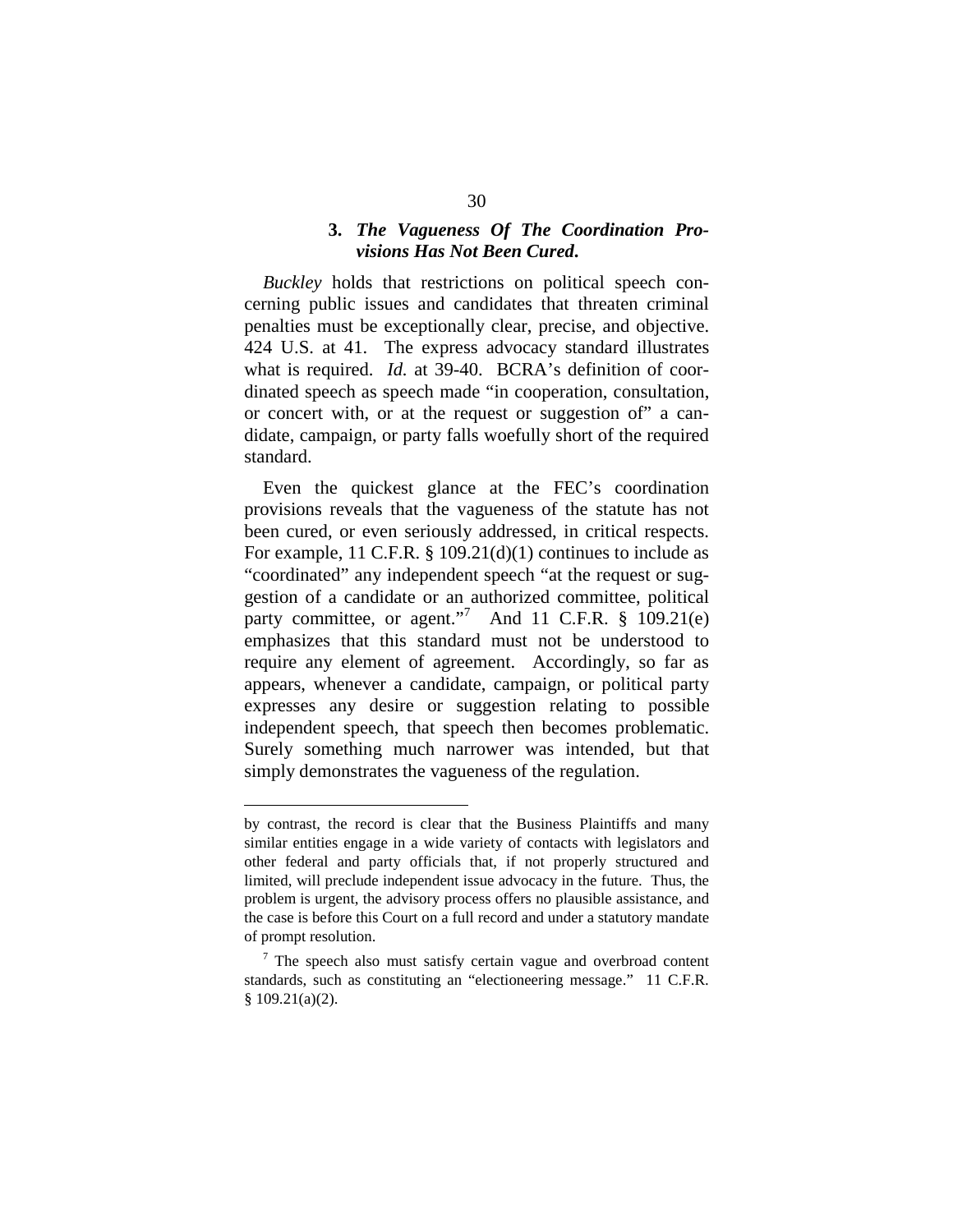### 3. *The Vagueness Of The Coordination Provisions Has Not Been Cured.*

*Buckley* holds that restrictions on political speech concerning public issues and candidates that threaten criminal penalties must be exceptionally clear, precise, and objective. 424 U.S. at 41. The express advocacy standard illustrates what is required. *Id.* at 39-40. BCRA's definition of coordinated speech as speech made "in cooperation, consultation, or concert with, or at the request or suggestion of" a candidate, campaign, or party falls woefully short of the required standard.

Even the quickest glance at the FEC's coordination provisions reveals that the vagueness of the statute has not been cured, or even seriously addressed, in critical respects. For example, 11 C.F.R. § 109.21(d)(1) continues to include as "coordinated" any independent speech "at the request or suggestion of a candidate or an authorized committee, political party committee, or agent."[7] And 11 C.F.R. § 109.21(e) emphasizes that this standard must not be understood to require any element of agreement. Accordingly, so far as appears, whenever a candidate, campaign, or political party expresses any desire or suggestion relating to possible independent speech, that speech then becomes problematic. Surely something much narrower was intended, but that simply demonstrates the vagueness of the regulation.

---

by contrast, the record is clear that the Business Plaintiffs and many similar entities engage in a wide variety of contacts with legislators and other federal and party officials that, if not properly structured and limited, will preclude independent issue advocacy in the future. Thus, the problem is urgent, the advisory process offers no plausible assistance, and the case is before this Court on a full record and under a statutory mandate of prompt resolution.

[7] The speech also must satisfy certain vague and overbroad content standards, such as constituting an "electioneering message." 11 C.F.R. § 109.21(a)(2).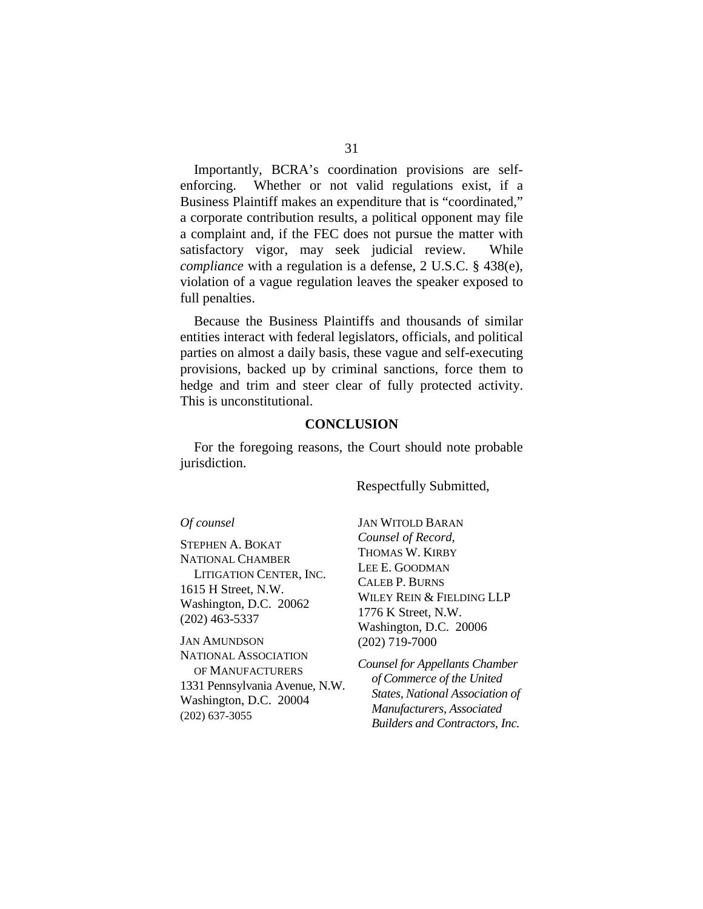Importantly, BCRA's coordination provisions are self-enforcing. Whether or not valid regulations exist, if a Business Plaintiff makes an expenditure that is "coordinated," a corporate contribution results, a political opponent may file a complaint and, if the FEC does not pursue the matter with satisfactory vigor, may seek judicial review. While *compliance* with a regulation is a defense, 2 U.S.C. § 438(e), violation of a vague regulation leaves the speaker exposed to full penalties.

Because the Business Plaintiffs and thousands of similar entities interact with federal legislators, officials, and political parties on almost a daily basis, these vague and self-executing provisions, backed up by criminal sanctions, force them to hedge and trim and steer clear of fully protected activity. This is unconstitutional.

## CONCLUSION

For the foregoing reasons, the Court should note probable jurisdiction.

Respectfully Submitted,

JAN WITOLD BARAN
*Counsel of Record,*
THOMAS W. KIRBY
LEE E. GOODMAN
CALEB P. BURNS
WILEY REIN & FIELDING LLP
1776 K Street, N.W.
Washington, D.C. 20006
(202) 719-7000

*Counsel for Appellants Chamber of Commerce of the United States, National Association of Manufacturers, Associated Builders and Contractors, Inc.*

*Of counsel*

STEPHEN A. BOKAT
NATIONAL CHAMBER LITIGATION CENTER, INC.
1615 H Street, N.W.
Washington, D.C. 20062
(202) 463-5337

JAN AMUNDSON
NATIONAL ASSOCIATION OF MANUFACTURERS
1331 Pennsylvania Avenue, N.W.
Washington, D.C. 20004
(202) 637-3055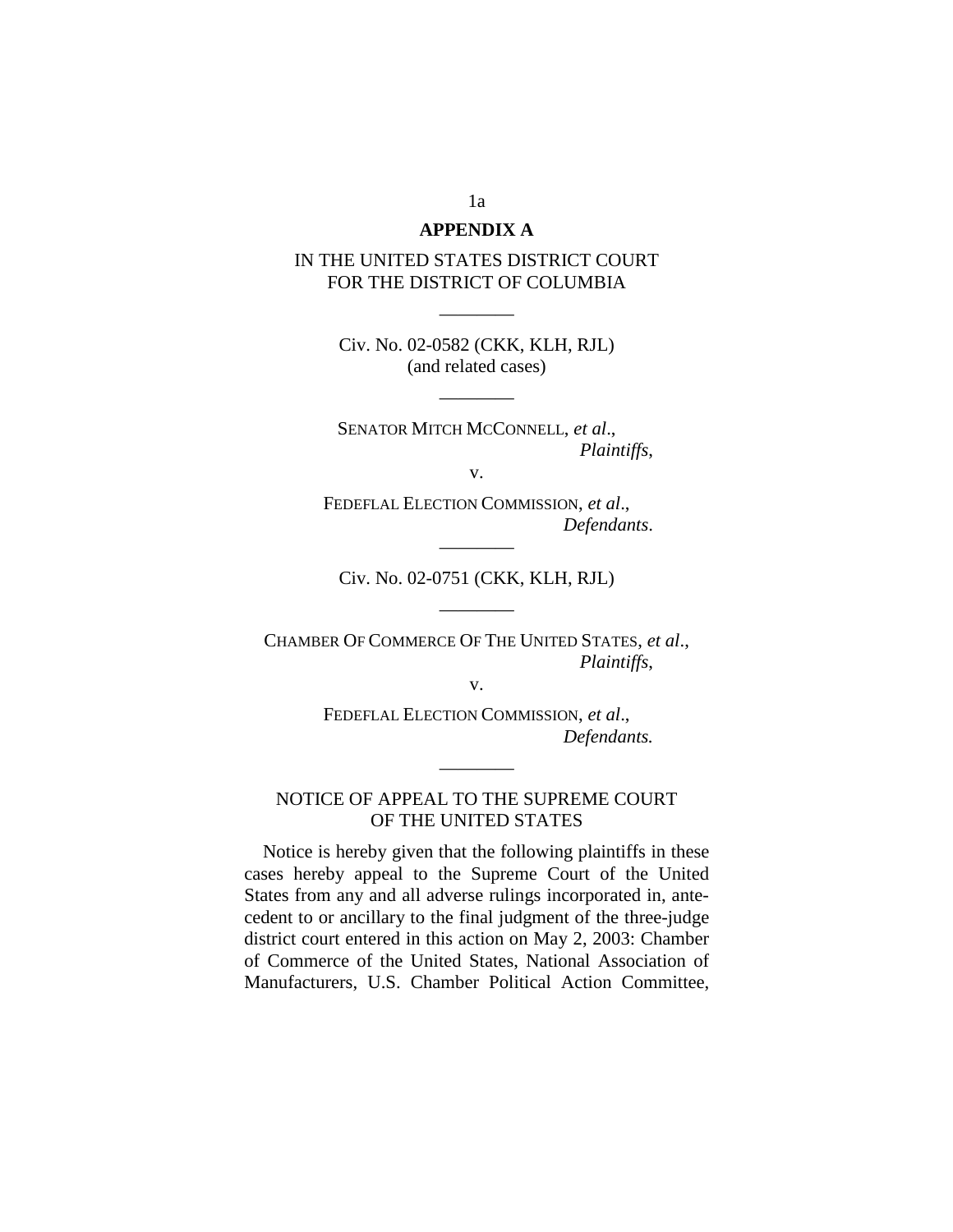## APPENDIX A

IN THE UNITED STATES DISTRICT COURT
FOR THE DISTRICT OF COLUMBIA

________

Civ. No. 02-0582 (CKK, KLH, RJL)
(and related cases)

________

SENATOR MITCH MCCONNELL, *et al*.,
*Plaintiffs*,

v.

FEDEFLAL ELECTION COMMISSION, *et al*.,
*Defendants*.

________

Civ. No. 02-0751 (CKK, KLH, RJL)

________

CHAMBER OF COMMERCE OF THE UNITED STATES, *et al*.,
*Plaintiffs*,

v.

FEDEFLAL ELECTION COMMISSION, *et al*.,
*Defendants.*

________

NOTICE OF APPEAL TO THE SUPREME COURT
OF THE UNITED STATES

Notice is hereby given that the following plaintiffs in these cases hereby appeal to the Supreme Court of the United States from any and all adverse rulings incorporated in, antecedent to or ancillary to the final judgment of the three-judge district court entered in this action on May 2, 2003: Chamber of Commerce of the United States, National Association of Manufacturers, U.S. Chamber Political Action Committee,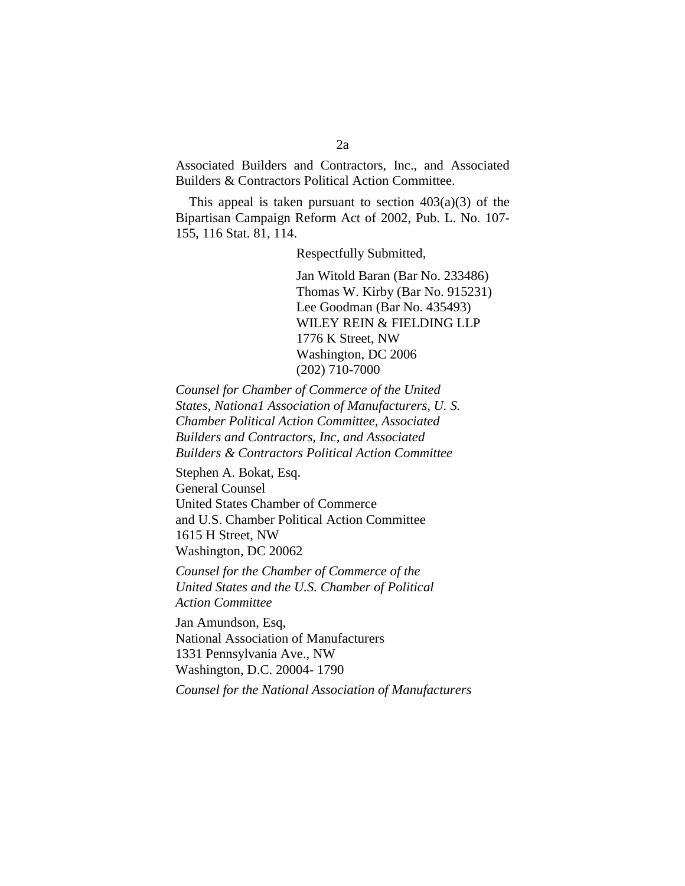Associated Builders and Contractors, Inc., and Associated Builders & Contractors Political Action Committee.

This appeal is taken pursuant to section 403(a)(3) of the Bipartisan Campaign Reform Act of 2002, Pub. L. No. 107-155, 116 Stat. 81, 114.

Respectfully Submitted,

Jan Witold Baran (Bar No. 233486)
Thomas W. Kirby (Bar No. 915231)
Lee Goodman (Bar No. 435493)
WILEY REIN & FIELDING LLP
1776 K Street, NW
Washington, DC 2006
(202) 710-7000

*Counsel for Chamber of Commerce of the United States, Nationa1 Association of Manufacturers, U. S. Chamber Political Action Committee, Associated Builders and Contractors, Inc, and Associated Builders & Contractors Political Action Committee*

Stephen A. Bokat, Esq.
General Counsel
United States Chamber of Commerce
and U.S. Chamber Political Action Committee
1615 H Street, NW
Washington, DC 20062

*Counsel for the Chamber of Commerce of the United States and the U.S. Chamber of Political Action Committee*

Jan Amundson, Esq,
National Association of Manufacturers
1331 Pennsylvania Ave., NW
Washington, D.C. 20004- 1790

*Counsel for the National Association of Manufacturers*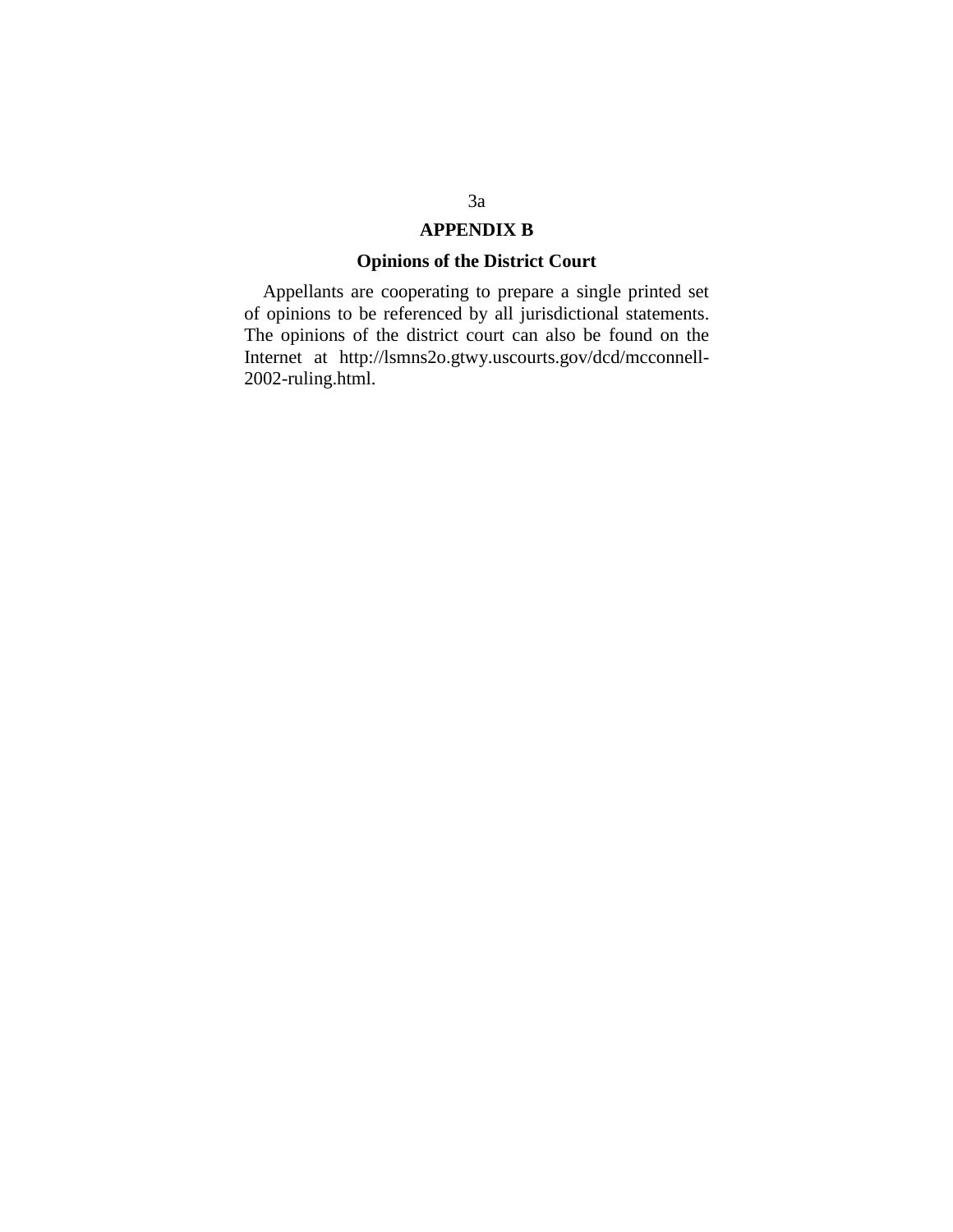## APPENDIX B

### Opinions of the District Court

Appellants are cooperating to prepare a single printed set of opinions to be referenced by all jurisdictional statements. The opinions of the district court can also be found on the Internet at http://lsmns2o.gtwy.uscourts.gov/dcd/mcconnell-2002-ruling.html.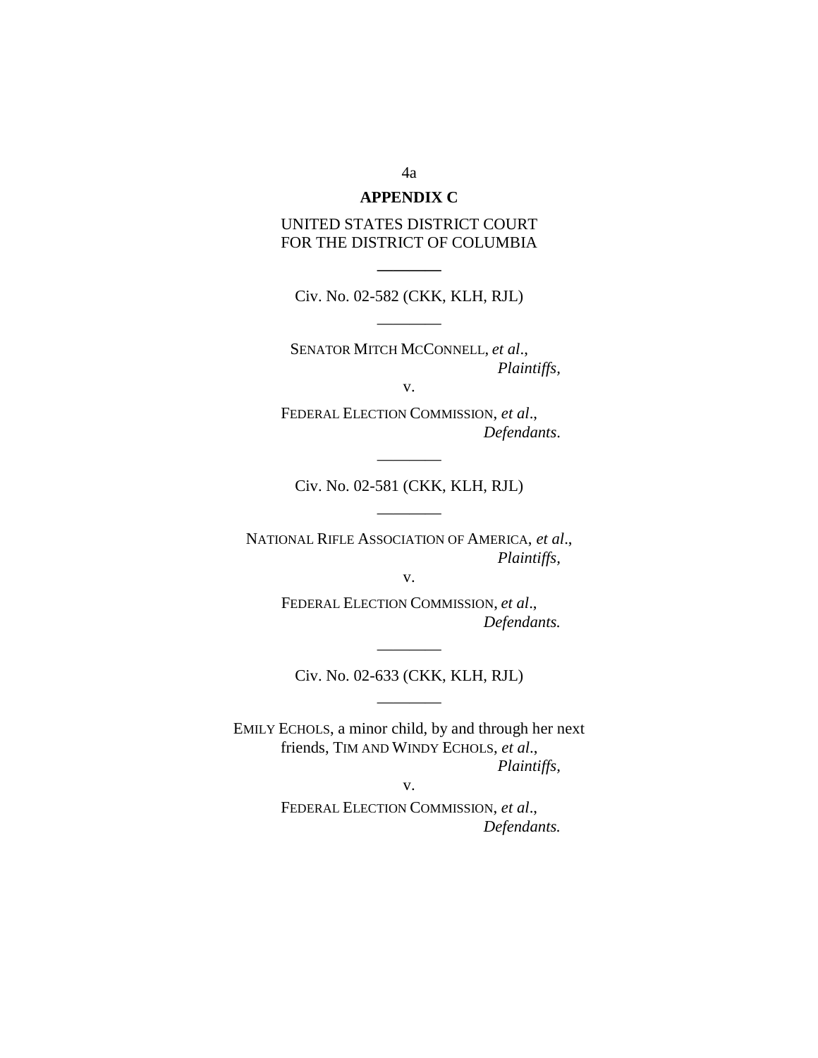## APPENDIX C

UNITED STATES DISTRICT COURT
FOR THE DISTRICT OF COLUMBIA

---

Civ. No. 02-582 (CKK, KLH, RJL)

---

SENATOR MITCH MCCONNELL, *et al*.,
*Plaintiffs,*

v.

FEDERAL ELECTION COMMISSION, *et al*.,
*Defendants*.

---

Civ. No. 02-581 (CKK, KLH, RJL)

---

NATIONAL RIFLE ASSOCIATION OF AMERICA, *et al*.,
*Plaintiffs,*

v.

FEDERAL ELECTION COMMISSION, *et al*.,
*Defendants.*

---

Civ. No. 02-633 (CKK, KLH, RJL)

---

EMILY ECHOLS, a minor child, by and through her next friends, TIM AND WINDY ECHOLS, *et al*.,
*Plaintiffs,*

v.

FEDERAL ELECTION COMMISSION, *et al*.,
*Defendants.*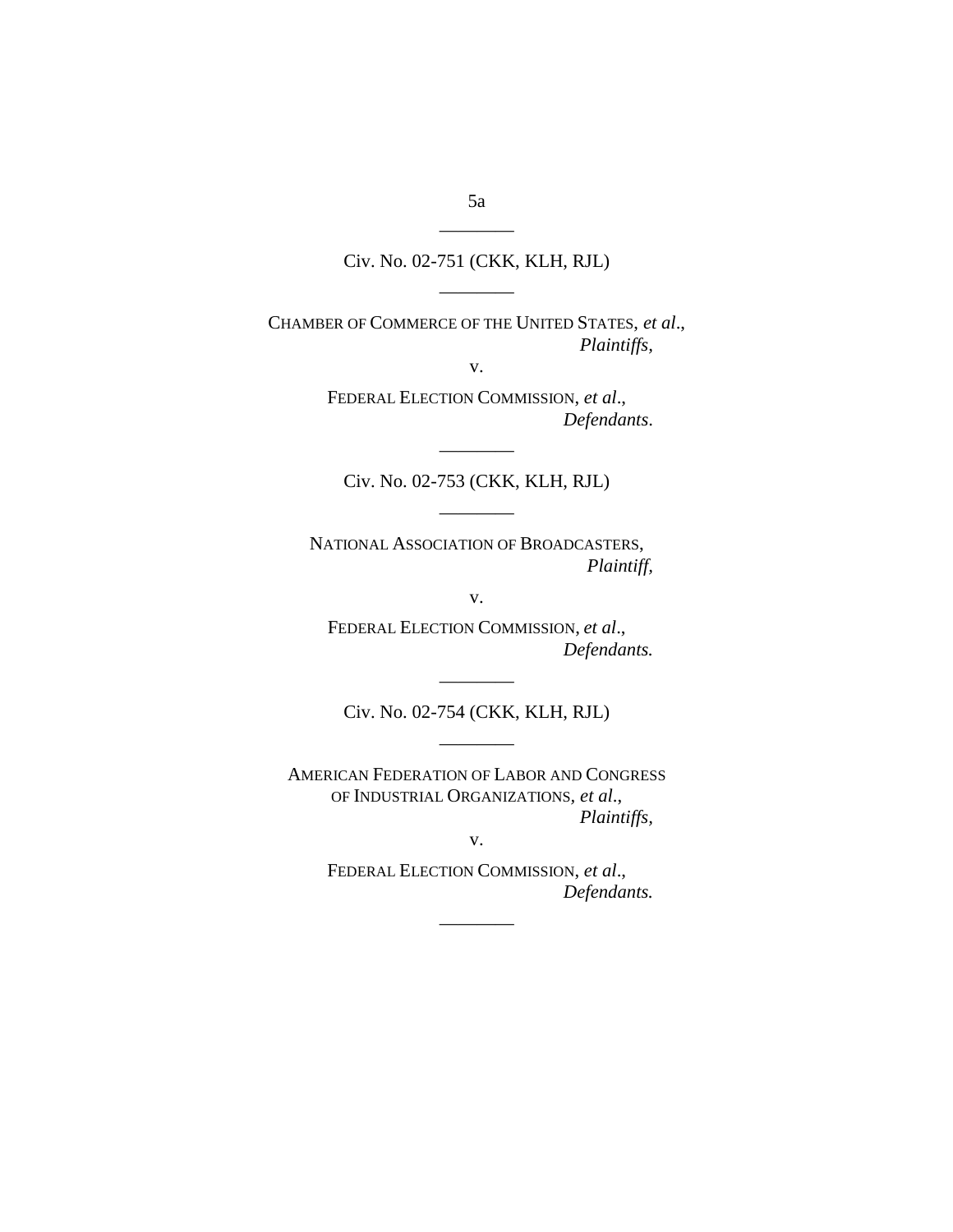________

Civ. No. 02-751 (CKK, KLH, RJL)

________

CHAMBER OF COMMERCE OF THE UNITED STATES, *et al*.,
*Plaintiffs*,

v.

FEDERAL ELECTION COMMISSION, *et al*.,
*Defendants*.

________

Civ. No. 02-753 (CKK, KLH, RJL)

________

NATIONAL ASSOCIATION OF BROADCASTERS,
*Plaintiff,*

v.

FEDERAL ELECTION COMMISSION, *et al*.,
*Defendants.*

________

Civ. No. 02-754 (CKK, KLH, RJL)

________

AMERICAN FEDERATION OF LABOR AND CONGRESS OF INDUSTRIAL ORGANIZATIONS, *et al.*,
*Plaintiffs*,

v.

FEDERAL ELECTION COMMISSION, *et al*.,
*Defendants.*

________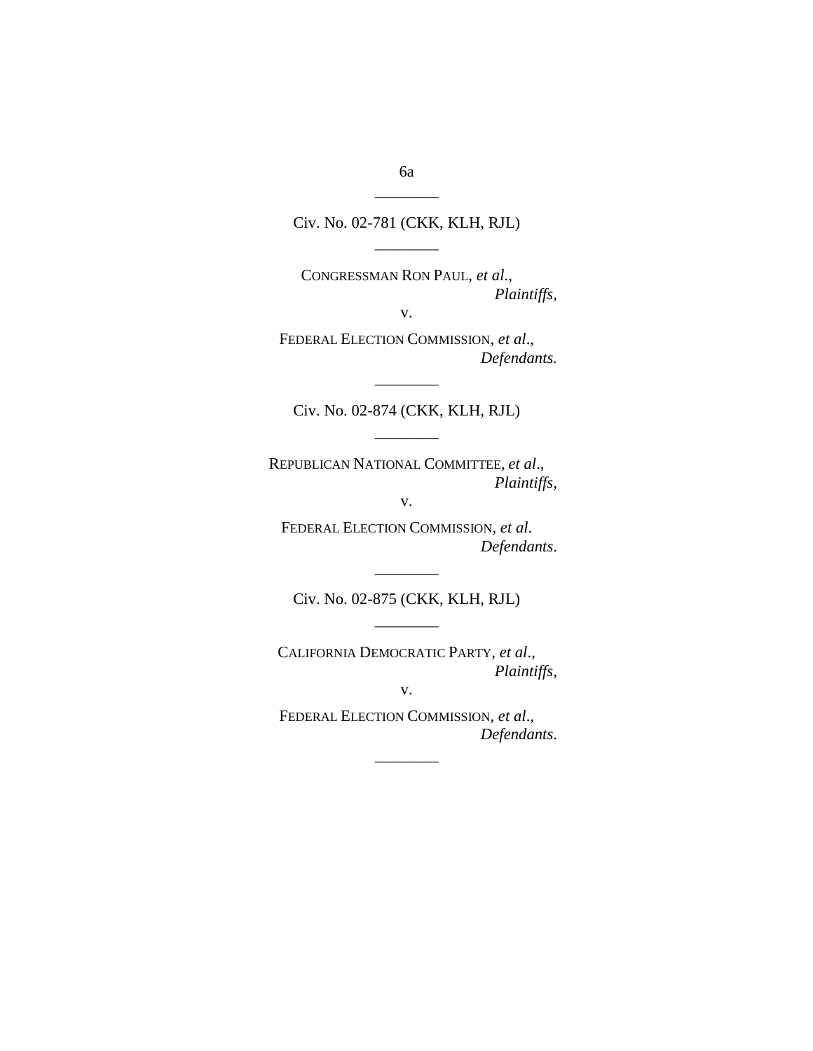---

Civ. No. 02-781 (CKK, KLH, RJL)

---

CONGRESSMAN RON PAUL, *et al*.,
*Plaintiffs*,

v.

FEDERAL ELECTION COMMISSION, *et al*.,
*Defendants.*

---

Civ. No. 02-874 (CKK, KLH, RJL)

---

REPUBLICAN NATIONAL COMMITTEE, *et al*.,
*Plaintiffs*,

v.

FEDERAL ELECTION COMMISSION, *et al*.
*Defendants*.

---

Civ. No. 02-875 (CKK, KLH, RJL)

---

CALIFORNIA DEMOCRATIC PARTY, *et al*.,
*Plaintiffs*,

v.

FEDERAL ELECTION COMMISSION, *et al*.,
*Defendants*.

---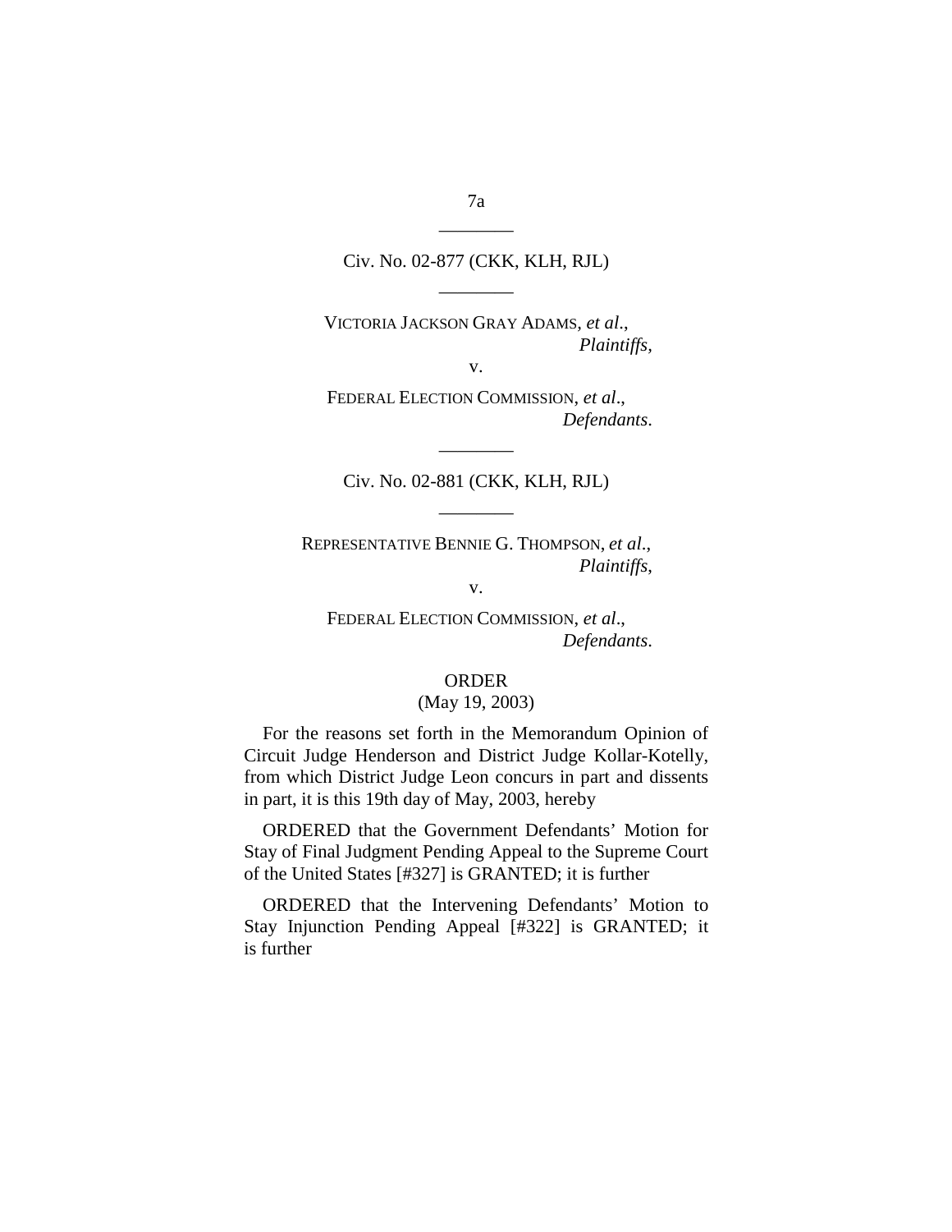Civ. No. 02-877 (CKK, KLH, RJL)

---

VICTORIA JACKSON GRAY ADAMS, *et al*.,
*Plaintiffs*,

v.

FEDERAL ELECTION COMMISSION, *et al*.,
*Defendants*.

---

Civ. No. 02-881 (CKK, KLH, RJL)

---

REPRESENTATIVE BENNIE G. THOMPSON, *et al*.,
*Plaintiffs*,

v.

FEDERAL ELECTION COMMISSION, *et al*.,
*Defendants*.

ORDER
(May 19, 2003)

For the reasons set forth in the Memorandum Opinion of Circuit Judge Henderson and District Judge Kollar-Kotelly, from which District Judge Leon concurs in part and dissents in part, it is this 19th day of May, 2003, hereby

ORDERED that the Government Defendants' Motion for Stay of Final Judgment Pending Appeal to the Supreme Court of the United States [#327] is GRANTED; it is further

ORDERED that the Intervening Defendants' Motion to Stay Injunction Pending Appeal [#322] is GRANTED; it is further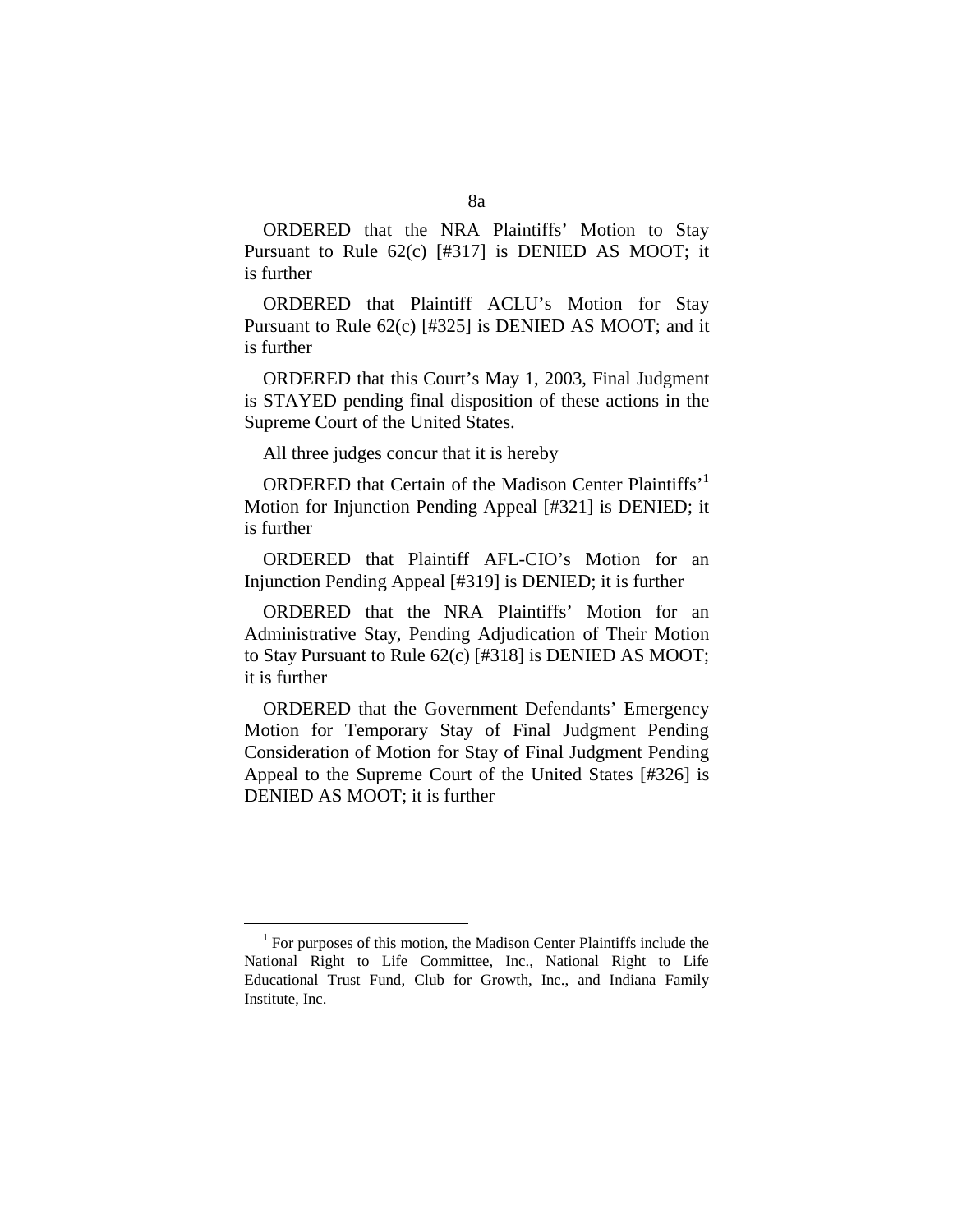ORDERED that the NRA Plaintiffs' Motion to Stay Pursuant to Rule 62(c) [#317] is DENIED AS MOOT; it is further

ORDERED that Plaintiff ACLU's Motion for Stay Pursuant to Rule 62(c) [#325] is DENIED AS MOOT; and it is further

ORDERED that this Court's May 1, 2003, Final Judgment is STAYED pending final disposition of these actions in the Supreme Court of the United States.

All three judges concur that it is hereby

ORDERED that Certain of the Madison Center Plaintiffs'[1] Motion for Injunction Pending Appeal [#321] is DENIED; it is further

ORDERED that Plaintiff AFL-CIO's Motion for an Injunction Pending Appeal [#319] is DENIED; it is further

ORDERED that the NRA Plaintiffs' Motion for an Administrative Stay, Pending Adjudication of Their Motion to Stay Pursuant to Rule 62(c) [#318] is DENIED AS MOOT; it is further

ORDERED that the Government Defendants' Emergency Motion for Temporary Stay of Final Judgment Pending Consideration of Motion for Stay of Final Judgment Pending Appeal to the Supreme Court of the United States [#326] is DENIED AS MOOT; it is further

---

[1] For purposes of this motion, the Madison Center Plaintiffs include the National Right to Life Committee, Inc., National Right to Life Educational Trust Fund, Club for Growth, Inc., and Indiana Family Institute, Inc.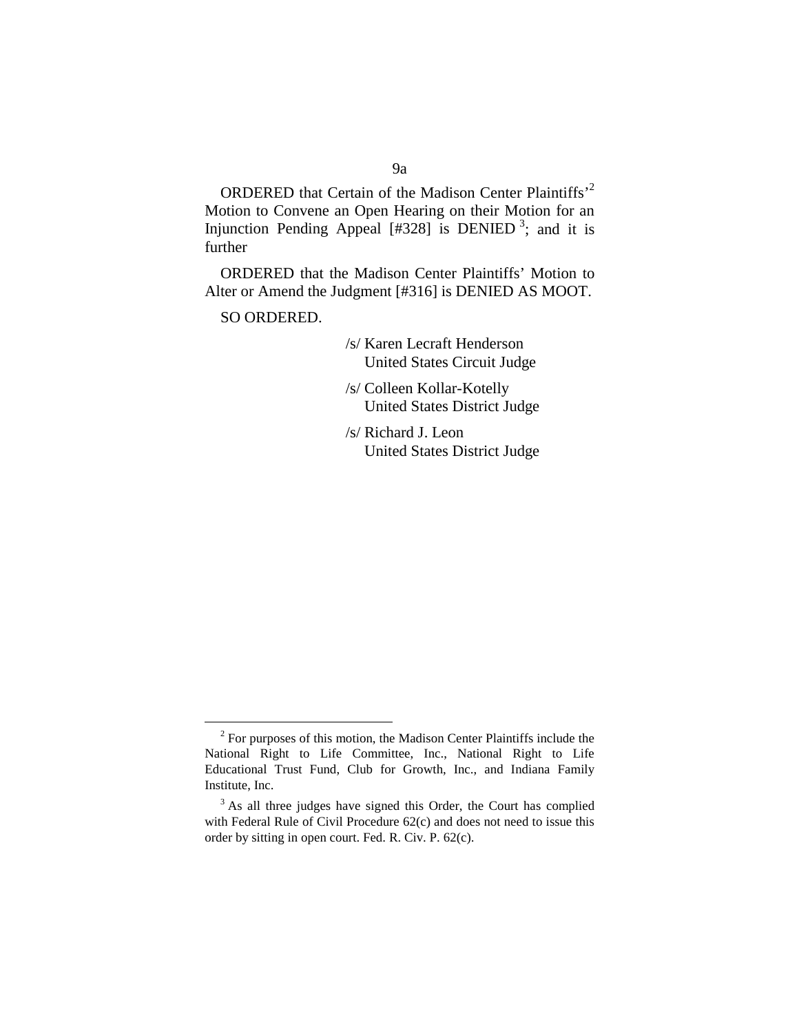ORDERED that Certain of the Madison Center Plaintiffs'[2] Motion to Convene an Open Hearing on their Motion for an Injunction Pending Appeal [#328] is DENIED[3]; and it is further

ORDERED that the Madison Center Plaintiffs' Motion to Alter or Amend the Judgment [#316] is DENIED AS MOOT.

SO ORDERED.

/s/ Karen Lecraft Henderson
United States Circuit Judge

/s/ Colleen Kollar-Kotelly
United States District Judge

/s/ Richard J. Leon
United States District Judge

---

[2] For purposes of this motion, the Madison Center Plaintiffs include the National Right to Life Committee, Inc., National Right to Life Educational Trust Fund, Club for Growth, Inc., and Indiana Family Institute, Inc.

[3] As all three judges have signed this Order, the Court has complied with Federal Rule of Civil Procedure 62(c) and does not need to issue this order by sitting in open court. Fed. R. Civ. P. 62(c).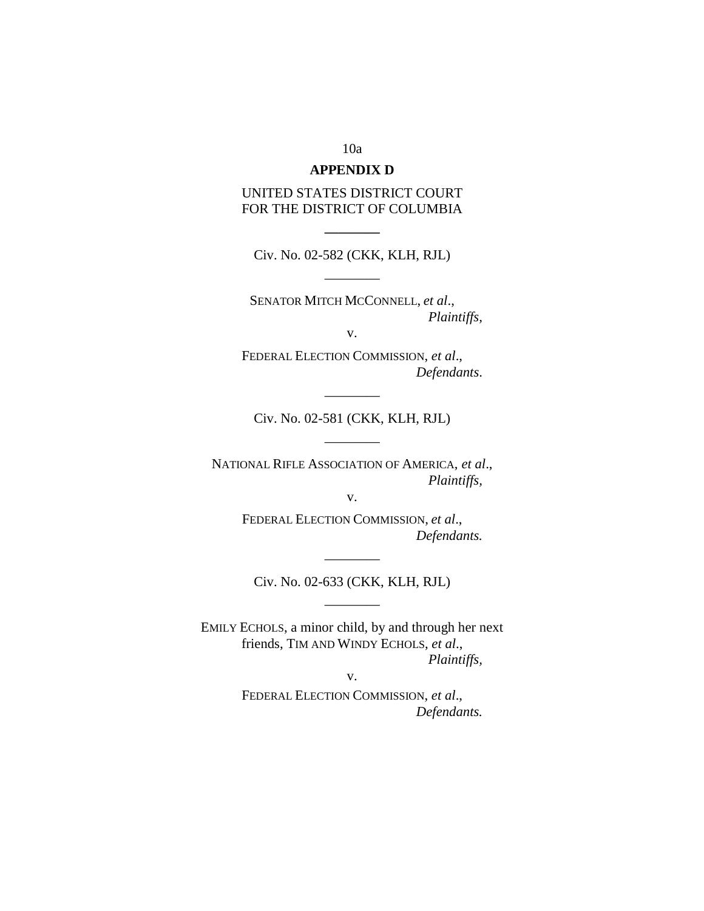## APPENDIX D

UNITED STATES DISTRICT COURT
FOR THE DISTRICT OF COLUMBIA

———

Civ. No. 02-582 (CKK, KLH, RJL)

———

SENATOR MITCH MCCONNELL, *et al*.,
*Plaintiffs*,

v.

FEDERAL ELECTION COMMISSION, *et al*.,
*Defendants*.

———

Civ. No. 02-581 (CKK, KLH, RJL)

———

NATIONAL RIFLE ASSOCIATION OF AMERICA, *et al*.,
*Plaintiffs*,

v.

FEDERAL ELECTION COMMISSION, *et al*.,
*Defendants.*

———

Civ. No. 02-633 (CKK, KLH, RJL)

———

EMILY ECHOLS, a minor child, by and through her next friends, TIM AND WINDY ECHOLS, *et al*.,
*Plaintiffs,*

v.

FEDERAL ELECTION COMMISSION, *et al*.,
*Defendants.*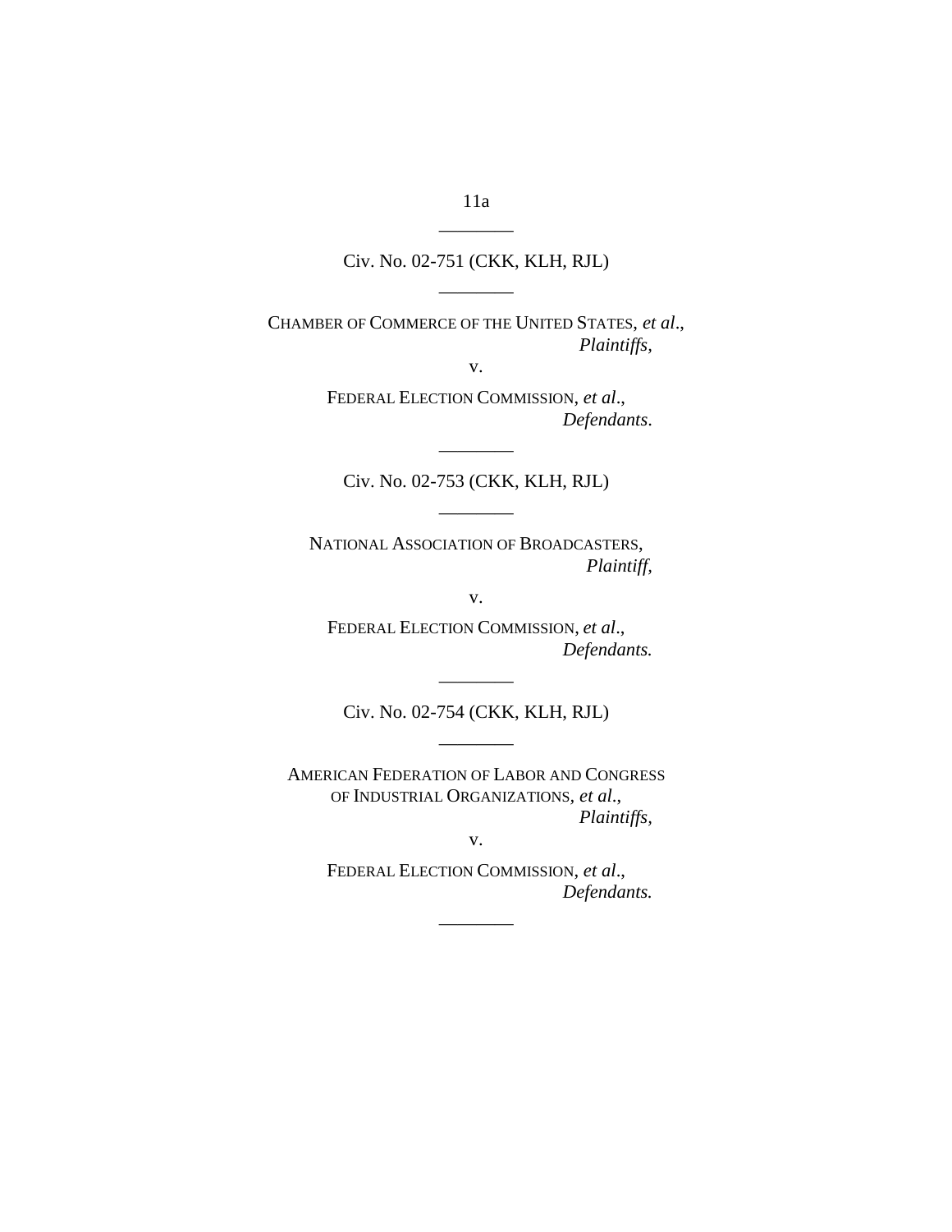________

Civ. No. 02-751 (CKK, KLH, RJL)

________

CHAMBER OF COMMERCE OF THE UNITED STATES, *et al*.,
*Plaintiffs*,

v.

FEDERAL ELECTION COMMISSION, *et al*.,
*Defendants*.

________

Civ. No. 02-753 (CKK, KLH, RJL)

________

NATIONAL ASSOCIATION OF BROADCASTERS,
*Plaintiff,*

v.

FEDERAL ELECTION COMMISSION, *et al*.,
*Defendants.*

________

Civ. No. 02-754 (CKK, KLH, RJL)

________

AMERICAN FEDERATION OF LABOR AND CONGRESS OF INDUSTRIAL ORGANIZATIONS, *et al*.,
*Plaintiffs*,

v.

FEDERAL ELECTION COMMISSION, *et al*.,
*Defendants.*

________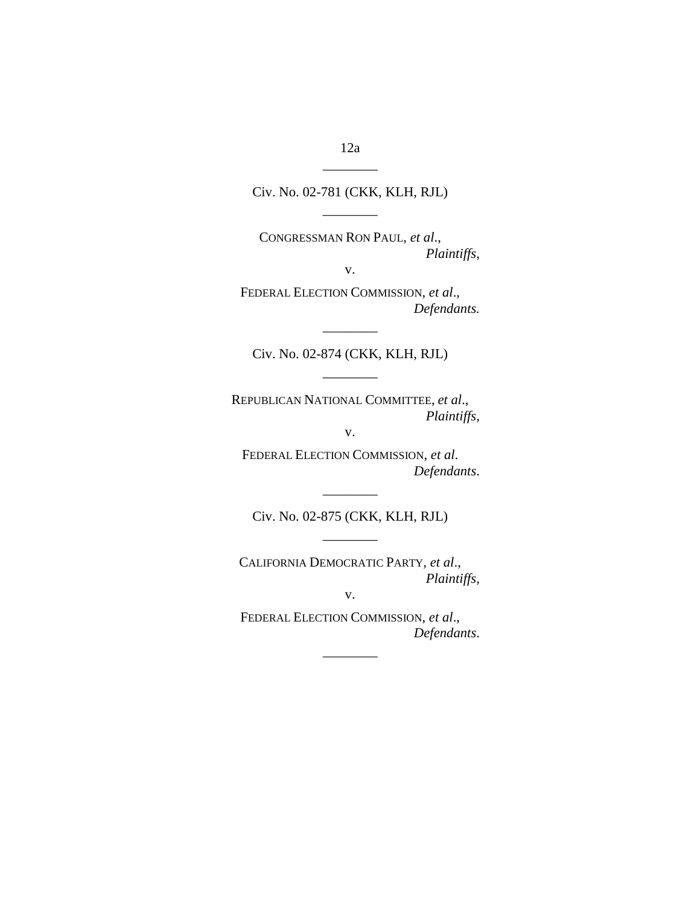________

Civ. No. 02-781 (CKK, KLH, RJL)

________

CONGRESSMAN RON PAUL, *et al*.,
*Plaintiffs*,

v.

FEDERAL ELECTION COMMISSION, *et al*.,
*Defendants.*

________

Civ. No. 02-874 (CKK, KLH, RJL)

________

REPUBLICAN NATIONAL COMMITTEE, *et al*.,
*Plaintiffs*,

v.

FEDERAL ELECTION COMMISSION, *et al*.
*Defendants*.

________

Civ. No. 02-875 (CKK, KLH, RJL)

________

CALIFORNIA DEMOCRATIC PARTY, *et al*.,
*Plaintiffs*,

v.

FEDERAL ELECTION COMMISSION, *et al*.,
*Defendants*.

________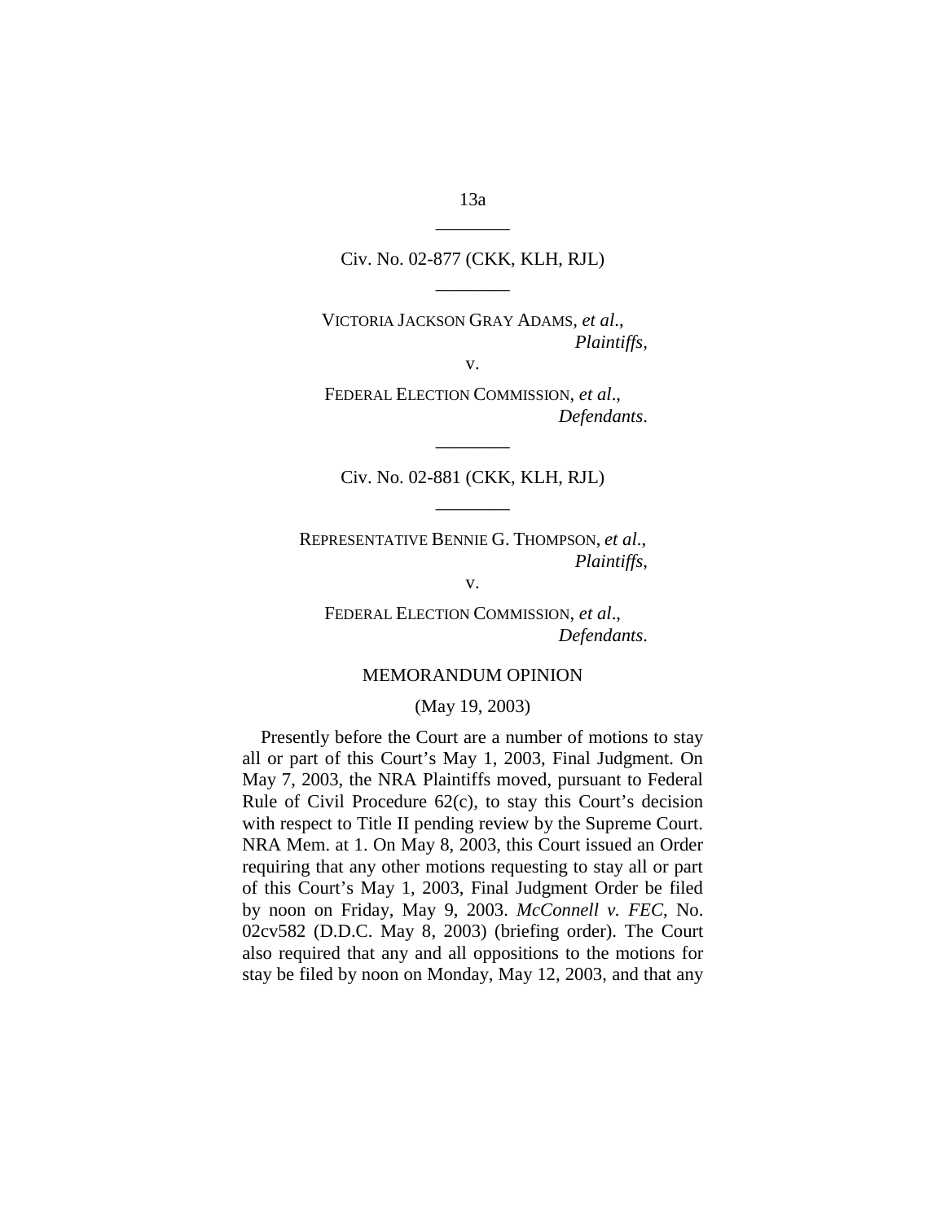---

Civ. No. 02-877 (CKK, KLH, RJL)

---

VICTORIA JACKSON GRAY ADAMS, *et al*.,
*Plaintiffs*,

v.

FEDERAL ELECTION COMMISSION, *et al*.,
*Defendants*.

---

Civ. No. 02-881 (CKK, KLH, RJL)

---

REPRESENTATIVE BENNIE G. THOMPSON, *et al*.,
*Plaintiffs*,

v.

FEDERAL ELECTION COMMISSION, *et al*.,
*Defendants*.

MEMORANDUM OPINION

(May 19, 2003)

Presently before the Court are a number of motions to stay all or part of this Court's May 1, 2003, Final Judgment. On May 7, 2003, the NRA Plaintiffs moved, pursuant to Federal Rule of Civil Procedure 62(c), to stay this Court's decision with respect to Title II pending review by the Supreme Court. NRA Mem. at 1. On May 8, 2003, this Court issued an Order requiring that any other motions requesting to stay all or part of this Court's May 1, 2003, Final Judgment Order be filed by noon on Friday, May 9, 2003. *McConnell v. FEC*, No. 02cv582 (D.D.C. May 8, 2003) (briefing order). The Court also required that any and all oppositions to the motions for stay be filed by noon on Monday, May 12, 2003, and that any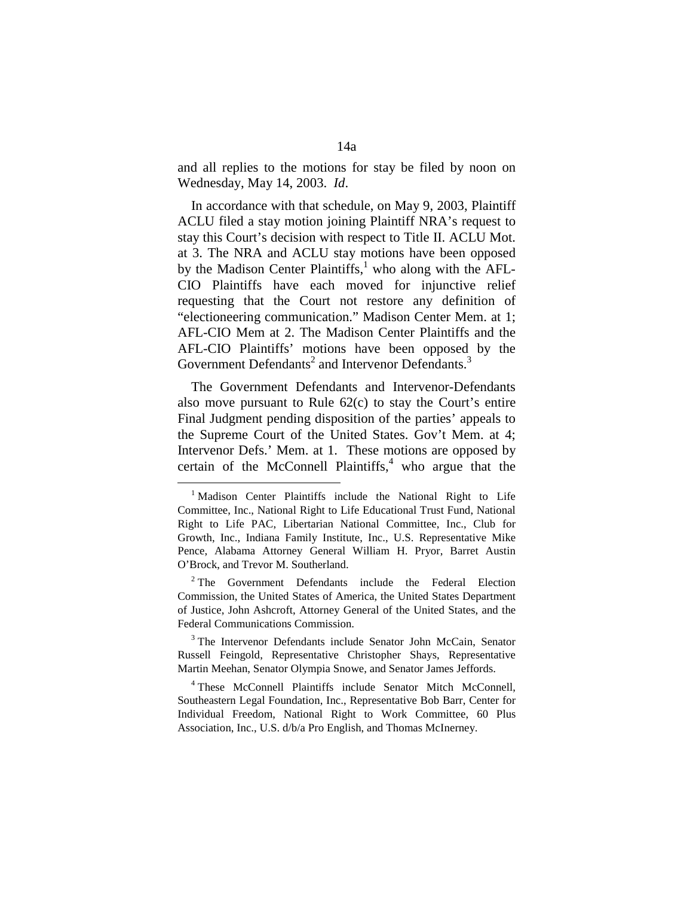and all replies to the motions for stay be filed by noon on Wednesday, May 14, 2003. *Id*.

In accordance with that schedule, on May 9, 2003, Plaintiff ACLU filed a stay motion joining Plaintiff NRA's request to stay this Court's decision with respect to Title II. ACLU Mot. at 3. The NRA and ACLU stay motions have been opposed by the Madison Center Plaintiffs,[1] who along with the AFL-CIO Plaintiffs have each moved for injunctive relief requesting that the Court not restore any definition of "electioneering communication." Madison Center Mem. at 1; AFL-CIO Mem at 2. The Madison Center Plaintiffs and the AFL-CIO Plaintiffs' motions have been opposed by the Government Defendants[2] and Intervenor Defendants.[3]

The Government Defendants and Intervenor-Defendants also move pursuant to Rule 62(c) to stay the Court's entire Final Judgment pending disposition of the parties' appeals to the Supreme Court of the United States. Gov't Mem. at 4; Intervenor Defs.' Mem. at 1. These motions are opposed by certain of the McConnell Plaintiffs,[4] who argue that the

---

[1] Madison Center Plaintiffs include the National Right to Life Committee, Inc., National Right to Life Educational Trust Fund, National Right to Life PAC, Libertarian National Committee, Inc., Club for Growth, Inc., Indiana Family Institute, Inc., U.S. Representative Mike Pence, Alabama Attorney General William H. Pryor, Barret Austin O'Brock, and Trevor M. Southerland.

[2] The Government Defendants include the Federal Election Commission, the United States of America, the United States Department of Justice, John Ashcroft, Attorney General of the United States, and the Federal Communications Commission.

[3] The Intervenor Defendants include Senator John McCain, Senator Russell Feingold, Representative Christopher Shays, Representative Martin Meehan, Senator Olympia Snowe, and Senator James Jeffords.

[4] These McConnell Plaintiffs include Senator Mitch McConnell, Southeastern Legal Foundation, Inc., Representative Bob Barr, Center for Individual Freedom, National Right to Work Committee, 60 Plus Association, Inc., U.S. d/b/a Pro English, and Thomas McInerney.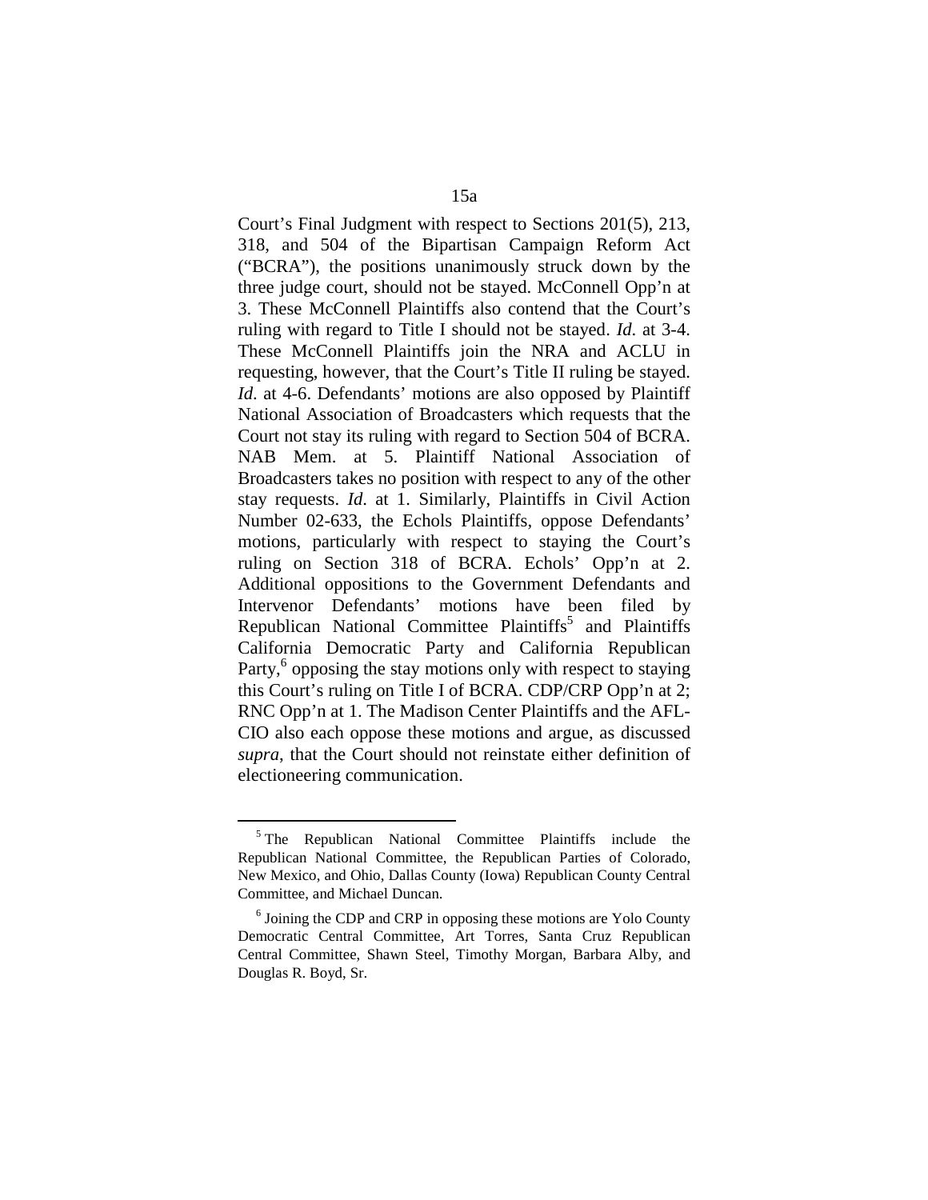Court's Final Judgment with respect to Sections 201(5), 213, 318, and 504 of the Bipartisan Campaign Reform Act ("BCRA"), the positions unanimously struck down by the three judge court, should not be stayed. McConnell Opp'n at 3. These McConnell Plaintiffs also contend that the Court's ruling with regard to Title I should not be stayed. *Id*. at 3-4. These McConnell Plaintiffs join the NRA and ACLU in requesting, however, that the Court's Title II ruling be stayed. *Id*. at 4-6. Defendants' motions are also opposed by Plaintiff National Association of Broadcasters which requests that the Court not stay its ruling with regard to Section 504 of BCRA. NAB Mem. at 5. Plaintiff National Association of Broadcasters takes no position with respect to any of the other stay requests. *Id*. at 1. Similarly, Plaintiffs in Civil Action Number 02-633, the Echols Plaintiffs, oppose Defendants' motions, particularly with respect to staying the Court's ruling on Section 318 of BCRA. Echols' Opp'n at 2. Additional oppositions to the Government Defendants and Intervenor Defendants' motions have been filed by Republican National Committee Plaintiffs[5] and Plaintiffs California Democratic Party and California Republican Party,[6] opposing the stay motions only with respect to staying this Court's ruling on Title I of BCRA. CDP/CRP Opp'n at 2; RNC Opp'n at 1. The Madison Center Plaintiffs and the AFL-CIO also each oppose these motions and argue, as discussed *supra*, that the Court should not reinstate either definition of electioneering communication.

---

[5] The Republican National Committee Plaintiffs include the Republican National Committee, the Republican Parties of Colorado, New Mexico, and Ohio, Dallas County (Iowa) Republican County Central Committee, and Michael Duncan.

[6] Joining the CDP and CRP in opposing these motions are Yolo County Democratic Central Committee, Art Torres, Santa Cruz Republican Central Committee, Shawn Steel, Timothy Morgan, Barbara Alby, and Douglas R. Boyd, Sr.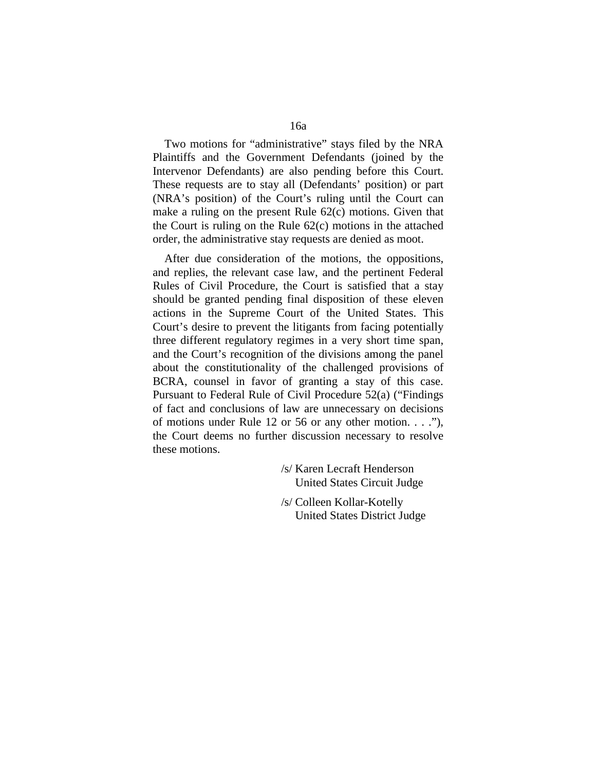Two motions for "administrative" stays filed by the NRA Plaintiffs and the Government Defendants (joined by the Intervenor Defendants) are also pending before this Court. These requests are to stay all (Defendants' position) or part (NRA's position) of the Court's ruling until the Court can make a ruling on the present Rule 62(c) motions. Given that the Court is ruling on the Rule 62(c) motions in the attached order, the administrative stay requests are denied as moot.

After due consideration of the motions, the oppositions, and replies, the relevant case law, and the pertinent Federal Rules of Civil Procedure, the Court is satisfied that a stay should be granted pending final disposition of these eleven actions in the Supreme Court of the United States. This Court's desire to prevent the litigants from facing potentially three different regulatory regimes in a very short time span, and the Court's recognition of the divisions among the panel about the constitutionality of the challenged provisions of BCRA, counsel in favor of granting a stay of this case. Pursuant to Federal Rule of Civil Procedure 52(a) ("Findings of fact and conclusions of law are unnecessary on decisions of motions under Rule 12 or 56 or any other motion. . . ."), the Court deems no further discussion necessary to resolve these motions.

/s/ Karen Lecraft Henderson
United States Circuit Judge

/s/ Colleen Kollar-Kotelly
United States District Judge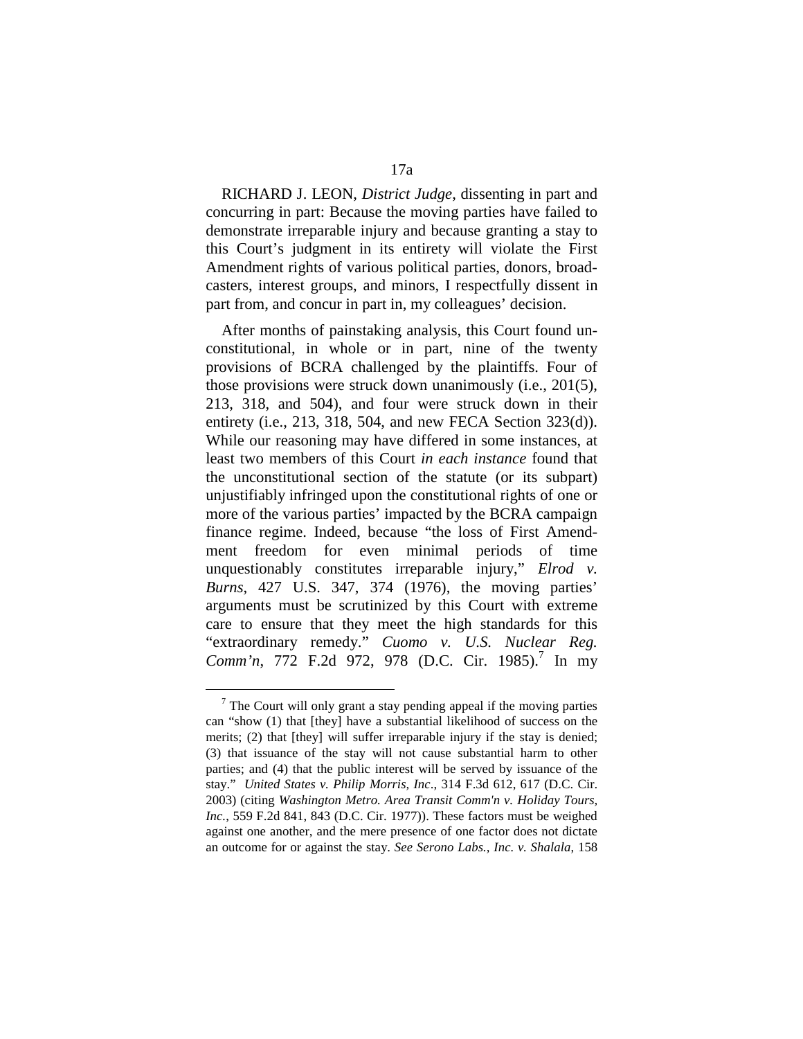RICHARD J. LEON, *District Judge*, dissenting in part and concurring in part: Because the moving parties have failed to demonstrate irreparable injury and because granting a stay to this Court's judgment in its entirety will violate the First Amendment rights of various political parties, donors, broadcasters, interest groups, and minors, I respectfully dissent in part from, and concur in part in, my colleagues' decision.

After months of painstaking analysis, this Court found unconstitutional, in whole or in part, nine of the twenty provisions of BCRA challenged by the plaintiffs. Four of those provisions were struck down unanimously (i.e., 201(5), 213, 318, and 504), and four were struck down in their entirety (i.e., 213, 318, 504, and new FECA Section 323(d)). While our reasoning may have differed in some instances, at least two members of this Court *in each instance* found that the unconstitutional section of the statute (or its subpart) unjustifiably infringed upon the constitutional rights of one or more of the various parties' impacted by the BCRA campaign finance regime. Indeed, because "the loss of First Amendment freedom for even minimal periods of time unquestionably constitutes irreparable injury," *Elrod v. Burns*, 427 U.S. 347, 374 (1976), the moving parties' arguments must be scrutinized by this Court with extreme care to ensure that they meet the high standards for this "extraordinary remedy." *Cuomo v. U.S. Nuclear Reg. Comm'n*, 772 F.2d 972, 978 (D.C. Cir. 1985).[7] In my

[7] The Court will only grant a stay pending appeal if the moving parties can "show (1) that [they] have a substantial likelihood of success on the merits; (2) that [they] will suffer irreparable injury if the stay is denied; (3) that issuance of the stay will not cause substantial harm to other parties; and (4) that the public interest will be served by issuance of the stay." *United States v. Philip Morris, Inc*., 314 F.3d 612, 617 (D.C. Cir. 2003) (citing *Washington Metro. Area Transit Comm'n v. Holiday Tours, Inc.*, 559 F.2d 841, 843 (D.C. Cir. 1977)). These factors must be weighed against one another, and the mere presence of one factor does not dictate an outcome for or against the stay. *See Serono Labs., Inc. v. Shalala*, 158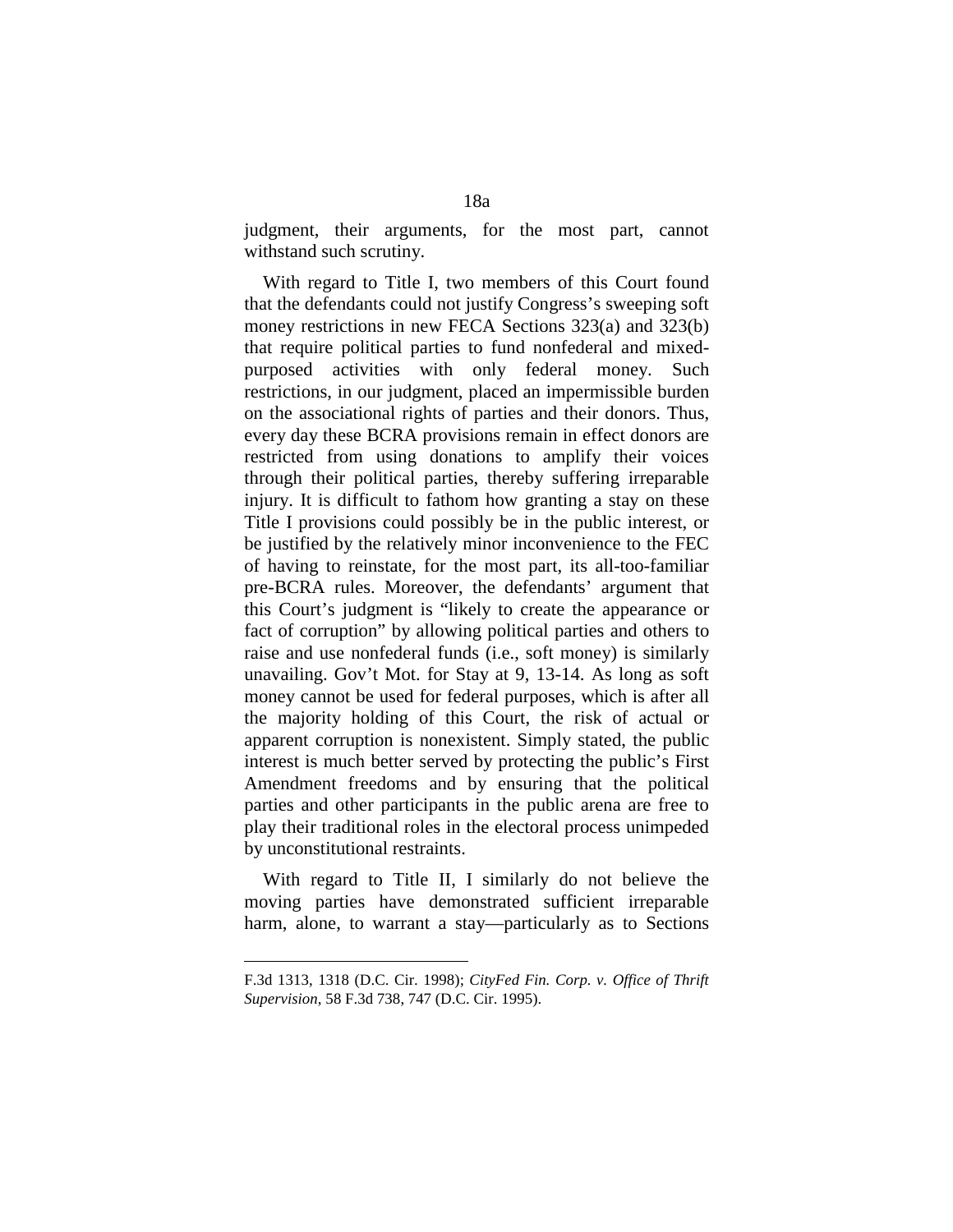judgment, their arguments, for the most part, cannot withstand such scrutiny.

With regard to Title I, two members of this Court found that the defendants could not justify Congress's sweeping soft money restrictions in new FECA Sections 323(a) and 323(b) that require political parties to fund nonfederal and mixed-purposed activities with only federal money. Such restrictions, in our judgment, placed an impermissible burden on the associational rights of parties and their donors. Thus, every day these BCRA provisions remain in effect donors are restricted from using donations to amplify their voices through their political parties, thereby suffering irreparable injury. It is difficult to fathom how granting a stay on these Title I provisions could possibly be in the public interest, or be justified by the relatively minor inconvenience to the FEC of having to reinstate, for the most part, its all-too-familiar pre-BCRA rules. Moreover, the defendants' argument that this Court's judgment is "likely to create the appearance or fact of corruption" by allowing political parties and others to raise and use nonfederal funds (i.e., soft money) is similarly unavailing. Gov't Mot. for Stay at 9, 13-14. As long as soft money cannot be used for federal purposes, which is after all the majority holding of this Court, the risk of actual or apparent corruption is nonexistent. Simply stated, the public interest is much better served by protecting the public's First Amendment freedoms and by ensuring that the political parties and other participants in the public arena are free to play their traditional roles in the electoral process unimpeded by unconstitutional restraints.

With regard to Title II, I similarly do not believe the moving parties have demonstrated sufficient irreparable harm, alone, to warrant a stay—particularly as to Sections

---

F.3d 1313, 1318 (D.C. Cir. 1998); *CityFed Fin. Corp. v. Office of Thrift Supervision*, 58 F.3d 738, 747 (D.C. Cir. 1995).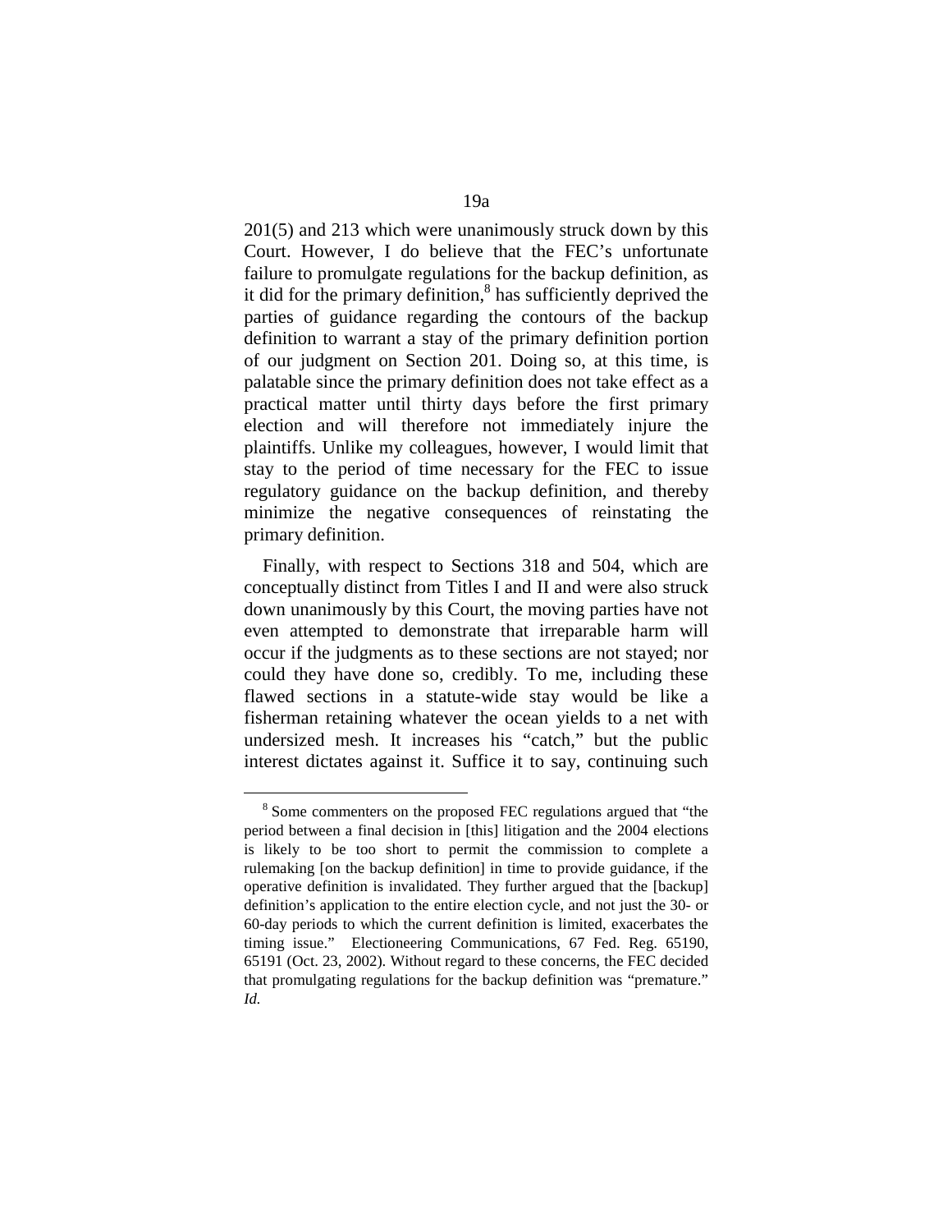201(5) and 213 which were unanimously struck down by this Court. However, I do believe that the FEC's unfortunate failure to promulgate regulations for the backup definition, as it did for the primary definition,[8] has sufficiently deprived the parties of guidance regarding the contours of the backup definition to warrant a stay of the primary definition portion of our judgment on Section 201. Doing so, at this time, is palatable since the primary definition does not take effect as a practical matter until thirty days before the first primary election and will therefore not immediately injure the plaintiffs. Unlike my colleagues, however, I would limit that stay to the period of time necessary for the FEC to issue regulatory guidance on the backup definition, and thereby minimize the negative consequences of reinstating the primary definition.

Finally, with respect to Sections 318 and 504, which are conceptually distinct from Titles I and II and were also struck down unanimously by this Court, the moving parties have not even attempted to demonstrate that irreparable harm will occur if the judgments as to these sections are not stayed; nor could they have done so, credibly. To me, including these flawed sections in a statute-wide stay would be like a fisherman retaining whatever the ocean yields to a net with undersized mesh. It increases his "catch," but the public interest dictates against it. Suffice it to say, continuing such

---

[8] Some commenters on the proposed FEC regulations argued that "the period between a final decision in [this] litigation and the 2004 elections is likely to be too short to permit the commission to complete a rulemaking [on the backup definition] in time to provide guidance, if the operative definition is invalidated. They further argued that the [backup] definition's application to the entire election cycle, and not just the 30- or 60-day periods to which the current definition is limited, exacerbates the timing issue." Electioneering Communications, 67 Fed. Reg. 65190, 65191 (Oct. 23, 2002). Without regard to these concerns, the FEC decided that promulgating regulations for the backup definition was "premature." *Id.*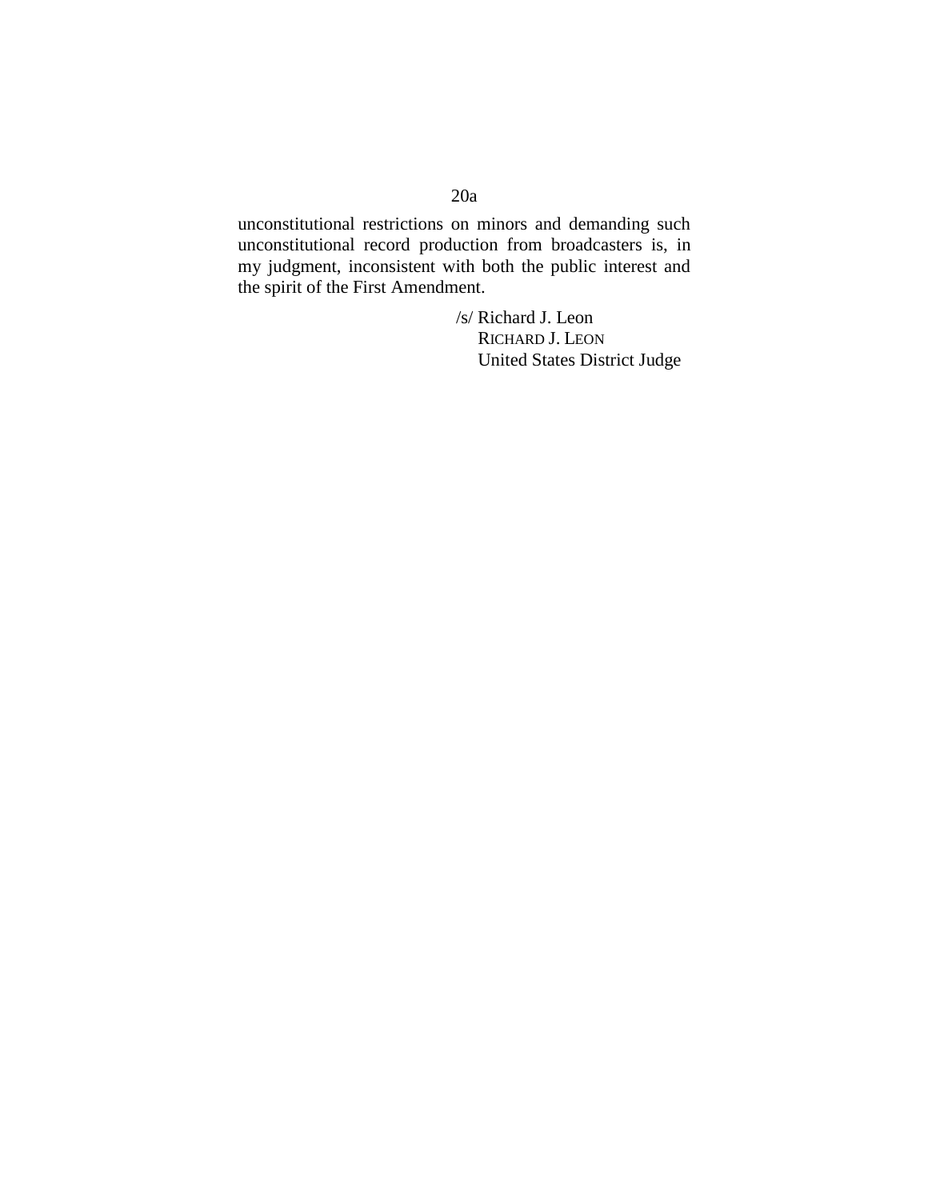unconstitutional restrictions on minors and demanding such unconstitutional record production from broadcasters is, in my judgment, inconsistent with both the public interest and the spirit of the First Amendment.

/s/ Richard J. Leon
RICHARD J. LEON
United States District Judge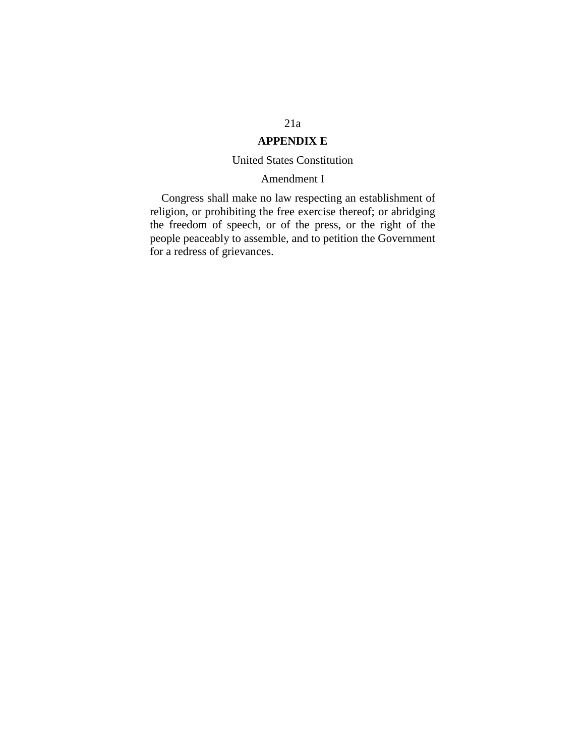## APPENDIX E

United States Constitution

Amendment I

Congress shall make no law respecting an establishment of religion, or prohibiting the free exercise thereof; or abridging the freedom of speech, or of the press, or the right of the people peaceably to assemble, and to petition the Government for a redress of grievances.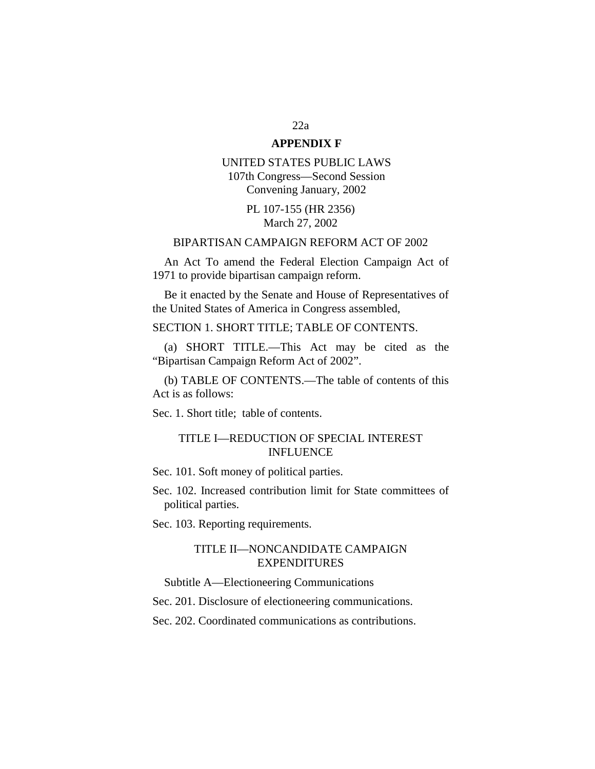## APPENDIX F

UNITED STATES PUBLIC LAWS
107th Congress—Second Session
Convening January, 2002

PL 107-155 (HR 2356)
March 27, 2002

BIPARTISAN CAMPAIGN REFORM ACT OF 2002

An Act To amend the Federal Election Campaign Act of 1971 to provide bipartisan campaign reform.

Be it enacted by the Senate and House of Representatives of the United States of America in Congress assembled,

SECTION 1. SHORT TITLE; TABLE OF CONTENTS.

(a) SHORT TITLE.—This Act may be cited as the "Bipartisan Campaign Reform Act of 2002".

(b) TABLE OF CONTENTS.—The table of contents of this Act is as follows:

Sec. 1. Short title; table of contents.

TITLE I—REDUCTION OF SPECIAL INTEREST INFLUENCE

Sec. 101. Soft money of political parties.

Sec. 102. Increased contribution limit for State committees of political parties.

Sec. 103. Reporting requirements.

TITLE II—NONCANDIDATE CAMPAIGN EXPENDITURES

Subtitle A—Electioneering Communications

Sec. 201. Disclosure of electioneering communications.

Sec. 202. Coordinated communications as contributions.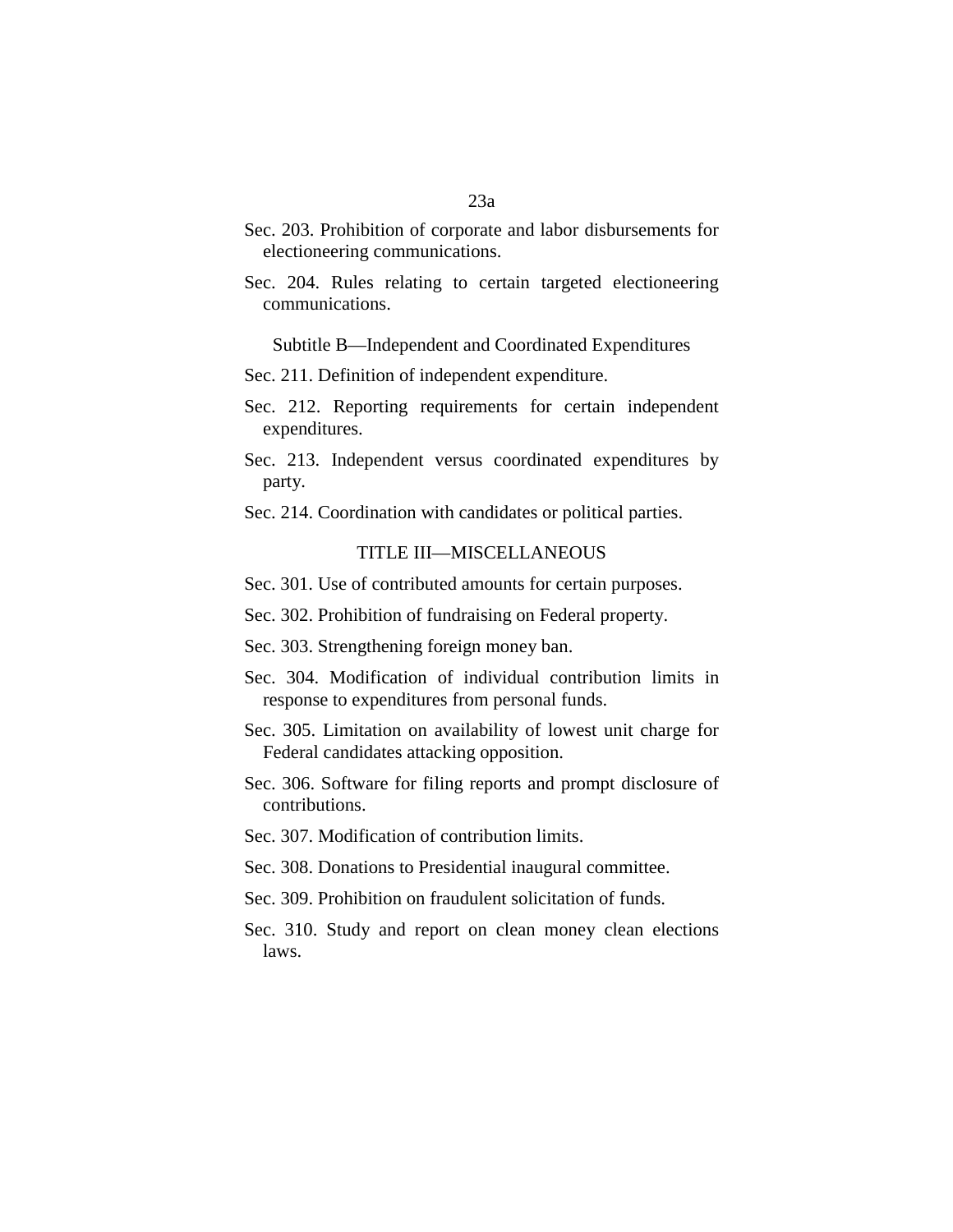Sec. 203. Prohibition of corporate and labor disbursements for electioneering communications.

Sec. 204. Rules relating to certain targeted electioneering communications.

Subtitle B—Independent and Coordinated Expenditures

Sec. 211. Definition of independent expenditure.

Sec. 212. Reporting requirements for certain independent expenditures.

Sec. 213. Independent versus coordinated expenditures by party.

Sec. 214. Coordination with candidates or political parties.

TITLE III—MISCELLANEOUS

Sec. 301. Use of contributed amounts for certain purposes.

Sec. 302. Prohibition of fundraising on Federal property.

Sec. 303. Strengthening foreign money ban.

Sec. 304. Modification of individual contribution limits in response to expenditures from personal funds.

Sec. 305. Limitation on availability of lowest unit charge for Federal candidates attacking opposition.

Sec. 306. Software for filing reports and prompt disclosure of contributions.

Sec. 307. Modification of contribution limits.

Sec. 308. Donations to Presidential inaugural committee.

Sec. 309. Prohibition on fraudulent solicitation of funds.

Sec. 310. Study and report on clean money clean elections laws.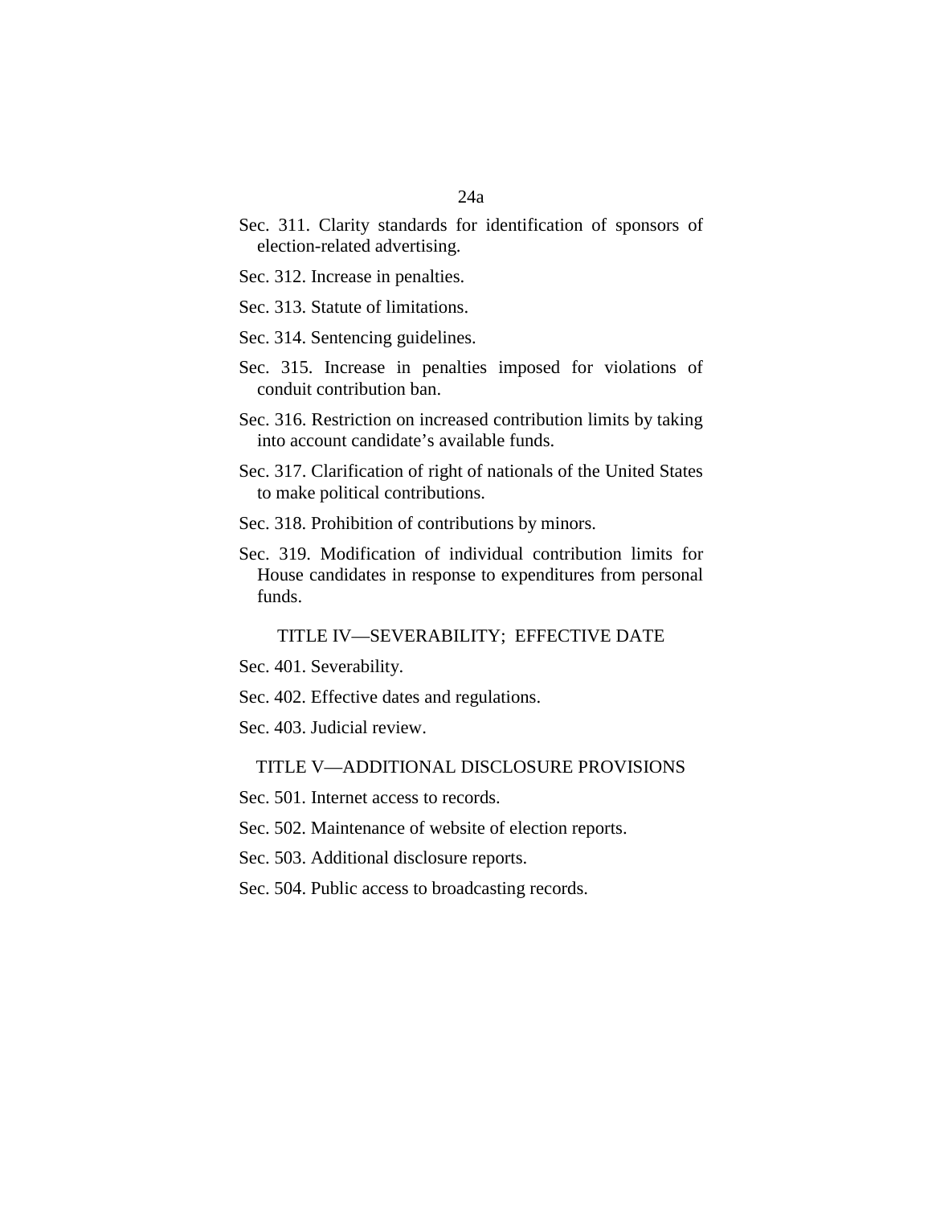Sec. 311. Clarity standards for identification of sponsors of election-related advertising.

Sec. 312. Increase in penalties.

Sec. 313. Statute of limitations.

Sec. 314. Sentencing guidelines.

Sec. 315. Increase in penalties imposed for violations of conduit contribution ban.

Sec. 316. Restriction on increased contribution limits by taking into account candidate's available funds.

Sec. 317. Clarification of right of nationals of the United States to make political contributions.

Sec. 318. Prohibition of contributions by minors.

Sec. 319. Modification of individual contribution limits for House candidates in response to expenditures from personal funds.

## TITLE IV—SEVERABILITY; EFFECTIVE DATE

Sec. 401. Severability.

Sec. 402. Effective dates and regulations.

Sec. 403. Judicial review.

## TITLE V—ADDITIONAL DISCLOSURE PROVISIONS

Sec. 501. Internet access to records.

Sec. 502. Maintenance of website of election reports.

Sec. 503. Additional disclosure reports.

Sec. 504. Public access to broadcasting records.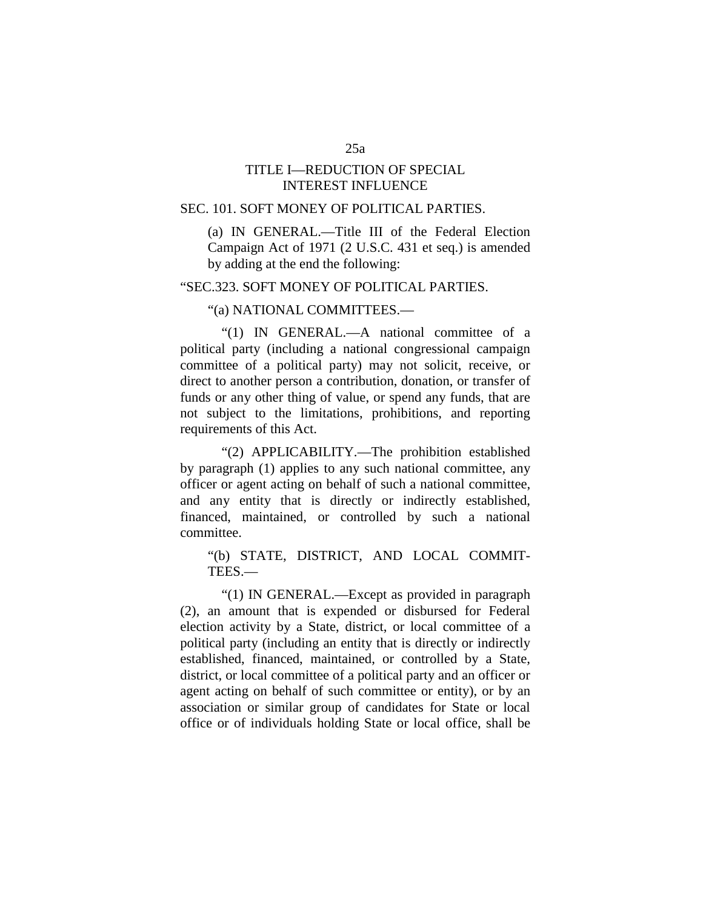## TITLE I—REDUCTION OF SPECIAL INTEREST INFLUENCE

SEC. 101. SOFT MONEY OF POLITICAL PARTIES.

(a) IN GENERAL.—Title III of the Federal Election Campaign Act of 1971 (2 U.S.C. 431 et seq.) is amended by adding at the end the following:

"SEC.323. SOFT MONEY OF POLITICAL PARTIES.

"(a) NATIONAL COMMITTEES.—

"(1) IN GENERAL.—A national committee of a political party (including a national congressional campaign committee of a political party) may not solicit, receive, or direct to another person a contribution, donation, or transfer of funds or any other thing of value, or spend any funds, that are not subject to the limitations, prohibitions, and reporting requirements of this Act.

"(2) APPLICABILITY.—The prohibition established by paragraph (1) applies to any such national committee, any officer or agent acting on behalf of such a national committee, and any entity that is directly or indirectly established, financed, maintained, or controlled by such a national committee.

"(b) STATE, DISTRICT, AND LOCAL COMMITTEES.—

"(1) IN GENERAL.—Except as provided in paragraph (2), an amount that is expended or disbursed for Federal election activity by a State, district, or local committee of a political party (including an entity that is directly or indirectly established, financed, maintained, or controlled by a State, district, or local committee of a political party and an officer or agent acting on behalf of such committee or entity), or by an association or similar group of candidates for State or local office or of individuals holding State or local office, shall be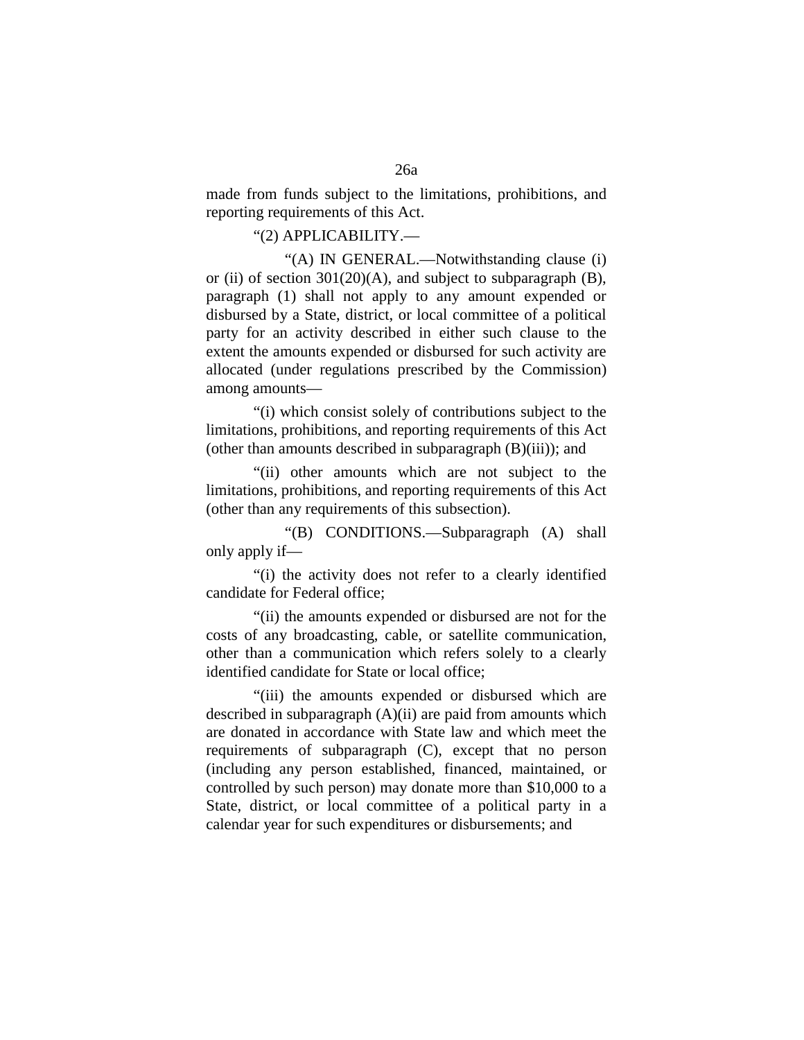made from funds subject to the limitations, prohibitions, and reporting requirements of this Act.

"(2) APPLICABILITY.—

"(A) IN GENERAL.—Notwithstanding clause (i) or (ii) of section 301(20)(A), and subject to subparagraph (B), paragraph (1) shall not apply to any amount expended or disbursed by a State, district, or local committee of a political party for an activity described in either such clause to the extent the amounts expended or disbursed for such activity are allocated (under regulations prescribed by the Commission) among amounts—

"(i) which consist solely of contributions subject to the limitations, prohibitions, and reporting requirements of this Act (other than amounts described in subparagraph (B)(iii)); and

"(ii) other amounts which are not subject to the limitations, prohibitions, and reporting requirements of this Act (other than any requirements of this subsection).

"(B) CONDITIONS.—Subparagraph (A) shall only apply if—

"(i) the activity does not refer to a clearly identified candidate for Federal office;

"(ii) the amounts expended or disbursed are not for the costs of any broadcasting, cable, or satellite communication, other than a communication which refers solely to a clearly identified candidate for State or local office;

"(iii) the amounts expended or disbursed which are described in subparagraph (A)(ii) are paid from amounts which are donated in accordance with State law and which meet the requirements of subparagraph (C), except that no person (including any person established, financed, maintained, or controlled by such person) may donate more than $10,000 to a State, district, or local committee of a political party in a calendar year for such expenditures or disbursements; and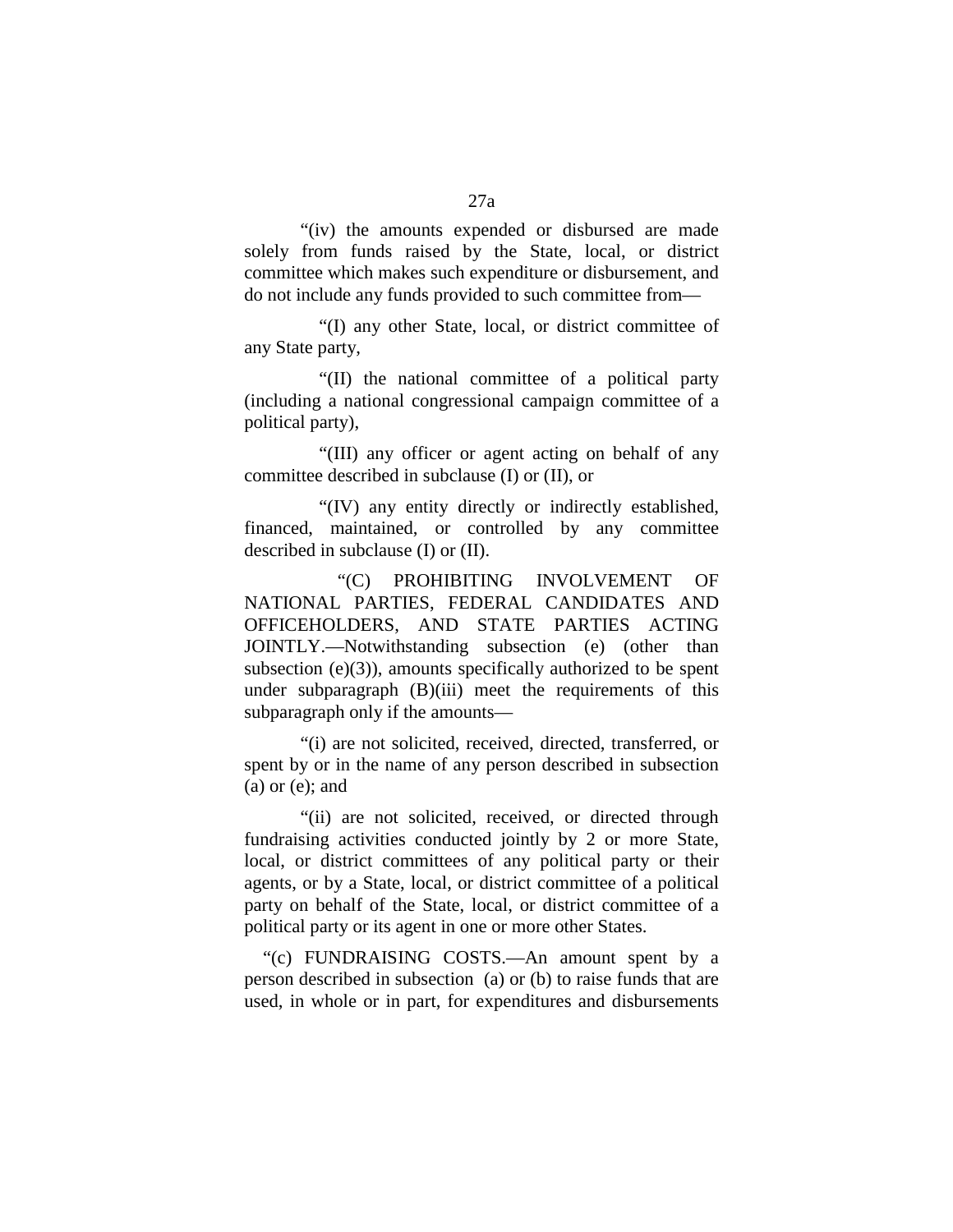"(iv) the amounts expended or disbursed are made solely from funds raised by the State, local, or district committee which makes such expenditure or disbursement, and do not include any funds provided to such committee from—

"(I) any other State, local, or district committee of any State party,

"(II) the national committee of a political party (including a national congressional campaign committee of a political party),

"(III) any officer or agent acting on behalf of any committee described in subclause (I) or (II), or

"(IV) any entity directly or indirectly established, financed, maintained, or controlled by any committee described in subclause (I) or (II).

"(C) PROHIBITING INVOLVEMENT OF NATIONAL PARTIES, FEDERAL CANDIDATES AND OFFICEHOLDERS, AND STATE PARTIES ACTING JOINTLY.—Notwithstanding subsection (e) (other than subsection (e)(3)), amounts specifically authorized to be spent under subparagraph (B)(iii) meet the requirements of this subparagraph only if the amounts—

"(i) are not solicited, received, directed, transferred, or spent by or in the name of any person described in subsection (a) or (e); and

"(ii) are not solicited, received, or directed through fundraising activities conducted jointly by 2 or more State, local, or district committees of any political party or their agents, or by a State, local, or district committee of a political party on behalf of the State, local, or district committee of a political party or its agent in one or more other States.

"(c) FUNDRAISING COSTS.—An amount spent by a person described in subsection (a) or (b) to raise funds that are used, in whole or in part, for expenditures and disbursements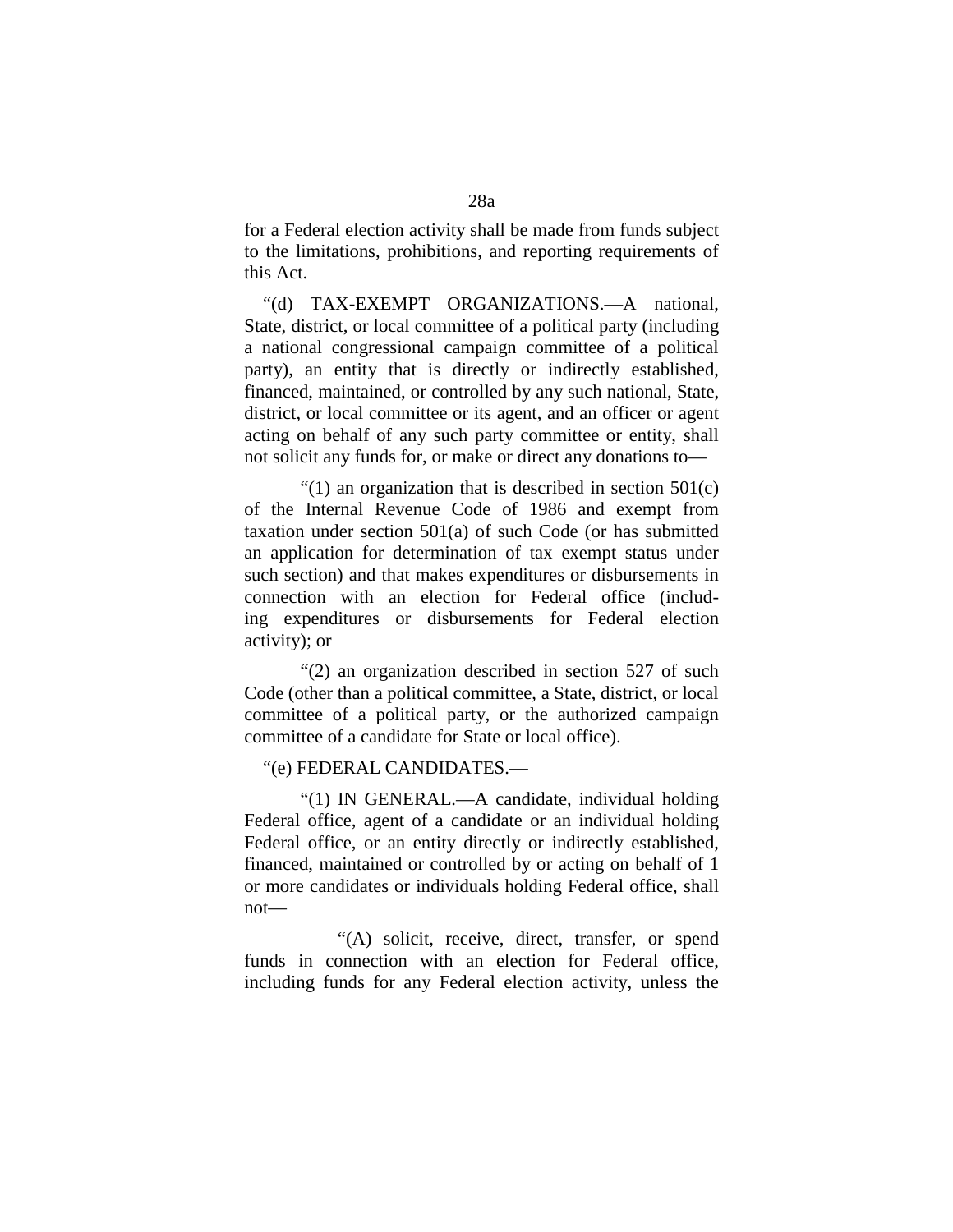for a Federal election activity shall be made from funds subject to the limitations, prohibitions, and reporting requirements of this Act.

"(d) TAX-EXEMPT ORGANIZATIONS.—A national, State, district, or local committee of a political party (including a national congressional campaign committee of a political party), an entity that is directly or indirectly established, financed, maintained, or controlled by any such national, State, district, or local committee or its agent, and an officer or agent acting on behalf of any such party committee or entity, shall not solicit any funds for, or make or direct any donations to—

"(1) an organization that is described in section 501(c) of the Internal Revenue Code of 1986 and exempt from taxation under section 501(a) of such Code (or has submitted an application for determination of tax exempt status under such section) and that makes expenditures or disbursements in connection with an election for Federal office (including expenditures or disbursements for Federal election activity); or

"(2) an organization described in section 527 of such Code (other than a political committee, a State, district, or local committee of a political party, or the authorized campaign committee of a candidate for State or local office).

"(e) FEDERAL CANDIDATES.—

"(1) IN GENERAL.—A candidate, individual holding Federal office, agent of a candidate or an individual holding Federal office, or an entity directly or indirectly established, financed, maintained or controlled by or acting on behalf of 1 or more candidates or individuals holding Federal office, shall not—

"(A) solicit, receive, direct, transfer, or spend funds in connection with an election for Federal office, including funds for any Federal election activity, unless the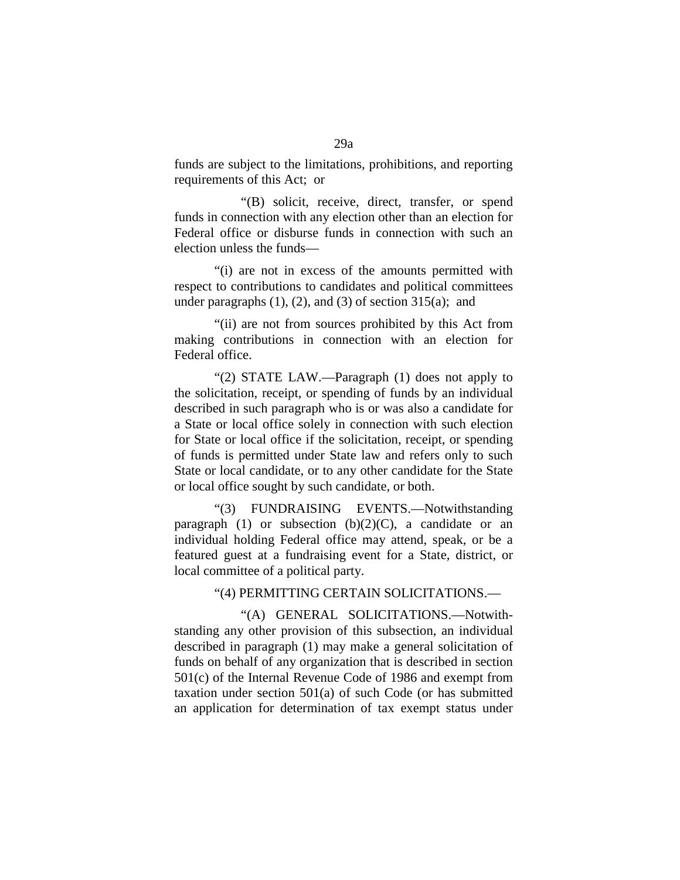funds are subject to the limitations, prohibitions, and reporting requirements of this Act; or

"(B) solicit, receive, direct, transfer, or spend funds in connection with any election other than an election for Federal office or disburse funds in connection with such an election unless the funds—

"(i) are not in excess of the amounts permitted with respect to contributions to candidates and political committees under paragraphs (1), (2), and (3) of section 315(a); and

"(ii) are not from sources prohibited by this Act from making contributions in connection with an election for Federal office.

"(2) STATE LAW.—Paragraph (1) does not apply to the solicitation, receipt, or spending of funds by an individual described in such paragraph who is or was also a candidate for a State or local office solely in connection with such election for State or local office if the solicitation, receipt, or spending of funds is permitted under State law and refers only to such State or local candidate, or to any other candidate for the State or local office sought by such candidate, or both.

"(3) FUNDRAISING EVENTS.—Notwithstanding paragraph (1) or subsection (b)(2)(C), a candidate or an individual holding Federal office may attend, speak, or be a featured guest at a fundraising event for a State, district, or local committee of a political party.

"(4) PERMITTING CERTAIN SOLICITATIONS.—

"(A) GENERAL SOLICITATIONS.—Notwithstanding any other provision of this subsection, an individual described in paragraph (1) may make a general solicitation of funds on behalf of any organization that is described in section 501(c) of the Internal Revenue Code of 1986 and exempt from taxation under section 501(a) of such Code (or has submitted an application for determination of tax exempt status under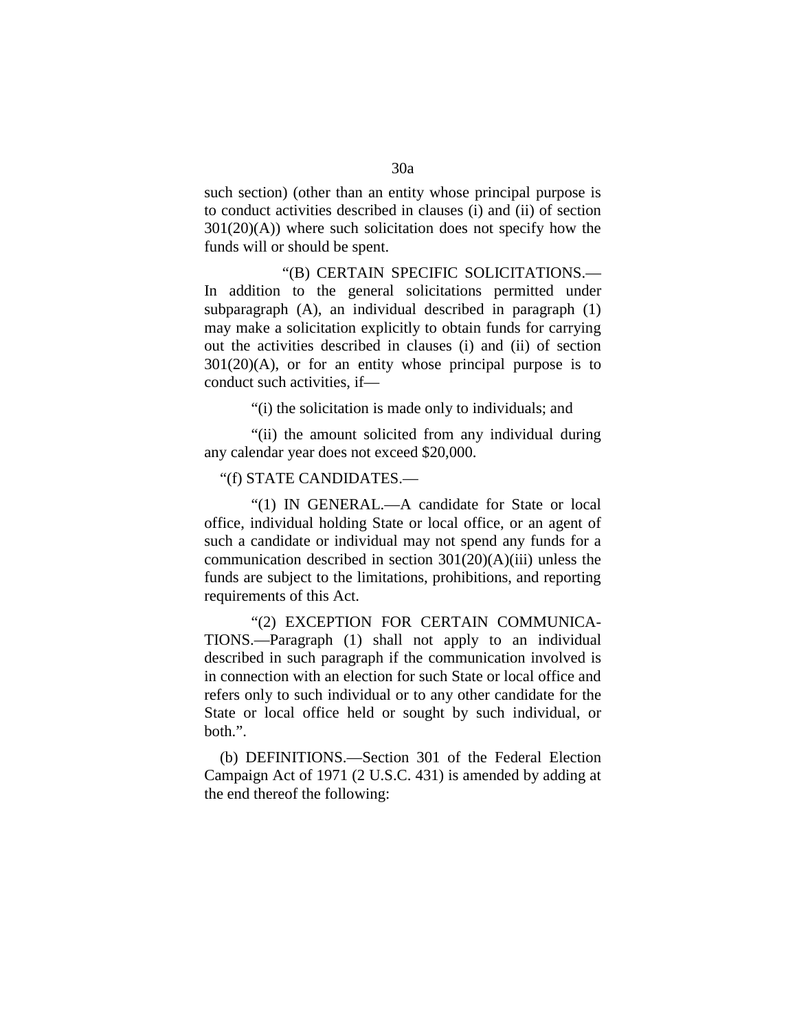such section) (other than an entity whose principal purpose is to conduct activities described in clauses (i) and (ii) of section 301(20)(A)) where such solicitation does not specify how the funds will or should be spent.

"(B) CERTAIN SPECIFIC SOLICITATIONS.— In addition to the general solicitations permitted under subparagraph (A), an individual described in paragraph (1) may make a solicitation explicitly to obtain funds for carrying out the activities described in clauses (i) and (ii) of section 301(20)(A), or for an entity whose principal purpose is to conduct such activities, if—

"(i) the solicitation is made only to individuals; and

"(ii) the amount solicited from any individual during any calendar year does not exceed $20,000.

"(f) STATE CANDIDATES.—

"(1) IN GENERAL.—A candidate for State or local office, individual holding State or local office, or an agent of such a candidate or individual may not spend any funds for a communication described in section 301(20)(A)(iii) unless the funds are subject to the limitations, prohibitions, and reporting requirements of this Act.

"(2) EXCEPTION FOR CERTAIN COMMUNICATIONS.—Paragraph (1) shall not apply to an individual described in such paragraph if the communication involved is in connection with an election for such State or local office and refers only to such individual or to any other candidate for the State or local office held or sought by such individual, or both.".

(b) DEFINITIONS.—Section 301 of the Federal Election Campaign Act of 1971 (2 U.S.C. 431) is amended by adding at the end thereof the following: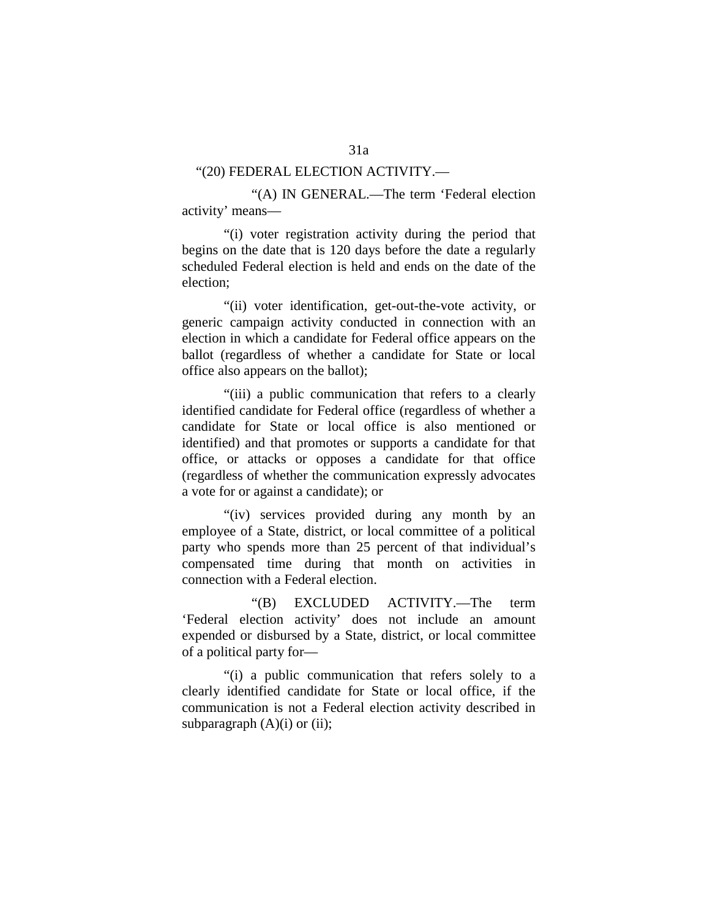"(20) FEDERAL ELECTION ACTIVITY.—

"(A) IN GENERAL.—The term 'Federal election activity' means—

"(i) voter registration activity during the period that begins on the date that is 120 days before the date a regularly scheduled Federal election is held and ends on the date of the election;

"(ii) voter identification, get-out-the-vote activity, or generic campaign activity conducted in connection with an election in which a candidate for Federal office appears on the ballot (regardless of whether a candidate for State or local office also appears on the ballot);

"(iii) a public communication that refers to a clearly identified candidate for Federal office (regardless of whether a candidate for State or local office is also mentioned or identified) and that promotes or supports a candidate for that office, or attacks or opposes a candidate for that office (regardless of whether the communication expressly advocates a vote for or against a candidate); or

"(iv) services provided during any month by an employee of a State, district, or local committee of a political party who spends more than 25 percent of that individual's compensated time during that month on activities in connection with a Federal election.

"(B) EXCLUDED ACTIVITY.—The term 'Federal election activity' does not include an amount expended or disbursed by a State, district, or local committee of a political party for—

"(i) a public communication that refers solely to a clearly identified candidate for State or local office, if the communication is not a Federal election activity described in subparagraph (A)(i) or (ii);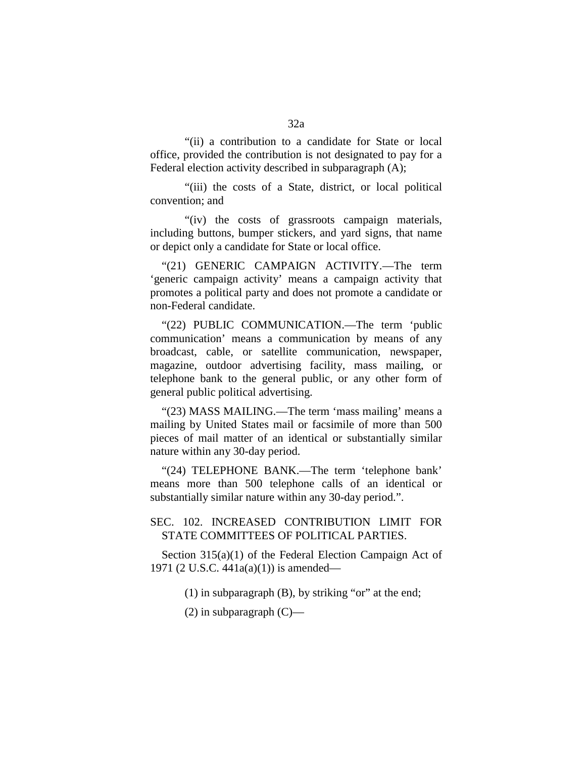"(ii) a contribution to a candidate for State or local office, provided the contribution is not designated to pay for a Federal election activity described in subparagraph (A);

"(iii) the costs of a State, district, or local political convention; and

"(iv) the costs of grassroots campaign materials, including buttons, bumper stickers, and yard signs, that name or depict only a candidate for State or local office.

"(21) GENERIC CAMPAIGN ACTIVITY.—The term 'generic campaign activity' means a campaign activity that promotes a political party and does not promote a candidate or non-Federal candidate.

"(22) PUBLIC COMMUNICATION.—The term 'public communication' means a communication by means of any broadcast, cable, or satellite communication, newspaper, magazine, outdoor advertising facility, mass mailing, or telephone bank to the general public, or any other form of general public political advertising.

"(23) MASS MAILING.—The term 'mass mailing' means a mailing by United States mail or facsimile of more than 500 pieces of mail matter of an identical or substantially similar nature within any 30-day period.

"(24) TELEPHONE BANK.—The term 'telephone bank' means more than 500 telephone calls of an identical or substantially similar nature within any 30-day period.".

SEC. 102. INCREASED CONTRIBUTION LIMIT FOR STATE COMMITTEES OF POLITICAL PARTIES.

Section 315(a)(1) of the Federal Election Campaign Act of 1971 (2 U.S.C. 441a(a)(1)) is amended—

(1) in subparagraph (B), by striking "or" at the end;

(2) in subparagraph (C)—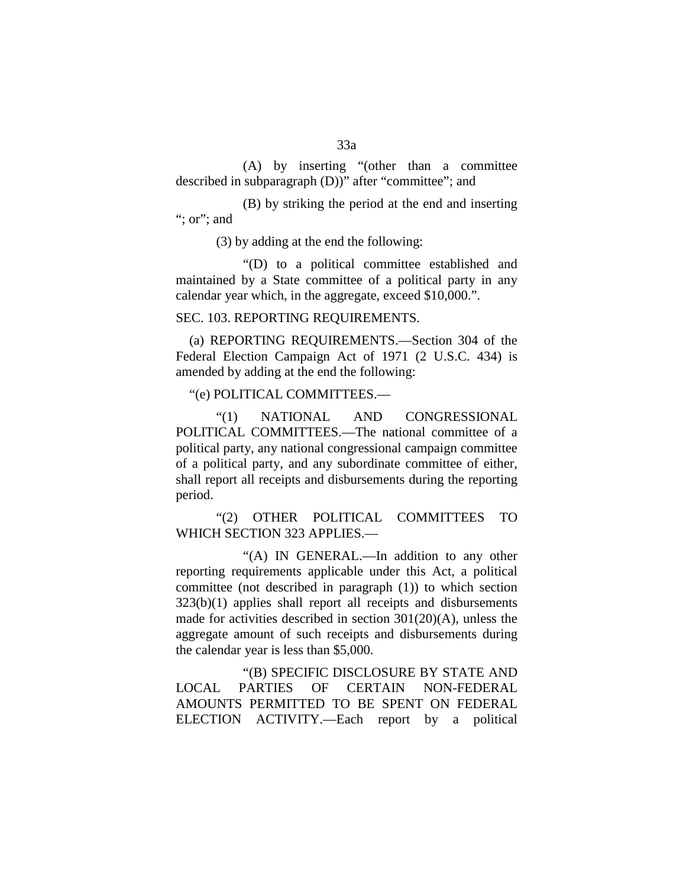(A) by inserting "(other than a committee described in subparagraph (D))" after "committee"; and

(B) by striking the period at the end and inserting "; or"; and

(3) by adding at the end the following:

"(D) to a political committee established and maintained by a State committee of a political party in any calendar year which, in the aggregate, exceed $10,000.".

SEC. 103. REPORTING REQUIREMENTS.

(a) REPORTING REQUIREMENTS.—Section 304 of the Federal Election Campaign Act of 1971 (2 U.S.C. 434) is amended by adding at the end the following:

"(e) POLITICAL COMMITTEES.—

"(1) NATIONAL AND CONGRESSIONAL POLITICAL COMMITTEES.—The national committee of a political party, any national congressional campaign committee of a political party, and any subordinate committee of either, shall report all receipts and disbursements during the reporting period.

"(2) OTHER POLITICAL COMMITTEES TO WHICH SECTION 323 APPLIES.—

"(A) IN GENERAL.—In addition to any other reporting requirements applicable under this Act, a political committee (not described in paragraph (1)) to which section 323(b)(1) applies shall report all receipts and disbursements made for activities described in section 301(20)(A), unless the aggregate amount of such receipts and disbursements during the calendar year is less than $5,000.

"(B) SPECIFIC DISCLOSURE BY STATE AND LOCAL PARTIES OF CERTAIN NON-FEDERAL AMOUNTS PERMITTED TO BE SPENT ON FEDERAL ELECTION ACTIVITY.—Each report by a political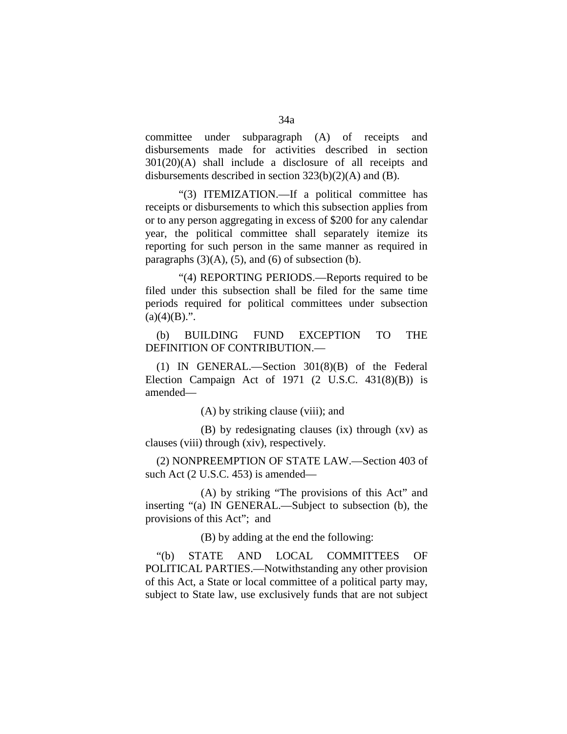committee under subparagraph (A) of receipts and disbursements made for activities described in section 301(20)(A) shall include a disclosure of all receipts and disbursements described in section 323(b)(2)(A) and (B).

"(3) ITEMIZATION.—If a political committee has receipts or disbursements to which this subsection applies from or to any person aggregating in excess of $200 for any calendar year, the political committee shall separately itemize its reporting for such person in the same manner as required in paragraphs (3)(A), (5), and (6) of subsection (b).

"(4) REPORTING PERIODS.—Reports required to be filed under this subsection shall be filed for the same time periods required for political committees under subsection (a)(4)(B).".

(b) BUILDING FUND EXCEPTION TO THE DEFINITION OF CONTRIBUTION.—

(1) IN GENERAL.—Section 301(8)(B) of the Federal Election Campaign Act of 1971 (2 U.S.C. 431(8)(B)) is amended—

(A) by striking clause (viii); and

(B) by redesignating clauses (ix) through (xv) as clauses (viii) through (xiv), respectively.

(2) NONPREEMPTION OF STATE LAW.—Section 403 of such Act (2 U.S.C. 453) is amended—

(A) by striking "The provisions of this Act" and inserting "(a) IN GENERAL.—Subject to subsection (b), the provisions of this Act"; and

(B) by adding at the end the following:

"(b) STATE AND LOCAL COMMITTEES OF POLITICAL PARTIES.—Notwithstanding any other provision of this Act, a State or local committee of a political party may, subject to State law, use exclusively funds that are not subject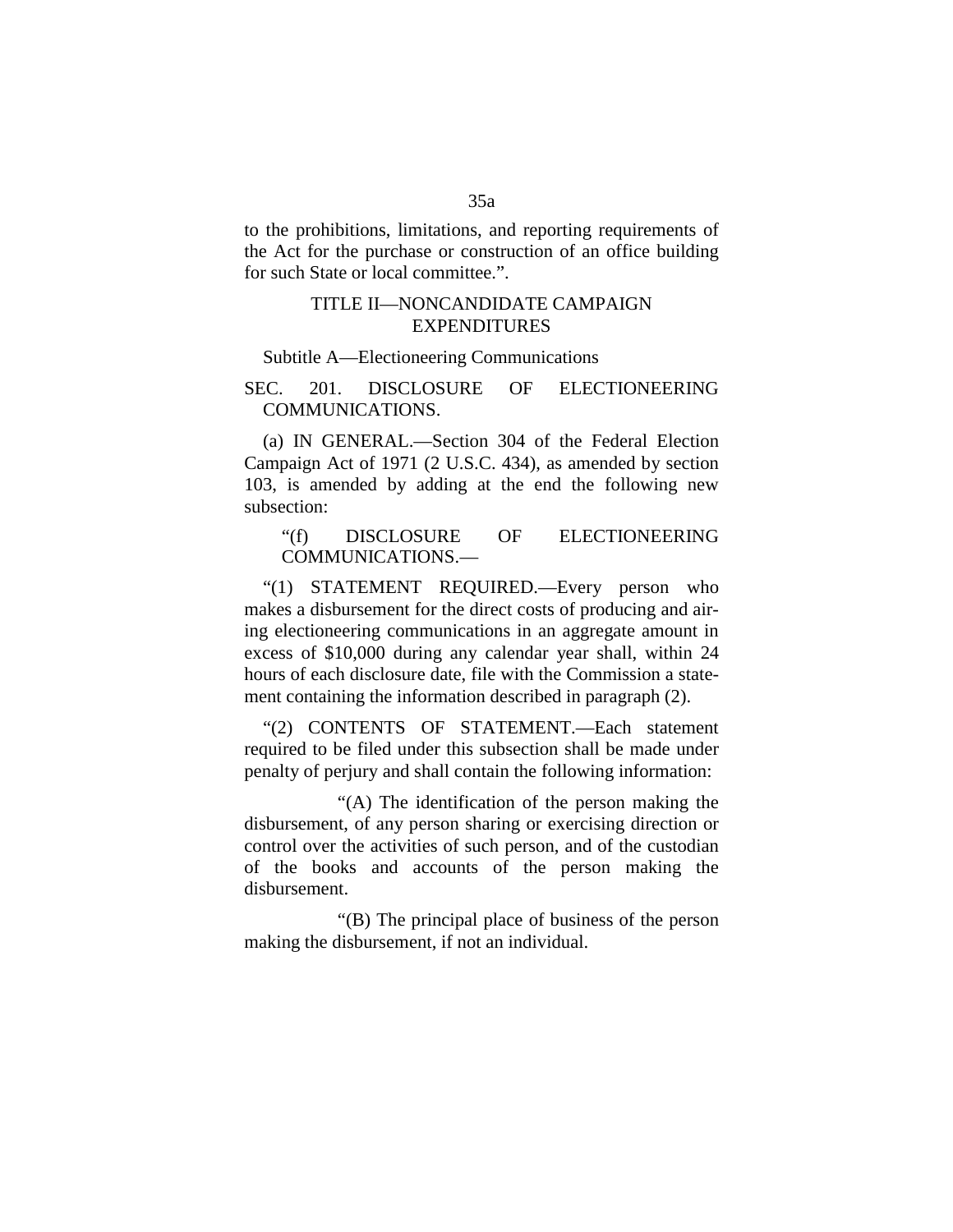to the prohibitions, limitations, and reporting requirements of the Act for the purchase or construction of an office building for such State or local committee.".

## TITLE II—NONCANDIDATE CAMPAIGN EXPENDITURES

### Subtitle A—Electioneering Communications

#### SEC. 201. DISCLOSURE OF ELECTIONEERING COMMUNICATIONS.

(a) IN GENERAL.—Section 304 of the Federal Election Campaign Act of 1971 (2 U.S.C. 434), as amended by section 103, is amended by adding at the end the following new subsection:

"(f) DISCLOSURE OF ELECTIONEERING COMMUNICATIONS.—

"(1) STATEMENT REQUIRED.—Every person who makes a disbursement for the direct costs of producing and airing electioneering communications in an aggregate amount in excess of $10,000 during any calendar year shall, within 24 hours of each disclosure date, file with the Commission a statement containing the information described in paragraph (2).

"(2) CONTENTS OF STATEMENT.—Each statement required to be filed under this subsection shall be made under penalty of perjury and shall contain the following information:

"(A) The identification of the person making the disbursement, of any person sharing or exercising direction or control over the activities of such person, and of the custodian of the books and accounts of the person making the disbursement.

"(B) The principal place of business of the person making the disbursement, if not an individual.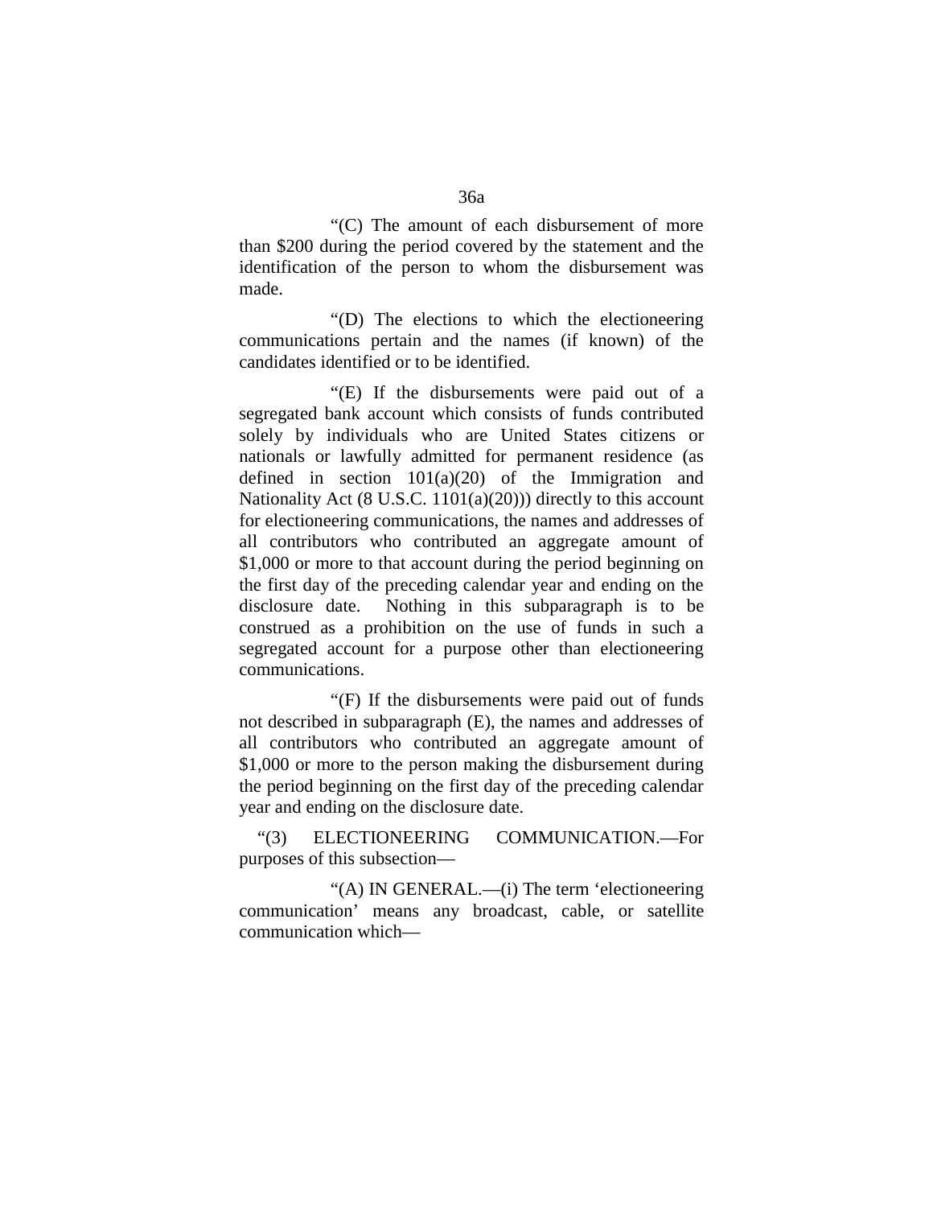"(C) The amount of each disbursement of more than $200 during the period covered by the statement and the identification of the person to whom the disbursement was made.

"(D) The elections to which the electioneering communications pertain and the names (if known) of the candidates identified or to be identified.

"(E) If the disbursements were paid out of a segregated bank account which consists of funds contributed solely by individuals who are United States citizens or nationals or lawfully admitted for permanent residence (as defined in section 101(a)(20) of the Immigration and Nationality Act (8 U.S.C. 1101(a)(20))) directly to this account for electioneering communications, the names and addresses of all contributors who contributed an aggregate amount of $1,000 or more to that account during the period beginning on the first day of the preceding calendar year and ending on the disclosure date. Nothing in this subparagraph is to be construed as a prohibition on the use of funds in such a segregated account for a purpose other than electioneering communications.

"(F) If the disbursements were paid out of funds not described in subparagraph (E), the names and addresses of all contributors who contributed an aggregate amount of $1,000 or more to the person making the disbursement during the period beginning on the first day of the preceding calendar year and ending on the disclosure date.

"(3) ELECTIONEERING COMMUNICATION.—For purposes of this subsection—

"(A) IN GENERAL.—(i) The term 'electioneering communication' means any broadcast, cable, or satellite communication which—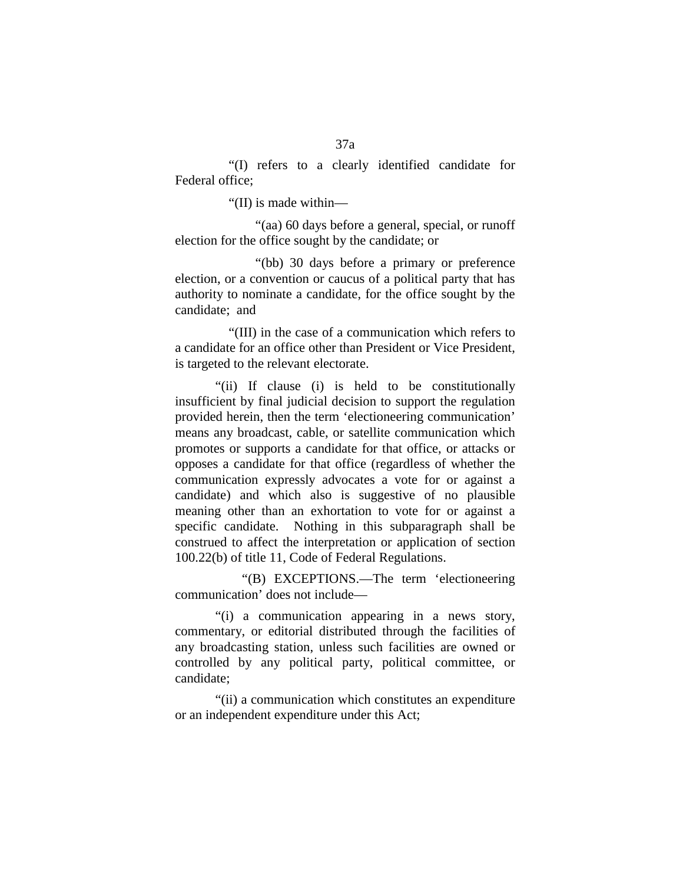"(I) refers to a clearly identified candidate for Federal office;

"(II) is made within—

"(aa) 60 days before a general, special, or runoff election for the office sought by the candidate; or

"(bb) 30 days before a primary or preference election, or a convention or caucus of a political party that has authority to nominate a candidate, for the office sought by the candidate; and

"(III) in the case of a communication which refers to a candidate for an office other than President or Vice President, is targeted to the relevant electorate.

"(ii) If clause (i) is held to be constitutionally insufficient by final judicial decision to support the regulation provided herein, then the term 'electioneering communication' means any broadcast, cable, or satellite communication which promotes or supports a candidate for that office, or attacks or opposes a candidate for that office (regardless of whether the communication expressly advocates a vote for or against a candidate) and which also is suggestive of no plausible meaning other than an exhortation to vote for or against a specific candidate. Nothing in this subparagraph shall be construed to affect the interpretation or application of section 100.22(b) of title 11, Code of Federal Regulations.

"(B) EXCEPTIONS.—The term 'electioneering communication' does not include—

"(i) a communication appearing in a news story, commentary, or editorial distributed through the facilities of any broadcasting station, unless such facilities are owned or controlled by any political party, political committee, or candidate;

"(ii) a communication which constitutes an expenditure or an independent expenditure under this Act;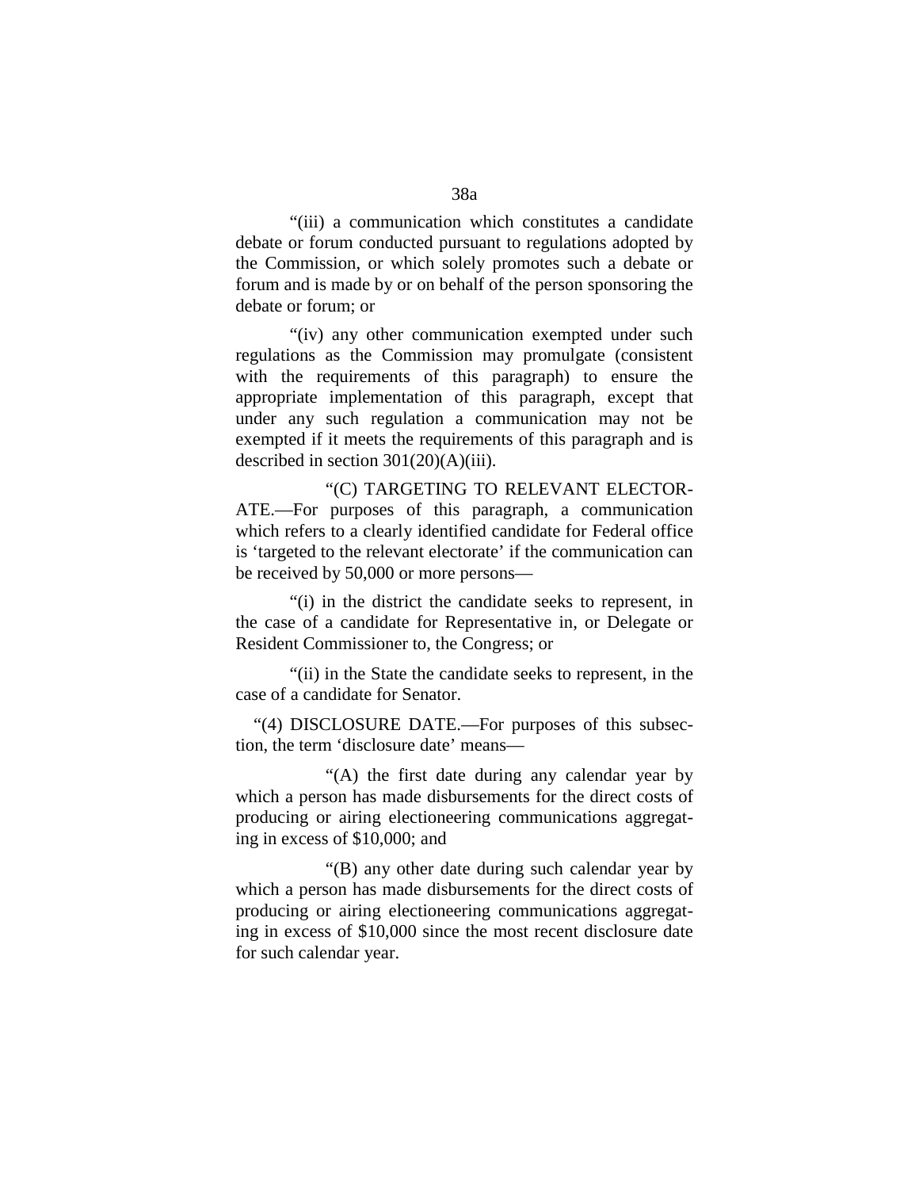"(iii) a communication which constitutes a candidate debate or forum conducted pursuant to regulations adopted by the Commission, or which solely promotes such a debate or forum and is made by or on behalf of the person sponsoring the debate or forum; or

"(iv) any other communication exempted under such regulations as the Commission may promulgate (consistent with the requirements of this paragraph) to ensure the appropriate implementation of this paragraph, except that under any such regulation a communication may not be exempted if it meets the requirements of this paragraph and is described in section 301(20)(A)(iii).

"(C) TARGETING TO RELEVANT ELECTORATE.—For purposes of this paragraph, a communication which refers to a clearly identified candidate for Federal office is 'targeted to the relevant electorate' if the communication can be received by 50,000 or more persons—

"(i) in the district the candidate seeks to represent, in the case of a candidate for Representative in, or Delegate or Resident Commissioner to, the Congress; or

"(ii) in the State the candidate seeks to represent, in the case of a candidate for Senator.

"(4) DISCLOSURE DATE.—For purposes of this subsection, the term 'disclosure date' means—

"(A) the first date during any calendar year by which a person has made disbursements for the direct costs of producing or airing electioneering communications aggregating in excess of $10,000; and

"(B) any other date during such calendar year by which a person has made disbursements for the direct costs of producing or airing electioneering communications aggregating in excess of $10,000 since the most recent disclosure date for such calendar year.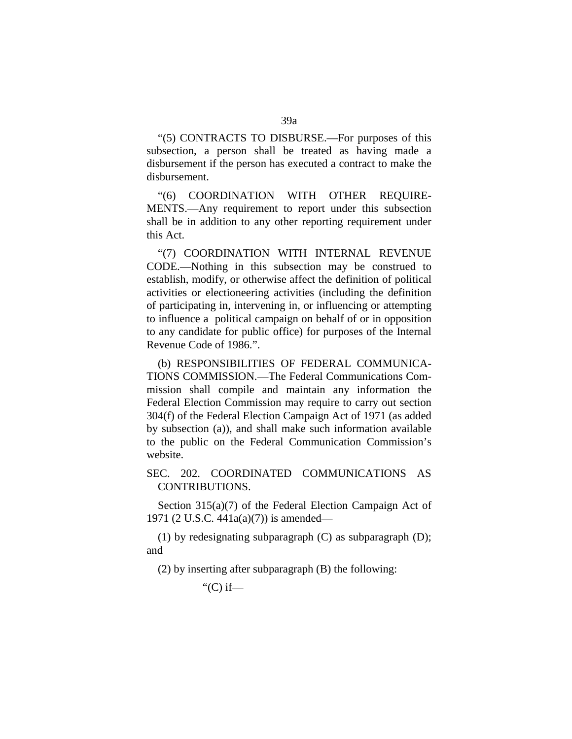"(5) CONTRACTS TO DISBURSE.—For purposes of this subsection, a person shall be treated as having made a disbursement if the person has executed a contract to make the disbursement.

"(6) COORDINATION WITH OTHER REQUIREMENTS.—Any requirement to report under this subsection shall be in addition to any other reporting requirement under this Act.

"(7) COORDINATION WITH INTERNAL REVENUE CODE.—Nothing in this subsection may be construed to establish, modify, or otherwise affect the definition of political activities or electioneering activities (including the definition of participating in, intervening in, or influencing or attempting to influence a political campaign on behalf of or in opposition to any candidate for public office) for purposes of the Internal Revenue Code of 1986.".

(b) RESPONSIBILITIES OF FEDERAL COMMUNICATIONS COMMISSION.—The Federal Communications Commission shall compile and maintain any information the Federal Election Commission may require to carry out section 304(f) of the Federal Election Campaign Act of 1971 (as added by subsection (a)), and shall make such information available to the public on the Federal Communication Commission's website.

SEC. 202. COORDINATED COMMUNICATIONS AS CONTRIBUTIONS.

Section 315(a)(7) of the Federal Election Campaign Act of 1971 (2 U.S.C. 441a(a)(7)) is amended—

(1) by redesignating subparagraph (C) as subparagraph (D); and

(2) by inserting after subparagraph (B) the following:

"(C) if—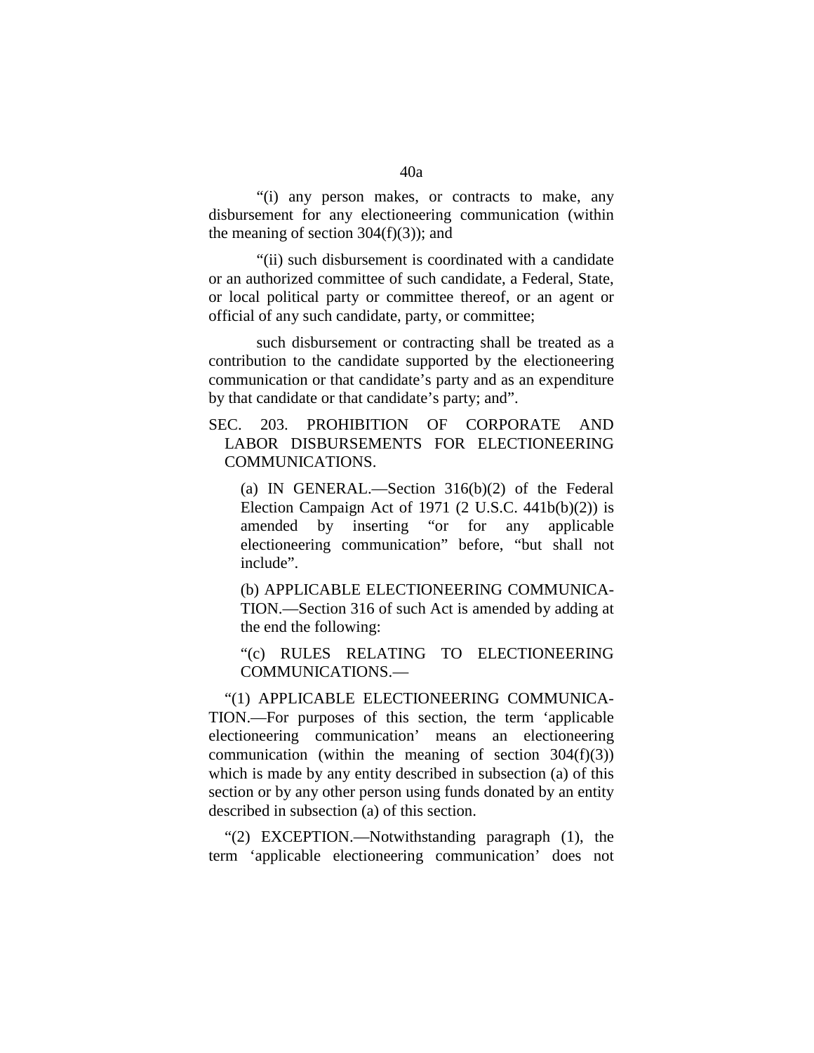"(i) any person makes, or contracts to make, any disbursement for any electioneering communication (within the meaning of section 304(f)(3)); and

"(ii) such disbursement is coordinated with a candidate or an authorized committee of such candidate, a Federal, State, or local political party or committee thereof, or an agent or official of any such candidate, party, or committee;

such disbursement or contracting shall be treated as a contribution to the candidate supported by the electioneering communication or that candidate's party and as an expenditure by that candidate or that candidate's party; and".

SEC. 203. PROHIBITION OF CORPORATE AND LABOR DISBURSEMENTS FOR ELECTIONEERING COMMUNICATIONS.

(a) IN GENERAL.—Section 316(b)(2) of the Federal Election Campaign Act of 1971 (2 U.S.C. 441b(b)(2)) is amended by inserting "or for any applicable electioneering communication" before, "but shall not include".

(b) APPLICABLE ELECTIONEERING COMMUNICATION.—Section 316 of such Act is amended by adding at the end the following:

"(c) RULES RELATING TO ELECTIONEERING COMMUNICATIONS.—

"(1) APPLICABLE ELECTIONEERING COMMUNICATION.—For purposes of this section, the term 'applicable electioneering communication' means an electioneering communication (within the meaning of section 304(f)(3)) which is made by any entity described in subsection (a) of this section or by any other person using funds donated by an entity described in subsection (a) of this section.

"(2) EXCEPTION.—Notwithstanding paragraph (1), the term 'applicable electioneering communication' does not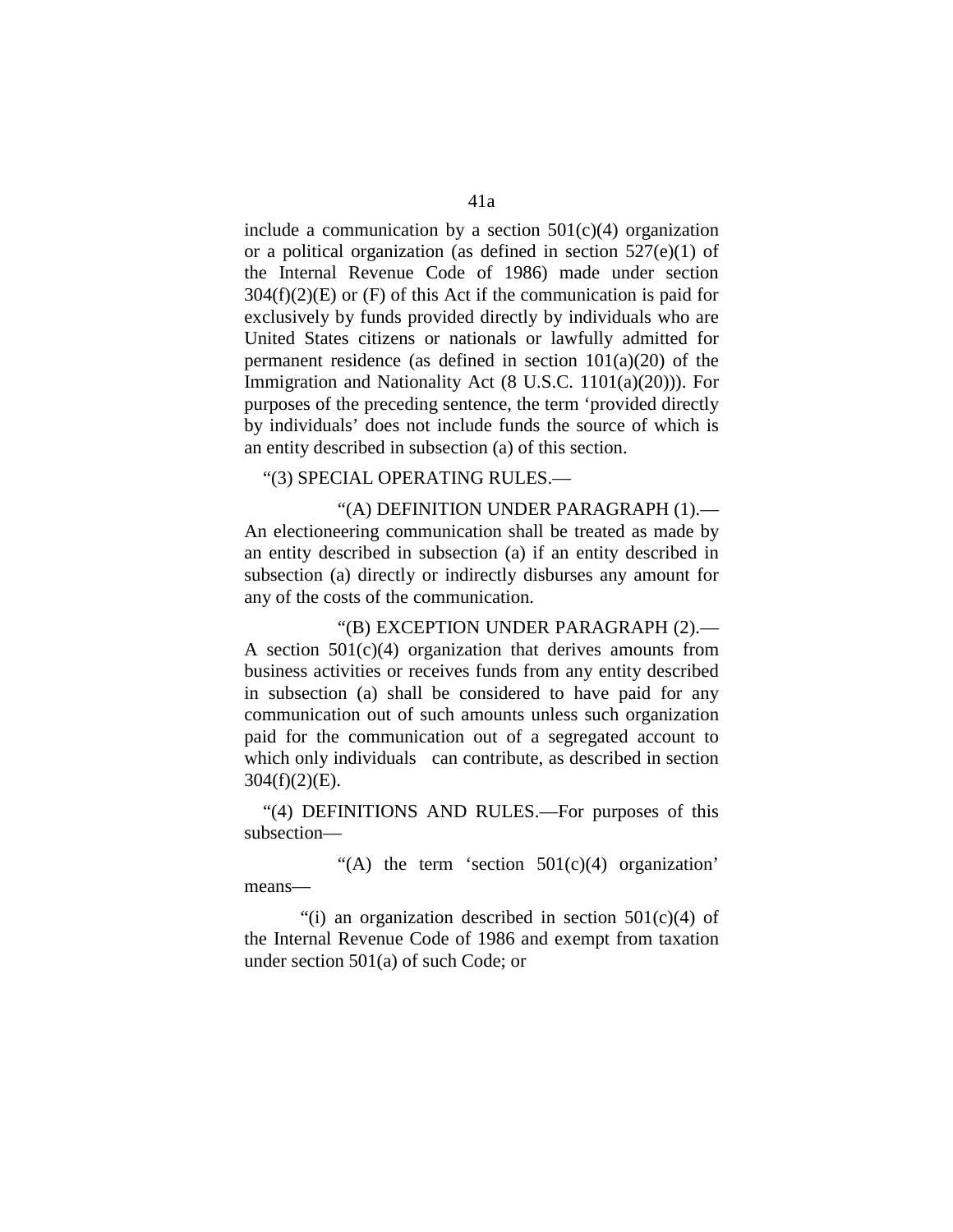include a communication by a section 501(c)(4) organization or a political organization (as defined in section 527(e)(1) of the Internal Revenue Code of 1986) made under section 304(f)(2)(E) or (F) of this Act if the communication is paid for exclusively by funds provided directly by individuals who are United States citizens or nationals or lawfully admitted for permanent residence (as defined in section 101(a)(20) of the Immigration and Nationality Act (8 U.S.C. 1101(a)(20))). For purposes of the preceding sentence, the term 'provided directly by individuals' does not include funds the source of which is an entity described in subsection (a) of this section.

"(3) SPECIAL OPERATING RULES.—

"(A) DEFINITION UNDER PARAGRAPH (1).—An electioneering communication shall be treated as made by an entity described in subsection (a) if an entity described in subsection (a) directly or indirectly disburses any amount for any of the costs of the communication.

"(B) EXCEPTION UNDER PARAGRAPH (2).—A section 501(c)(4) organization that derives amounts from business activities or receives funds from any entity described in subsection (a) shall be considered to have paid for any communication out of such amounts unless such organization paid for the communication out of a segregated account to which only individuals can contribute, as described in section 304(f)(2)(E).

"(4) DEFINITIONS AND RULES.—For purposes of this subsection—

"(A) the term 'section 501(c)(4) organization' means—

"(i) an organization described in section 501(c)(4) of the Internal Revenue Code of 1986 and exempt from taxation under section 501(a) of such Code; or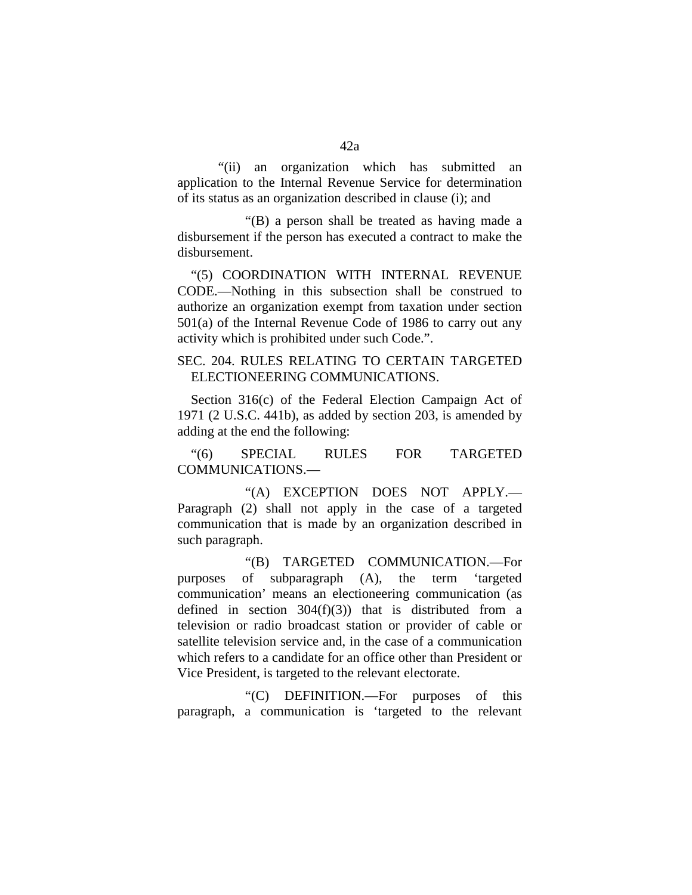"(ii) an organization which has submitted an application to the Internal Revenue Service for determination of its status as an organization described in clause (i); and

"(B) a person shall be treated as having made a disbursement if the person has executed a contract to make the disbursement.

"(5) COORDINATION WITH INTERNAL REVENUE CODE.—Nothing in this subsection shall be construed to authorize an organization exempt from taxation under section 501(a) of the Internal Revenue Code of 1986 to carry out any activity which is prohibited under such Code.".

SEC. 204. RULES RELATING TO CERTAIN TARGETED ELECTIONEERING COMMUNICATIONS.

Section 316(c) of the Federal Election Campaign Act of 1971 (2 U.S.C. 441b), as added by section 203, is amended by adding at the end the following:

"(6) SPECIAL RULES FOR TARGETED COMMUNICATIONS.—

"(A) EXCEPTION DOES NOT APPLY.—Paragraph (2) shall not apply in the case of a targeted communication that is made by an organization described in such paragraph.

"(B) TARGETED COMMUNICATION.—For purposes of subparagraph (A), the term 'targeted communication' means an electioneering communication (as defined in section 304(f)(3)) that is distributed from a television or radio broadcast station or provider of cable or satellite television service and, in the case of a communication which refers to a candidate for an office other than President or Vice President, is targeted to the relevant electorate.

"(C) DEFINITION.—For purposes of this paragraph, a communication is 'targeted to the relevant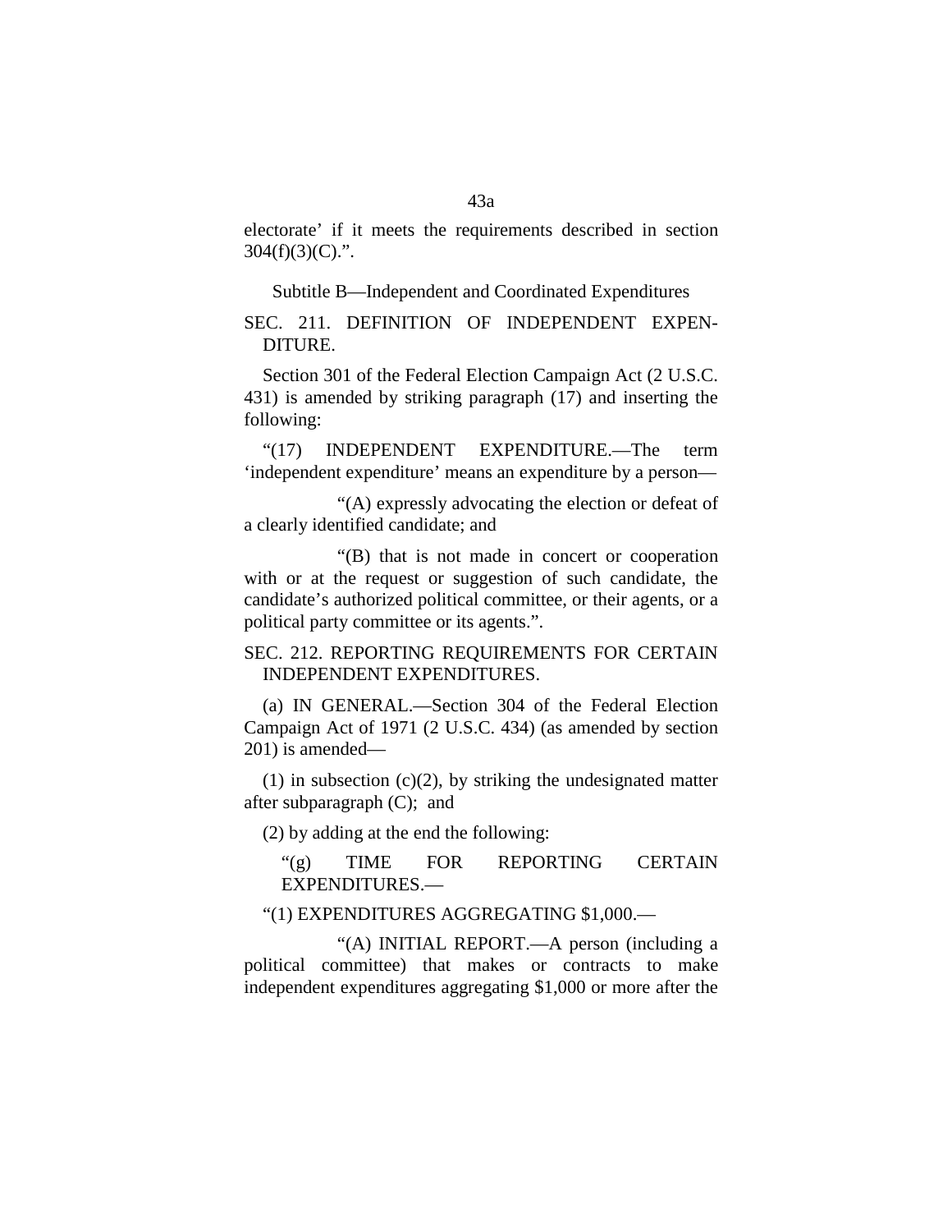electorate' if it meets the requirements described in section 304(f)(3)(C).".

Subtitle B—Independent and Coordinated Expenditures

SEC. 211. DEFINITION OF INDEPENDENT EXPENDITURE.

Section 301 of the Federal Election Campaign Act (2 U.S.C. 431) is amended by striking paragraph (17) and inserting the following:

"(17) INDEPENDENT EXPENDITURE.—The term 'independent expenditure' means an expenditure by a person—

"(A) expressly advocating the election or defeat of a clearly identified candidate; and

"(B) that is not made in concert or cooperation with or at the request or suggestion of such candidate, the candidate's authorized political committee, or their agents, or a political party committee or its agents.".

SEC. 212. REPORTING REQUIREMENTS FOR CERTAIN INDEPENDENT EXPENDITURES.

(a) IN GENERAL.—Section 304 of the Federal Election Campaign Act of 1971 (2 U.S.C. 434) (as amended by section 201) is amended—

(1) in subsection (c)(2), by striking the undesignated matter after subparagraph (C); and

(2) by adding at the end the following:

"(g) TIME FOR REPORTING CERTAIN EXPENDITURES.—

"(1) EXPENDITURES AGGREGATING $1,000.—

"(A) INITIAL REPORT.—A person (including a political committee) that makes or contracts to make independent expenditures aggregating $1,000 or more after the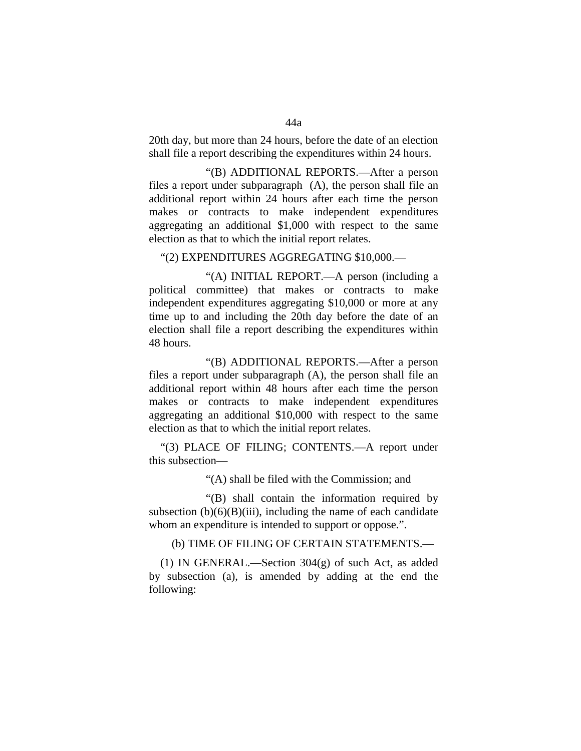20th day, but more than 24 hours, before the date of an election shall file a report describing the expenditures within 24 hours.

"(B) ADDITIONAL REPORTS.—After a person files a report under subparagraph (A), the person shall file an additional report within 24 hours after each time the person makes or contracts to make independent expenditures aggregating an additional $1,000 with respect to the same election as that to which the initial report relates.

"(2) EXPENDITURES AGGREGATING $10,000.—

"(A) INITIAL REPORT.—A person (including a political committee) that makes or contracts to make independent expenditures aggregating $10,000 or more at any time up to and including the 20th day before the date of an election shall file a report describing the expenditures within 48 hours.

"(B) ADDITIONAL REPORTS.—After a person files a report under subparagraph (A), the person shall file an additional report within 48 hours after each time the person makes or contracts to make independent expenditures aggregating an additional $10,000 with respect to the same election as that to which the initial report relates.

"(3) PLACE OF FILING; CONTENTS.—A report under this subsection—

"(A) shall be filed with the Commission; and

"(B) shall contain the information required by subsection (b)(6)(B)(iii), including the name of each candidate whom an expenditure is intended to support or oppose.".

(b) TIME OF FILING OF CERTAIN STATEMENTS.—

(1) IN GENERAL.—Section 304(g) of such Act, as added by subsection (a), is amended by adding at the end the following: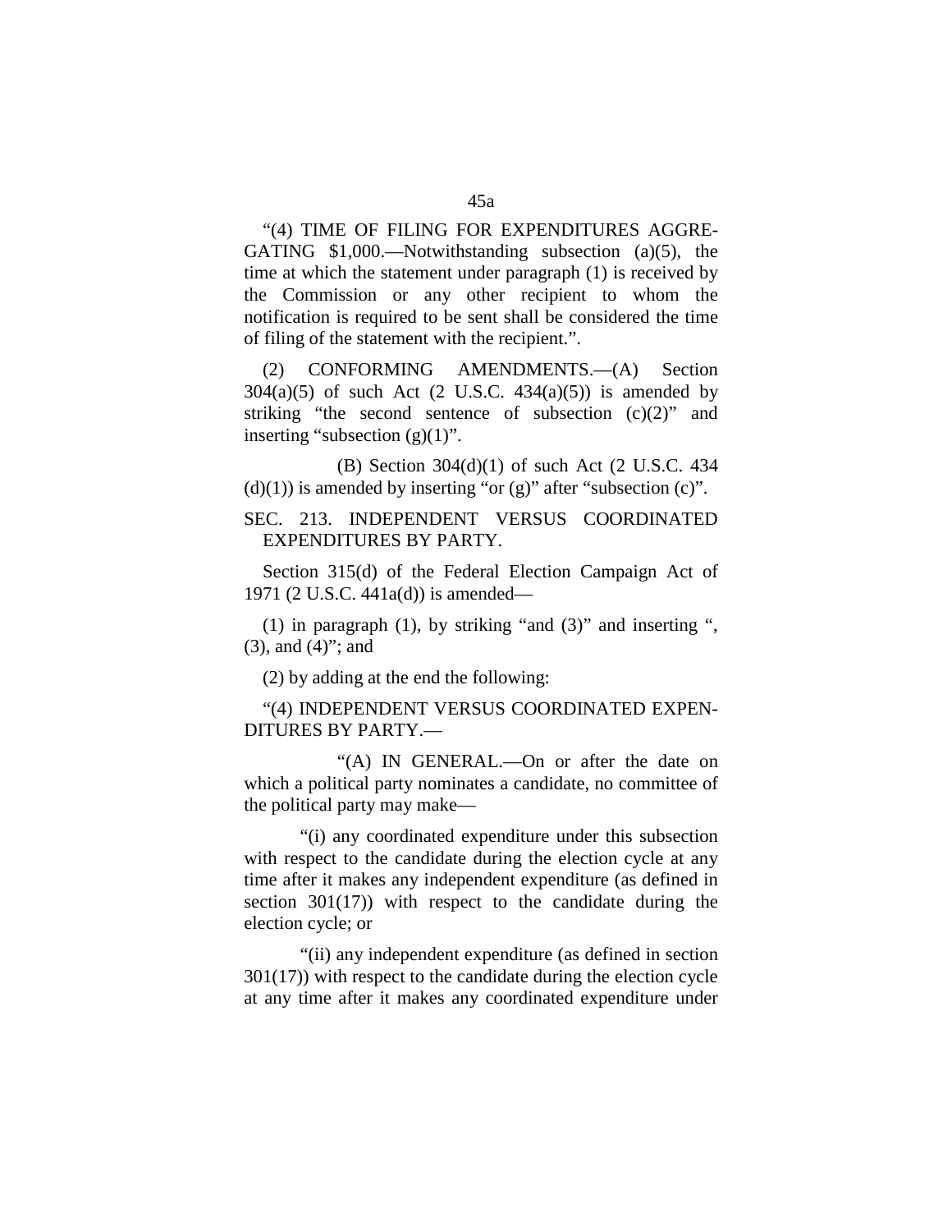"(4) TIME OF FILING FOR EXPENDITURES AGGREGATING $1,000.—Notwithstanding subsection (a)(5), the time at which the statement under paragraph (1) is received by the Commission or any other recipient to whom the notification is required to be sent shall be considered the time of filing of the statement with the recipient.".

(2) CONFORMING AMENDMENTS.—(A) Section 304(a)(5) of such Act (2 U.S.C. 434(a)(5)) is amended by striking "the second sentence of subsection (c)(2)" and inserting "subsection (g)(1)".

(B) Section 304(d)(1) of such Act (2 U.S.C. 434 (d)(1)) is amended by inserting "or (g)" after "subsection (c)".

SEC. 213. INDEPENDENT VERSUS COORDINATED EXPENDITURES BY PARTY.

Section 315(d) of the Federal Election Campaign Act of 1971 (2 U.S.C. 441a(d)) is amended—

(1) in paragraph (1), by striking "and (3)" and inserting ", (3), and (4)"; and

(2) by adding at the end the following:

"(4) INDEPENDENT VERSUS COORDINATED EXPENDITURES BY PARTY.—

"(A) IN GENERAL.—On or after the date on which a political party nominates a candidate, no committee of the political party may make—

"(i) any coordinated expenditure under this subsection with respect to the candidate during the election cycle at any time after it makes any independent expenditure (as defined in section 301(17)) with respect to the candidate during the election cycle; or

"(ii) any independent expenditure (as defined in section 301(17)) with respect to the candidate during the election cycle at any time after it makes any coordinated expenditure under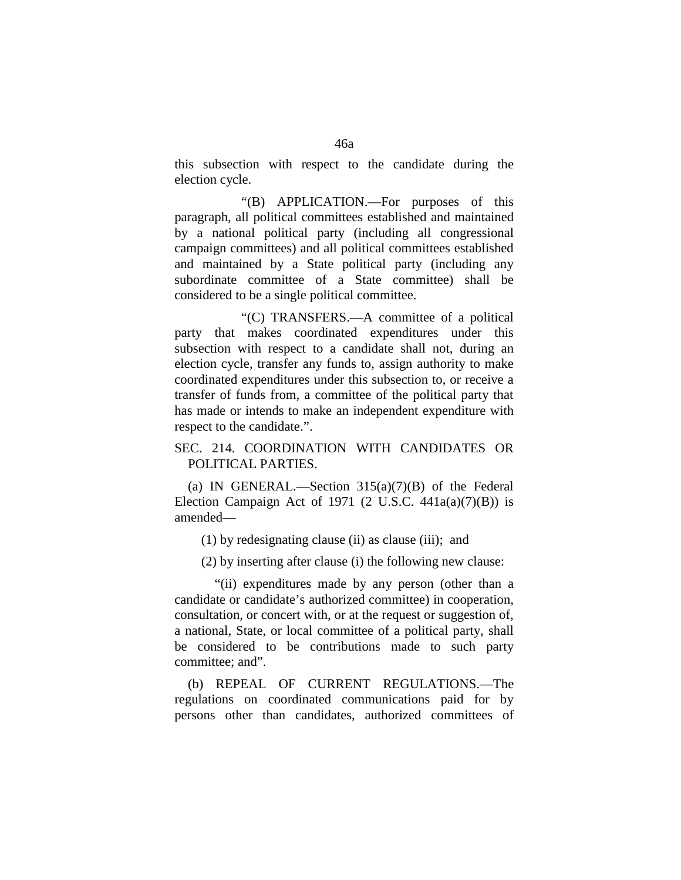this subsection with respect to the candidate during the election cycle.

"(B) APPLICATION.—For purposes of this paragraph, all political committees established and maintained by a national political party (including all congressional campaign committees) and all political committees established and maintained by a State political party (including any subordinate committee of a State committee) shall be considered to be a single political committee.

"(C) TRANSFERS.—A committee of a political party that makes coordinated expenditures under this subsection with respect to a candidate shall not, during an election cycle, transfer any funds to, assign authority to make coordinated expenditures under this subsection to, or receive a transfer of funds from, a committee of the political party that has made or intends to make an independent expenditure with respect to the candidate.".

SEC. 214. COORDINATION WITH CANDIDATES OR POLITICAL PARTIES.

(a) IN GENERAL.—Section 315(a)(7)(B) of the Federal Election Campaign Act of 1971 (2 U.S.C. 441a(a)(7)(B)) is amended—

(1) by redesignating clause (ii) as clause (iii); and

(2) by inserting after clause (i) the following new clause:

"(ii) expenditures made by any person (other than a candidate or candidate's authorized committee) in cooperation, consultation, or concert with, or at the request or suggestion of, a national, State, or local committee of a political party, shall be considered to be contributions made to such party committee; and".

(b) REPEAL OF CURRENT REGULATIONS.—The regulations on coordinated communications paid for by persons other than candidates, authorized committees of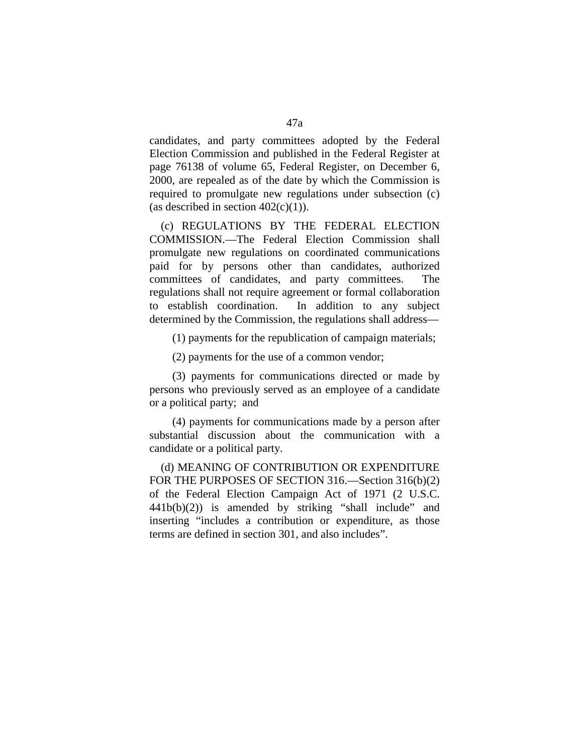candidates, and party committees adopted by the Federal Election Commission and published in the Federal Register at page 76138 of volume 65, Federal Register, on December 6, 2000, are repealed as of the date by which the Commission is required to promulgate new regulations under subsection (c) (as described in section 402(c)(1)).

(c) REGULATIONS BY THE FEDERAL ELECTION COMMISSION.—The Federal Election Commission shall promulgate new regulations on coordinated communications paid for by persons other than candidates, authorized committees of candidates, and party committees. The regulations shall not require agreement or formal collaboration to establish coordination. In addition to any subject determined by the Commission, the regulations shall address—

(1) payments for the republication of campaign materials;

(2) payments for the use of a common vendor;

(3) payments for communications directed or made by persons who previously served as an employee of a candidate or a political party; and

(4) payments for communications made by a person after substantial discussion about the communication with a candidate or a political party.

(d) MEANING OF CONTRIBUTION OR EXPENDITURE FOR THE PURPOSES OF SECTION 316.—Section 316(b)(2) of the Federal Election Campaign Act of 1971 (2 U.S.C. 441b(b)(2)) is amended by striking "shall include" and inserting "includes a contribution or expenditure, as those terms are defined in section 301, and also includes".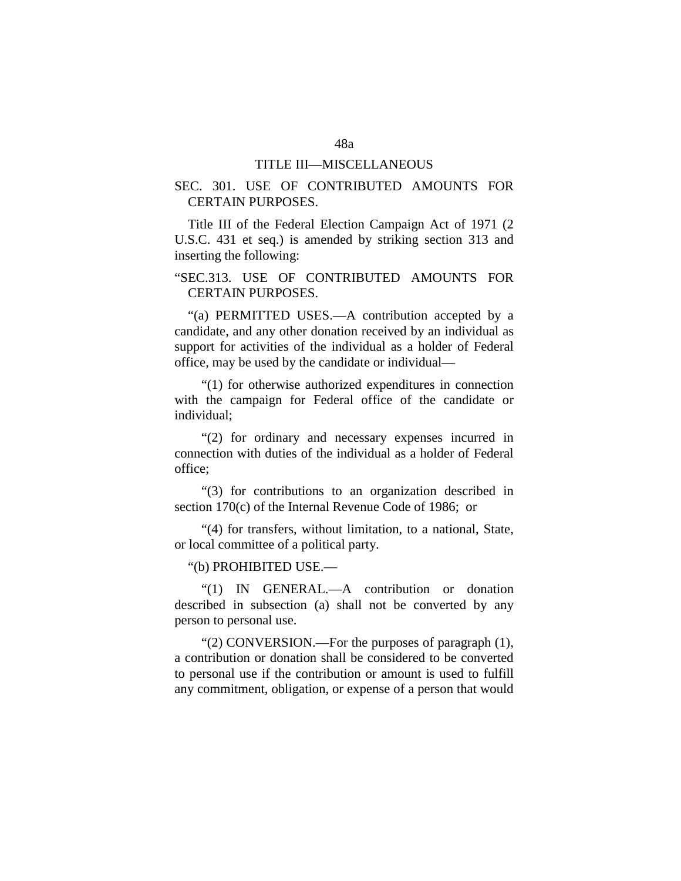## TITLE III—MISCELLANEOUS

### SEC. 301. USE OF CONTRIBUTED AMOUNTS FOR CERTAIN PURPOSES.

Title III of the Federal Election Campaign Act of 1971 (2 U.S.C. 431 et seq.) is amended by striking section 313 and inserting the following:

### "SEC.313. USE OF CONTRIBUTED AMOUNTS FOR CERTAIN PURPOSES.

"(a) PERMITTED USES.—A contribution accepted by a candidate, and any other donation received by an individual as support for activities of the individual as a holder of Federal office, may be used by the candidate or individual—

"(1) for otherwise authorized expenditures in connection with the campaign for Federal office of the candidate or individual;

"(2) for ordinary and necessary expenses incurred in connection with duties of the individual as a holder of Federal office;

"(3) for contributions to an organization described in section 170(c) of the Internal Revenue Code of 1986; or

"(4) for transfers, without limitation, to a national, State, or local committee of a political party.

"(b) PROHIBITED USE.—

"(1) IN GENERAL.—A contribution or donation described in subsection (a) shall not be converted by any person to personal use.

"(2) CONVERSION.—For the purposes of paragraph (1), a contribution or donation shall be considered to be converted to personal use if the contribution or amount is used to fulfill any commitment, obligation, or expense of a person that would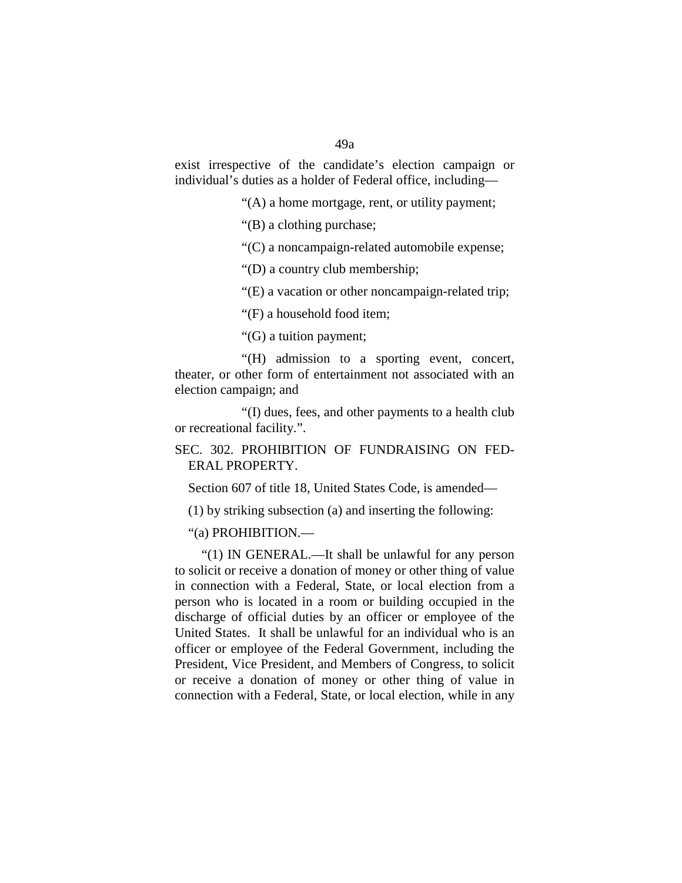exist irrespective of the candidate's election campaign or individual's duties as a holder of Federal office, including—

"(A) a home mortgage, rent, or utility payment;

"(B) a clothing purchase;

"(C) a noncampaign-related automobile expense;

"(D) a country club membership;

"(E) a vacation or other noncampaign-related trip;

"(F) a household food item;

"(G) a tuition payment;

"(H) admission to a sporting event, concert, theater, or other form of entertainment not associated with an election campaign; and

"(I) dues, fees, and other payments to a health club or recreational facility.".

SEC. 302. PROHIBITION OF FUNDRAISING ON FEDERAL PROPERTY.

Section 607 of title 18, United States Code, is amended—

(1) by striking subsection (a) and inserting the following:

"(a) PROHIBITION.—

"(1) IN GENERAL.—It shall be unlawful for any person to solicit or receive a donation of money or other thing of value in connection with a Federal, State, or local election from a person who is located in a room or building occupied in the discharge of official duties by an officer or employee of the United States. It shall be unlawful for an individual who is an officer or employee of the Federal Government, including the President, Vice President, and Members of Congress, to solicit or receive a donation of money or other thing of value in connection with a Federal, State, or local election, while in any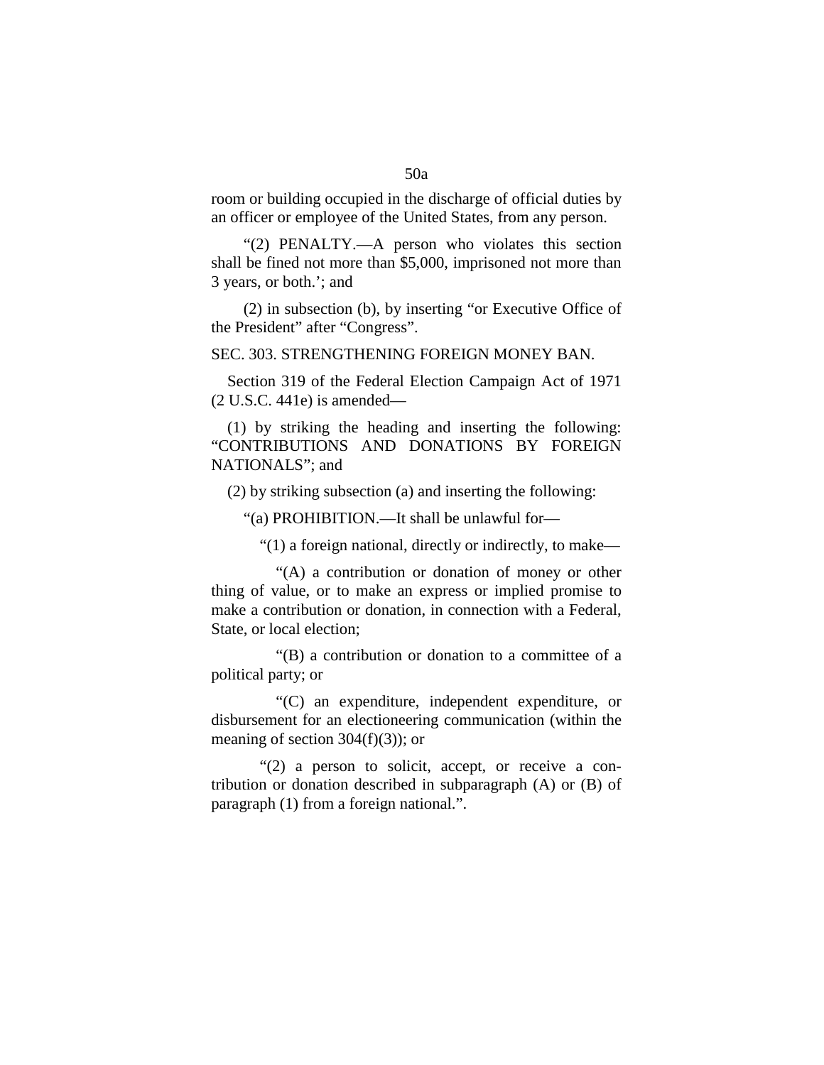room or building occupied in the discharge of official duties by an officer or employee of the United States, from any person.

"(2) PENALTY.—A person who violates this section shall be fined not more than $5,000, imprisoned not more than 3 years, or both.'; and

(2) in subsection (b), by inserting "or Executive Office of the President" after "Congress".

SEC. 303. STRENGTHENING FOREIGN MONEY BAN.

Section 319 of the Federal Election Campaign Act of 1971 (2 U.S.C. 441e) is amended—

(1) by striking the heading and inserting the following: "CONTRIBUTIONS AND DONATIONS BY FOREIGN NATIONALS"; and

(2) by striking subsection (a) and inserting the following:

"(a) PROHIBITION.—It shall be unlawful for—

"(1) a foreign national, directly or indirectly, to make—

"(A) a contribution or donation of money or other thing of value, or to make an express or implied promise to make a contribution or donation, in connection with a Federal, State, or local election;

"(B) a contribution or donation to a committee of a political party; or

"(C) an expenditure, independent expenditure, or disbursement for an electioneering communication (within the meaning of section 304(f)(3)); or

"(2) a person to solicit, accept, or receive a contribution or donation described in subparagraph (A) or (B) of paragraph (1) from a foreign national.".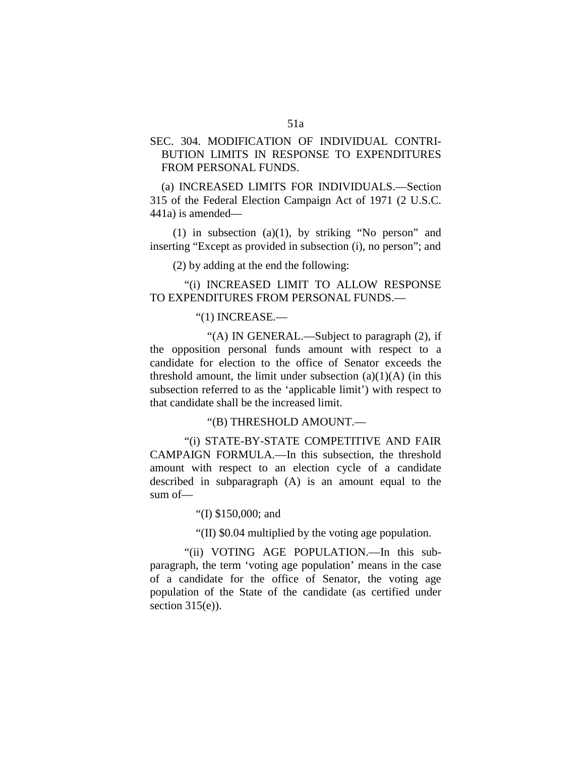SEC. 304. MODIFICATION OF INDIVIDUAL CONTRIBUTION LIMITS IN RESPONSE TO EXPENDITURES FROM PERSONAL FUNDS.

(a) INCREASED LIMITS FOR INDIVIDUALS.—Section 315 of the Federal Election Campaign Act of 1971 (2 U.S.C. 441a) is amended—

(1) in subsection (a)(1), by striking "No person" and inserting "Except as provided in subsection (i), no person"; and

(2) by adding at the end the following:

"(i) INCREASED LIMIT TO ALLOW RESPONSE TO EXPENDITURES FROM PERSONAL FUNDS.—

"(1) INCREASE.—

"(A) IN GENERAL.—Subject to paragraph (2), if the opposition personal funds amount with respect to a candidate for election to the office of Senator exceeds the threshold amount, the limit under subsection (a)(1)(A) (in this subsection referred to as the 'applicable limit') with respect to that candidate shall be the increased limit.

"(B) THRESHOLD AMOUNT.—

"(i) STATE-BY-STATE COMPETITIVE AND FAIR CAMPAIGN FORMULA.—In this subsection, the threshold amount with respect to an election cycle of a candidate described in subparagraph (A) is an amount equal to the sum of—

"(I) $150,000; and

"(II) $0.04 multiplied by the voting age population.

"(ii) VOTING AGE POPULATION.—In this subparagraph, the term 'voting age population' means in the case of a candidate for the office of Senator, the voting age population of the State of the candidate (as certified under section 315(e)).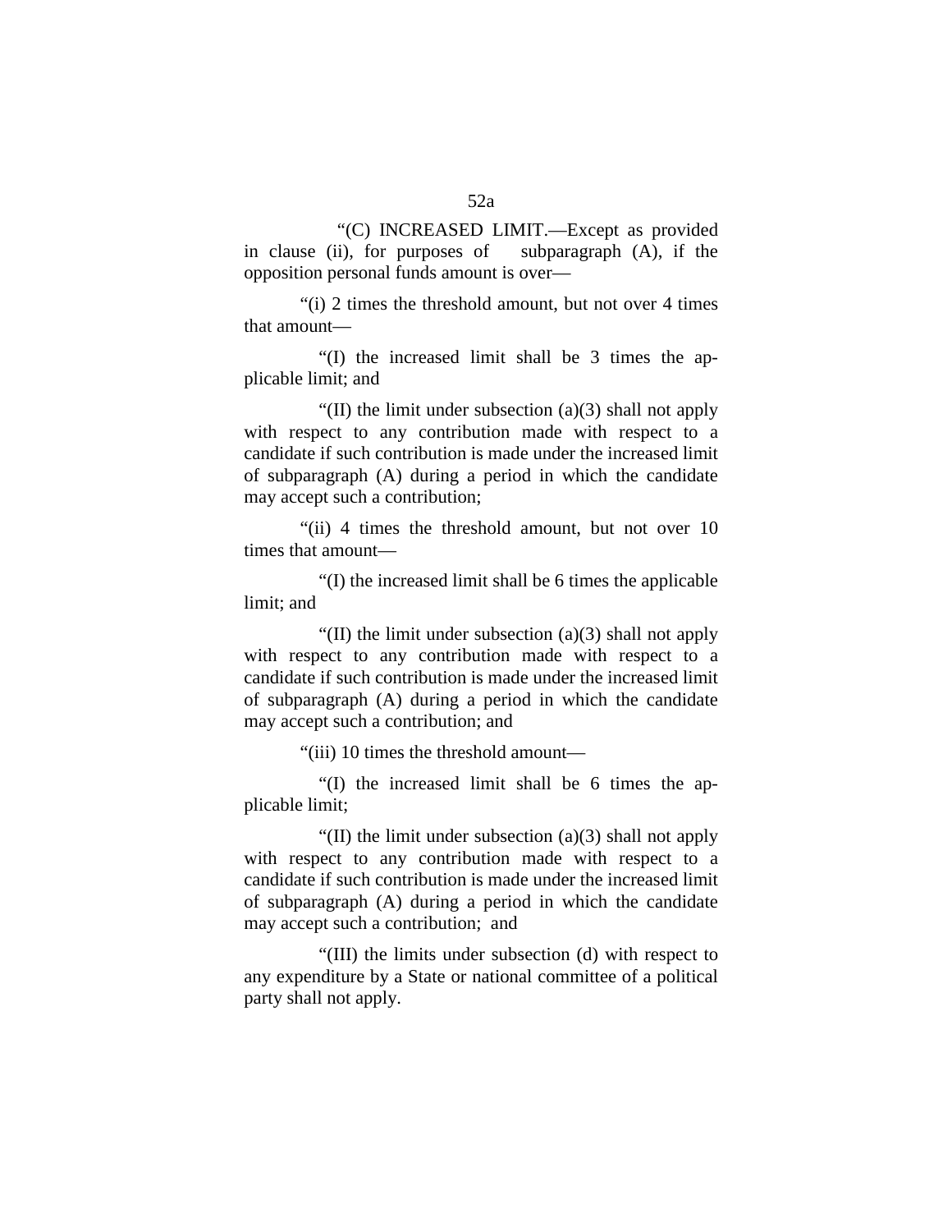"(C) INCREASED LIMIT.—Except as provided in clause (ii), for purposes of subparagraph (A), if the opposition personal funds amount is over—

"(i) 2 times the threshold amount, but not over 4 times that amount—

"(I) the increased limit shall be 3 times the applicable limit; and

"(II) the limit under subsection (a)(3) shall not apply with respect to any contribution made with respect to a candidate if such contribution is made under the increased limit of subparagraph (A) during a period in which the candidate may accept such a contribution;

"(ii) 4 times the threshold amount, but not over 10 times that amount—

"(I) the increased limit shall be 6 times the applicable limit; and

"(II) the limit under subsection (a)(3) shall not apply with respect to any contribution made with respect to a candidate if such contribution is made under the increased limit of subparagraph (A) during a period in which the candidate may accept such a contribution; and

"(iii) 10 times the threshold amount—

"(I) the increased limit shall be 6 times the applicable limit;

"(II) the limit under subsection (a)(3) shall not apply with respect to any contribution made with respect to a candidate if such contribution is made under the increased limit of subparagraph (A) during a period in which the candidate may accept such a contribution; and

"(III) the limits under subsection (d) with respect to any expenditure by a State or national committee of a political party shall not apply.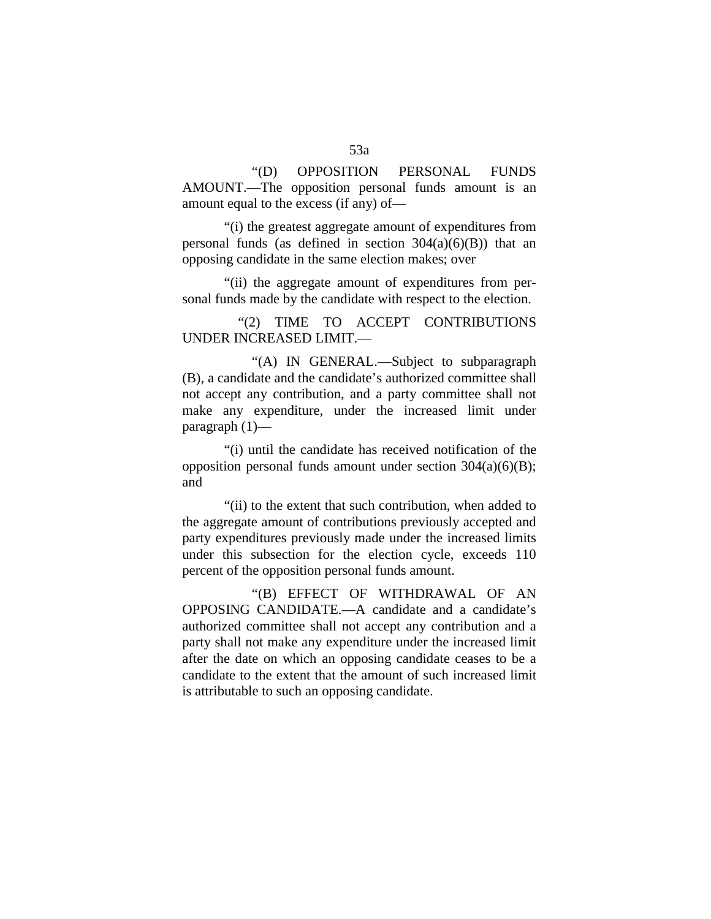"(D) OPPOSITION PERSONAL FUNDS AMOUNT.—The opposition personal funds amount is an amount equal to the excess (if any) of—

"(i) the greatest aggregate amount of expenditures from personal funds (as defined in section 304(a)(6)(B)) that an opposing candidate in the same election makes; over

"(ii) the aggregate amount of expenditures from personal funds made by the candidate with respect to the election.

"(2) TIME TO ACCEPT CONTRIBUTIONS UNDER INCREASED LIMIT.—

"(A) IN GENERAL.—Subject to subparagraph (B), a candidate and the candidate's authorized committee shall not accept any contribution, and a party committee shall not make any expenditure, under the increased limit under paragraph (1)—

"(i) until the candidate has received notification of the opposition personal funds amount under section 304(a)(6)(B); and

"(ii) to the extent that such contribution, when added to the aggregate amount of contributions previously accepted and party expenditures previously made under the increased limits under this subsection for the election cycle, exceeds 110 percent of the opposition personal funds amount.

"(B) EFFECT OF WITHDRAWAL OF AN OPPOSING CANDIDATE.—A candidate and a candidate's authorized committee shall not accept any contribution and a party shall not make any expenditure under the increased limit after the date on which an opposing candidate ceases to be a candidate to the extent that the amount of such increased limit is attributable to such an opposing candidate.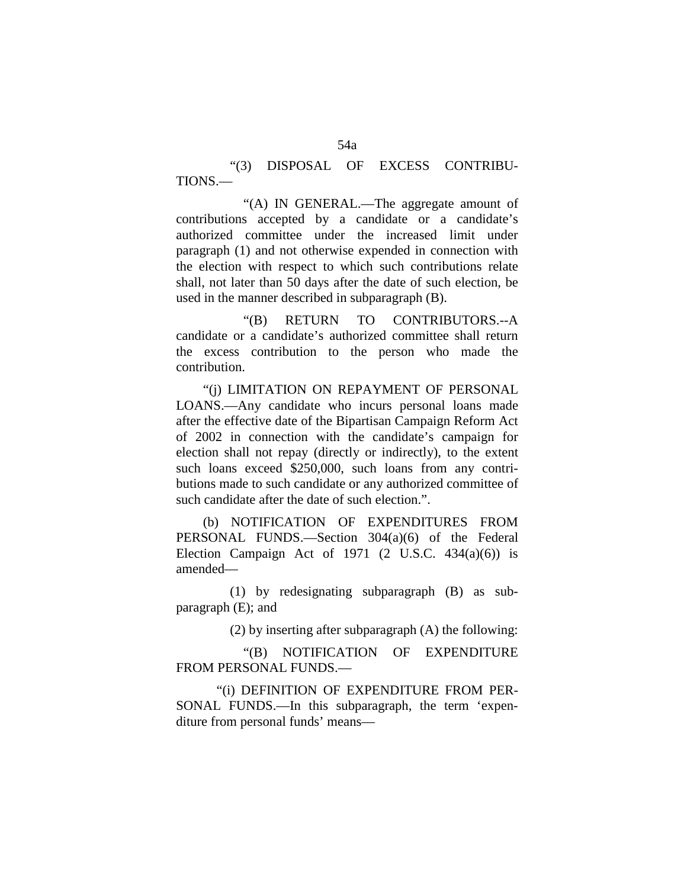"(3) DISPOSAL OF EXCESS CONTRIBUTIONS.—

"(A) IN GENERAL.—The aggregate amount of contributions accepted by a candidate or a candidate's authorized committee under the increased limit under paragraph (1) and not otherwise expended in connection with the election with respect to which such contributions relate shall, not later than 50 days after the date of such election, be used in the manner described in subparagraph (B).

"(B) RETURN TO CONTRIBUTORS.--A candidate or a candidate's authorized committee shall return the excess contribution to the person who made the contribution.

"(j) LIMITATION ON REPAYMENT OF PERSONAL LOANS.—Any candidate who incurs personal loans made after the effective date of the Bipartisan Campaign Reform Act of 2002 in connection with the candidate's campaign for election shall not repay (directly or indirectly), to the extent such loans exceed $250,000, such loans from any contributions made to such candidate or any authorized committee of such candidate after the date of such election.".

(b) NOTIFICATION OF EXPENDITURES FROM PERSONAL FUNDS.—Section 304(a)(6) of the Federal Election Campaign Act of 1971 (2 U.S.C. 434(a)(6)) is amended—

(1) by redesignating subparagraph (B) as subparagraph (E); and

(2) by inserting after subparagraph (A) the following:

"(B) NOTIFICATION OF EXPENDITURE FROM PERSONAL FUNDS.—

"(i) DEFINITION OF EXPENDITURE FROM PERSONAL FUNDS.—In this subparagraph, the term 'expenditure from personal funds' means—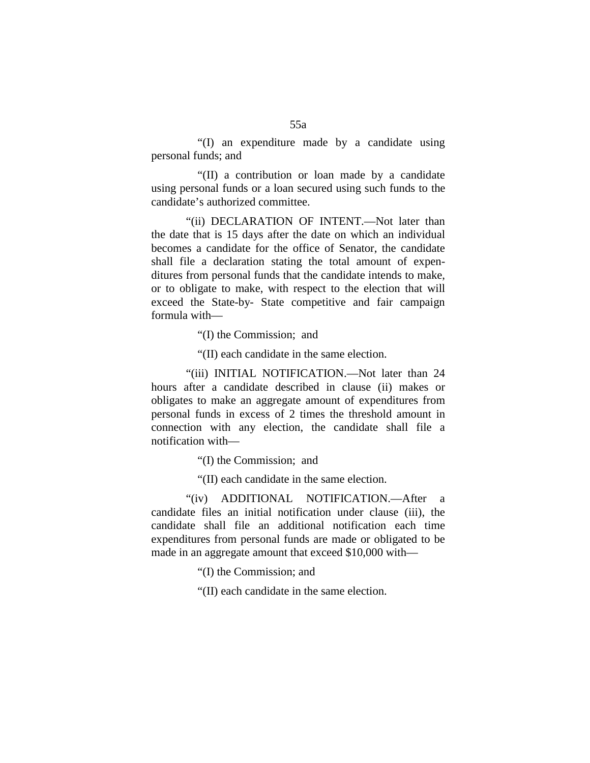"(I) an expenditure made by a candidate using personal funds; and

"(II) a contribution or loan made by a candidate using personal funds or a loan secured using such funds to the candidate's authorized committee.

"(ii) DECLARATION OF INTENT.—Not later than the date that is 15 days after the date on which an individual becomes a candidate for the office of Senator, the candidate shall file a declaration stating the total amount of expenditures from personal funds that the candidate intends to make, or to obligate to make, with respect to the election that will exceed the State-by- State competitive and fair campaign formula with—

"(I) the Commission; and

"(II) each candidate in the same election.

"(iii) INITIAL NOTIFICATION.—Not later than 24 hours after a candidate described in clause (ii) makes or obligates to make an aggregate amount of expenditures from personal funds in excess of 2 times the threshold amount in connection with any election, the candidate shall file a notification with—

"(I) the Commission; and

"(II) each candidate in the same election.

"(iv) ADDITIONAL NOTIFICATION.—After a candidate files an initial notification under clause (iii), the candidate shall file an additional notification each time expenditures from personal funds are made or obligated to be made in an aggregate amount that exceed $10,000 with—

"(I) the Commission; and

"(II) each candidate in the same election.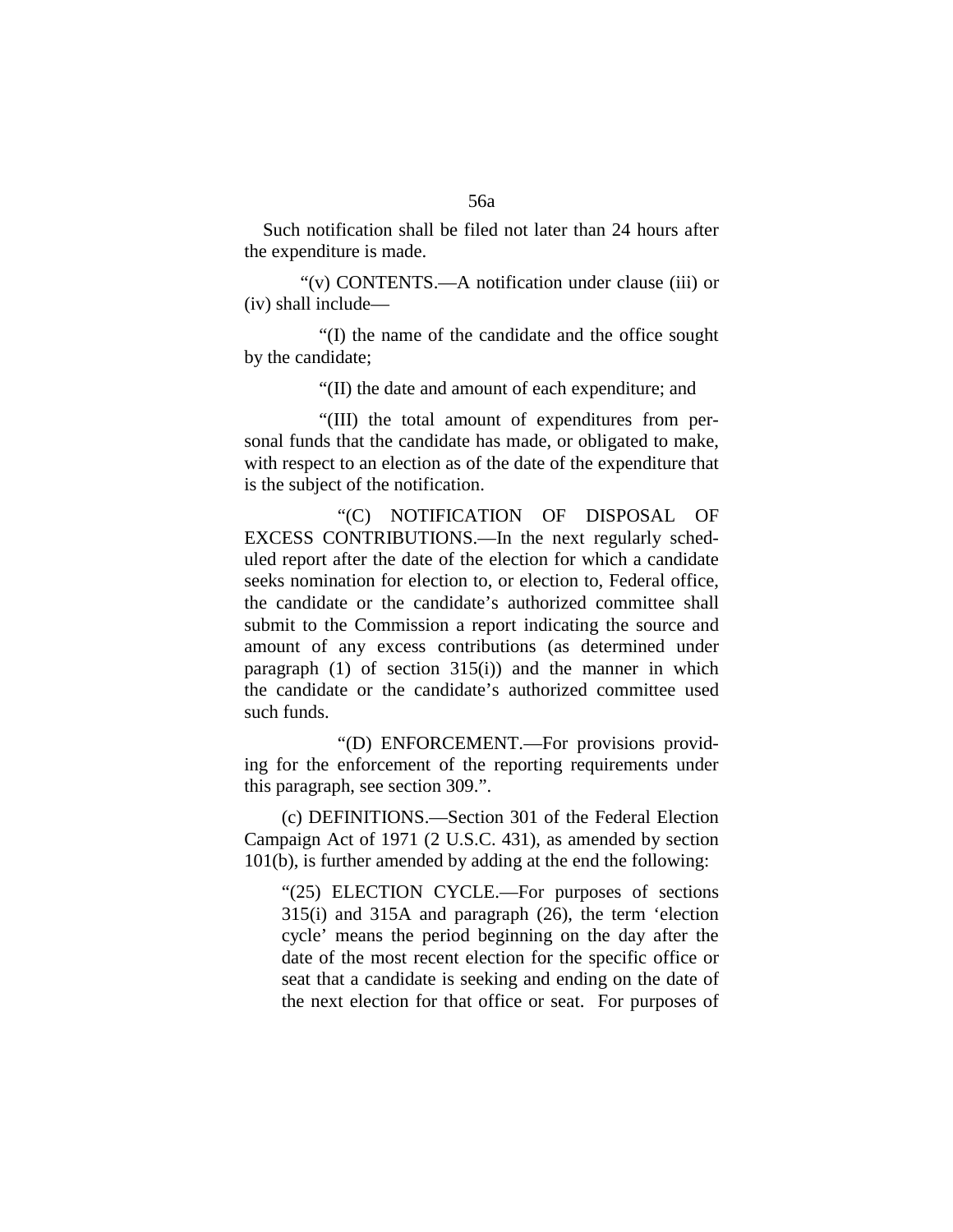Such notification shall be filed not later than 24 hours after the expenditure is made.

"(v) CONTENTS.—A notification under clause (iii) or (iv) shall include—

"(I) the name of the candidate and the office sought by the candidate;

"(II) the date and amount of each expenditure; and

"(III) the total amount of expenditures from personal funds that the candidate has made, or obligated to make, with respect to an election as of the date of the expenditure that is the subject of the notification.

"(C) NOTIFICATION OF DISPOSAL OF EXCESS CONTRIBUTIONS.—In the next regularly scheduled report after the date of the election for which a candidate seeks nomination for election to, or election to, Federal office, the candidate or the candidate's authorized committee shall submit to the Commission a report indicating the source and amount of any excess contributions (as determined under paragraph (1) of section 315(i)) and the manner in which the candidate or the candidate's authorized committee used such funds.

"(D) ENFORCEMENT.—For provisions providing for the enforcement of the reporting requirements under this paragraph, see section 309.".

(c) DEFINITIONS.—Section 301 of the Federal Election Campaign Act of 1971 (2 U.S.C. 431), as amended by section 101(b), is further amended by adding at the end the following:

"(25) ELECTION CYCLE.—For purposes of sections 315(i) and 315A and paragraph (26), the term 'election cycle' means the period beginning on the day after the date of the most recent election for the specific office or seat that a candidate is seeking and ending on the date of the next election for that office or seat. For purposes of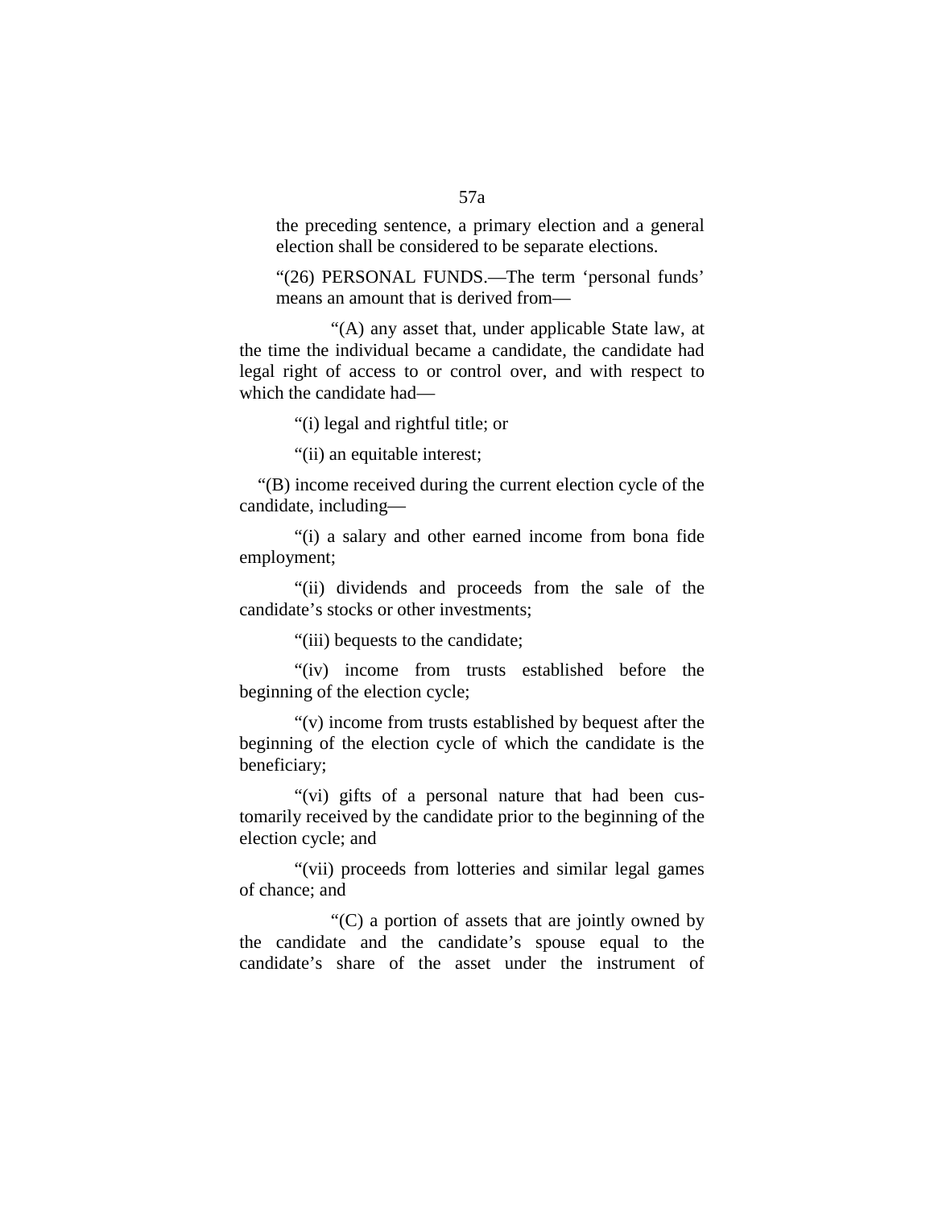the preceding sentence, a primary election and a general election shall be considered to be separate elections.

"(26) PERSONAL FUNDS.—The term 'personal funds' means an amount that is derived from—

"(A) any asset that, under applicable State law, at the time the individual became a candidate, the candidate had legal right of access to or control over, and with respect to which the candidate had—

"(i) legal and rightful title; or

"(ii) an equitable interest;

"(B) income received during the current election cycle of the candidate, including—

"(i) a salary and other earned income from bona fide employment;

"(ii) dividends and proceeds from the sale of the candidate's stocks or other investments;

"(iii) bequests to the candidate;

"(iv) income from trusts established before the beginning of the election cycle;

"(v) income from trusts established by bequest after the beginning of the election cycle of which the candidate is the beneficiary;

"(vi) gifts of a personal nature that had been customarily received by the candidate prior to the beginning of the election cycle; and

"(vii) proceeds from lotteries and similar legal games of chance; and

"(C) a portion of assets that are jointly owned by the candidate and the candidate's spouse equal to the candidate's share of the asset under the instrument of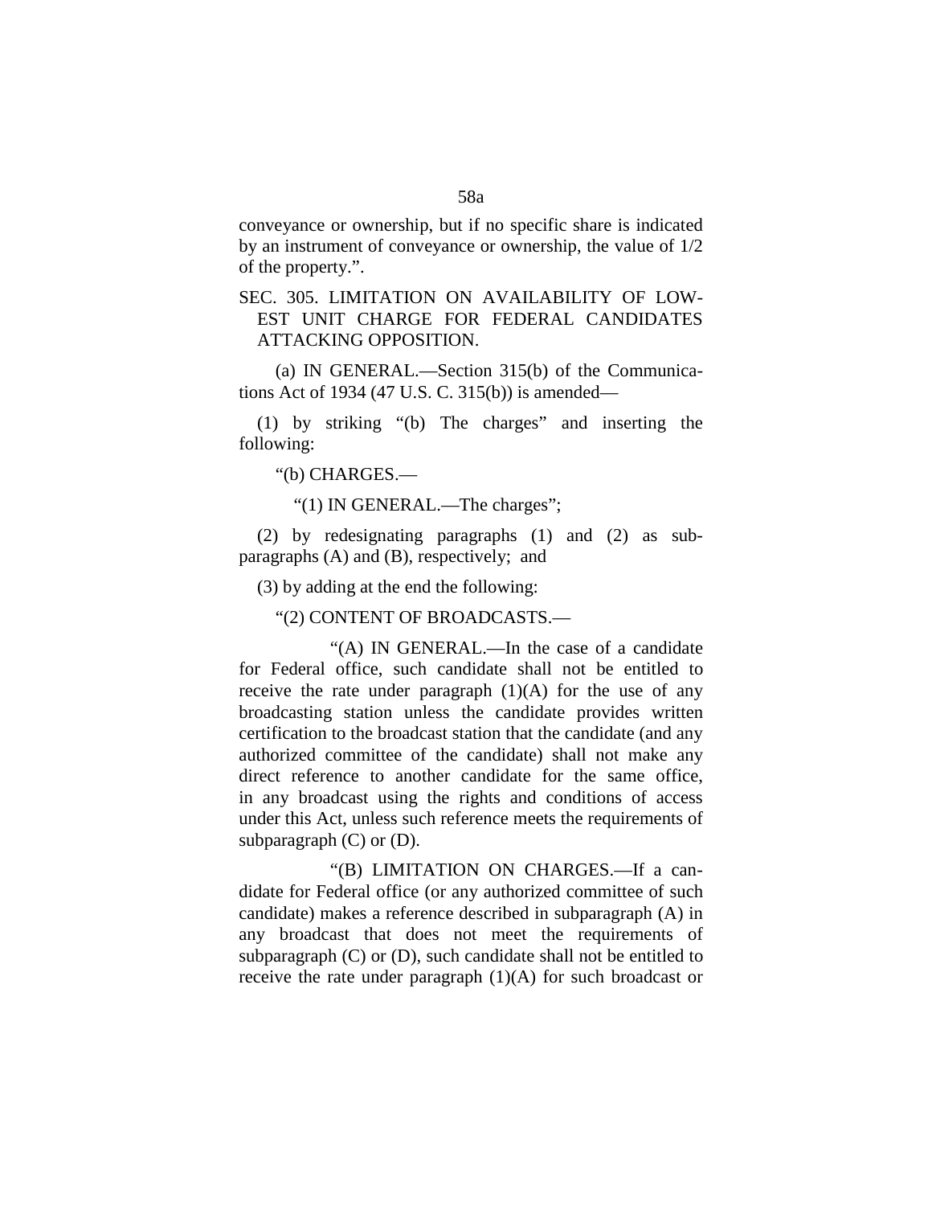conveyance or ownership, but if no specific share is indicated by an instrument of conveyance or ownership, the value of 1/2 of the property.".

SEC. 305. LIMITATION ON AVAILABILITY OF LOWEST UNIT CHARGE FOR FEDERAL CANDIDATES ATTACKING OPPOSITION.

(a) IN GENERAL.—Section 315(b) of the Communications Act of 1934 (47 U.S. C. 315(b)) is amended—

(1) by striking "(b) The charges" and inserting the following:

"(b) CHARGES.—

"(1) IN GENERAL.—The charges";

(2) by redesignating paragraphs (1) and (2) as subparagraphs (A) and (B), respectively; and

(3) by adding at the end the following:

"(2) CONTENT OF BROADCASTS.—

"(A) IN GENERAL.—In the case of a candidate for Federal office, such candidate shall not be entitled to receive the rate under paragraph (1)(A) for the use of any broadcasting station unless the candidate provides written certification to the broadcast station that the candidate (and any authorized committee of the candidate) shall not make any direct reference to another candidate for the same office, in any broadcast using the rights and conditions of access under this Act, unless such reference meets the requirements of subparagraph (C) or (D).

"(B) LIMITATION ON CHARGES.—If a candidate for Federal office (or any authorized committee of such candidate) makes a reference described in subparagraph (A) in any broadcast that does not meet the requirements of subparagraph (C) or (D), such candidate shall not be entitled to receive the rate under paragraph (1)(A) for such broadcast or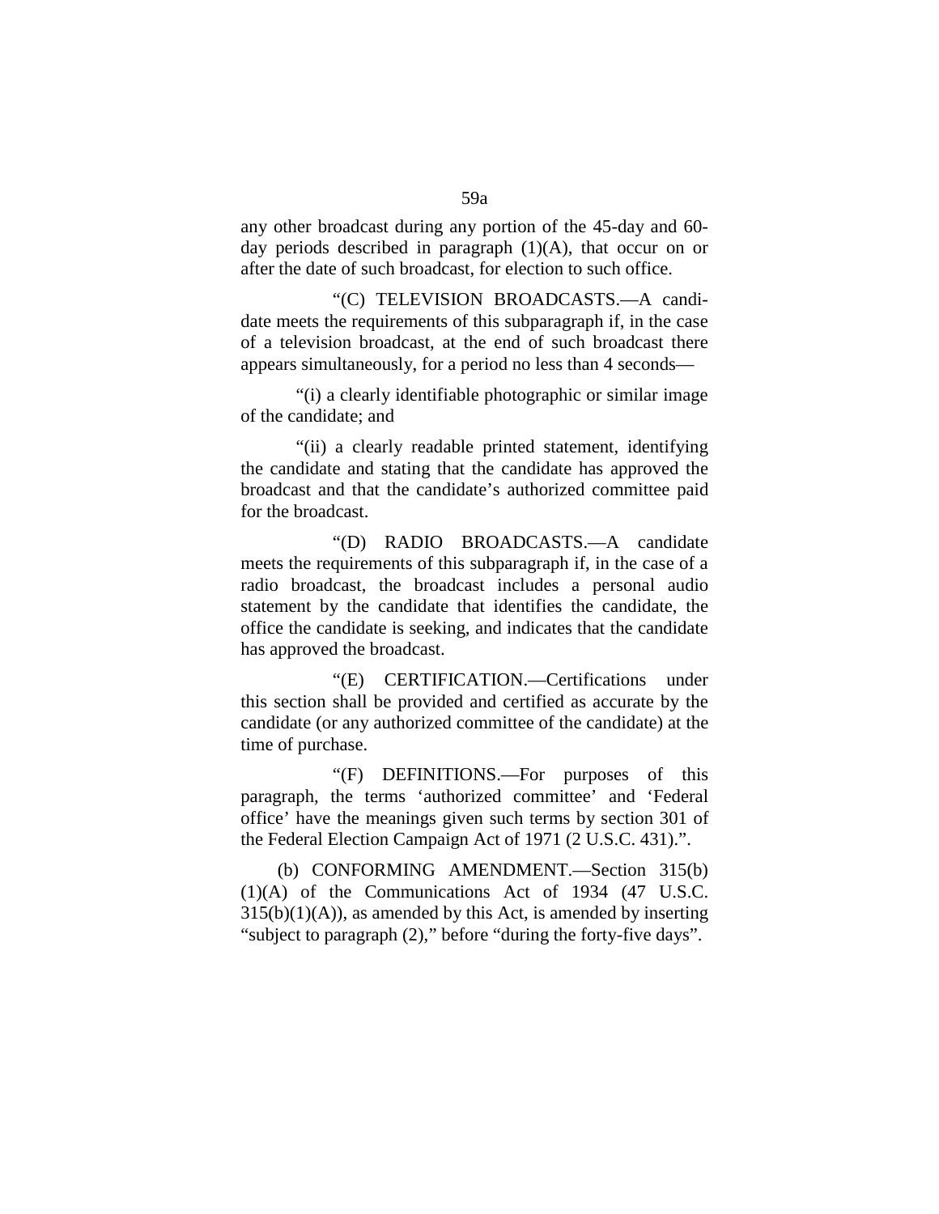any other broadcast during any portion of the 45-day and 60-day periods described in paragraph (1)(A), that occur on or after the date of such broadcast, for election to such office.

"(C) TELEVISION BROADCASTS.—A candidate meets the requirements of this subparagraph if, in the case of a television broadcast, at the end of such broadcast there appears simultaneously, for a period no less than 4 seconds—

"(i) a clearly identifiable photographic or similar image of the candidate; and

"(ii) a clearly readable printed statement, identifying the candidate and stating that the candidate has approved the broadcast and that the candidate's authorized committee paid for the broadcast.

"(D) RADIO BROADCASTS.—A candidate meets the requirements of this subparagraph if, in the case of a radio broadcast, the broadcast includes a personal audio statement by the candidate that identifies the candidate, the office the candidate is seeking, and indicates that the candidate has approved the broadcast.

"(E) CERTIFICATION.—Certifications under this section shall be provided and certified as accurate by the candidate (or any authorized committee of the candidate) at the time of purchase.

"(F) DEFINITIONS.—For purposes of this paragraph, the terms 'authorized committee' and 'Federal office' have the meanings given such terms by section 301 of the Federal Election Campaign Act of 1971 (2 U.S.C. 431).".

(b) CONFORMING AMENDMENT.—Section 315(b)(1)(A) of the Communications Act of 1934 (47 U.S.C. 315(b)(1)(A)), as amended by this Act, is amended by inserting "subject to paragraph (2)," before "during the forty-five days".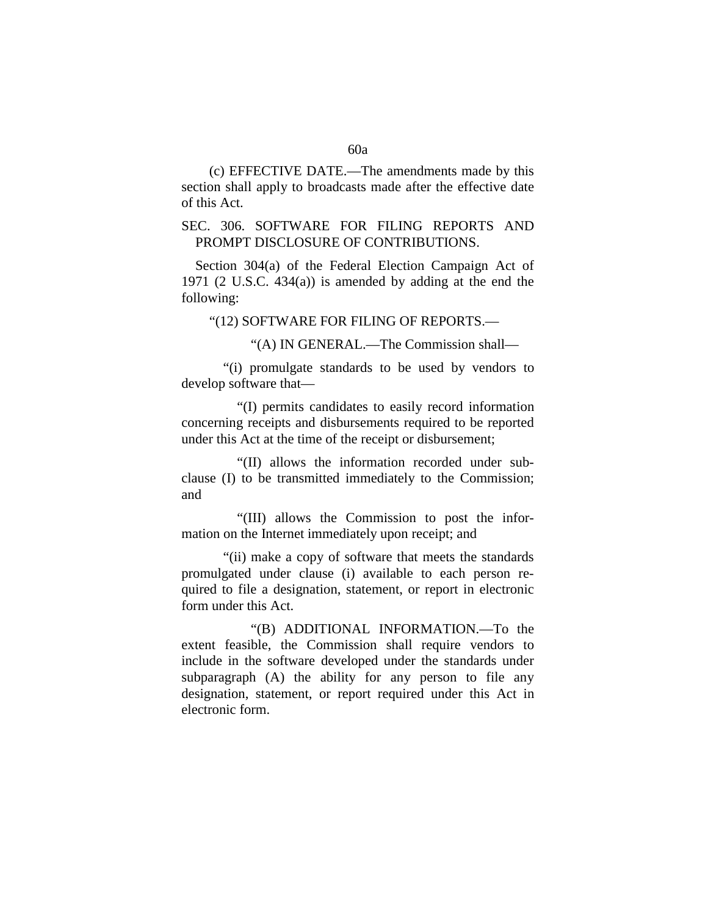(c) EFFECTIVE DATE.—The amendments made by this section shall apply to broadcasts made after the effective date of this Act.

SEC. 306. SOFTWARE FOR FILING REPORTS AND PROMPT DISCLOSURE OF CONTRIBUTIONS.

Section 304(a) of the Federal Election Campaign Act of 1971 (2 U.S.C. 434(a)) is amended by adding at the end the following:

"(12) SOFTWARE FOR FILING OF REPORTS.—

"(A) IN GENERAL.—The Commission shall—

"(i) promulgate standards to be used by vendors to develop software that—

"(I) permits candidates to easily record information concerning receipts and disbursements required to be reported under this Act at the time of the receipt or disbursement;

"(II) allows the information recorded under subclause (I) to be transmitted immediately to the Commission; and

"(III) allows the Commission to post the information on the Internet immediately upon receipt; and

"(ii) make a copy of software that meets the standards promulgated under clause (i) available to each person required to file a designation, statement, or report in electronic form under this Act.

"(B) ADDITIONAL INFORMATION.—To the extent feasible, the Commission shall require vendors to include in the software developed under the standards under subparagraph (A) the ability for any person to file any designation, statement, or report required under this Act in electronic form.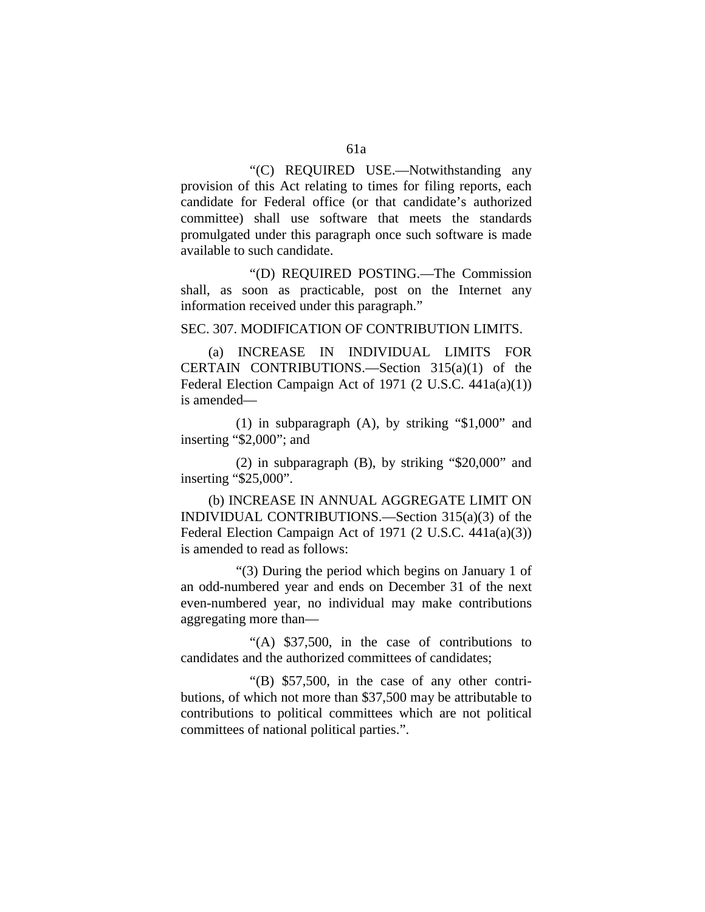"(C) REQUIRED USE.—Notwithstanding any provision of this Act relating to times for filing reports, each candidate for Federal office (or that candidate's authorized committee) shall use software that meets the standards promulgated under this paragraph once such software is made available to such candidate.

"(D) REQUIRED POSTING.—The Commission shall, as soon as practicable, post on the Internet any information received under this paragraph."

SEC. 307. MODIFICATION OF CONTRIBUTION LIMITS.

(a) INCREASE IN INDIVIDUAL LIMITS FOR CERTAIN CONTRIBUTIONS.—Section 315(a)(1) of the Federal Election Campaign Act of 1971 (2 U.S.C. 441a(a)(1)) is amended—

(1) in subparagraph (A), by striking "$1,000" and inserting "$2,000"; and

(2) in subparagraph (B), by striking "$20,000" and inserting "$25,000".

(b) INCREASE IN ANNUAL AGGREGATE LIMIT ON INDIVIDUAL CONTRIBUTIONS.—Section 315(a)(3) of the Federal Election Campaign Act of 1971 (2 U.S.C. 441a(a)(3)) is amended to read as follows:

"(3) During the period which begins on January 1 of an odd-numbered year and ends on December 31 of the next even-numbered year, no individual may make contributions aggregating more than—

"(A) $37,500, in the case of contributions to candidates and the authorized committees of candidates;

"(B) $57,500, in the case of any other contributions, of which not more than $37,500 may be attributable to contributions to political committees which are not political committees of national political parties.".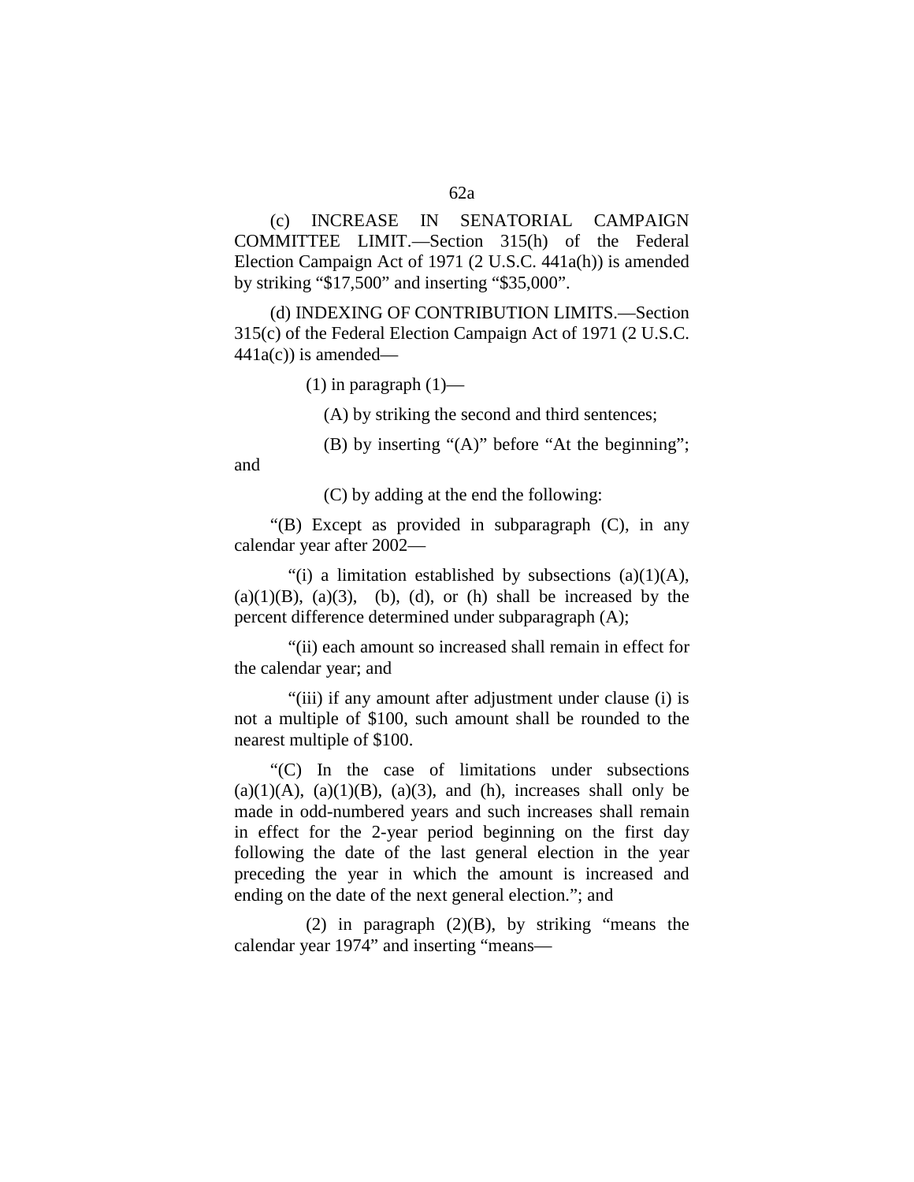(c) INCREASE IN SENATORIAL CAMPAIGN COMMITTEE LIMIT.—Section 315(h) of the Federal Election Campaign Act of 1971 (2 U.S.C. 441a(h)) is amended by striking "$17,500" and inserting "$35,000".

(d) INDEXING OF CONTRIBUTION LIMITS.—Section 315(c) of the Federal Election Campaign Act of 1971 (2 U.S.C. 441a(c)) is amended—

(1) in paragraph (1)—

(A) by striking the second and third sentences;

(B) by inserting "(A)" before "At the beginning"; and

(C) by adding at the end the following:

"(B) Except as provided in subparagraph (C), in any calendar year after 2002—

"(i) a limitation established by subsections (a)(1)(A), (a)(1)(B), (a)(3), (b), (d), or (h) shall be increased by the percent difference determined under subparagraph (A);

"(ii) each amount so increased shall remain in effect for the calendar year; and

"(iii) if any amount after adjustment under clause (i) is not a multiple of $100, such amount shall be rounded to the nearest multiple of $100.

"(C) In the case of limitations under subsections (a)(1)(A), (a)(1)(B), (a)(3), and (h), increases shall only be made in odd-numbered years and such increases shall remain in effect for the 2-year period beginning on the first day following the date of the last general election in the year preceding the year in which the amount is increased and ending on the date of the next general election."; and

(2) in paragraph (2)(B), by striking "means the calendar year 1974" and inserting "means—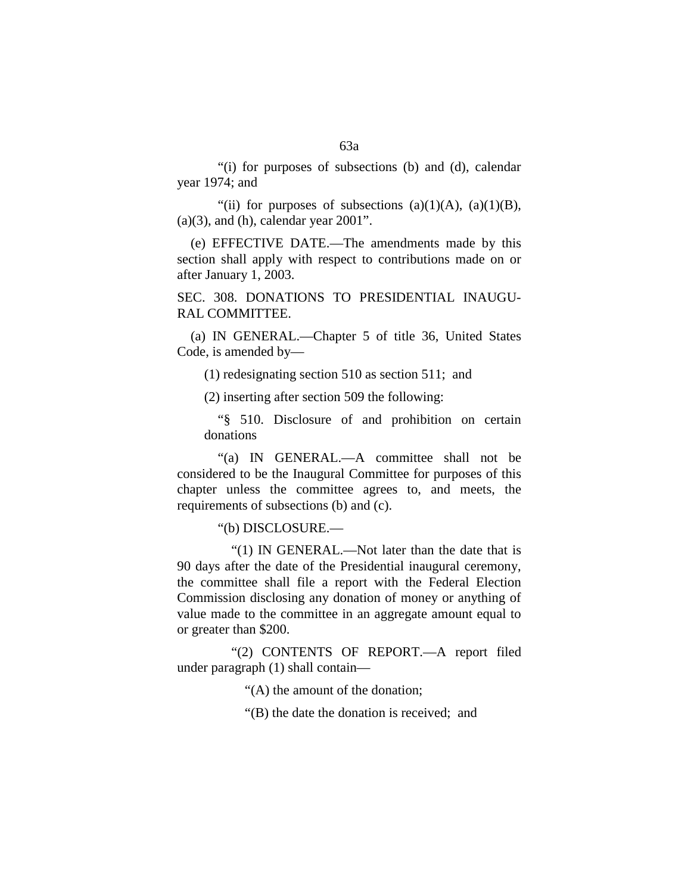"(i) for purposes of subsections (b) and (d), calendar year 1974; and

"(ii) for purposes of subsections (a)(1)(A), (a)(1)(B), (a)(3), and (h), calendar year 2001".

(e) EFFECTIVE DATE.—The amendments made by this section shall apply with respect to contributions made on or after January 1, 2003.

SEC. 308. DONATIONS TO PRESIDENTIAL INAUGURAL COMMITTEE.

(a) IN GENERAL.—Chapter 5 of title 36, United States Code, is amended by—

(1) redesignating section 510 as section 511; and

(2) inserting after section 509 the following:

"§ 510. Disclosure of and prohibition on certain donations

"(a) IN GENERAL.—A committee shall not be considered to be the Inaugural Committee for purposes of this chapter unless the committee agrees to, and meets, the requirements of subsections (b) and (c).

"(b) DISCLOSURE.—

"(1) IN GENERAL.—Not later than the date that is 90 days after the date of the Presidential inaugural ceremony, the committee shall file a report with the Federal Election Commission disclosing any donation of money or anything of value made to the committee in an aggregate amount equal to or greater than $200.

"(2) CONTENTS OF REPORT.—A report filed under paragraph (1) shall contain—

"(A) the amount of the donation;

"(B) the date the donation is received; and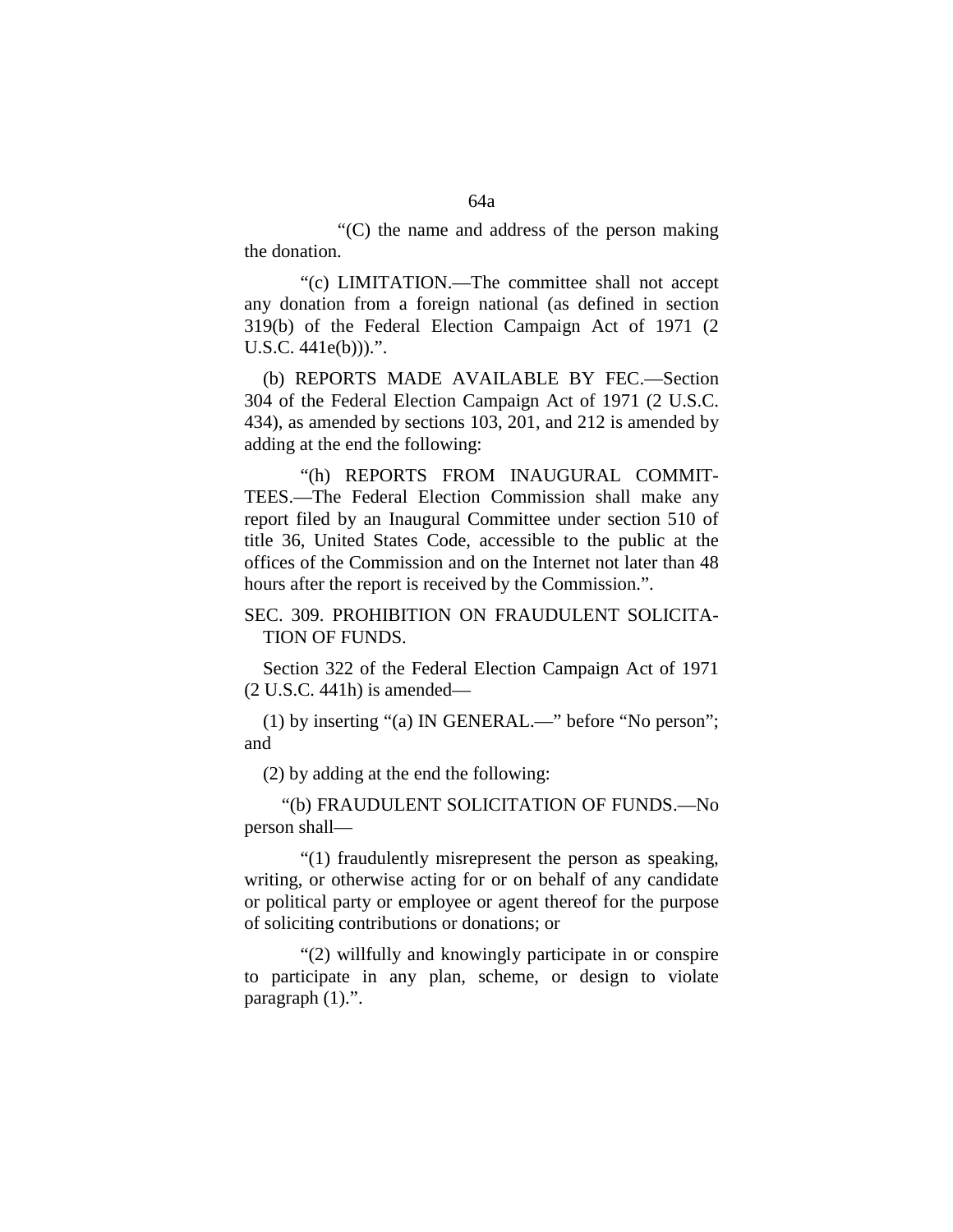"(C) the name and address of the person making the donation.

"(c) LIMITATION.—The committee shall not accept any donation from a foreign national (as defined in section 319(b) of the Federal Election Campaign Act of 1971 (2 U.S.C. 441e(b)))."

(b) REPORTS MADE AVAILABLE BY FEC.—Section 304 of the Federal Election Campaign Act of 1971 (2 U.S.C. 434), as amended by sections 103, 201, and 212 is amended by adding at the end the following:

"(h) REPORTS FROM INAUGURAL COMMITTEES.—The Federal Election Commission shall make any report filed by an Inaugural Committee under section 510 of title 36, United States Code, accessible to the public at the offices of the Commission and on the Internet not later than 48 hours after the report is received by the Commission."

SEC. 309. PROHIBITION ON FRAUDULENT SOLICITATION OF FUNDS.

Section 322 of the Federal Election Campaign Act of 1971 (2 U.S.C. 441h) is amended—

(1) by inserting "(a) IN GENERAL.—" before "No person"; and

(2) by adding at the end the following:

"(b) FRAUDULENT SOLICITATION OF FUNDS.—No person shall—

"(1) fraudulently misrepresent the person as speaking, writing, or otherwise acting for or on behalf of any candidate or political party or employee or agent thereof for the purpose of soliciting contributions or donations; or

"(2) willfully and knowingly participate in or conspire to participate in any plan, scheme, or design to violate paragraph (1)."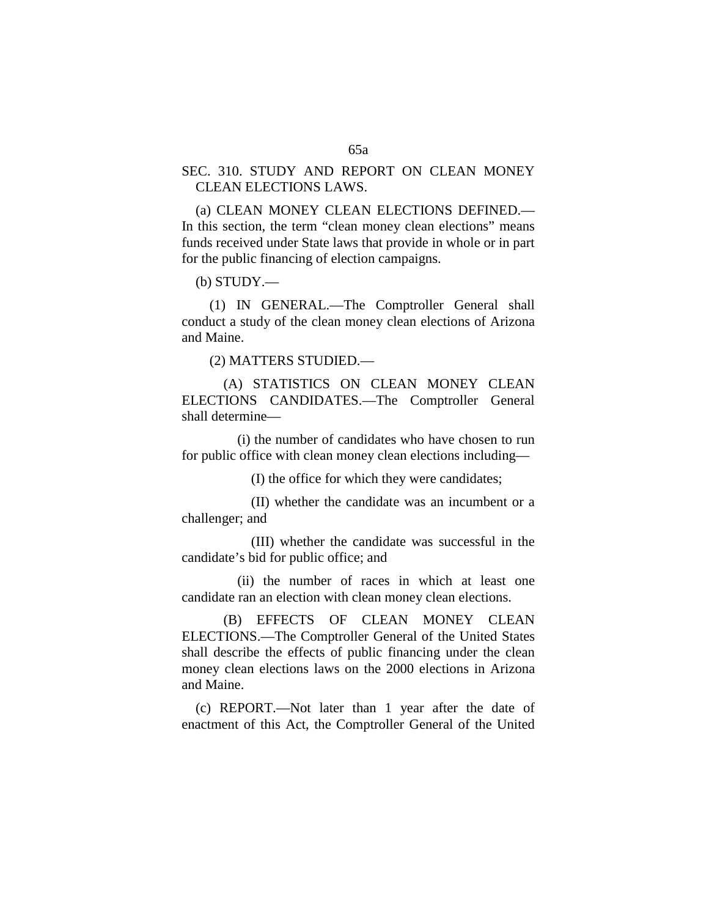SEC. 310. STUDY AND REPORT ON CLEAN MONEY CLEAN ELECTIONS LAWS.

(a) CLEAN MONEY CLEAN ELECTIONS DEFINED.—In this section, the term "clean money clean elections" means funds received under State laws that provide in whole or in part for the public financing of election campaigns.

(b) STUDY.—

(1) IN GENERAL.—The Comptroller General shall conduct a study of the clean money clean elections of Arizona and Maine.

(2) MATTERS STUDIED.—

(A) STATISTICS ON CLEAN MONEY CLEAN ELECTIONS CANDIDATES.—The Comptroller General shall determine—

(i) the number of candidates who have chosen to run for public office with clean money clean elections including—

(I) the office for which they were candidates;

(II) whether the candidate was an incumbent or a challenger; and

(III) whether the candidate was successful in the candidate's bid for public office; and

(ii) the number of races in which at least one candidate ran an election with clean money clean elections.

(B) EFFECTS OF CLEAN MONEY CLEAN ELECTIONS.—The Comptroller General of the United States shall describe the effects of public financing under the clean money clean elections laws on the 2000 elections in Arizona and Maine.

(c) REPORT.—Not later than 1 year after the date of enactment of this Act, the Comptroller General of the United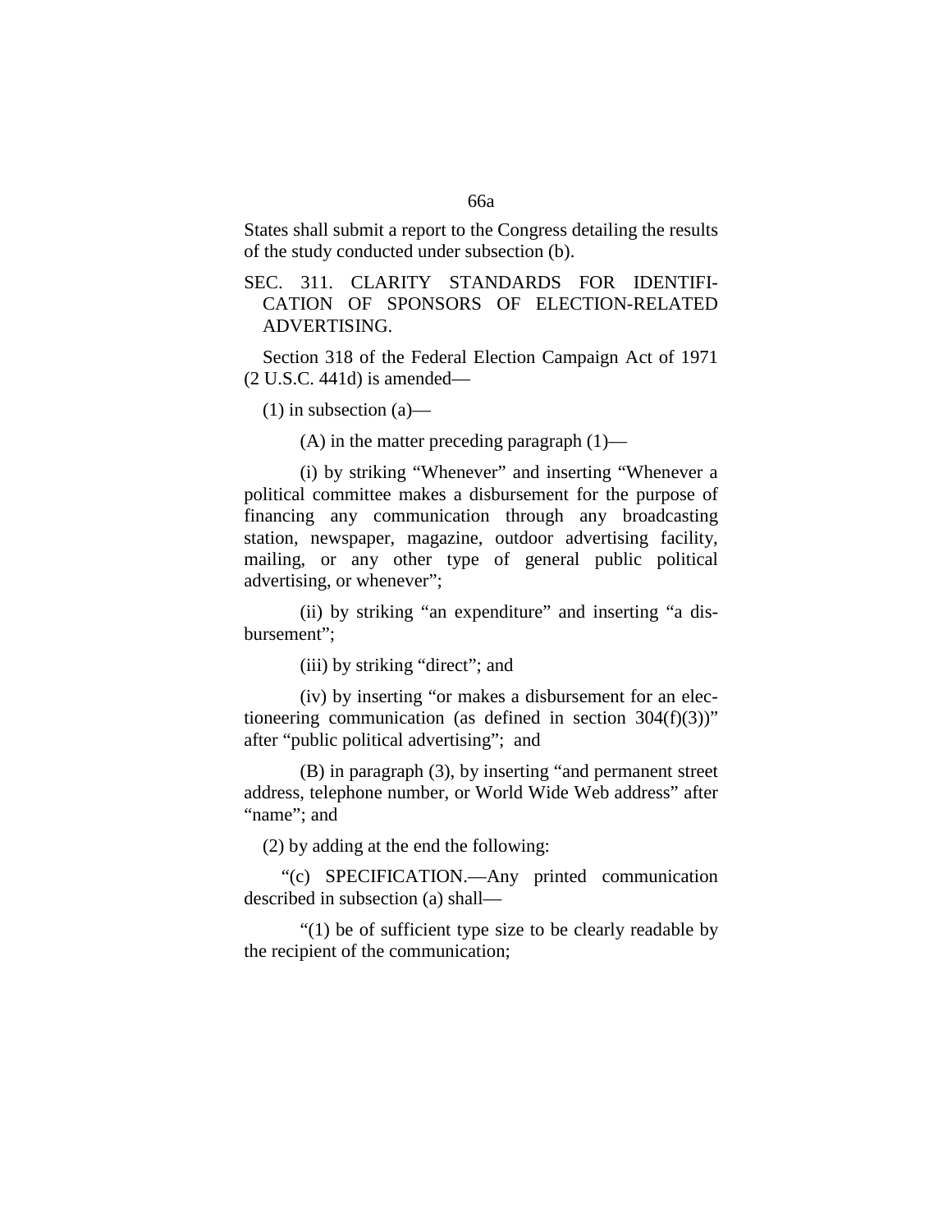States shall submit a report to the Congress detailing the results of the study conducted under subsection (b).

SEC. 311. CLARITY STANDARDS FOR IDENTIFICATION OF SPONSORS OF ELECTION-RELATED ADVERTISING.

Section 318 of the Federal Election Campaign Act of 1971 (2 U.S.C. 441d) is amended—

(1) in subsection (a)—

(A) in the matter preceding paragraph (1)—

(i) by striking "Whenever" and inserting "Whenever a political committee makes a disbursement for the purpose of financing any communication through any broadcasting station, newspaper, magazine, outdoor advertising facility, mailing, or any other type of general public political advertising, or whenever";

(ii) by striking "an expenditure" and inserting "a disbursement";

(iii) by striking "direct"; and

(iv) by inserting "or makes a disbursement for an electioneering communication (as defined in section 304(f)(3))" after "public political advertising"; and

(B) in paragraph (3), by inserting "and permanent street address, telephone number, or World Wide Web address" after "name"; and

(2) by adding at the end the following:

"(c) SPECIFICATION.—Any printed communication described in subsection (a) shall—

"(1) be of sufficient type size to be clearly readable by the recipient of the communication;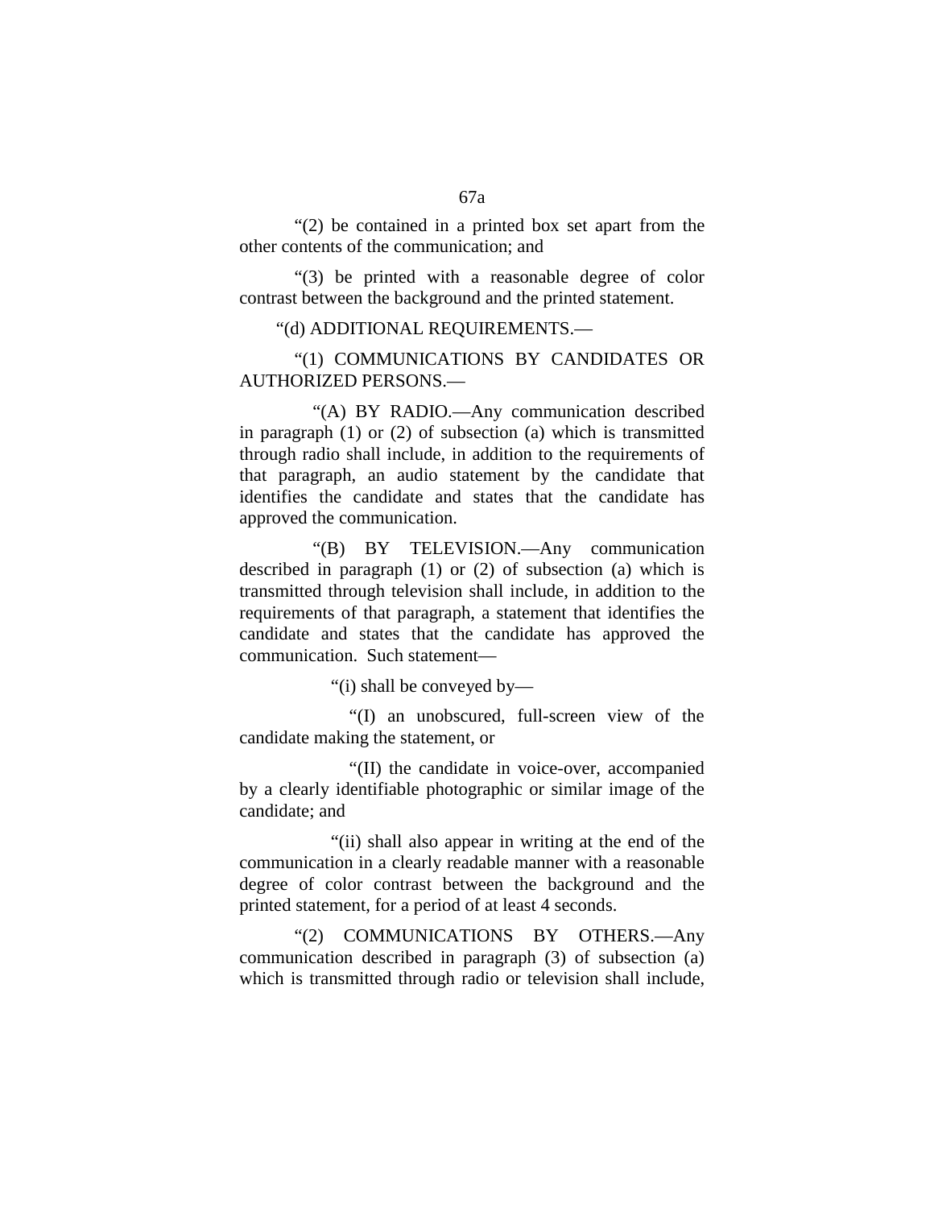"(2) be contained in a printed box set apart from the other contents of the communication; and

"(3) be printed with a reasonable degree of color contrast between the background and the printed statement.

"(d) ADDITIONAL REQUIREMENTS.—

"(1) COMMUNICATIONS BY CANDIDATES OR AUTHORIZED PERSONS.—

"(A) BY RADIO.—Any communication described in paragraph (1) or (2) of subsection (a) which is transmitted through radio shall include, in addition to the requirements of that paragraph, an audio statement by the candidate that identifies the candidate and states that the candidate has approved the communication.

"(B) BY TELEVISION.—Any communication described in paragraph (1) or (2) of subsection (a) which is transmitted through television shall include, in addition to the requirements of that paragraph, a statement that identifies the candidate and states that the candidate has approved the communication. Such statement—

"(i) shall be conveyed by—

"(I) an unobscured, full-screen view of the candidate making the statement, or

"(II) the candidate in voice-over, accompanied by a clearly identifiable photographic or similar image of the candidate; and

"(ii) shall also appear in writing at the end of the communication in a clearly readable manner with a reasonable degree of color contrast between the background and the printed statement, for a period of at least 4 seconds.

"(2) COMMUNICATIONS BY OTHERS.—Any communication described in paragraph (3) of subsection (a) which is transmitted through radio or television shall include,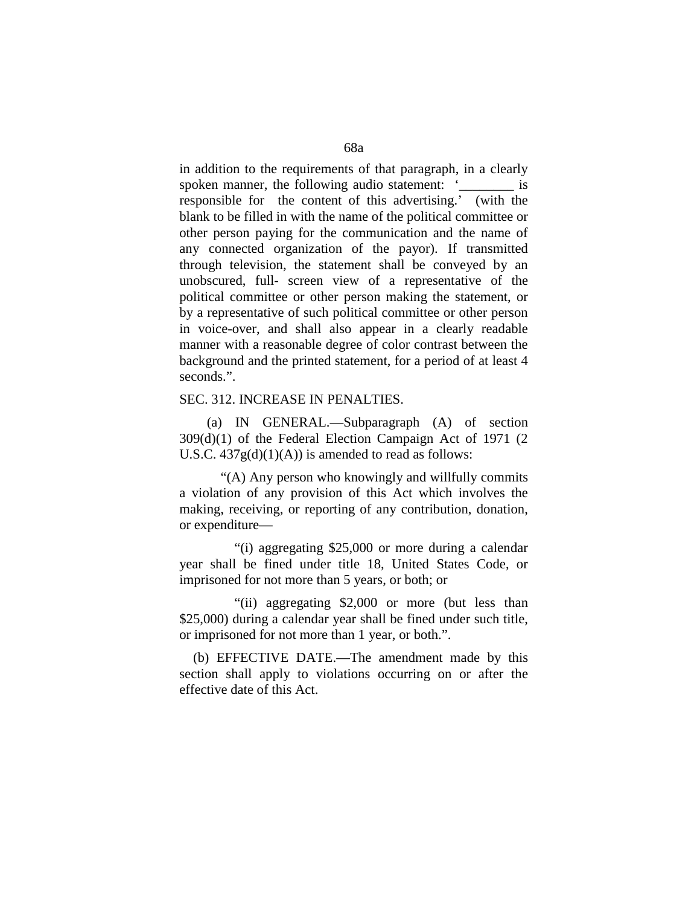in addition to the requirements of that paragraph, in a clearly spoken manner, the following audio statement: '________ is responsible for the content of this advertising.' (with the blank to be filled in with the name of the political committee or other person paying for the communication and the name of any connected organization of the payor). If transmitted through television, the statement shall be conveyed by an unobscured, full- screen view of a representative of the political committee or other person making the statement, or by a representative of such political committee or other person in voice-over, and shall also appear in a clearly readable manner with a reasonable degree of color contrast between the background and the printed statement, for a period of at least 4 seconds.".

SEC. 312. INCREASE IN PENALTIES.

(a) IN GENERAL.—Subparagraph (A) of section 309(d)(1) of the Federal Election Campaign Act of 1971 (2 U.S.C. 437g(d)(1)(A)) is amended to read as follows:

"(A) Any person who knowingly and willfully commits a violation of any provision of this Act which involves the making, receiving, or reporting of any contribution, donation, or expenditure—

"(i) aggregating $25,000 or more during a calendar year shall be fined under title 18, United States Code, or imprisoned for not more than 5 years, or both; or

"(ii) aggregating $2,000 or more (but less than $25,000) during a calendar year shall be fined under such title, or imprisoned for not more than 1 year, or both.".

(b) EFFECTIVE DATE.—The amendment made by this section shall apply to violations occurring on or after the effective date of this Act.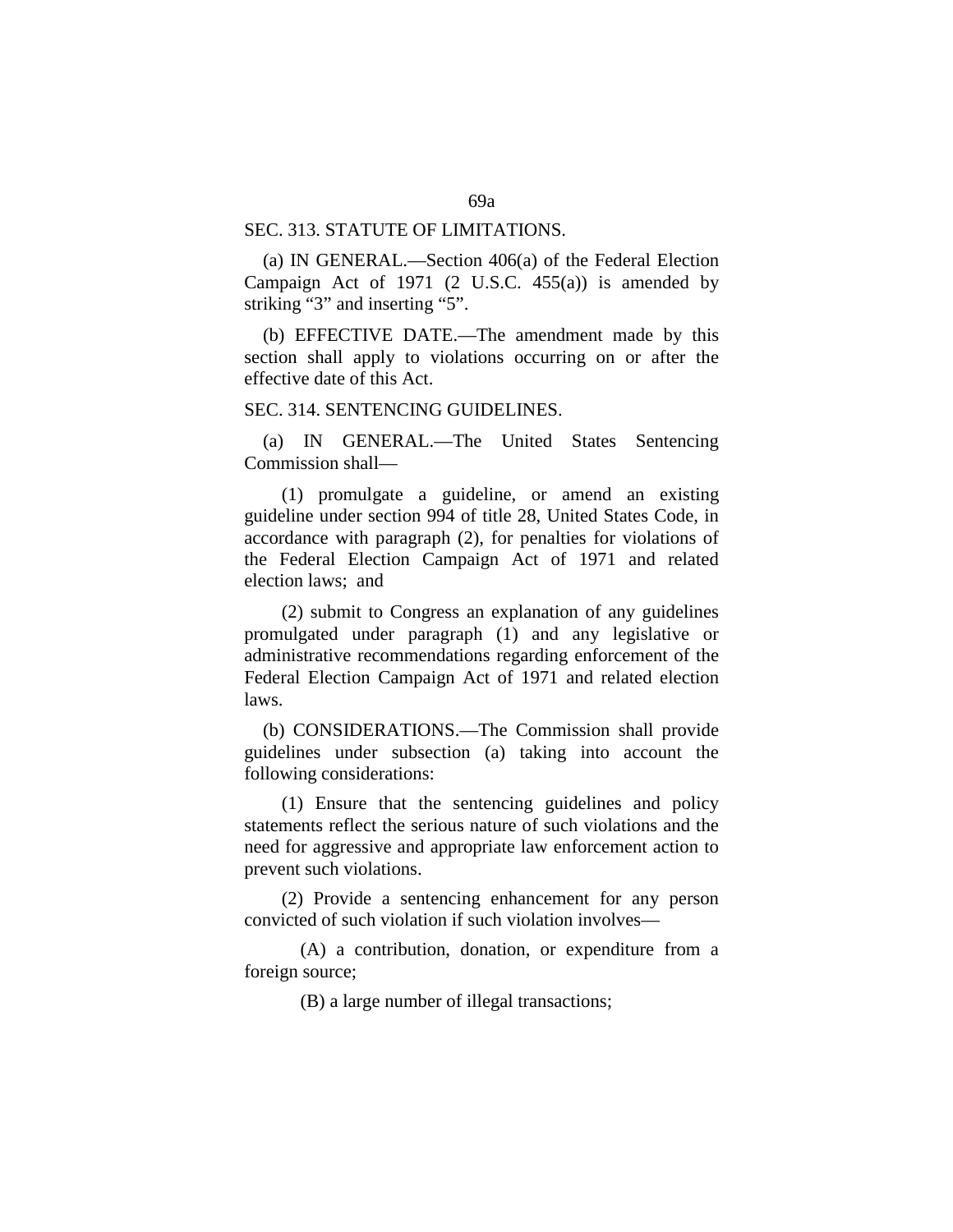SEC. 313. STATUTE OF LIMITATIONS.

(a) IN GENERAL.—Section 406(a) of the Federal Election Campaign Act of 1971 (2 U.S.C. 455(a)) is amended by striking "3" and inserting "5".

(b) EFFECTIVE DATE.—The amendment made by this section shall apply to violations occurring on or after the effective date of this Act.

SEC. 314. SENTENCING GUIDELINES.

(a) IN GENERAL.—The United States Sentencing Commission shall—

(1) promulgate a guideline, or amend an existing guideline under section 994 of title 28, United States Code, in accordance with paragraph (2), for penalties for violations of the Federal Election Campaign Act of 1971 and related election laws; and

(2) submit to Congress an explanation of any guidelines promulgated under paragraph (1) and any legislative or administrative recommendations regarding enforcement of the Federal Election Campaign Act of 1971 and related election laws.

(b) CONSIDERATIONS.—The Commission shall provide guidelines under subsection (a) taking into account the following considerations:

(1) Ensure that the sentencing guidelines and policy statements reflect the serious nature of such violations and the need for aggressive and appropriate law enforcement action to prevent such violations.

(2) Provide a sentencing enhancement for any person convicted of such violation if such violation involves—

(A) a contribution, donation, or expenditure from a foreign source;

(B) a large number of illegal transactions;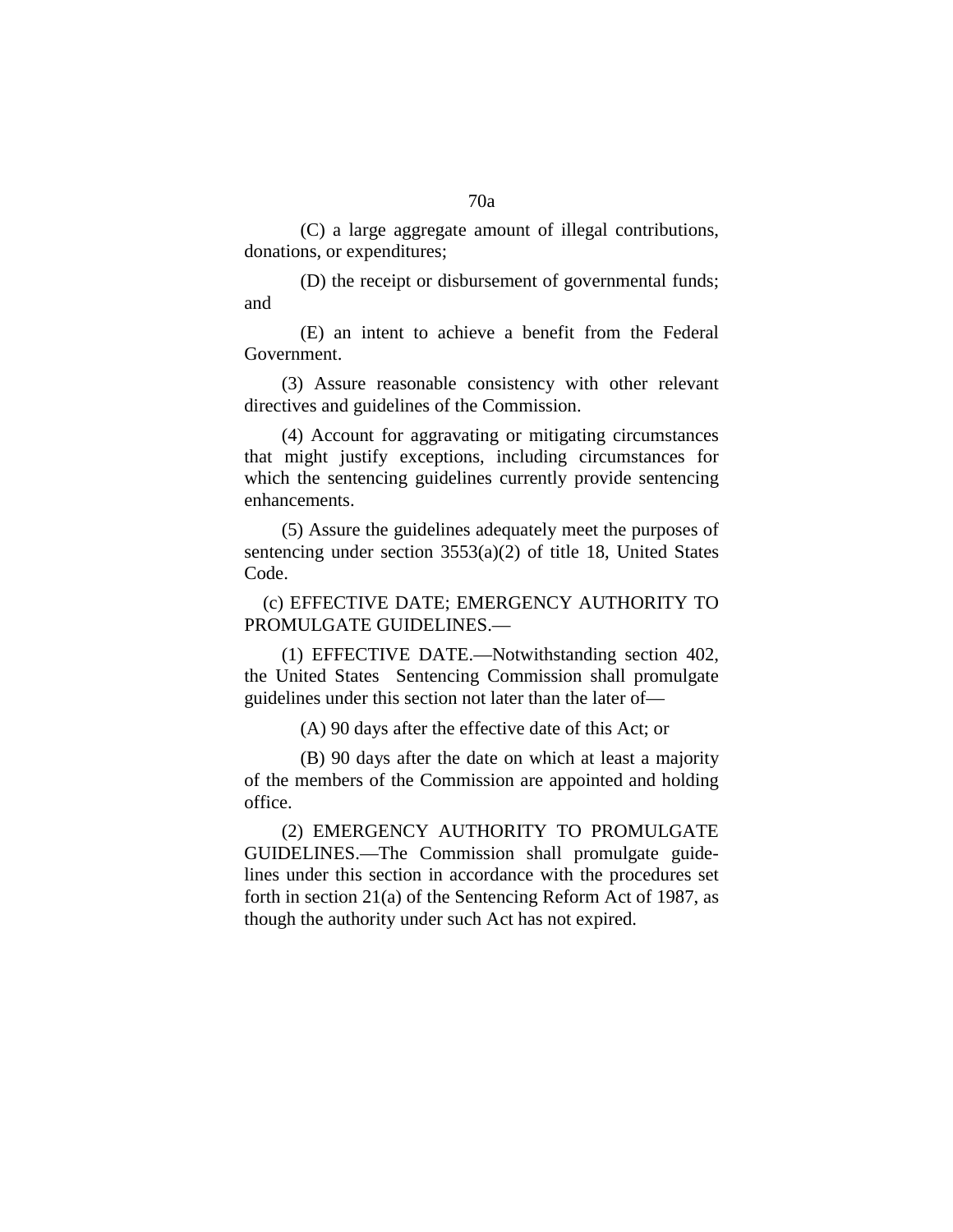(C) a large aggregate amount of illegal contributions, donations, or expenditures;

(D) the receipt or disbursement of governmental funds; and

(E) an intent to achieve a benefit from the Federal Government.

(3) Assure reasonable consistency with other relevant directives and guidelines of the Commission.

(4) Account for aggravating or mitigating circumstances that might justify exceptions, including circumstances for which the sentencing guidelines currently provide sentencing enhancements.

(5) Assure the guidelines adequately meet the purposes of sentencing under section 3553(a)(2) of title 18, United States Code.

(c) EFFECTIVE DATE; EMERGENCY AUTHORITY TO PROMULGATE GUIDELINES.—

(1) EFFECTIVE DATE.—Notwithstanding section 402, the United States Sentencing Commission shall promulgate guidelines under this section not later than the later of—

(A) 90 days after the effective date of this Act; or

(B) 90 days after the date on which at least a majority of the members of the Commission are appointed and holding office.

(2) EMERGENCY AUTHORITY TO PROMULGATE GUIDELINES.—The Commission shall promulgate guidelines under this section in accordance with the procedures set forth in section 21(a) of the Sentencing Reform Act of 1987, as though the authority under such Act has not expired.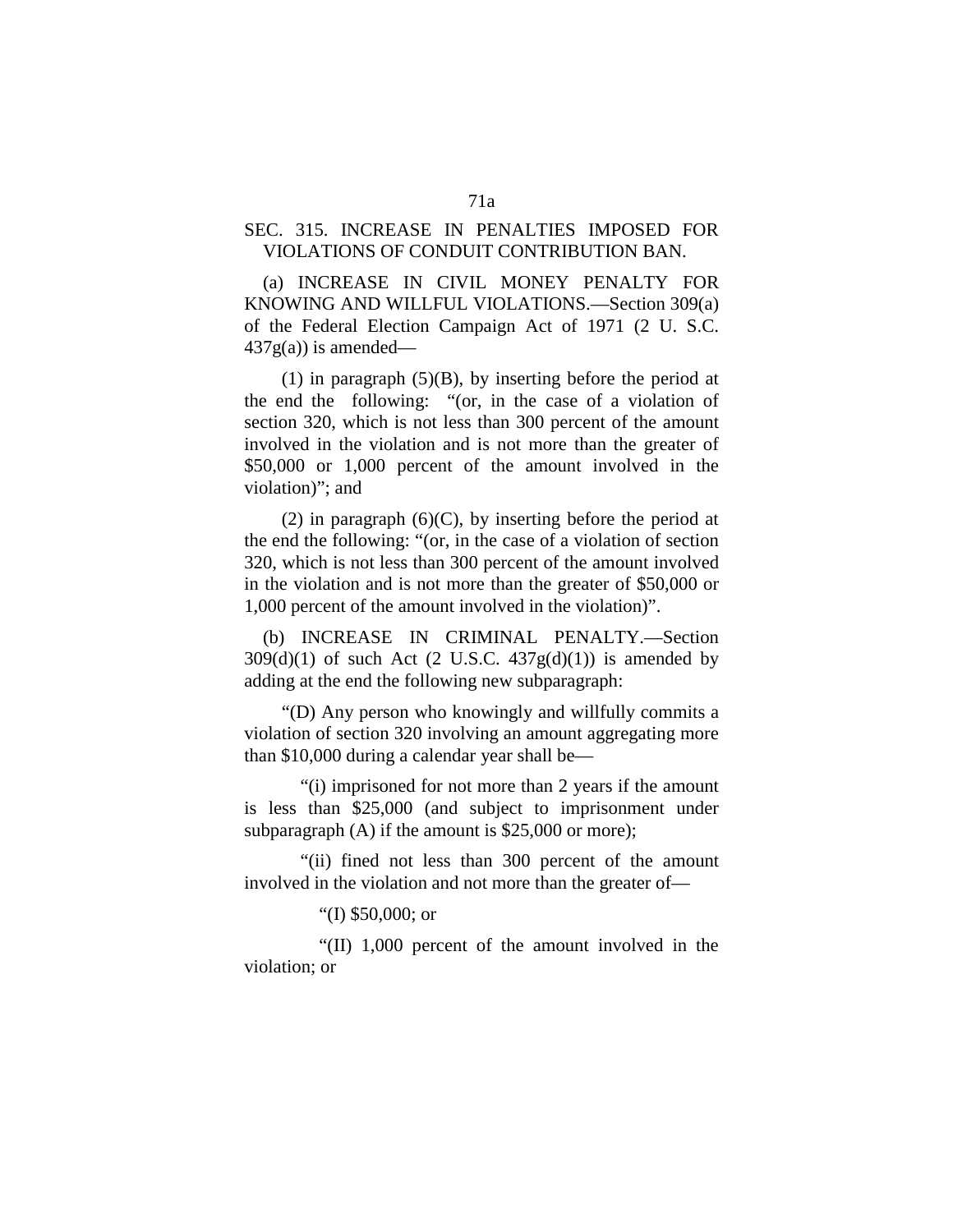SEC. 315. INCREASE IN PENALTIES IMPOSED FOR VIOLATIONS OF CONDUIT CONTRIBUTION BAN.

(a) INCREASE IN CIVIL MONEY PENALTY FOR KNOWING AND WILLFUL VIOLATIONS.—Section 309(a) of the Federal Election Campaign Act of 1971 (2 U. S.C. 437g(a)) is amended—

(1) in paragraph (5)(B), by inserting before the period at the end the following: "(or, in the case of a violation of section 320, which is not less than 300 percent of the amount involved in the violation and is not more than the greater of $50,000 or 1,000 percent of the amount involved in the violation)"; and

(2) in paragraph (6)(C), by inserting before the period at the end the following: "(or, in the case of a violation of section 320, which is not less than 300 percent of the amount involved in the violation and is not more than the greater of $50,000 or 1,000 percent of the amount involved in the violation)".

(b) INCREASE IN CRIMINAL PENALTY.—Section 309(d)(1) of such Act (2 U.S.C. 437g(d)(1)) is amended by adding at the end the following new subparagraph:

"(D) Any person who knowingly and willfully commits a violation of section 320 involving an amount aggregating more than $10,000 during a calendar year shall be—

"(i) imprisoned for not more than 2 years if the amount is less than $25,000 (and subject to imprisonment under subparagraph (A) if the amount is $25,000 or more);

"(ii) fined not less than 300 percent of the amount involved in the violation and not more than the greater of—

"(I) $50,000; or

"(II) 1,000 percent of the amount involved in the violation; or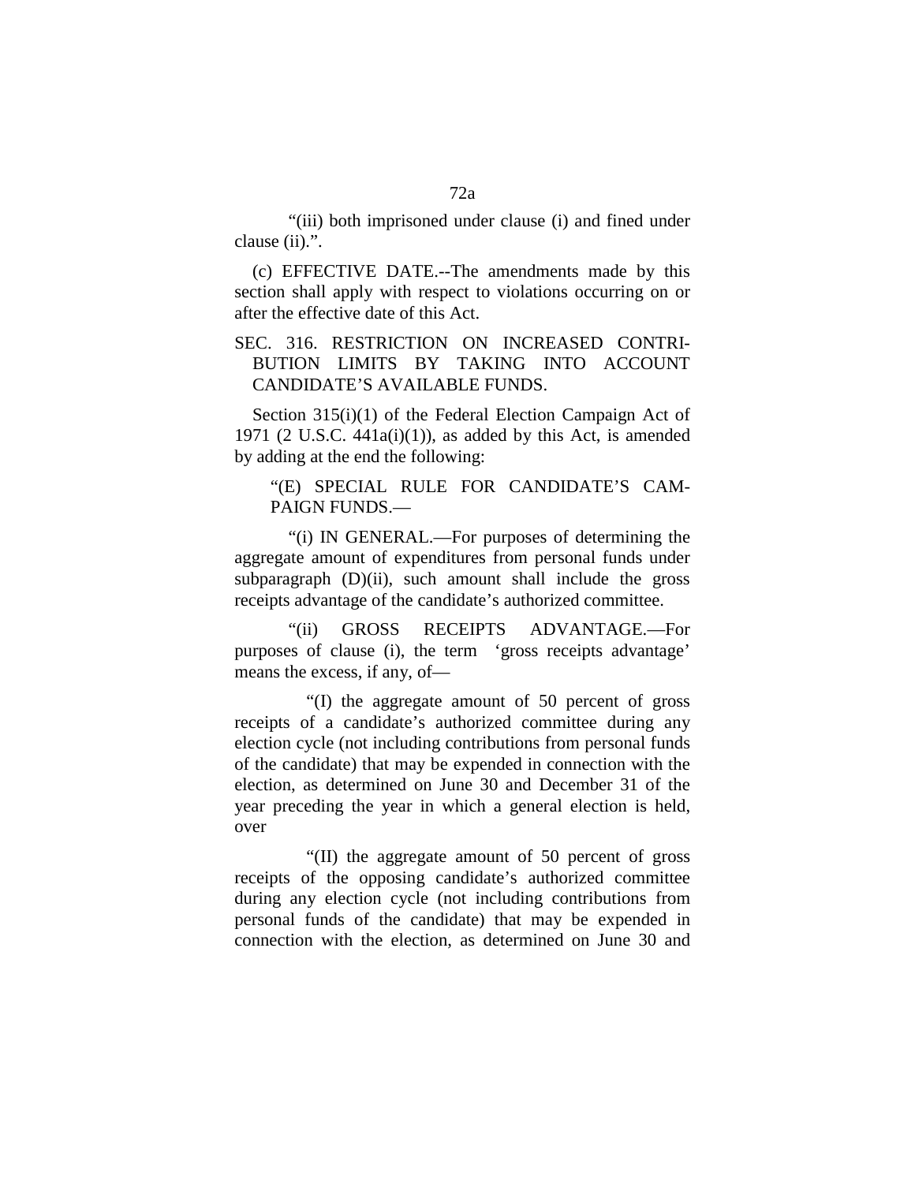"(iii) both imprisoned under clause (i) and fined under clause (ii).".

(c) EFFECTIVE DATE.--The amendments made by this section shall apply with respect to violations occurring on or after the effective date of this Act.

SEC. 316. RESTRICTION ON INCREASED CONTRIBUTION LIMITS BY TAKING INTO ACCOUNT CANDIDATE'S AVAILABLE FUNDS.

Section 315(i)(1) of the Federal Election Campaign Act of 1971 (2 U.S.C. 441a(i)(1)), as added by this Act, is amended by adding at the end the following:

"(E) SPECIAL RULE FOR CANDIDATE'S CAMPAIGN FUNDS.—

"(i) IN GENERAL.—For purposes of determining the aggregate amount of expenditures from personal funds under subparagraph (D)(ii), such amount shall include the gross receipts advantage of the candidate's authorized committee.

"(ii) GROSS RECEIPTS ADVANTAGE.—For purposes of clause (i), the term 'gross receipts advantage' means the excess, if any, of—

"(I) the aggregate amount of 50 percent of gross receipts of a candidate's authorized committee during any election cycle (not including contributions from personal funds of the candidate) that may be expended in connection with the election, as determined on June 30 and December 31 of the year preceding the year in which a general election is held, over

"(II) the aggregate amount of 50 percent of gross receipts of the opposing candidate's authorized committee during any election cycle (not including contributions from personal funds of the candidate) that may be expended in connection with the election, as determined on June 30 and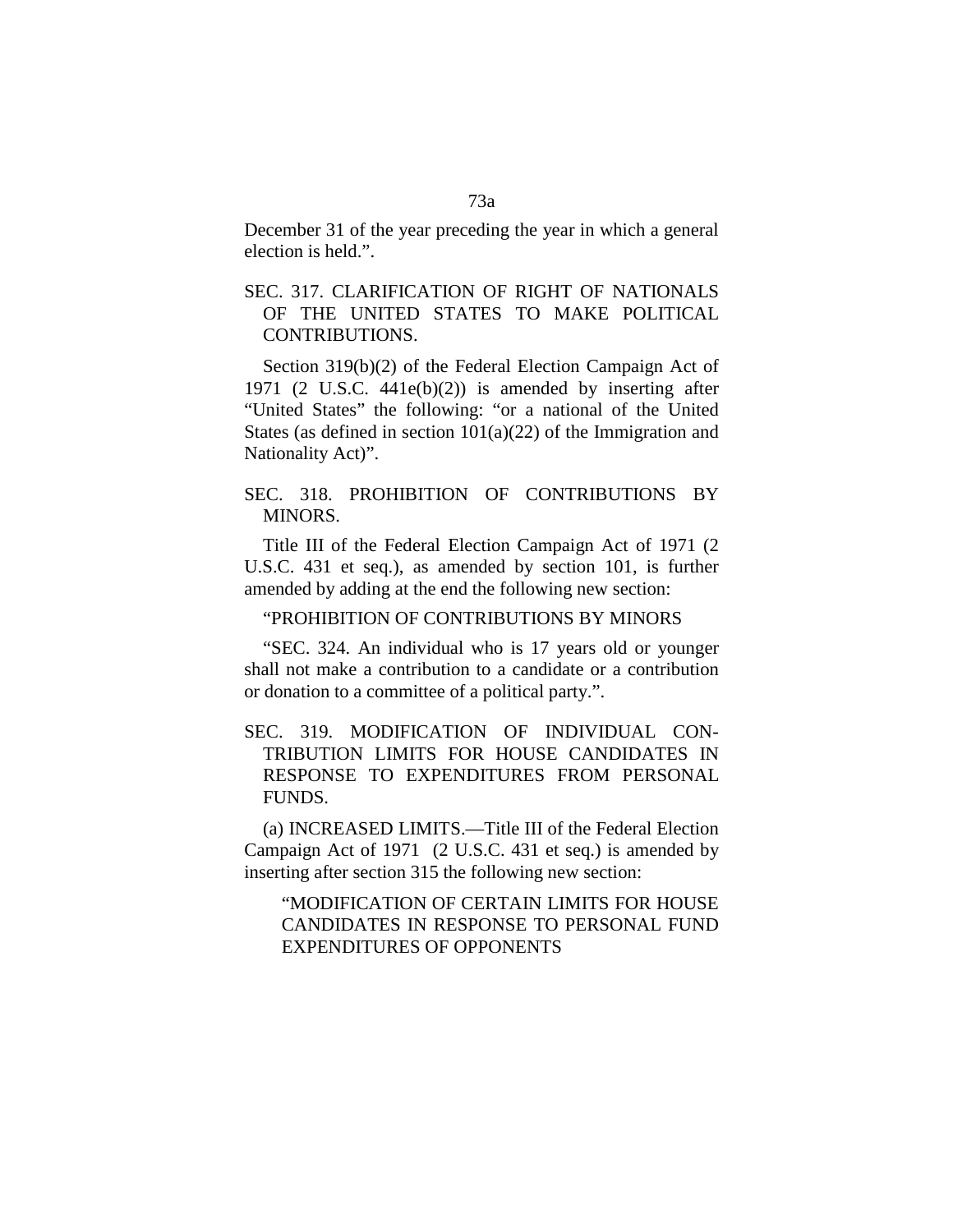December 31 of the year preceding the year in which a general election is held.".

SEC. 317. CLARIFICATION OF RIGHT OF NATIONALS OF THE UNITED STATES TO MAKE POLITICAL CONTRIBUTIONS.

Section 319(b)(2) of the Federal Election Campaign Act of 1971 (2 U.S.C. 441e(b)(2)) is amended by inserting after "United States" the following: "or a national of the United States (as defined in section 101(a)(22) of the Immigration and Nationality Act)".

SEC. 318. PROHIBITION OF CONTRIBUTIONS BY MINORS.

Title III of the Federal Election Campaign Act of 1971 (2 U.S.C. 431 et seq.), as amended by section 101, is further amended by adding at the end the following new section:

"PROHIBITION OF CONTRIBUTIONS BY MINORS

"SEC. 324. An individual who is 17 years old or younger shall not make a contribution to a candidate or a contribution or donation to a committee of a political party.".

SEC. 319. MODIFICATION OF INDIVIDUAL CONTRIBUTION LIMITS FOR HOUSE CANDIDATES IN RESPONSE TO EXPENDITURES FROM PERSONAL FUNDS.

(a) INCREASED LIMITS.—Title III of the Federal Election Campaign Act of 1971 (2 U.S.C. 431 et seq.) is amended by inserting after section 315 the following new section:

"MODIFICATION OF CERTAIN LIMITS FOR HOUSE CANDIDATES IN RESPONSE TO PERSONAL FUND EXPENDITURES OF OPPONENTS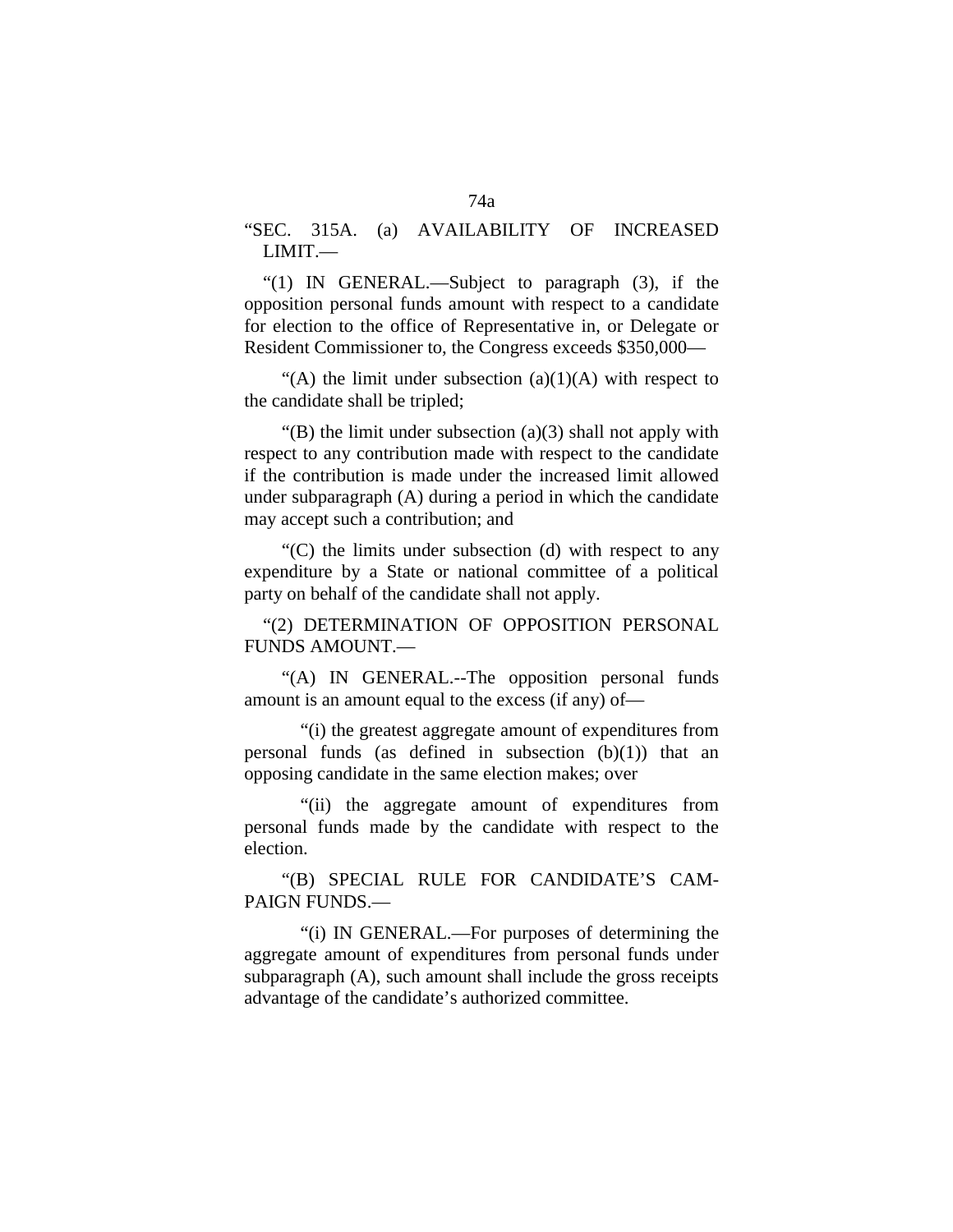“SEC. 315A. (a) AVAILABILITY OF INCREASED LIMIT.—

“(1) IN GENERAL.—Subject to paragraph (3), if the opposition personal funds amount with respect to a candidate for election to the office of Representative in, or Delegate or Resident Commissioner to, the Congress exceeds $350,000—

“(A) the limit under subsection (a)(1)(A) with respect to the candidate shall be tripled;

“(B) the limit under subsection (a)(3) shall not apply with respect to any contribution made with respect to the candidate if the contribution is made under the increased limit allowed under subparagraph (A) during a period in which the candidate may accept such a contribution; and

“(C) the limits under subsection (d) with respect to any expenditure by a State or national committee of a political party on behalf of the candidate shall not apply.

“(2) DETERMINATION OF OPPOSITION PERSONAL FUNDS AMOUNT.—

“(A) IN GENERAL.--The opposition personal funds amount is an amount equal to the excess (if any) of—

“(i) the greatest aggregate amount of expenditures from personal funds (as defined in subsection (b)(1)) that an opposing candidate in the same election makes; over

“(ii) the aggregate amount of expenditures from personal funds made by the candidate with respect to the election.

“(B) SPECIAL RULE FOR CANDIDATE’S CAMPAIGN FUNDS.—

“(i) IN GENERAL.—For purposes of determining the aggregate amount of expenditures from personal funds under subparagraph (A), such amount shall include the gross receipts advantage of the candidate’s authorized committee.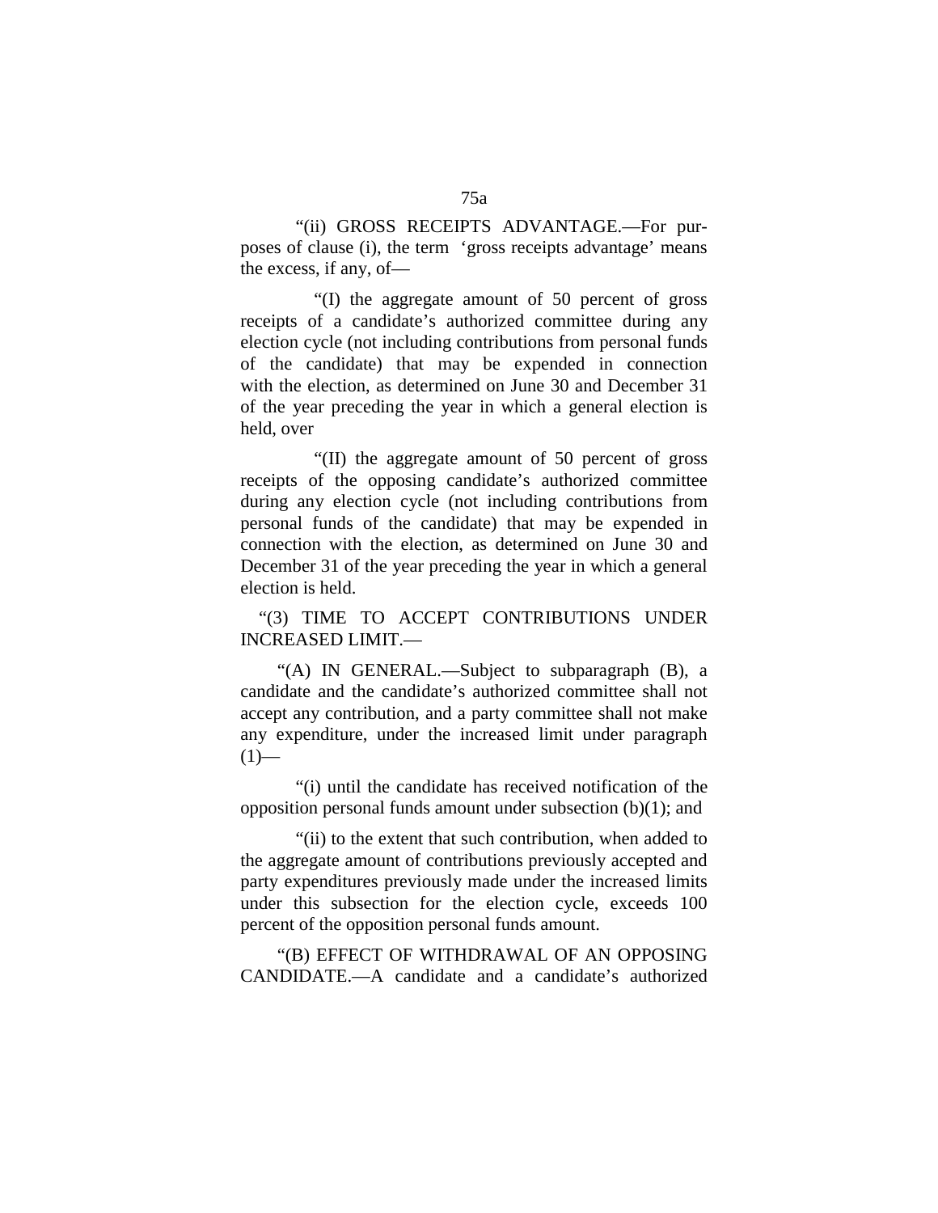"(ii) GROSS RECEIPTS ADVANTAGE.—For purposes of clause (i), the term 'gross receipts advantage' means the excess, if any, of—

"(I) the aggregate amount of 50 percent of gross receipts of a candidate's authorized committee during any election cycle (not including contributions from personal funds of the candidate) that may be expended in connection with the election, as determined on June 30 and December 31 of the year preceding the year in which a general election is held, over

"(II) the aggregate amount of 50 percent of gross receipts of the opposing candidate's authorized committee during any election cycle (not including contributions from personal funds of the candidate) that may be expended in connection with the election, as determined on June 30 and December 31 of the year preceding the year in which a general election is held.

"(3) TIME TO ACCEPT CONTRIBUTIONS UNDER INCREASED LIMIT.—

"(A) IN GENERAL.—Subject to subparagraph (B), a candidate and the candidate's authorized committee shall not accept any contribution, and a party committee shall not make any expenditure, under the increased limit under paragraph (1)—

"(i) until the candidate has received notification of the opposition personal funds amount under subsection (b)(1); and

"(ii) to the extent that such contribution, when added to the aggregate amount of contributions previously accepted and party expenditures previously made under the increased limits under this subsection for the election cycle, exceeds 100 percent of the opposition personal funds amount.

"(B) EFFECT OF WITHDRAWAL OF AN OPPOSING CANDIDATE.—A candidate and a candidate's authorized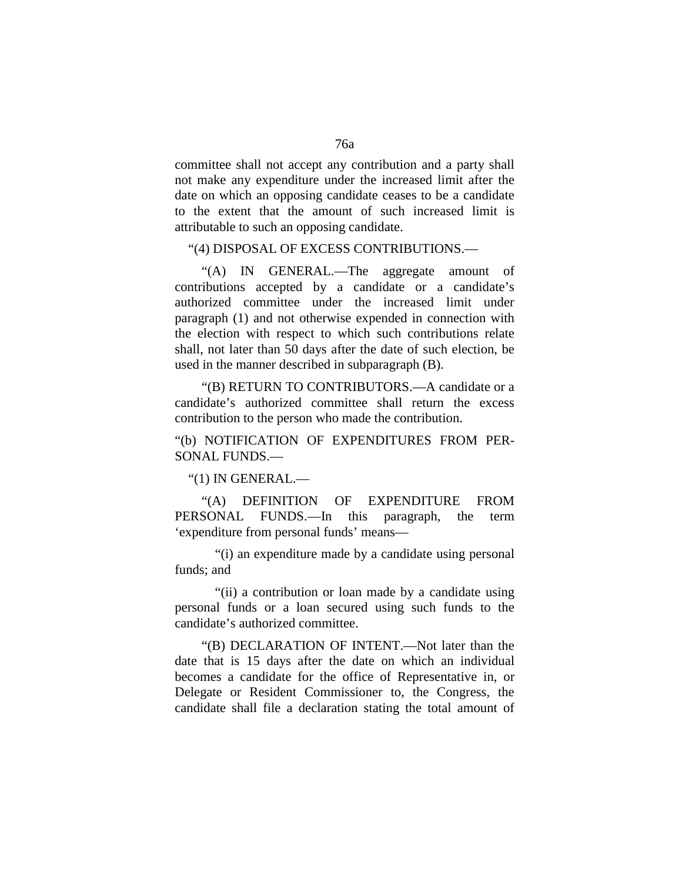committee shall not accept any contribution and a party shall not make any expenditure under the increased limit after the date on which an opposing candidate ceases to be a candidate to the extent that the amount of such increased limit is attributable to such an opposing candidate.

"(4) DISPOSAL OF EXCESS CONTRIBUTIONS.—

"(A) IN GENERAL.—The aggregate amount of contributions accepted by a candidate or a candidate's authorized committee under the increased limit under paragraph (1) and not otherwise expended in connection with the election with respect to which such contributions relate shall, not later than 50 days after the date of such election, be used in the manner described in subparagraph (B).

"(B) RETURN TO CONTRIBUTORS.—A candidate or a candidate's authorized committee shall return the excess contribution to the person who made the contribution.

"(b) NOTIFICATION OF EXPENDITURES FROM PERSONAL FUNDS.—

"(1) IN GENERAL.—

"(A) DEFINITION OF EXPENDITURE FROM PERSONAL FUNDS.—In this paragraph, the term 'expenditure from personal funds' means—

"(i) an expenditure made by a candidate using personal funds; and

"(ii) a contribution or loan made by a candidate using personal funds or a loan secured using such funds to the candidate's authorized committee.

"(B) DECLARATION OF INTENT.—Not later than the date that is 15 days after the date on which an individual becomes a candidate for the office of Representative in, or Delegate or Resident Commissioner to, the Congress, the candidate shall file a declaration stating the total amount of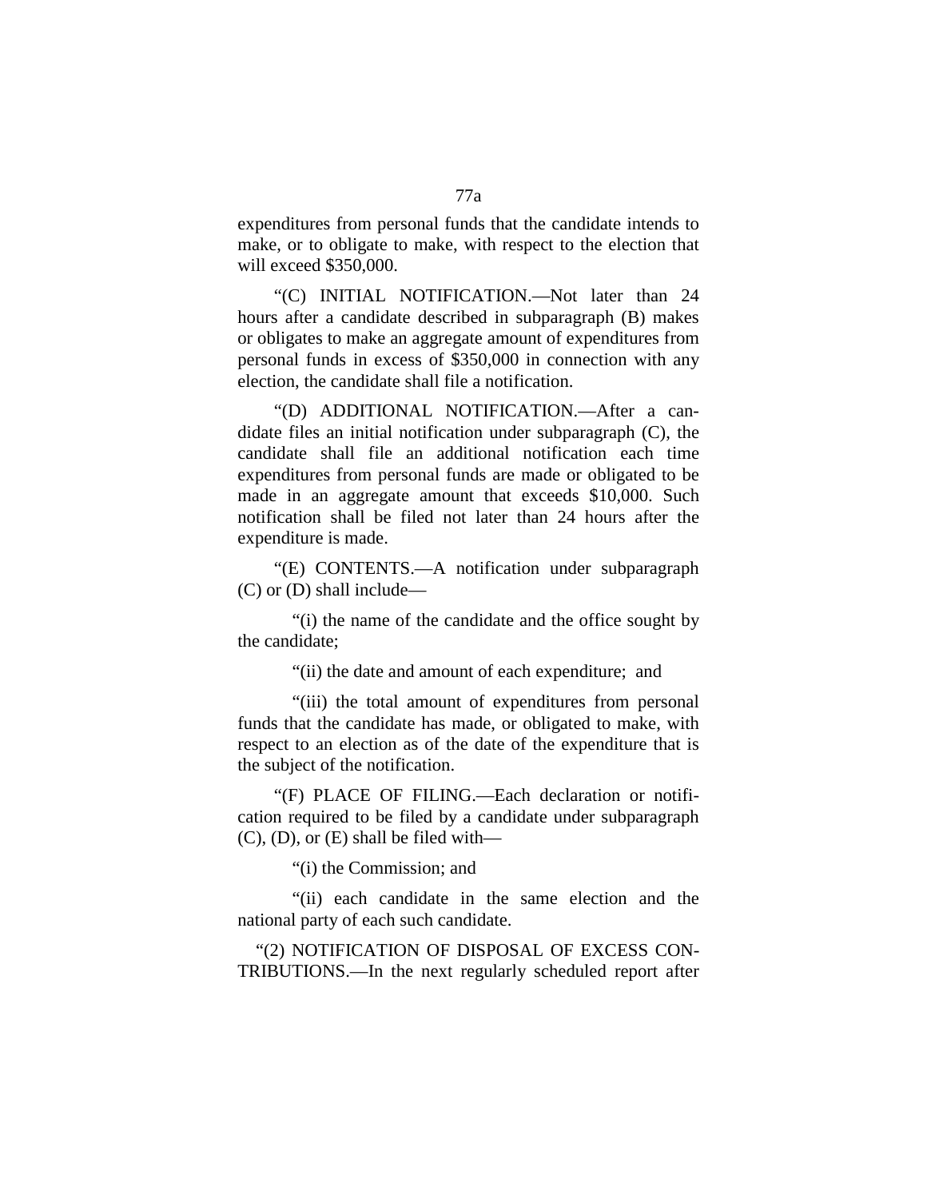expenditures from personal funds that the candidate intends to make, or to obligate to make, with respect to the election that will exceed $350,000.

"(C) INITIAL NOTIFICATION.—Not later than 24 hours after a candidate described in subparagraph (B) makes or obligates to make an aggregate amount of expenditures from personal funds in excess of $350,000 in connection with any election, the candidate shall file a notification.

"(D) ADDITIONAL NOTIFICATION.—After a candidate files an initial notification under subparagraph (C), the candidate shall file an additional notification each time expenditures from personal funds are made or obligated to be made in an aggregate amount that exceeds $10,000. Such notification shall be filed not later than 24 hours after the expenditure is made.

"(E) CONTENTS.—A notification under subparagraph (C) or (D) shall include—

"(i) the name of the candidate and the office sought by the candidate;

"(ii) the date and amount of each expenditure; and

"(iii) the total amount of expenditures from personal funds that the candidate has made, or obligated to make, with respect to an election as of the date of the expenditure that is the subject of the notification.

"(F) PLACE OF FILING.—Each declaration or notification required to be filed by a candidate under subparagraph (C), (D), or (E) shall be filed with—

"(i) the Commission; and

"(ii) each candidate in the same election and the national party of each such candidate.

"(2) NOTIFICATION OF DISPOSAL OF EXCESS CONTRIBUTIONS.—In the next regularly scheduled report after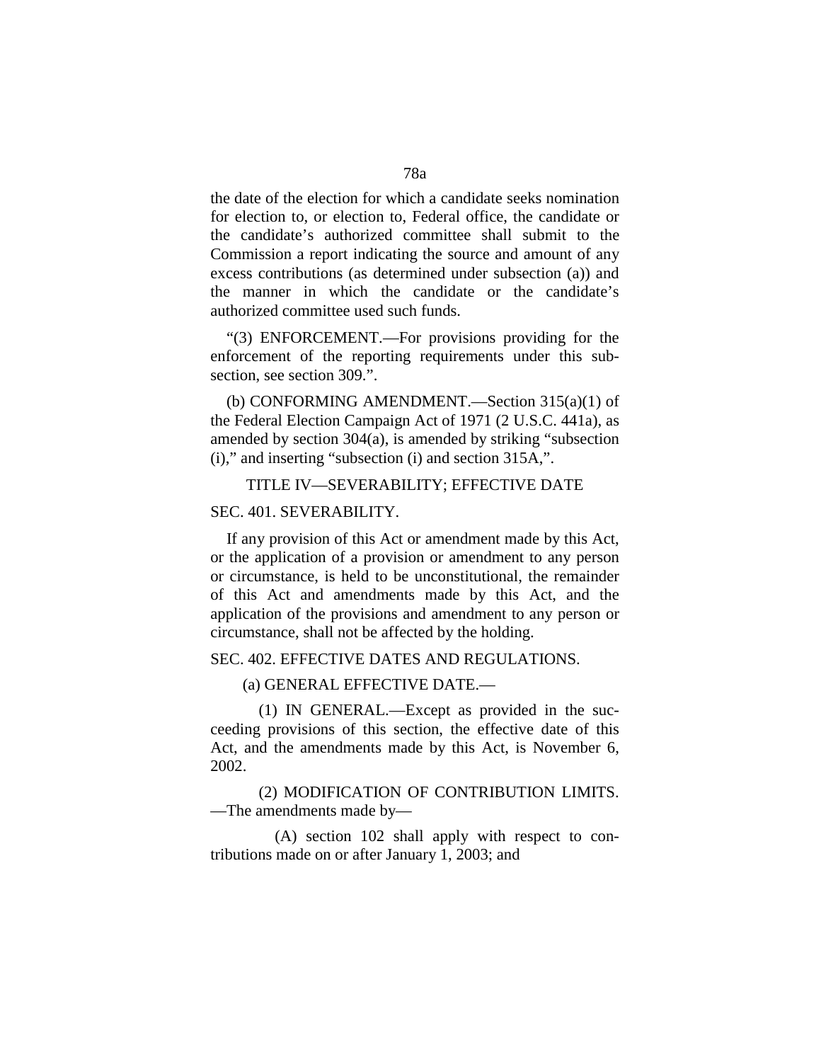the date of the election for which a candidate seeks nomination for election to, or election to, Federal office, the candidate or the candidate's authorized committee shall submit to the Commission a report indicating the source and amount of any excess contributions (as determined under subsection (a)) and the manner in which the candidate or the candidate's authorized committee used such funds.

"(3) ENFORCEMENT.—For provisions providing for the enforcement of the reporting requirements under this subsection, see section 309.".

(b) CONFORMING AMENDMENT.—Section 315(a)(1) of the Federal Election Campaign Act of 1971 (2 U.S.C. 441a), as amended by section 304(a), is amended by striking "subsection (i)," and inserting "subsection (i) and section 315A,".

## TITLE IV—SEVERABILITY; EFFECTIVE DATE

### SEC. 401. SEVERABILITY.

If any provision of this Act or amendment made by this Act, or the application of a provision or amendment to any person or circumstance, is held to be unconstitutional, the remainder of this Act and amendments made by this Act, and the application of the provisions and amendment to any person or circumstance, shall not be affected by the holding.

### SEC. 402. EFFECTIVE DATES AND REGULATIONS.

(a) GENERAL EFFECTIVE DATE.—

(1) IN GENERAL.—Except as provided in the succeeding provisions of this section, the effective date of this Act, and the amendments made by this Act, is November 6, 2002.

(2) MODIFICATION OF CONTRIBUTION LIMITS.—The amendments made by—

(A) section 102 shall apply with respect to contributions made on or after January 1, 2003; and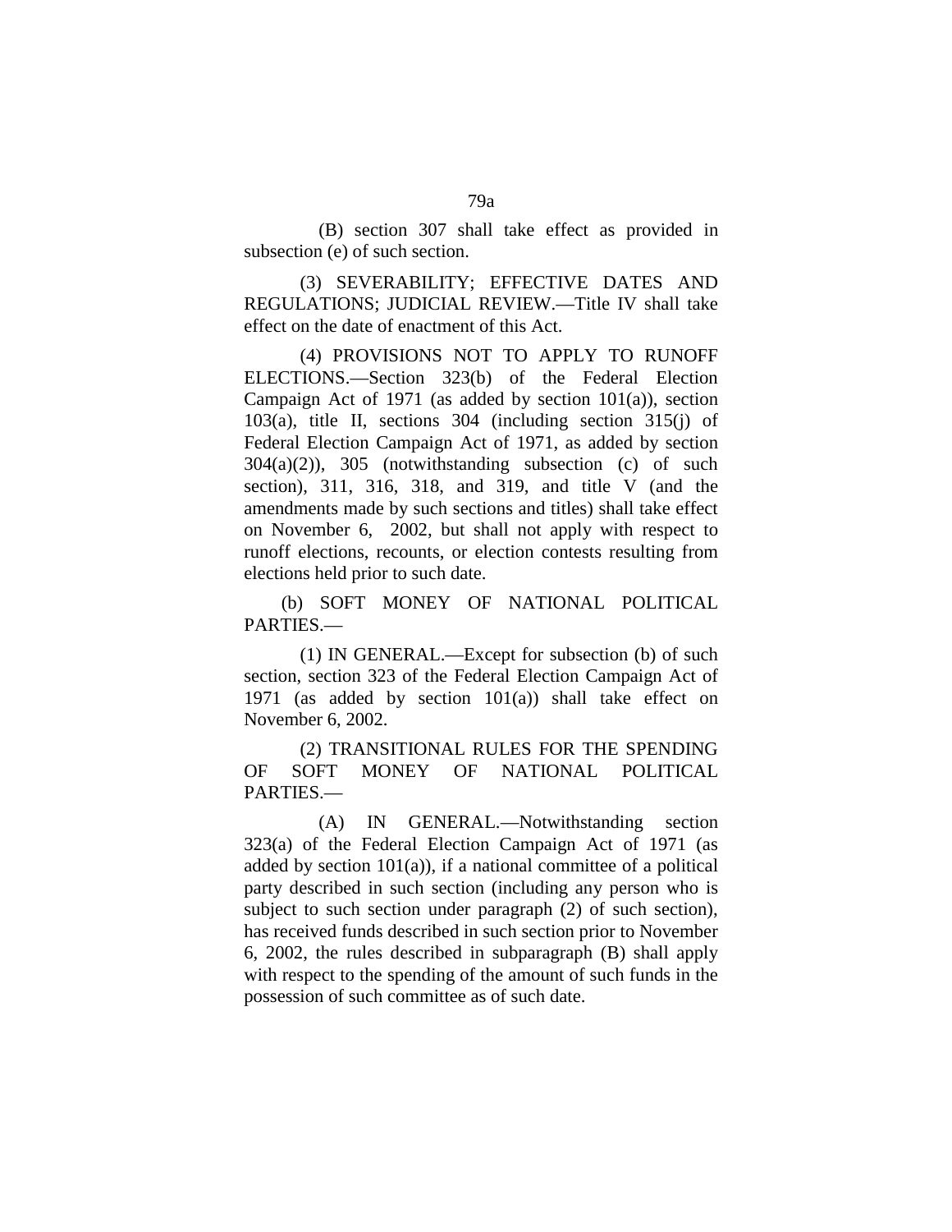(B) section 307 shall take effect as provided in subsection (e) of such section.

(3) SEVERABILITY; EFFECTIVE DATES AND REGULATIONS; JUDICIAL REVIEW.—Title IV shall take effect on the date of enactment of this Act.

(4) PROVISIONS NOT TO APPLY TO RUNOFF ELECTIONS.—Section 323(b) of the Federal Election Campaign Act of 1971 (as added by section 101(a)), section 103(a), title II, sections 304 (including section 315(j) of Federal Election Campaign Act of 1971, as added by section 304(a)(2)), 305 (notwithstanding subsection (c) of such section), 311, 316, 318, and 319, and title V (and the amendments made by such sections and titles) shall take effect on November 6, 2002, but shall not apply with respect to runoff elections, recounts, or election contests resulting from elections held prior to such date.

(b) SOFT MONEY OF NATIONAL POLITICAL PARTIES.—

(1) IN GENERAL.—Except for subsection (b) of such section, section 323 of the Federal Election Campaign Act of 1971 (as added by section 101(a)) shall take effect on November 6, 2002.

(2) TRANSITIONAL RULES FOR THE SPENDING OF SOFT MONEY OF NATIONAL POLITICAL PARTIES.—

(A) IN GENERAL.—Notwithstanding section 323(a) of the Federal Election Campaign Act of 1971 (as added by section 101(a)), if a national committee of a political party described in such section (including any person who is subject to such section under paragraph (2) of such section), has received funds described in such section prior to November 6, 2002, the rules described in subparagraph (B) shall apply with respect to the spending of the amount of such funds in the possession of such committee as of such date.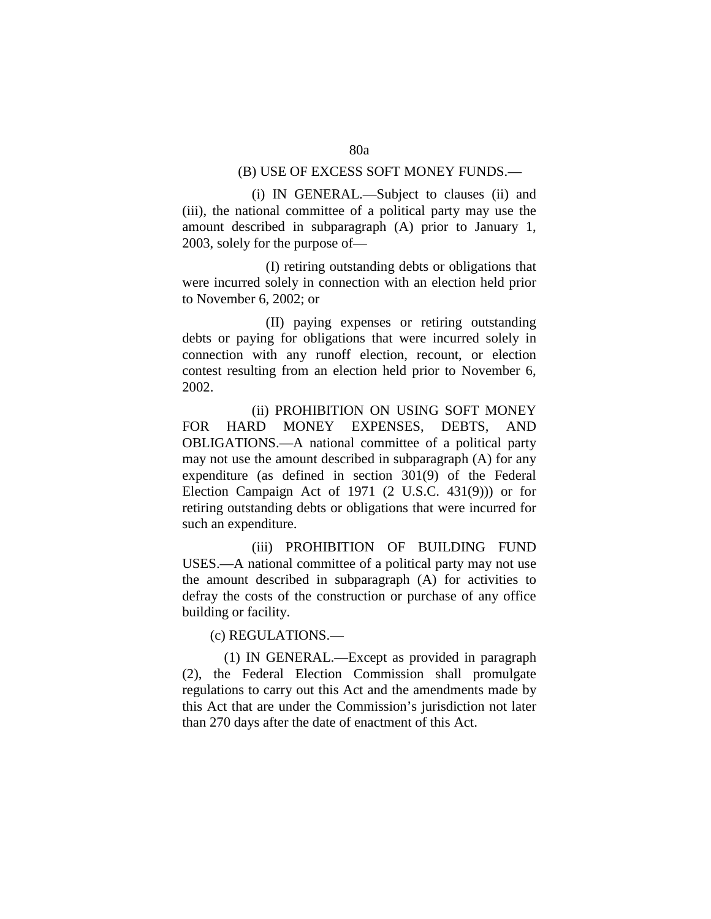(B) USE OF EXCESS SOFT MONEY FUNDS.—

(i) IN GENERAL.—Subject to clauses (ii) and (iii), the national committee of a political party may use the amount described in subparagraph (A) prior to January 1, 2003, solely for the purpose of—

(I) retiring outstanding debts or obligations that were incurred solely in connection with an election held prior to November 6, 2002; or

(II) paying expenses or retiring outstanding debts or paying for obligations that were incurred solely in connection with any runoff election, recount, or election contest resulting from an election held prior to November 6, 2002.

(ii) PROHIBITION ON USING SOFT MONEY FOR HARD MONEY EXPENSES, DEBTS, AND OBLIGATIONS.—A national committee of a political party may not use the amount described in subparagraph (A) for any expenditure (as defined in section 301(9) of the Federal Election Campaign Act of 1971 (2 U.S.C. 431(9))) or for retiring outstanding debts or obligations that were incurred for such an expenditure.

(iii) PROHIBITION OF BUILDING FUND USES.—A national committee of a political party may not use the amount described in subparagraph (A) for activities to defray the costs of the construction or purchase of any office building or facility.

(c) REGULATIONS.—

(1) IN GENERAL.—Except as provided in paragraph (2), the Federal Election Commission shall promulgate regulations to carry out this Act and the amendments made by this Act that are under the Commission's jurisdiction not later than 270 days after the date of enactment of this Act.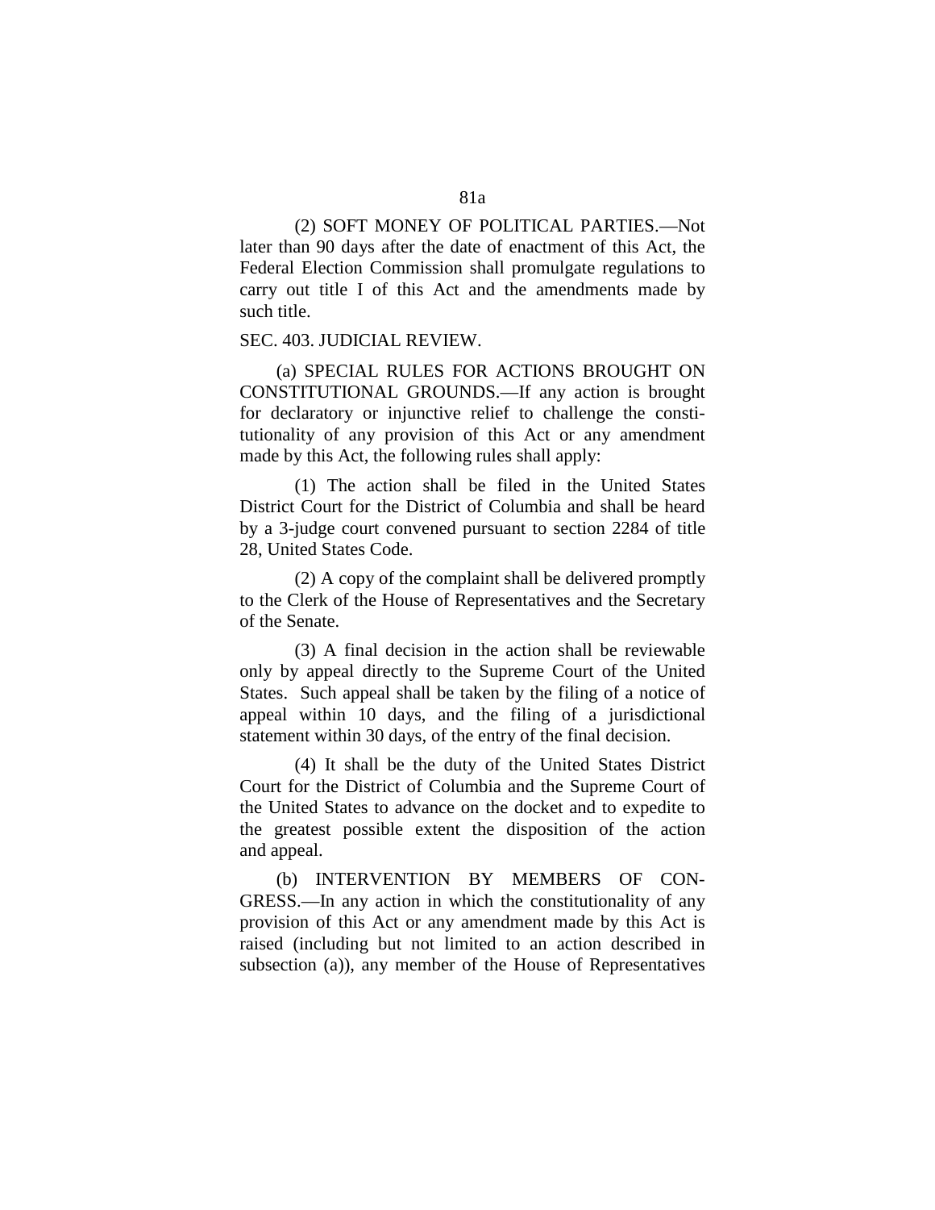(2) SOFT MONEY OF POLITICAL PARTIES.—Not later than 90 days after the date of enactment of this Act, the Federal Election Commission shall promulgate regulations to carry out title I of this Act and the amendments made by such title.

SEC. 403. JUDICIAL REVIEW.

(a) SPECIAL RULES FOR ACTIONS BROUGHT ON CONSTITUTIONAL GROUNDS.—If any action is brought for declaratory or injunctive relief to challenge the constitutionality of any provision of this Act or any amendment made by this Act, the following rules shall apply:

(1) The action shall be filed in the United States District Court for the District of Columbia and shall be heard by a 3-judge court convened pursuant to section 2284 of title 28, United States Code.

(2) A copy of the complaint shall be delivered promptly to the Clerk of the House of Representatives and the Secretary of the Senate.

(3) A final decision in the action shall be reviewable only by appeal directly to the Supreme Court of the United States. Such appeal shall be taken by the filing of a notice of appeal within 10 days, and the filing of a jurisdictional statement within 30 days, of the entry of the final decision.

(4) It shall be the duty of the United States District Court for the District of Columbia and the Supreme Court of the United States to advance on the docket and to expedite to the greatest possible extent the disposition of the action and appeal.

(b) INTERVENTION BY MEMBERS OF CONGRESS.—In any action in which the constitutionality of any provision of this Act or any amendment made by this Act is raised (including but not limited to an action described in subsection (a)), any member of the House of Representatives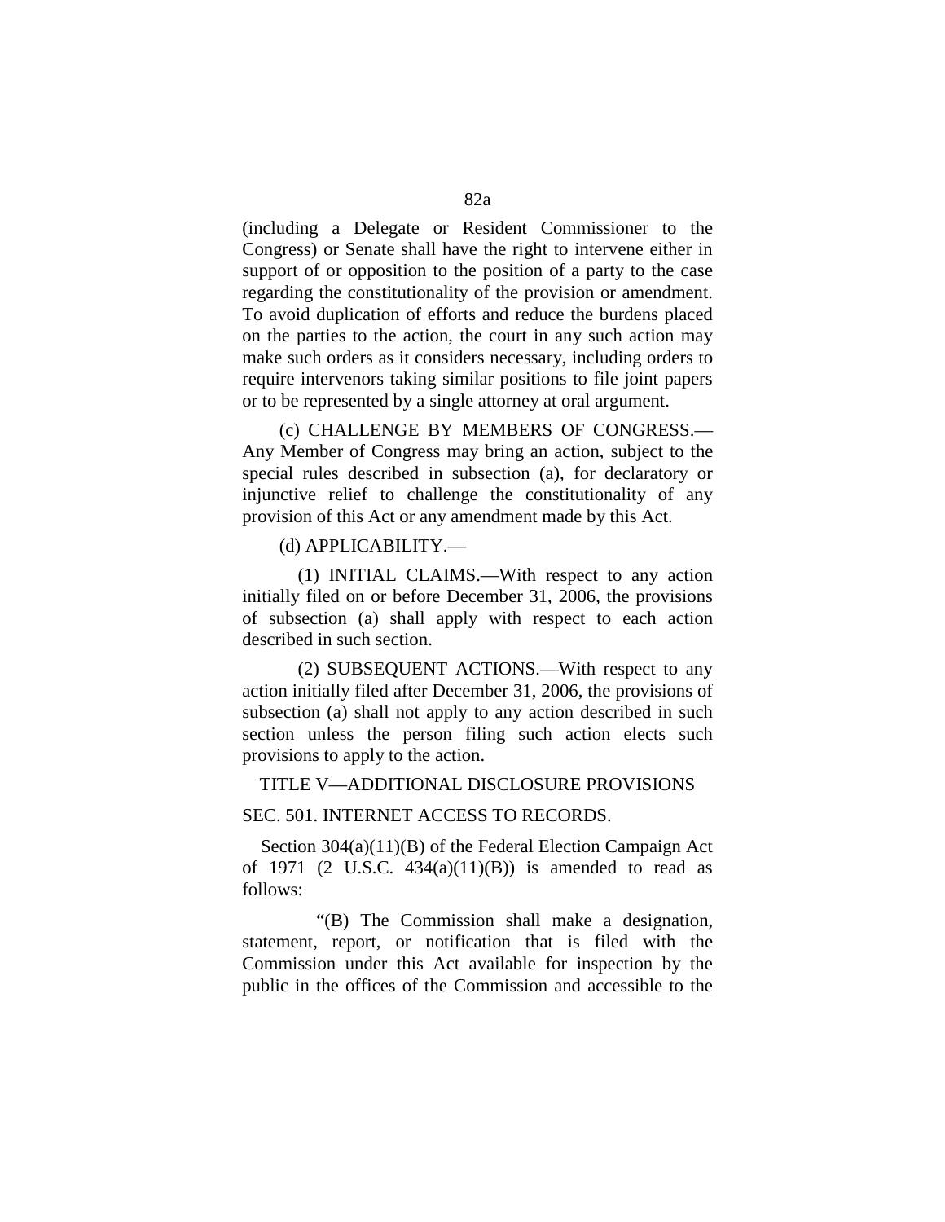(including a Delegate or Resident Commissioner to the Congress) or Senate shall have the right to intervene either in support of or opposition to the position of a party to the case regarding the constitutionality of the provision or amendment. To avoid duplication of efforts and reduce the burdens placed on the parties to the action, the court in any such action may make such orders as it considers necessary, including orders to require intervenors taking similar positions to file joint papers or to be represented by a single attorney at oral argument.

(c) CHALLENGE BY MEMBERS OF CONGRESS.—Any Member of Congress may bring an action, subject to the special rules described in subsection (a), for declaratory or injunctive relief to challenge the constitutionality of any provision of this Act or any amendment made by this Act.

(d) APPLICABILITY.—

(1) INITIAL CLAIMS.—With respect to any action initially filed on or before December 31, 2006, the provisions of subsection (a) shall apply with respect to each action described in such section.

(2) SUBSEQUENT ACTIONS.—With respect to any action initially filed after December 31, 2006, the provisions of subsection (a) shall not apply to any action described in such section unless the person filing such action elects such provisions to apply to the action.

## TITLE V—ADDITIONAL DISCLOSURE PROVISIONS

### SEC. 501. INTERNET ACCESS TO RECORDS.

Section 304(a)(11)(B) of the Federal Election Campaign Act of 1971 (2 U.S.C. 434(a)(11)(B)) is amended to read as follows:

"(B) The Commission shall make a designation, statement, report, or notification that is filed with the Commission under this Act available for inspection by the public in the offices of the Commission and accessible to the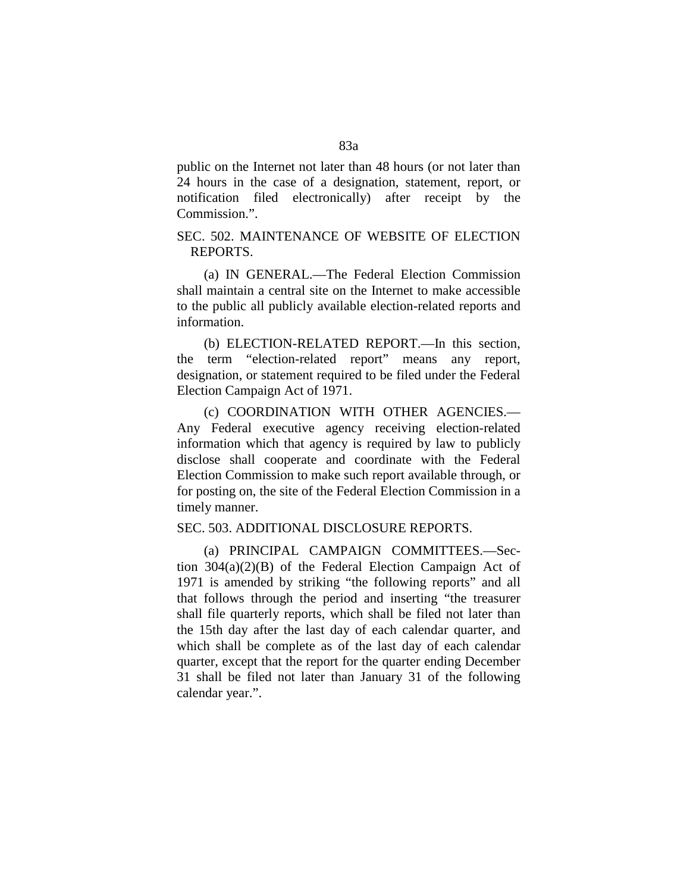public on the Internet not later than 48 hours (or not later than 24 hours in the case of a designation, statement, report, or notification filed electronically) after receipt by the Commission.".

SEC. 502. MAINTENANCE OF WEBSITE OF ELECTION REPORTS.

(a) IN GENERAL.—The Federal Election Commission shall maintain a central site on the Internet to make accessible to the public all publicly available election-related reports and information.

(b) ELECTION-RELATED REPORT.—In this section, the term "election-related report" means any report, designation, or statement required to be filed under the Federal Election Campaign Act of 1971.

(c) COORDINATION WITH OTHER AGENCIES.—Any Federal executive agency receiving election-related information which that agency is required by law to publicly disclose shall cooperate and coordinate with the Federal Election Commission to make such report available through, or for posting on, the site of the Federal Election Commission in a timely manner.

SEC. 503. ADDITIONAL DISCLOSURE REPORTS.

(a) PRINCIPAL CAMPAIGN COMMITTEES.—Section 304(a)(2)(B) of the Federal Election Campaign Act of 1971 is amended by striking "the following reports" and all that follows through the period and inserting "the treasurer shall file quarterly reports, which shall be filed not later than the 15th day after the last day of each calendar quarter, and which shall be complete as of the last day of each calendar quarter, except that the report for the quarter ending December 31 shall be filed not later than January 31 of the following calendar year.".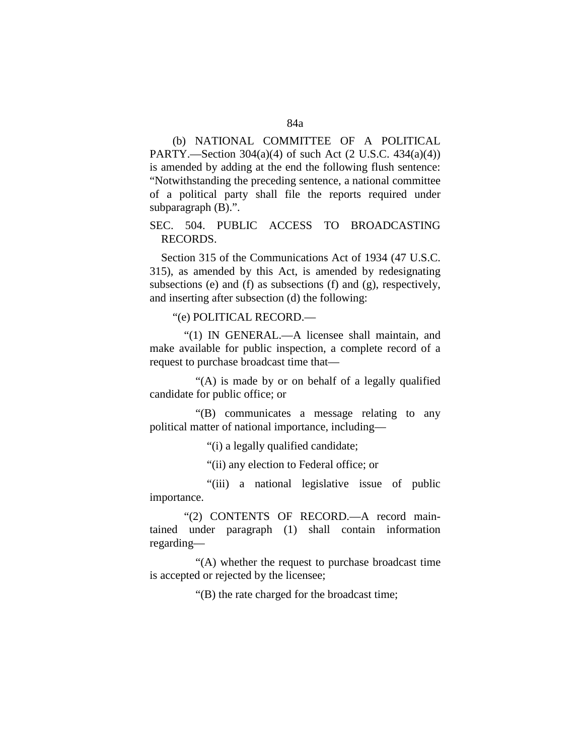(b) NATIONAL COMMITTEE OF A POLITICAL PARTY.—Section 304(a)(4) of such Act (2 U.S.C. 434(a)(4)) is amended by adding at the end the following flush sentence: "Notwithstanding the preceding sentence, a national committee of a political party shall file the reports required under subparagraph (B).".

SEC. 504. PUBLIC ACCESS TO BROADCASTING RECORDS.

Section 315 of the Communications Act of 1934 (47 U.S.C. 315), as amended by this Act, is amended by redesignating subsections (e) and (f) as subsections (f) and (g), respectively, and inserting after subsection (d) the following:

"(e) POLITICAL RECORD.—

"(1) IN GENERAL.—A licensee shall maintain, and make available for public inspection, a complete record of a request to purchase broadcast time that—

"(A) is made by or on behalf of a legally qualified candidate for public office; or

"(B) communicates a message relating to any political matter of national importance, including—

"(i) a legally qualified candidate;

"(ii) any election to Federal office; or

"(iii) a national legislative issue of public importance.

"(2) CONTENTS OF RECORD.—A record maintained under paragraph (1) shall contain information regarding—

"(A) whether the request to purchase broadcast time is accepted or rejected by the licensee;

"(B) the rate charged for the broadcast time;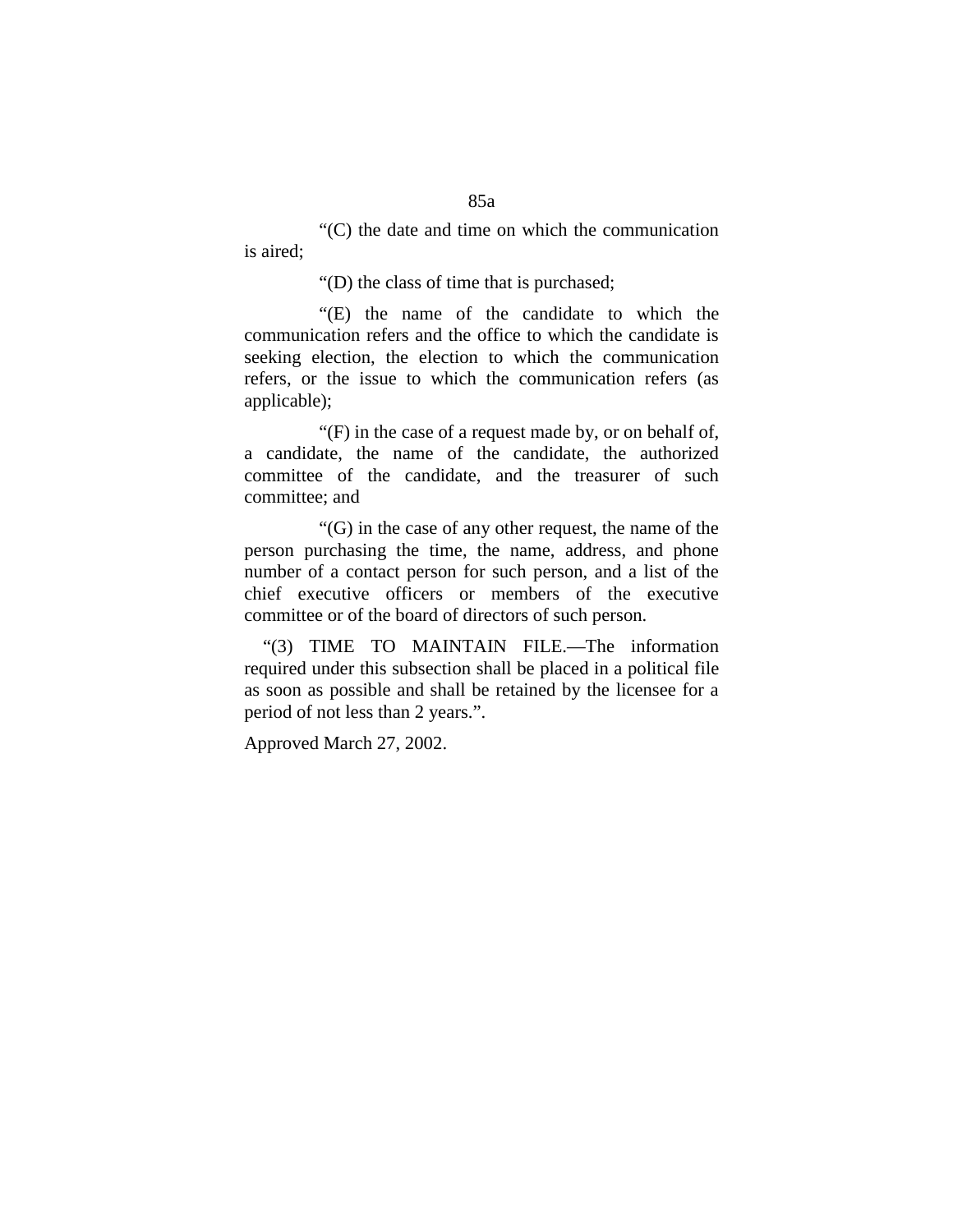“(C) the date and time on which the communication is aired;

“(D) the class of time that is purchased;

“(E) the name of the candidate to which the communication refers and the office to which the candidate is seeking election, the election to which the communication refers, or the issue to which the communication refers (as applicable);

“(F) in the case of a request made by, or on behalf of, a candidate, the name of the candidate, the authorized committee of the candidate, and the treasurer of such committee; and

“(G) in the case of any other request, the name of the person purchasing the time, the name, address, and phone number of a contact person for such person, and a list of the chief executive officers or members of the executive committee or of the board of directors of such person.

“(3) TIME TO MAINTAIN FILE.—The information required under this subsection shall be placed in a political file as soon as possible and shall be retained by the licensee for a period of not less than 2 years.”.

Approved March 27, 2002.